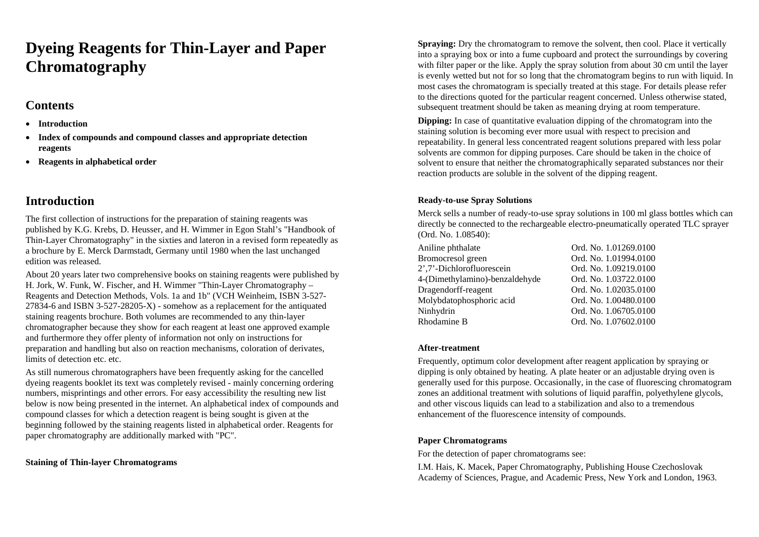# Dyeing Reagents for Thin-Layer and Paper Chromatography

## Contents

- **Introduction**
- **Index of compounds and compound classes and appropriate detection reagents**
- **Reagents in alphabetical order**

## Introduction

The first collection of instructions for the preparation of staining reagents was published by K.G. Krebs, D. Heusser, and H. Wimmer in Egon Stahl's "Handbook of Thin-Layer Chromatography" in the sixties and lateron in a revised form repeatedly as a brochure by E. Merck Darmstadt, Germany until 1980 when the last unchanged edition was released.

About 20 years later two comprehensive books on staining reagents were published by H. Jork, W. Funk, W. Fischer, and H. Wimmer "Thin-Layer Chromatography – Reagents and Detection Methods, Vols. 1a and 1b" (VCH Weinheim, ISBN 3-527-27834-6 and ISBN 3-527-28205-X) - somehow as a replacement for the antiquated staining reagents brochure. Both volumes are recommended to any thin-layer chromatographer because they show for each reagent at least one approved example and furthermore they offer plenty of information not only on instructions for preparation and handling but also on reaction mechanisms, coloration of derivates, limits of detection etc. etc.

As still numerous chromatographers have been frequently asking for the cancelled dyeing reagents booklet its text was completely revised - mainly concerning ordering numbers, misprintings and other errors. For easy accessibility the resulting new list below is now being presented in the internet. An alphabetical index of compounds and compound classes for which a detection reagent is being sought is given at the beginning followed by the staining reagents listed in alphabetical order. Reagents for paper chromatography are additionally marked with "PC".

#### Staining of Thin-layer Chromatograms

**Spraying:** Dry the chromatogram to remove the solvent, then cool. Place it vertically into a spraying box or into a fume cupboard and protect the surroundings by covering with filter paper or the like. Apply the spray solution from about 30 cm until the layer is evenly wetted but not for so long that the chromatogram begins to run with liquid. In most cases the chromatogram is specially treated at this stage. For details please refer to the directions quoted for the particular reagent concerned. Unless otherwise stated, subsequent treatment should be taken as meaning drying at room temperature.

**Dipping:** In case of quantitative evaluation dipping of the chromatogram into the staining solution is becoming ever more usual with respect to precision and repeatability. In general less concentrated reagent solutions prepared with less polar solvents are common for dipping purposes. Care should be taken in the choice of solvent to ensure that neither the chromatographically separated substances nor their reaction products are soluble in the solvent of the dipping reagent.

#### Ready-to-use Spray Solutions

Merck sells a number of ready-to-use spray solutions in 100 ml glass bottles which can directly be connected to the rechargeable electro-pneumatically operated TLC sprayer (Ord. No. 1.08540):

| | |
|---|---|
| Aniline phthalate | Ord. No. 1.01269.0100 |
| Bromocresol green | Ord. No. 1.01994.0100 |
| 2',7'-Dichlorofluorescein | Ord. No. 1.09219.0100 |
| 4-(Dimethylamino)-benzaldehyde | Ord. No. 1.03722.0100 |
| Dragendorff-reagent | Ord. No. 1.02035.0100 |
| Molybdatophosphoric acid | Ord. No. 1.00480.0100 |
| Ninhydrin | Ord. No. 1.06705.0100 |
| Rhodamine B | Ord. No. 1.07602.0100 |

#### After-treatment

Frequently, optimum color development after reagent application by spraying or dipping is only obtained by heating. A plate heater or an adjustable drying oven is generally used for this purpose. Occasionally, in the case of fluorescing chromatogram zones an additional treatment with solutions of liquid paraffin, polyethylene glycols, and other viscous liquids can lead to a stabilization and also to a tremendous enhancement of the fluorescence intensity of compounds.

#### Paper Chromatograms

For the detection of paper chromatograms see:

I.M. Hais, K. Macek, Paper Chromatography, Publishing House Czechoslovak Academy of Sciences, Prague, and Academic Press, New York and London, 1963.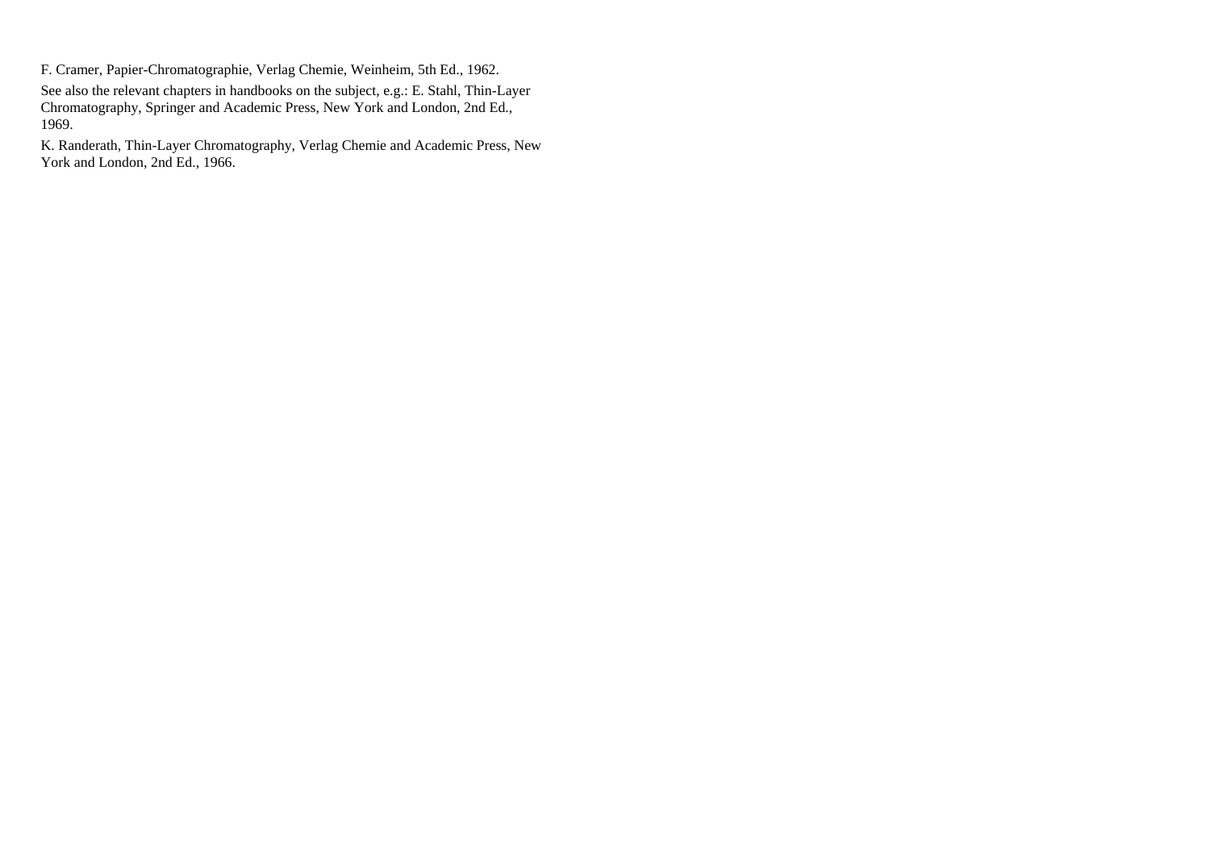F. Cramer, Papier-Chromatographie, Verlag Chemie, Weinheim, 5th Ed., 1962.

See also the relevant chapters in handbooks on the subject, e.g.: E. Stahl, Thin-Layer Chromatography, Springer and Academic Press, New York and London, 2nd Ed., 1969.

K. Randerath, Thin-Layer Chromatography, Verlag Chemie and Academic Press, New York and London, 2nd Ed., 1966.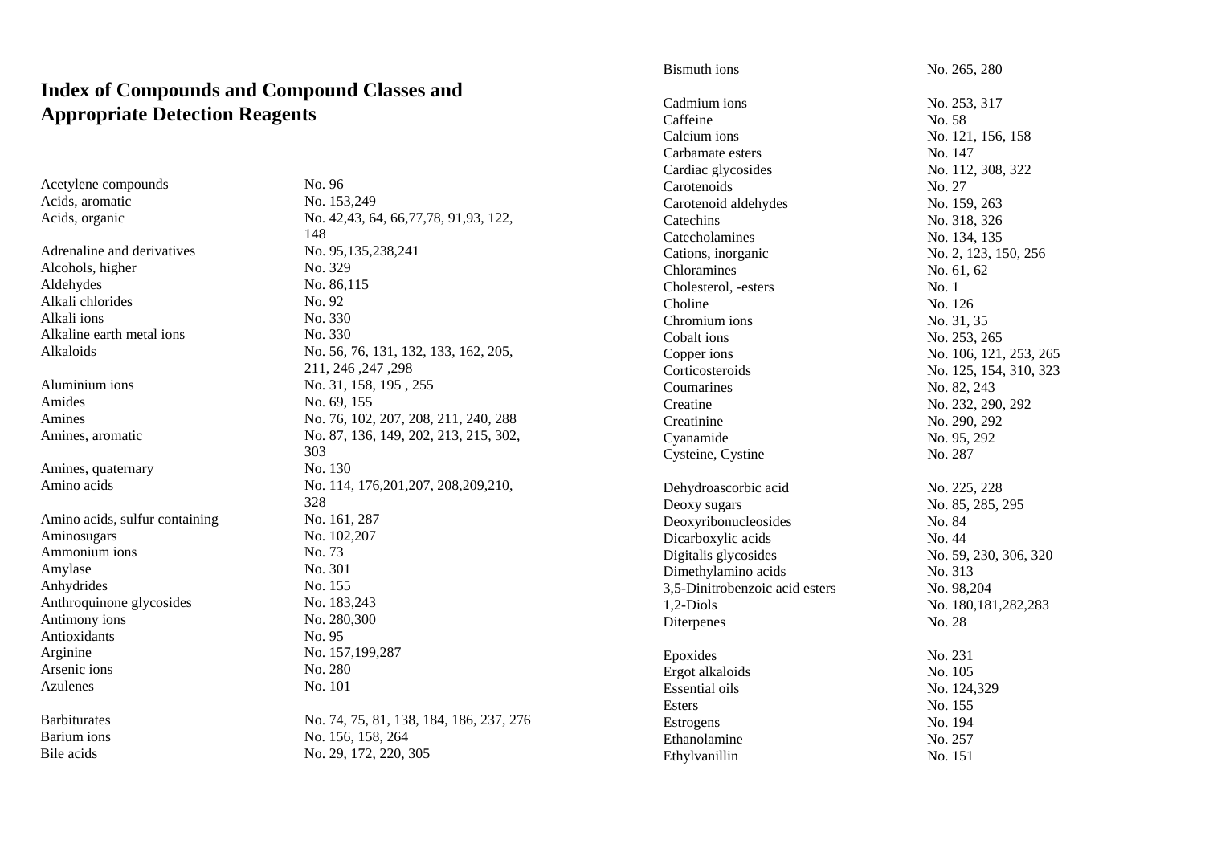## Index of Compounds and Compound Classes and Appropriate Detection Reagents

| | |
|---|---|
| Acetylene compounds | No. 96 |
| Acids, aromatic | No. 153,249 |
| Acids, organic | No. 42,43, 64, 66,77,78, 91,93, 122, 148 |
| Adrenaline and derivatives | No. 95,135,238,241 |
| Alcohols, higher | No. 329 |
| Aldehydes | No. 86,115 |
| Alkali chlorides | No. 92 |
| Alkali ions | No. 330 |
| Alkaline earth metal ions | No. 330 |
| Alkaloids | No. 56, 76, 131, 132, 133, 162, 205, 211, 246 ,247 ,298 |
| Aluminium ions | No. 31, 158, 195 , 255 |
| Amides | No. 69, 155 |
| Amines | No. 76, 102, 207, 208, 211, 240, 288 |
| Amines, aromatic | No. 87, 136, 149, 202, 213, 215, 302, 303 |
| Amines, quaternary | No. 130 |
| Amino acids | No. 114, 176,201,207, 208,209,210, 328 |
| Amino acids, sulfur containing | No. 161, 287 |
| Aminosugars | No. 102,207 |
| Ammonium ions | No. 73 |
| Amylase | No. 301 |
| Anhydrides | No. 155 |
| Anthroquinone glycosides | No. 183,243 |
| Antimony ions | No. 280,300 |
| Antioxidants | No. 95 |
| Arginine | No. 157,199,287 |
| Arsenic ions | No. 280 |
| Azulenes | No. 101 |
| Barbiturates | No. 74, 75, 81, 138, 184, 186, 237, 276 |
| Barium ions | No. 156, 158, 264 |
| Bile acids | No. 29, 172, 220, 305 |
| Bismuth ions | No. 265, 280 |
| Cadmium ions | No. 253, 317 |
| Caffeine | No. 58 |
| Calcium ions | No. 121, 156, 158 |
| Carbamate esters | No. 147 |
| Cardiac glycosides | No. 112, 308, 322 |
| Carotenoids | No. 27 |
| Carotenoid aldehydes | No. 159, 263 |
| Catechins | No. 318, 326 |
| Catecholamines | No. 134, 135 |
| Cations, inorganic | No. 2, 123, 150, 256 |
| Chloramines | No. 61, 62 |
| Cholesterol, -esters | No. 1 |
| Choline | No. 126 |
| Chromium ions | No. 31, 35 |
| Cobalt ions | No. 253, 265 |
| Copper ions | No. 106, 121, 253, 265 |
| Corticosteroids | No. 125, 154, 310, 323 |
| Coumarines | No. 82, 243 |
| Creatine | No. 232, 290, 292 |
| Creatinine | No. 290, 292 |
| Cyanamide | No. 95, 292 |
| Cysteine, Cystine | No. 287 |
| Dehydroascorbic acid | No. 225, 228 |
| Deoxy sugars | No. 85, 285, 295 |
| Deoxyribonucleosides | No. 84 |
| Dicarboxylic acids | No. 44 |
| Digitalis glycosides | No. 59, 230, 306, 320 |
| Dimethylamino acids | No. 313 |
| 3,5-Dinitrobenzoic acid esters | No. 98,204 |
| 1,2-Diols | No. 180,181,282,283 |
| Diterpenes | No. 28 |
| Epoxides | No. 231 |
| Ergot alkaloids | No. 105 |
| Essential oils | No. 124,329 |
| Esters | No. 155 |
| Estrogens | No. 194 |
| Ethanolamine | No. 257 |
| Ethylvanillin | No. 151 |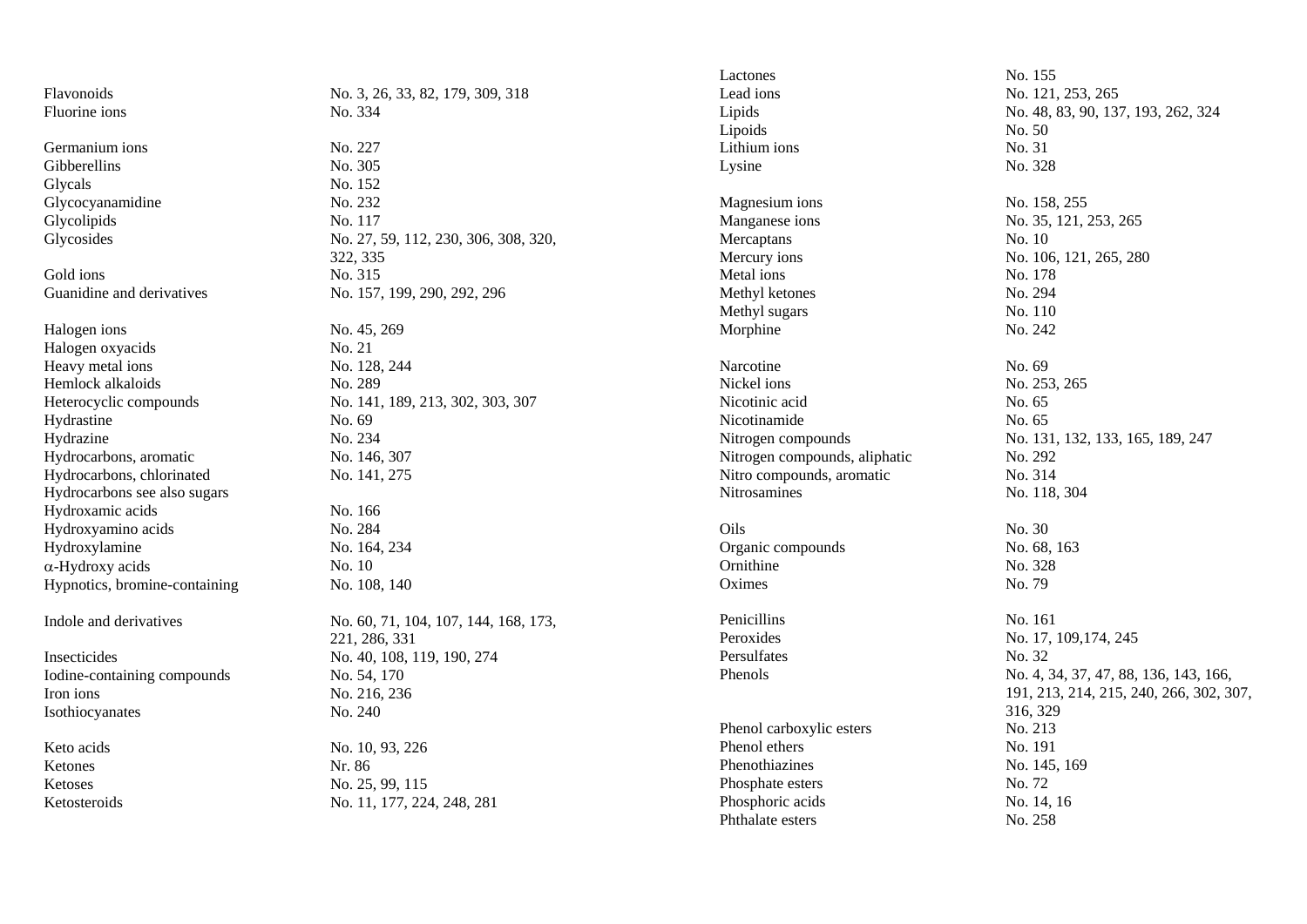| | |
|---|---|
| Flavonoids | No. 3, 26, 33, 82, 179, 309, 318 |
| Fluorine ions | No. 334 |
| | |
| Germanium ions | No. 227 |
| Gibberellins | No. 305 |
| Glycals | No. 152 |
| Glycocyanamidine | No. 232 |
| Glycolipids | No. 117 |
| Glycosides | No. 27, 59, 112, 230, 306, 308, 320, 322, 335 |
| Gold ions | No. 315 |
| Guanidine and derivatives | No. 157, 199, 290, 292, 296 |
| | |
| Halogen ions | No. 45, 269 |
| Halogen oxyacids | No. 21 |
| Heavy metal ions | No. 128, 244 |
| Hemlock alkaloids | No. 289 |
| Heterocyclic compounds | No. 141, 189, 213, 302, 303, 307 |
| Hydrastine | No. 69 |
| Hydrazine | No. 234 |
| Hydrocarbons, aromatic | No. 146, 307 |
| Hydrocarbons, chlorinated | No. 141, 275 |
| Hydrocarbons see also sugars | |
| Hydroxamic acids | No. 166 |
| Hydroxyamino acids | No. 284 |
| Hydroxylamine | No. 164, 234 |
| α-Hydroxy acids | No. 10 |
| Hypnotics, bromine-containing | No. 108, 140 |
| | |
| Indole and derivatives | No. 60, 71, 104, 107, 144, 168, 173, 221, 286, 331 |
| Insecticides | No. 40, 108, 119, 190, 274 |
| Iodine-containing compounds | No. 54, 170 |
| Iron ions | No. 216, 236 |
| Isothiocyanates | No. 240 |
| | |
| Keto acids | No. 10, 93, 226 |
| Ketones | Nr. 86 |
| Ketoses | No. 25, 99, 115 |
| Ketosteroids | No. 11, 177, 224, 248, 281 |
| | |
| Lactones | No. 155 |
| Lead ions | No. 121, 253, 265 |
| Lipids | No. 48, 83, 90, 137, 193, 262, 324 |
| Lipoids | No. 50 |
| Lithium ions | No. 31 |
| Lysine | No. 328 |
| | |
| Magnesium ions | No. 158, 255 |
| Manganese ions | No. 35, 121, 253, 265 |
| Mercaptans | No. 10 |
| Mercury ions | No. 106, 121, 265, 280 |
| Metal ions | No. 178 |
| Methyl ketones | No. 294 |
| Methyl sugars | No. 110 |
| Morphine | No. 242 |
| | |
| Narcotine | No. 69 |
| Nickel ions | No. 253, 265 |
| Nicotinic acid | No. 65 |
| Nicotinamide | No. 65 |
| Nitrogen compounds | No. 131, 132, 133, 165, 189, 247 |
| Nitrogen compounds, aliphatic | No. 292 |
| Nitro compounds, aromatic | No. 314 |
| Nitrosamines | No. 118, 304 |
| | |
| Oils | No. 30 |
| Organic compounds | No. 68, 163 |
| Ornithine | No. 328 |
| Oximes | No. 79 |
| | |
| Penicillins | No. 161 |
| Peroxides | No. 17, 109,174, 245 |
| Persulfates | No. 32 |
| Phenols | No. 4, 34, 37, 47, 88, 136, 143, 166, 191, 213, 214, 215, 240, 266, 302, 307, 316, 329 |
| Phenol carboxylic esters | No. 213 |
| Phenol ethers | No. 191 |
| Phenothiazines | No. 145, 169 |
| Phosphate esters | No. 72 |
| Phosphoric acids | No. 14, 16 |
| Phthalate esters | No. 258 |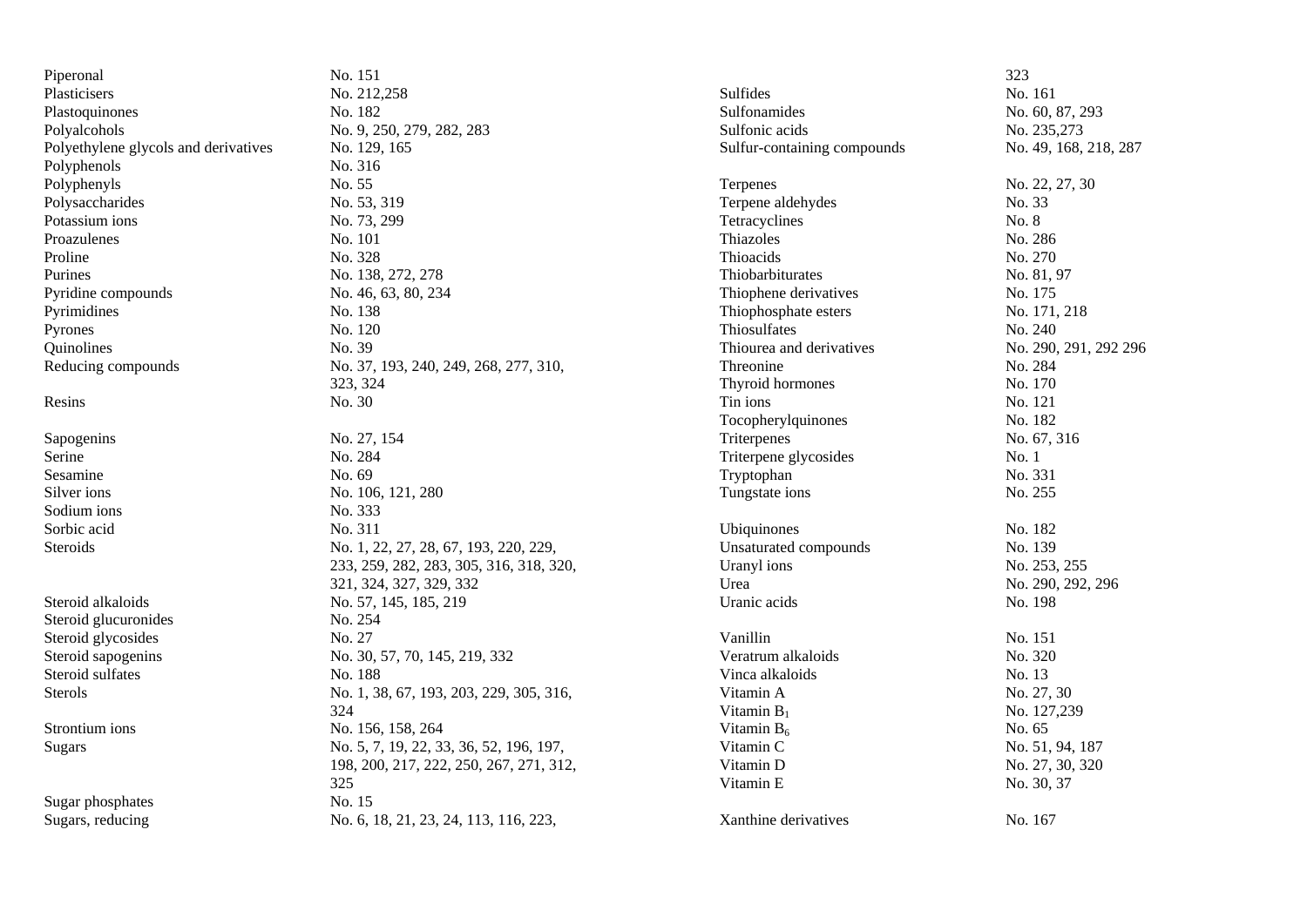| | |
|---|---|
| Piperonal | No. 151 |
| Plasticisers | No. 212,258 |
| Plastoquinones | No. 182 |
| Polyalcohols | No. 9, 250, 279, 282, 283 |
| Polyethylene glycols and derivatives | No. 129, 165 |
| Polyphenols | No. 316 |
| Polyphenyls | No. 55 |
| Polysaccharides | No. 53, 319 |
| Potassium ions | No. 73, 299 |
| Proazulenes | No. 101 |
| Proline | No. 328 |
| Purines | No. 138, 272, 278 |
| Pyridine compounds | No. 46, 63, 80, 234 |
| Pyrimidines | No. 138 |
| Pyrones | No. 120 |
| Quinolines | No. 39 |
| Reducing compounds | No. 37, 193, 240, 249, 268, 277, 310, 323, 324 |
| Resins | No. 30 |
| Sapogenins | No. 27, 154 |
| Serine | No. 284 |
| Sesamine | No. 69 |
| Silver ions | No. 106, 121, 280 |
| Sodium ions | No. 333 |
| Sorbic acid | No. 311 |
| Steroids | No. 1, 22, 27, 28, 67, 193, 220, 229, 233, 259, 282, 283, 305, 316, 318, 320, 321, 324, 327, 329, 332 |
| Steroid alkaloids | No. 57, 145, 185, 219 |
| Steroid glucuronides | No. 254 |
| Steroid glycosides | No. 27 |
| Steroid sapogenins | No. 30, 57, 70, 145, 219, 332 |
| Steroid sulfates | No. 188 |
| Sterols | No. 1, 38, 67, 193, 203, 229, 305, 316, 324 |
| Strontium ions | No. 156, 158, 264 |
| Sugars | No. 5, 7, 19, 22, 33, 36, 52, 196, 197, 198, 200, 217, 222, 250, 267, 271, 312, 325 |
| Sugar phosphates | No. 15 |
| Sugars, reducing | No. 6, 18, 21, 23, 24, 113, 116, 223, 323 |
| Sulfides | No. 161 |
| Sulfonamides | No. 60, 87, 293 |
| Sulfonic acids | No. 235,273 |
| Sulfur-containing compounds | No. 49, 168, 218, 287 |
| Terpenes | No. 22, 27, 30 |
| Terpene aldehydes | No. 33 |
| Tetracyclines | No. 8 |
| Thiazoles | No. 286 |
| Thioacids | No. 270 |
| Thiobarbiturates | No. 81, 97 |
| Thiophene derivatives | No. 175 |
| Thiophosphate esters | No. 171, 218 |
| Thiosulfates | No. 240 |
| Thiourea and derivatives | No. 290, 291, 292 296 |
| Threonine | No. 284 |
| Thyroid hormones | No. 170 |
| Tin ions | No. 121 |
| Tocopherylquinones | No. 182 |
| Triterpenes | No. 67, 316 |
| Triterpene glycosides | No. 1 |
| Tryptophan | No. 331 |
| Tungstate ions | No. 255 |
| Ubiquinones | No. 182 |
| Unsaturated compounds | No. 139 |
| Uranyl ions | No. 253, 255 |
| Urea | No. 290, 292, 296 |
| Uranic acids | No. 198 |
| Vanillin | No. 151 |
| Veratrum alkaloids | No. 320 |
| Vinca alkaloids | No. 13 |
| Vitamin A | No. 27, 30 |
| Vitamin $B_1$ | No. 127,239 |
| Vitamin $B_6$ | No. 65 |
| Vitamin C | No. 51, 94, 187 |
| Vitamin D | No. 27, 30, 320 |
| Vitamin E | No. 30, 37 |
| Xanthine derivatives | No. 167 |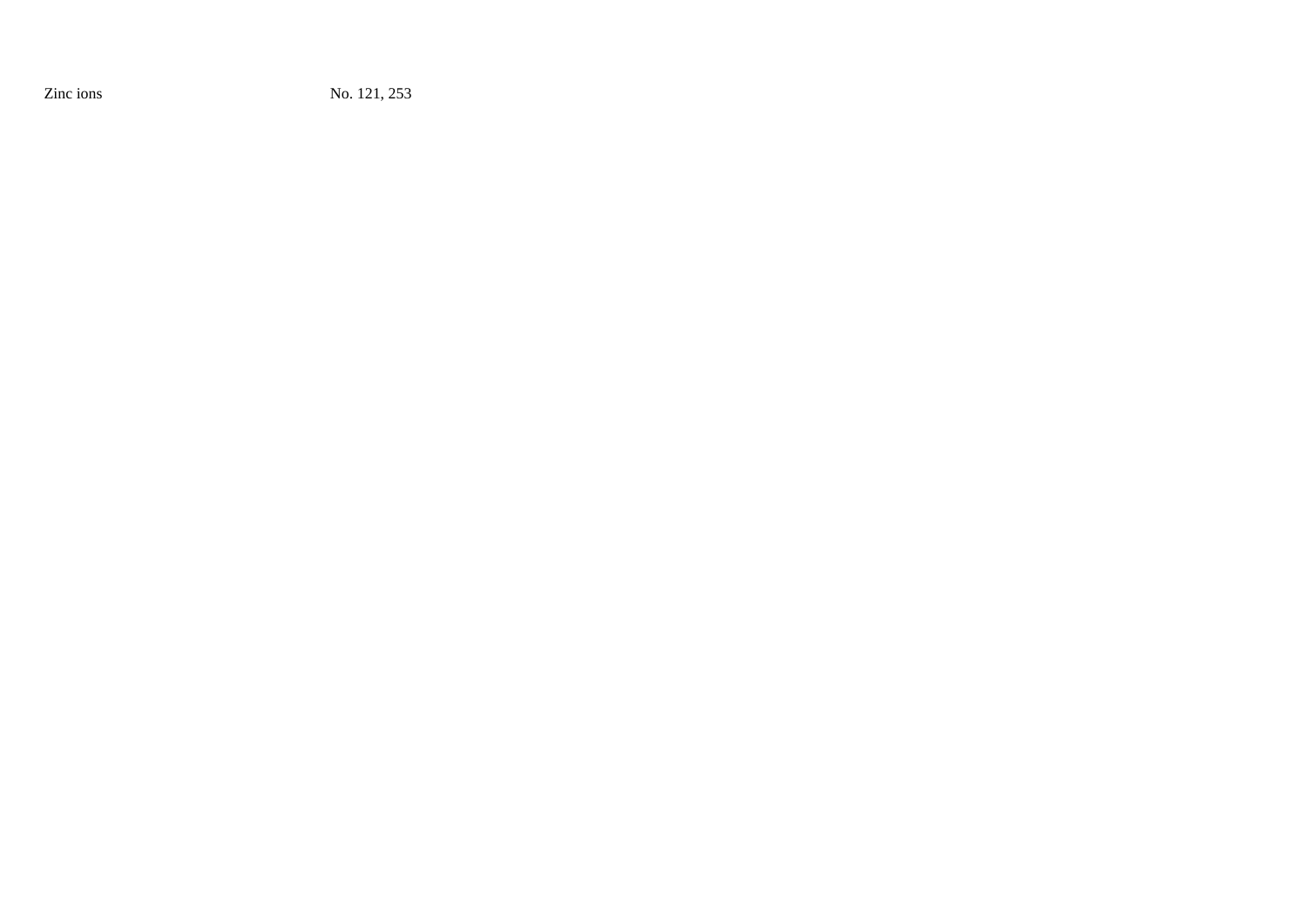| Zinc ions | No. 121, 253 |
|---|---|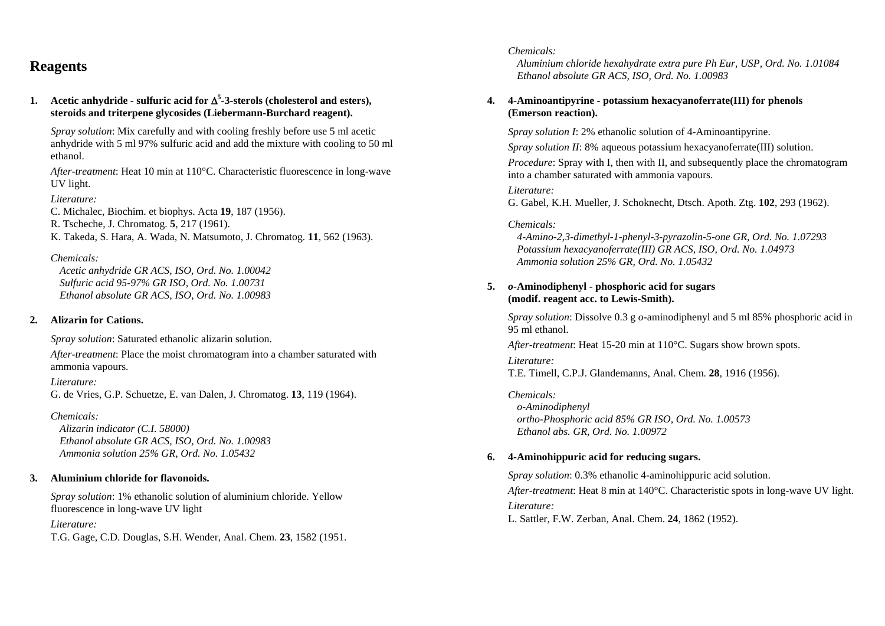# Reagents

**1. Acetic anhydride - sulfuric acid for $\Delta^5$-3-sterols (cholesterol and esters), steroids and triterpene glycosides (Liebermann-Burchard reagent).**

*Spray solution*: Mix carefully and with cooling freshly before use 5 ml acetic anhydride with 5 ml 97% sulfuric acid and add the mixture with cooling to 50 ml ethanol.

*After-treatment*: Heat 10 min at 110°C. Characteristic fluorescence in long-wave UV light.

*Literature:*

C. Michalec, Biochim. et biophys. Acta **19**, 187 (1956).
R. Tscheche, J. Chromatog. **5**, 217 (1961).
K. Takeda, S. Hara, A. Wada, N. Matsumoto, J. Chromatog. **11**, 562 (1963).

*Chemicals:*

*Acetic anhydride GR ACS, ISO, Ord. No. 1.00042*
*Sulfuric acid 95-97% GR ISO, Ord. No. 1.00731*
*Ethanol absolute GR ACS, ISO, Ord. No. 1.00983*

**2. Alizarin for Cations.**

*Spray solution*: Saturated ethanolic alizarin solution.

*After-treatment*: Place the moist chromatogram into a chamber saturated with ammonia vapours.

*Literature:*

G. de Vries, G.P. Schuetze, E. van Dalen, J. Chromatog. **13**, 119 (1964).

*Chemicals:*

*Alizarin indicator (C.I. 58000)*
*Ethanol absolute GR ACS, ISO, Ord. No. 1.00983*
*Ammonia solution 25% GR, Ord. No. 1.05432*

**3. Aluminium chloride for flavonoids.**

*Spray solution*: 1% ethanolic solution of aluminium chloride. Yellow fluorescence in long-wave UV light

*Literature:*

T.G. Gage, C.D. Douglas, S.H. Wender, Anal. Chem. **23**, 1582 (1951.

*Chemicals:*

*Aluminium chloride hexahydrate extra pure Ph Eur, USP, Ord. No. 1.01084*
*Ethanol absolute GR ACS, ISO, Ord. No. 1.00983*

**4. 4-Aminoantipyrine - potassium hexacyanoferrate(III) for phenols (Emerson reaction).**

*Spray solution I*: 2% ethanolic solution of 4-Aminoantipyrine.

*Spray solution II*: 8% aqueous potassium hexacyanoferrate(III) solution.

*Procedure*: Spray with I, then with II, and subsequently place the chromatogram into a chamber saturated with ammonia vapours.

*Literature:*

G. Gabel, K.H. Mueller, J. Schoknecht, Dtsch. Apoth. Ztg. **102**, 293 (1962).

*Chemicals:*

*4-Amino-2,3-dimethyl-1-phenyl-3-pyrazolin-5-one GR, Ord. No. 1.07293*
*Potassium hexacyanoferrate(III) GR ACS, ISO, Ord. No. 1.04973*
*Ammonia solution 25% GR, Ord. No. 1.05432*

**5. *o*-Aminodiphenyl - phosphoric acid for sugars (modif. reagent acc. to Lewis-Smith).**

*Spray solution*: Dissolve 0.3 g *o*-aminodiphenyl and 5 ml 85% phosphoric acid in 95 ml ethanol.

*After-treatment*: Heat 15-20 min at 110°C. Sugars show brown spots.

*Literature:*

T.E. Timell, C.P.J. Glandemanns, Anal. Chem. **28**, 1916 (1956).

*Chemicals:*

*o-Aminodiphenyl*
*ortho-Phosphoric acid 85% GR ISO, Ord. No. 1.00573*
*Ethanol abs. GR, Ord. No. 1.00972*

**6. 4-Aminohippuric acid for reducing sugars.**

*Spray solution*: 0.3% ethanolic 4-aminohippuric acid solution.

*After-treatment*: Heat 8 min at 140°C. Characteristic spots in long-wave UV light.

*Literature:*

L. Sattler, F.W. Zerban, Anal. Chem. **24**, 1862 (1952).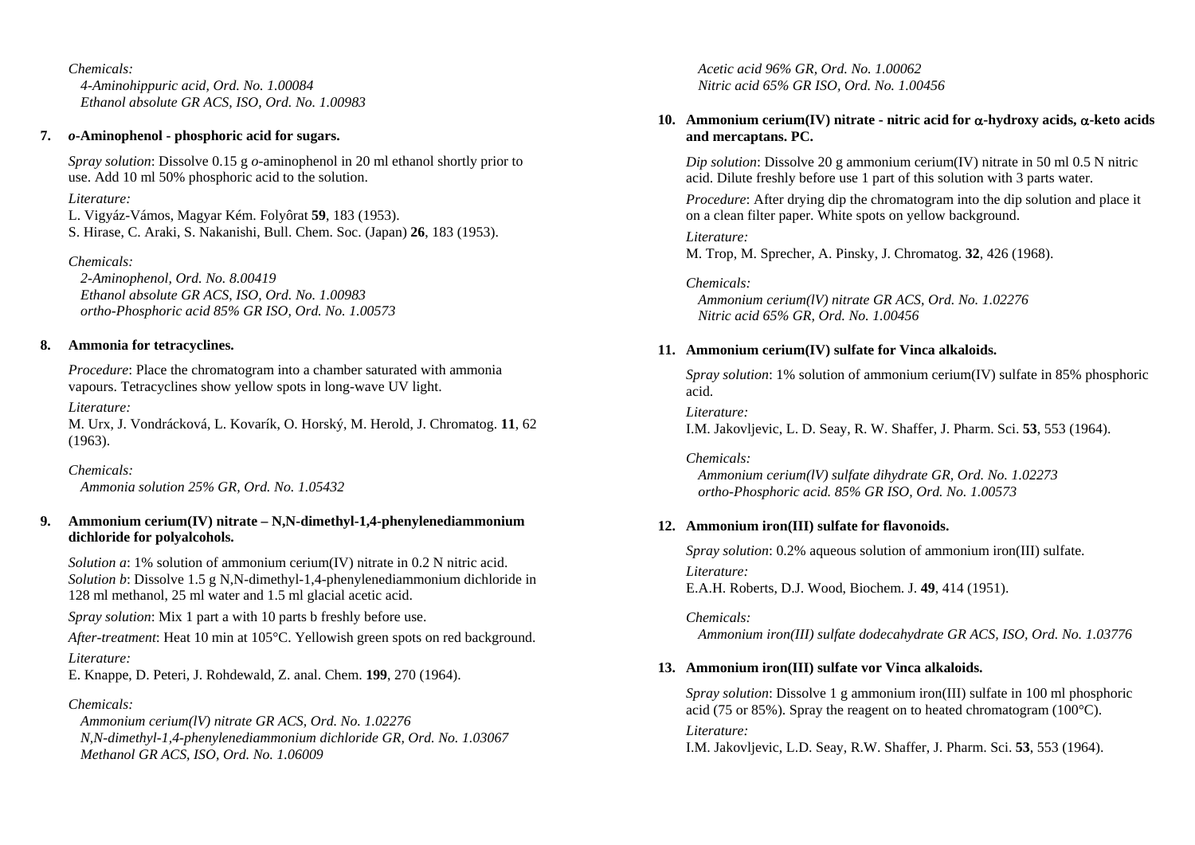*Chemicals:*
*4-Aminohippuric acid, Ord. No. 1.00084*
*Ethanol absolute GR ACS, ISO, Ord. No. 1.00983*

**7. *o*-Aminophenol - phosphoric acid for sugars.**

*Spray solution*: Dissolve 0.15 g *o*-aminophenol in 20 ml ethanol shortly prior to use. Add 10 ml 50% phosphoric acid to the solution.

*Literature:*
L. Vigyáz-Vámos, Magyar Kém. Folyôrat **59**, 183 (1953).
S. Hirase, C. Araki, S. Nakanishi, Bull. Chem. Soc. (Japan) **26**, 183 (1953).

*Chemicals:*
*2-Aminophenol, Ord. No. 8.00419*
*Ethanol absolute GR ACS, ISO, Ord. No. 1.00983*
*ortho-Phosphoric acid 85% GR ISO, Ord. No. 1.00573*

**8. Ammonia for tetracyclines.**

*Procedure*: Place the chromatogram into a chamber saturated with ammonia vapours. Tetracyclines show yellow spots in long-wave UV light.

*Literature:*
M. Urx, J. Vondrácková, L. Kovarík, O. Horský, M. Herold, J. Chromatog. **11**, 62 (1963).

*Chemicals:*
*Ammonia solution 25% GR, Ord. No. 1.05432*

**9. Ammonium cerium(IV) nitrate – N,N-dimethyl-1,4-phenylenediammonium dichloride for polyalcohols.**

*Solution a*: 1% solution of ammonium cerium(IV) nitrate in 0.2 N nitric acid.
*Solution b*: Dissolve 1.5 g N,N-dimethyl-1,4-phenylenediammonium dichloride in 128 ml methanol, 25 ml water and 1.5 ml glacial acetic acid.

*Spray solution*: Mix 1 part a with 10 parts b freshly before use.

*After-treatment*: Heat 10 min at 105°C. Yellowish green spots on red background.

*Literature:*
E. Knappe, D. Peteri, J. Rohdewald, Z. anal. Chem. **199**, 270 (1964).

*Chemicals:*
*Ammonium cerium(lV) nitrate GR ACS, Ord. No. 1.02276*
*N,N-dimethyl-1,4-phenylenediammonium dichloride GR, Ord. No. 1.03067*
*Methanol GR ACS, ISO, Ord. No. 1.06009*
*Acetic acid 96% GR, Ord. No. 1.00062*
*Nitric acid 65% GR ISO, Ord. No. 1.00456*

**10. Ammonium cerium(IV) nitrate - nitric acid for α-hydroxy acids, α-keto acids and mercaptans. PC.**

*Dip solution*: Dissolve 20 g ammonium cerium(IV) nitrate in 50 ml 0.5 N nitric acid. Dilute freshly before use 1 part of this solution with 3 parts water.

*Procedure*: After drying dip the chromatogram into the dip solution and place it on a clean filter paper. White spots on yellow background.

*Literature:*
M. Trop, M. Sprecher, A. Pinsky, J. Chromatog. **32**, 426 (1968).

*Chemicals:*
*Ammonium cerium(lV) nitrate GR ACS, Ord. No. 1.02276*
*Nitric acid 65% GR, Ord. No. 1.00456*

**11. Ammonium cerium(IV) sulfate for Vinca alkaloids.**

*Spray solution*: 1% solution of ammonium cerium(IV) sulfate in 85% phosphoric acid.

*Literature:*
I.M. Jakovljevic, L. D. Seay, R. W. Shaffer, J. Pharm. Sci. **53**, 553 (1964).

*Chemicals:*
*Ammonium cerium(lV) sulfate dihydrate GR, Ord. No. 1.02273*
*ortho-Phosphoric acid. 85% GR ISO, Ord. No. 1.00573*

**12. Ammonium iron(III) sulfate for flavonoids.**

*Spray solution*: 0.2% aqueous solution of ammonium iron(III) sulfate.

*Literature:*
E.A.H. Roberts, D.J. Wood, Biochem. J. **49**, 414 (1951).

*Chemicals:*
*Ammonium iron(III) sulfate dodecahydrate GR ACS, ISO, Ord. No. 1.03776*

**13. Ammonium iron(III) sulfate vor Vinca alkaloids.**

*Spray solution*: Dissolve 1 g ammonium iron(III) sulfate in 100 ml phosphoric acid (75 or 85%). Spray the reagent on to heated chromatogram (100°C).

*Literature:*
I.M. Jakovljevic, L.D. Seay, R.W. Shaffer, J. Pharm. Sci. **53**, 553 (1964).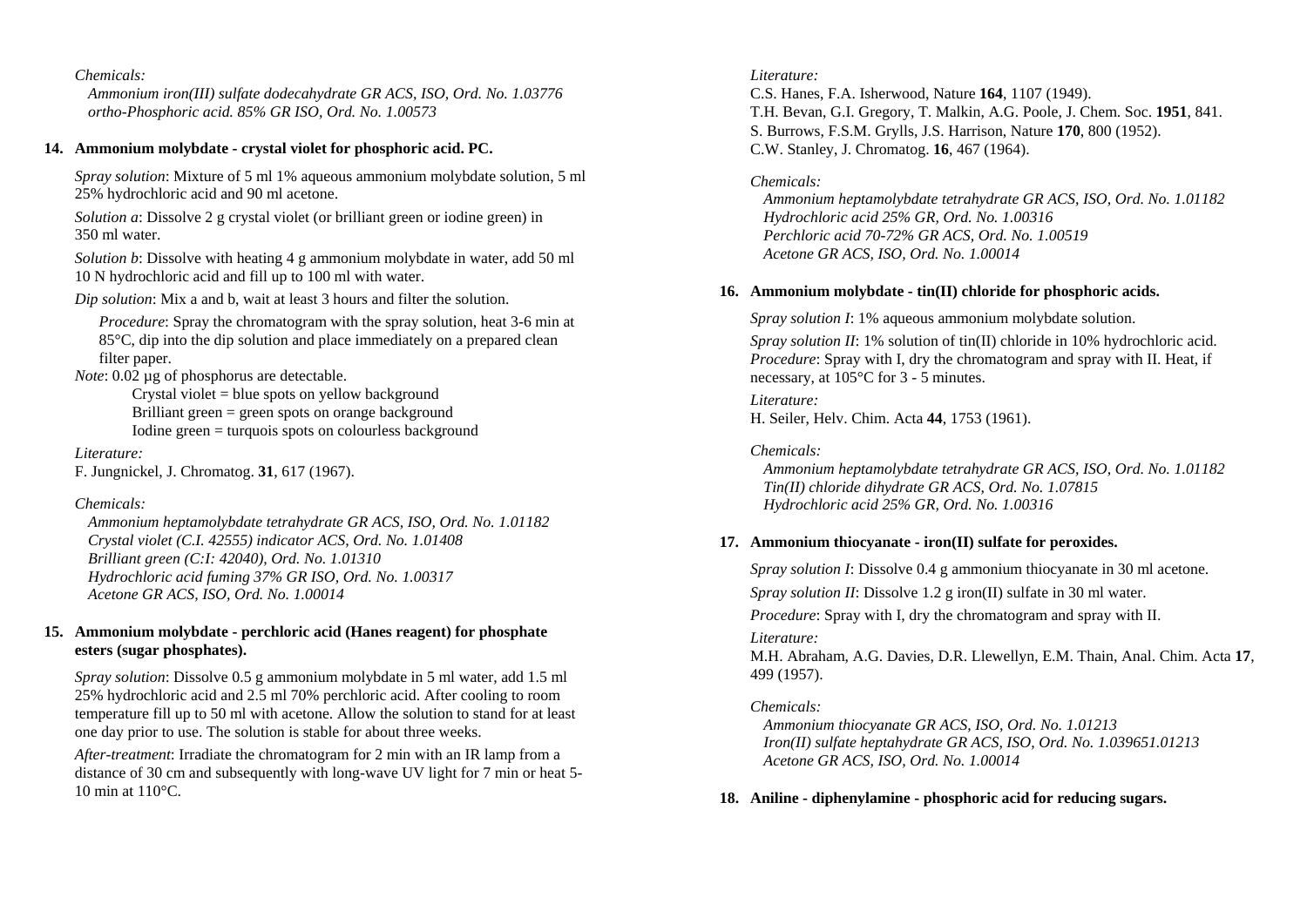*Chemicals:*

*Ammonium iron(III) sulfate dodecahydrate GR ACS, ISO, Ord. No. 1.03776*
*ortho-Phosphoric acid. 85% GR ISO, Ord. No. 1.00573*

### 14. Ammonium molybdate - crystal violet for phosphoric acid. PC.

*Spray solution*: Mixture of 5 ml 1% aqueous ammonium molybdate solution, 5 ml 25% hydrochloric acid and 90 ml acetone.

*Solution a*: Dissolve 2 g crystal violet (or brilliant green or iodine green) in 350 ml water.

*Solution b*: Dissolve with heating 4 g ammonium molybdate in water, add 50 ml 10 N hydrochloric acid and fill up to 100 ml with water.

*Dip solution*: Mix a and b, wait at least 3 hours and filter the solution.

*Procedure*: Spray the chromatogram with the spray solution, heat 3-6 min at 85°C, dip into the dip solution and place immediately on a prepared clean filter paper.

*Note*: 0.02 µg of phosphorus are detectable.

Crystal violet = blue spots on yellow background
Brilliant green = green spots on orange background
Iodine green = turquois spots on colourless background

*Literature:*

F. Jungnickel, J. Chromatog. **31**, 617 (1967).

*Chemicals:*

*Ammonium heptamolybdate tetrahydrate GR ACS, ISO, Ord. No. 1.01182*
*Crystal violet (C.I. 42555) indicator ACS, Ord. No. 1.01408*
*Brilliant green (C:I: 42040), Ord. No. 1.01310*
*Hydrochloric acid fuming 37% GR ISO, Ord. No. 1.00317*
*Acetone GR ACS, ISO, Ord. No. 1.00014*

### 15. Ammonium molybdate - perchloric acid (Hanes reagent) for phosphate esters (sugar phosphates).

*Spray solution*: Dissolve 0.5 g ammonium molybdate in 5 ml water, add 1.5 ml 25% hydrochloric acid and 2.5 ml 70% perchloric acid. After cooling to room temperature fill up to 50 ml with acetone. Allow the solution to stand for at least one day prior to use. The solution is stable for about three weeks.

*After-treatment*: Irradiate the chromatogram for 2 min with an IR lamp from a distance of 30 cm and subsequently with long-wave UV light for 7 min or heat 5-10 min at 110°C.

*Literature:*

C.S. Hanes, F.A. Isherwood, Nature **164**, 1107 (1949).
T.H. Bevan, G.I. Gregory, T. Malkin, A.G. Poole, J. Chem. Soc. **1951**, 841.
S. Burrows, F.S.M. Grylls, J.S. Harrison, Nature **170**, 800 (1952).
C.W. Stanley, J. Chromatog. **16**, 467 (1964).

*Chemicals:*

*Ammonium heptamolybdate tetrahydrate GR ACS, ISO, Ord. No. 1.01182*
*Hydrochloric acid 25% GR, Ord. No. 1.00316*
*Perchloric acid 70-72% GR ACS, Ord. No. 1.00519*
*Acetone GR ACS, ISO, Ord. No. 1.00014*

### 16. Ammonium molybdate - tin(II) chloride for phosphoric acids.

*Spray solution I*: 1% aqueous ammonium molybdate solution.

*Spray solution II*: 1% solution of tin(II) chloride in 10% hydrochloric acid.
*Procedure*: Spray with I, dry the chromatogram and spray with II. Heat, if necessary, at 105°C for 3 - 5 minutes.

*Literature:*

H. Seiler, Helv. Chim. Acta **44**, 1753 (1961).

*Chemicals:*

*Ammonium heptamolybdate tetrahydrate GR ACS, ISO, Ord. No. 1.01182*
*Tin(II) chloride dihydrate GR ACS, Ord. No. 1.07815*
*Hydrochloric acid 25% GR, Ord. No. 1.00316*

### 17. Ammonium thiocyanate - iron(II) sulfate for peroxides.

*Spray solution I*: Dissolve 0.4 g ammonium thiocyanate in 30 ml acetone.

*Spray solution II*: Dissolve 1.2 g iron(II) sulfate in 30 ml water.

*Procedure*: Spray with I, dry the chromatogram and spray with II.

*Literature:*

M.H. Abraham, A.G. Davies, D.R. Llewellyn, E.M. Thain, Anal. Chim. Acta **17**, 499 (1957).

*Chemicals:*

*Ammonium thiocyanate GR ACS, ISO, Ord. No. 1.01213*
*Iron(II) sulfate heptahydrate GR ACS, ISO, Ord. No. 1.039651.01213*
*Acetone GR ACS, ISO, Ord. No. 1.00014*

### 18. Aniline - diphenylamine - phosphoric acid for reducing sugars.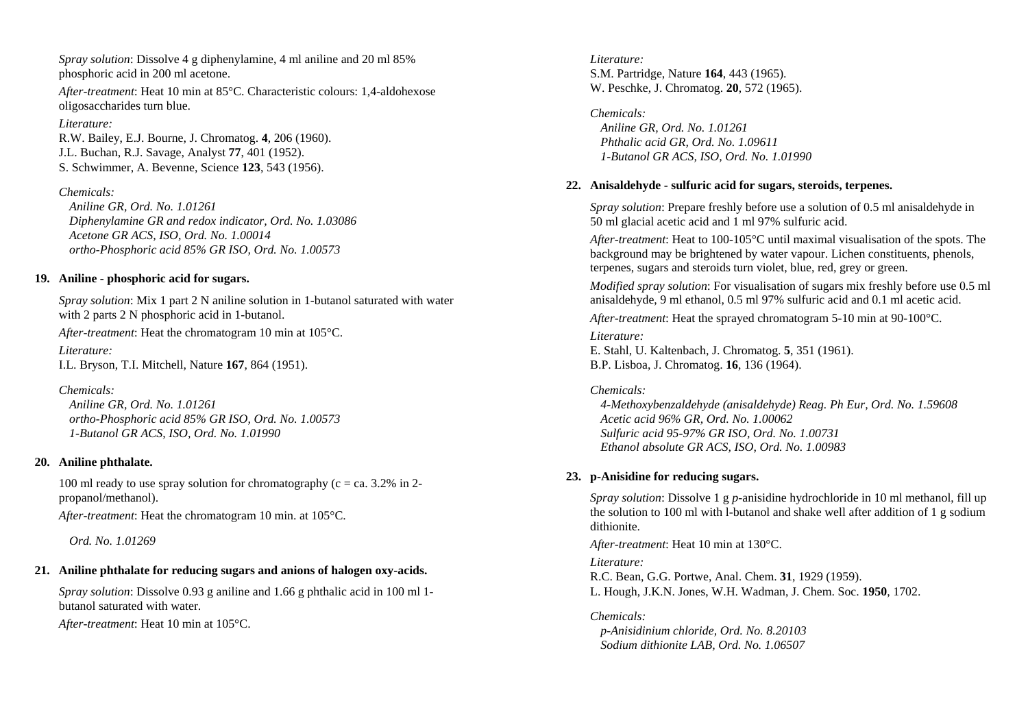*Spray solution*: Dissolve 4 g diphenylamine, 4 ml aniline and 20 ml 85% phosphoric acid in 200 ml acetone.

*After-treatment*: Heat 10 min at 85°C. Characteristic colours: 1,4-aldohexose oligosaccharides turn blue.

*Literature:*
R.W. Bailey, E.J. Bourne, J. Chromatog. **4**, 206 (1960).
J.L. Buchan, R.J. Savage, Analyst **77**, 401 (1952).
S. Schwimmer, A. Bevenne, Science **123**, 543 (1956).

*Chemicals:*
*Aniline GR, Ord. No. 1.01261*
*Diphenylamine GR and redox indicator, Ord. No. 1.03086*
*Acetone GR ACS, ISO, Ord. No. 1.00014*
*ortho-Phosphoric acid 85% GR ISO, Ord. No. 1.00573*

### 19. Aniline - phosphoric acid for sugars.

*Spray solution*: Mix 1 part 2 N aniline solution in 1-butanol saturated with water with 2 parts 2 N phosphoric acid in 1-butanol.

*After-treatment*: Heat the chromatogram 10 min at 105°C.

*Literature:*
I.L. Bryson, T.I. Mitchell, Nature **167**, 864 (1951).

*Chemicals:*
*Aniline GR, Ord. No. 1.01261*
*ortho-Phosphoric acid 85% GR ISO, Ord. No. 1.00573*
*1-Butanol GR ACS, ISO, Ord. No. 1.01990*

### 20. Aniline phthalate.

100 ml ready to use spray solution for chromatography (c = ca. 3.2% in 2-propanol/methanol).

*After-treatment*: Heat the chromatogram 10 min. at 105°C.

*Ord. No. 1.01269*

### 21. Aniline phthalate for reducing sugars and anions of halogen oxy-acids.

*Spray solution*: Dissolve 0.93 g aniline and 1.66 g phthalic acid in 100 ml 1-butanol saturated with water.

*After-treatment*: Heat 10 min at 105°C.

*Literature:*
S.M. Partridge, Nature **164**, 443 (1965).
W. Peschke, J. Chromatog. **20**, 572 (1965).

*Chemicals:*
*Aniline GR, Ord. No. 1.01261*
*Phthalic acid GR, Ord. No. 1.09611*
*1-Butanol GR ACS, ISO, Ord. No. 1.01990*

### 22. Anisaldehyde - sulfuric acid for sugars, steroids, terpenes.

*Spray solution*: Prepare freshly before use a solution of 0.5 ml anisaldehyde in 50 ml glacial acetic acid and 1 ml 97% sulfuric acid.

*After-treatment*: Heat to 100-105°C until maximal visualisation of the spots. The background may be brightened by water vapour. Lichen constituents, phenols, terpenes, sugars and steroids turn violet, blue, red, grey or green.

*Modified spray solution*: For visualisation of sugars mix freshly before use 0.5 ml anisaldehyde, 9 ml ethanol, 0.5 ml 97% sulfuric acid and 0.1 ml acetic acid.

*After-treatment*: Heat the sprayed chromatogram 5-10 min at 90-100°C.

*Literature:*
E. Stahl, U. Kaltenbach, J. Chromatog. **5**, 351 (1961).
B.P. Lisboa, J. Chromatog. **16**, 136 (1964).

*Chemicals:*
*4-Methoxybenzaldehyde (anisaldehyde) Reag. Ph Eur, Ord. No. 1.59608*
*Acetic acid 96% GR, Ord. No. 1.00062*
*Sulfuric acid 95-97% GR ISO, Ord. No. 1.00731*
*Ethanol absolute GR ACS, ISO, Ord. No. 1.00983*

### 23. p-Anisidine for reducing sugars.

*Spray solution*: Dissolve 1 g *p*-anisidine hydrochloride in 10 ml methanol, fill up the solution to 100 ml with l-butanol and shake well after addition of 1 g sodium dithionite.

*After-treatment*: Heat 10 min at 130°C.

*Literature:*
R.C. Bean, G.G. Portwe, Anal. Chem. **31**, 1929 (1959).
L. Hough, J.K.N. Jones, W.H. Wadman, J. Chem. Soc. **1950**, 1702.

*Chemicals:*
*p-Anisidinium chloride, Ord. No. 8.20103*
*Sodium dithionite LAB, Ord. No. 1.06507*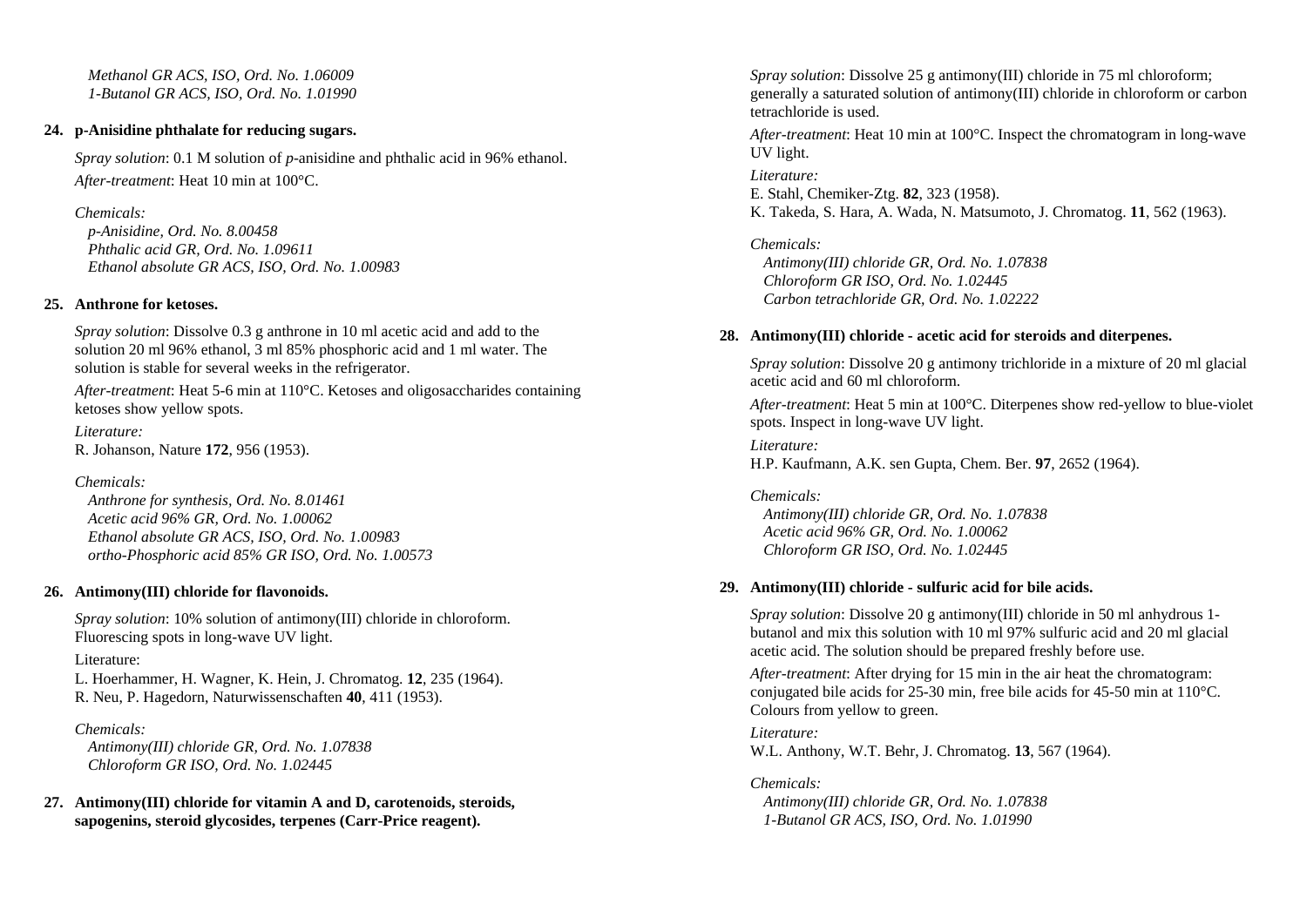*Methanol GR ACS, ISO, Ord. No. 1.06009*
*1-Butanol GR ACS, ISO, Ord. No. 1.01990*

**24. p-Anisidine phthalate for reducing sugars.**

*Spray solution*: 0.1 M solution of *p*-anisidine and phthalic acid in 96% ethanol.

*After-treatment*: Heat 10 min at 100°C.

*Chemicals:*
*p-Anisidine, Ord. No. 8.00458*
*Phthalic acid GR, Ord. No. 1.09611*
*Ethanol absolute GR ACS, ISO, Ord. No. 1.00983*

**25. Anthrone for ketoses.**

*Spray solution*: Dissolve 0.3 g anthrone in 10 ml acetic acid and add to the solution 20 ml 96% ethanol, 3 ml 85% phosphoric acid and 1 ml water. The solution is stable for several weeks in the refrigerator.

*After-treatment*: Heat 5-6 min at 110°C. Ketoses and oligosaccharides containing ketoses show yellow spots.

*Literature:*
R. Johanson, Nature **172**, 956 (1953).

*Chemicals:*
*Anthrone for synthesis, Ord. No. 8.01461*
*Acetic acid 96% GR, Ord. No. 1.00062*
*Ethanol absolute GR ACS, ISO, Ord. No. 1.00983*
*ortho-Phosphoric acid 85% GR ISO, Ord. No. 1.00573*

**26. Antimony(III) chloride for flavonoids.**

*Spray solution*: 10% solution of antimony(III) chloride in chloroform. Fluorescing spots in long-wave UV light.

Literature:
L. Hoerhammer, H. Wagner, K. Hein, J. Chromatog. **12**, 235 (1964).
R. Neu, P. Hagedorn, Naturwissenschaften **40**, 411 (1953).

*Chemicals:*
*Antimony(III) chloride GR, Ord. No. 1.07838*
*Chloroform GR ISO, Ord. No. 1.02445*

**27. Antimony(III) chloride for vitamin A and D, carotenoids, steroids, sapogenins, steroid glycosides, terpenes (Carr-Price reagent).**

*Spray solution*: Dissolve 25 g antimony(III) chloride in 75 ml chloroform; generally a saturated solution of antimony(III) chloride in chloroform or carbon tetrachloride is used.

*After-treatment*: Heat 10 min at 100°C. Inspect the chromatogram in long-wave UV light.

*Literature:*
E. Stahl, Chemiker-Ztg. **82**, 323 (1958).
K. Takeda, S. Hara, A. Wada, N. Matsumoto, J. Chromatog. **11**, 562 (1963).

*Chemicals:*
*Antimony(III) chloride GR, Ord. No. 1.07838*
*Chloroform GR ISO, Ord. No. 1.02445*
*Carbon tetrachloride GR, Ord. No. 1.02222*

**28. Antimony(III) chloride - acetic acid for steroids and diterpenes.**

*Spray solution*: Dissolve 20 g antimony trichloride in a mixture of 20 ml glacial acetic acid and 60 ml chloroform.

*After-treatment*: Heat 5 min at 100°C. Diterpenes show red-yellow to blue-violet spots. Inspect in long-wave UV light.

*Literature:*
H.P. Kaufmann, A.K. sen Gupta, Chem. Ber. **97**, 2652 (1964).

*Chemicals:*
*Antimony(III) chloride GR, Ord. No. 1.07838*
*Acetic acid 96% GR, Ord. No. 1.00062*
*Chloroform GR ISO, Ord. No. 1.02445*

**29. Antimony(III) chloride - sulfuric acid for bile acids.**

*Spray solution*: Dissolve 20 g antimony(III) chloride in 50 ml anhydrous 1-butanol and mix this solution with 10 ml 97% sulfuric acid and 20 ml glacial acetic acid. The solution should be prepared freshly before use.

*After-treatment*: After drying for 15 min in the air heat the chromatogram: conjugated bile acids for 25-30 min, free bile acids for 45-50 min at 110°C. Colours from yellow to green.

*Literature:*
W.L. Anthony, W.T. Behr, J. Chromatog. **13**, 567 (1964).

*Chemicals:*
*Antimony(III) chloride GR, Ord. No. 1.07838*
*1-Butanol GR ACS, ISO, Ord. No. 1.01990*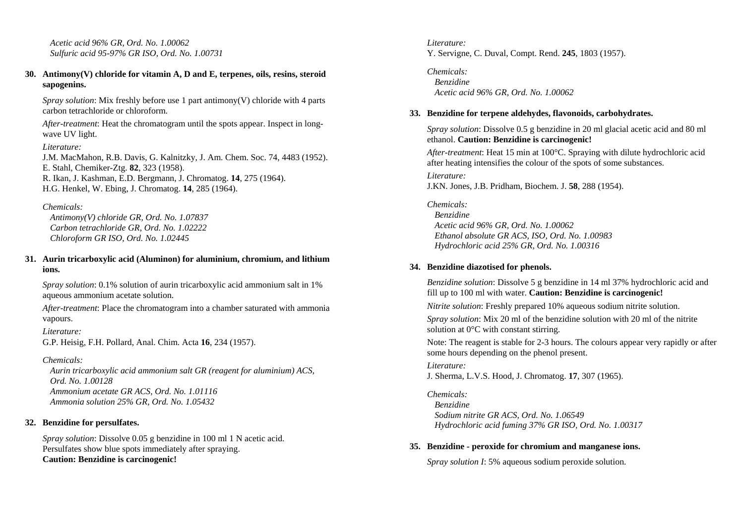*Acetic acid 96% GR, Ord. No. 1.00062*
*Sulfuric acid 95-97% GR ISO, Ord. No. 1.00731*

**30. Antimony(V) chloride for vitamin A, D and E, terpenes, oils, resins, steroid sapogenins.**

*Spray solution*: Mix freshly before use 1 part antimony(V) chloride with 4 parts carbon tetrachloride or chloroform.

*After-treatment*: Heat the chromatogram until the spots appear. Inspect in long-wave UV light.

*Literature:*
J.M. MacMahon, R.B. Davis, G. Kalnitzky, J. Am. Chem. Soc. 74, 4483 (1952).
E. Stahl, Chemiker-Ztg. **82**, 323 (1958).
R. Ikan, J. Kashman, E.D. Bergmann, J. Chromatog. **14**, 275 (1964).
H.G. Henkel, W. Ebing, J. Chromatog. **14**, 285 (1964).

*Chemicals:*
*Antimony(V) chloride GR, Ord. No. 1.07837*
*Carbon tetrachloride GR, Ord. No. 1.02222*
*Chloroform GR ISO, Ord. No. 1.02445*

**31. Aurin tricarboxylic acid (Aluminon) for aluminium, chromium, and lithium ions.**

*Spray solution*: 0.1% solution of aurin tricarboxylic acid ammonium salt in 1% aqueous ammonium acetate solution.

*After-treatment*: Place the chromatogram into a chamber saturated with ammonia vapours.

*Literature:*
G.P. Heisig, F.H. Pollard, Anal. Chim. Acta **16**, 234 (1957).

*Chemicals:*
*Aurin tricarboxylic acid ammonium salt GR (reagent for aluminium) ACS, Ord. No. 1.00128*
*Ammonium acetate GR ACS, Ord. No. 1.01116*
*Ammonia solution 25% GR, Ord. No. 1.05432*

**32. Benzidine for persulfates.**

*Spray solution*: Dissolve 0.05 g benzidine in 100 ml 1 N acetic acid.
Persulfates show blue spots immediately after spraying.
**Caution: Benzidine is carcinogenic!**

*Literature:*
Y. Servigne, C. Duval, Compt. Rend. **245**, 1803 (1957).

*Chemicals:*
*Benzidine*
*Acetic acid 96% GR, Ord. No. 1.00062*

**33. Benzidine for terpene aldehydes, flavonoids, carbohydrates.**

*Spray solution*: Dissolve 0.5 g benzidine in 20 ml glacial acetic acid and 80 ml ethanol. **Caution: Benzidine is carcinogenic!**

*After-treatment*: Heat 15 min at 100°C. Spraying with dilute hydrochloric acid after heating intensifies the colour of the spots of some substances.

*Literature:*
J.KN. Jones, J.B. Pridham, Biochem. J. **58**, 288 (1954).

*Chemicals:*
*Benzidine*
*Acetic acid 96% GR, Ord. No. 1.00062*
*Ethanol absolute GR ACS, ISO, Ord. No. 1.00983*
*Hydrochloric acid 25% GR, Ord. No. 1.00316*

**34. Benzidine diazotised for phenols.**

*Benzidine solution*: Dissolve 5 g benzidine in 14 ml 37% hydrochloric acid and fill up to 100 ml with water. **Caution: Benzidine is carcinogenic!**

*Nitrite solution*: Freshly prepared 10% aqueous sodium nitrite solution.

*Spray solution*: Mix 20 ml of the benzidine solution with 20 ml of the nitrite solution at 0°C with constant stirring.

Note: The reagent is stable for 2-3 hours. The colours appear very rapidly or after some hours depending on the phenol present.

*Literature:*
J. Sherma, L.V.S. Hood, J. Chromatog. **17**, 307 (1965).

*Chemicals:*
*Benzidine*
*Sodium nitrite GR ACS, Ord. No. 1.06549*
*Hydrochloric acid fuming 37% GR ISO, Ord. No. 1.00317*

**35. Benzidine - peroxide for chromium and manganese ions.**

*Spray solution I*: 5% aqueous sodium peroxide solution.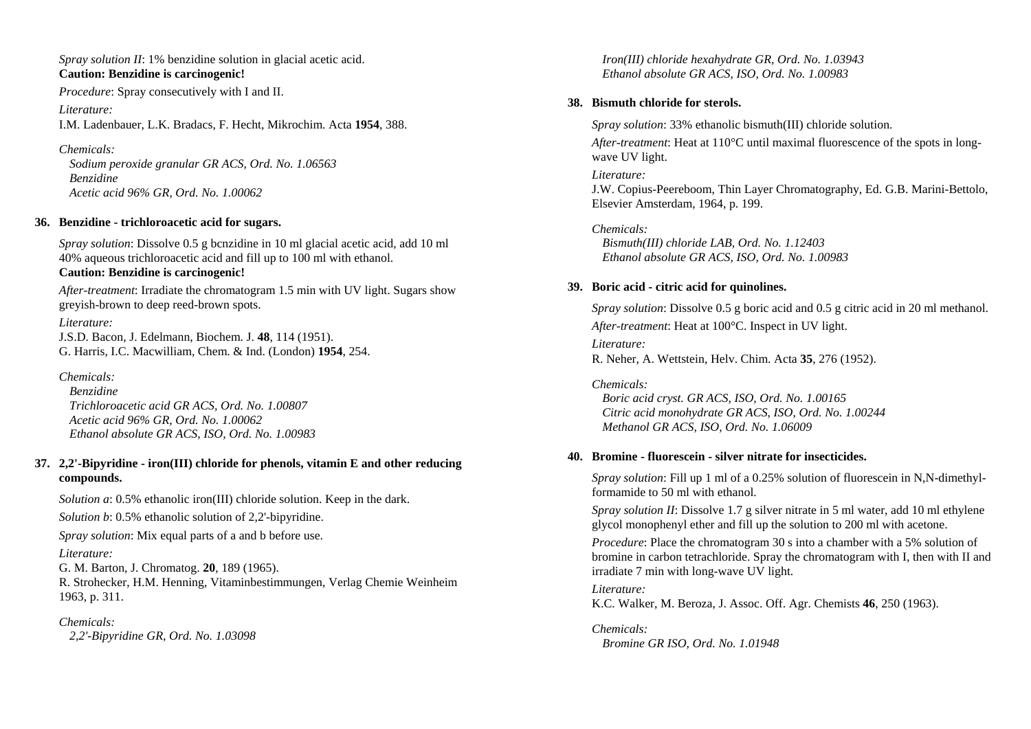*Spray solution II*: 1% benzidine solution in glacial acetic acid.
**Caution: Benzidine is carcinogenic!**

*Procedure*: Spray consecutively with I and II.

*Literature:*
I.M. Ladenbauer, L.K. Bradacs, F. Hecht, Mikrochim. Acta **1954**, 388.

*Chemicals:*
*Sodium peroxide granular GR ACS, Ord. No. 1.06563*
*Benzidine*
*Acetic acid 96% GR, Ord. No. 1.00062*

### 36. Benzidine - trichloroacetic acid for sugars.

*Spray solution*: Dissolve 0.5 g bcnzidine in 10 ml glacial acetic acid, add 10 ml 40% aqueous trichloroacetic acid and fill up to 100 ml with ethanol.
**Caution: Benzidine is carcinogenic!**

*After-treatment*: Irradiate the chromatogram 1.5 min with UV light. Sugars show greyish-brown to deep reed-brown spots.

*Literature:*
J.S.D. Bacon, J. Edelmann, Biochem. J. **48**, 114 (1951).
G. Harris, I.C. Macwilliam, Chem. & Ind. (London) **1954**, 254.

*Chemicals:*
*Benzidine*
*Trichloroacetic acid GR ACS, Ord. No. 1.00807*
*Acetic acid 96% GR, Ord. No. 1.00062*
*Ethanol absolute GR ACS, ISO, Ord. No. 1.00983*

### 37. 2,2'-Bipyridine - iron(III) chloride for phenols, vitamin E and other reducing compounds.

*Solution a*: 0.5% ethanolic iron(III) chloride solution. Keep in the dark.

*Solution b*: 0.5% ethanolic solution of 2,2'-bipyridine.

*Spray solution*: Mix equal parts of a and b before use.

*Literature:*
G. M. Barton, J. Chromatog. **20**, 189 (1965).
R. Strohecker, H.M. Henning, Vitaminbestimmungen, Verlag Chemie Weinheim 1963, p. 311.

*Chemicals:*
*2,2'-Bipyridine GR, Ord. No. 1.03098*
*Iron(III) chloride hexahydrate GR, Ord. No. 1.03943*
*Ethanol absolute GR ACS, ISO, Ord. No. 1.00983*

### 38. Bismuth chloride for sterols.

*Spray solution*: 33% ethanolic bismuth(III) chloride solution.

*After-treatment*: Heat at 110°C until maximal fluorescence of the spots in long-wave UV light.

*Literature:*
J.W. Copius-Peereboom, Thin Layer Chromatography, Ed. G.B. Marini-Bettolo, Elsevier Amsterdam, 1964, p. 199.

*Chemicals:*
*Bismuth(III) chloride LAB, Ord. No. 1.12403*
*Ethanol absolute GR ACS, ISO, Ord. No. 1.00983*

### 39. Boric acid - citric acid for quinolines.

*Spray solution*: Dissolve 0.5 g boric acid and 0.5 g citric acid in 20 ml methanol.

*After-treatment*: Heat at 100°C. Inspect in UV light.

*Literature:*
R. Neher, A. Wettstein, Helv. Chim. Acta **35**, 276 (1952).

*Chemicals:*
*Boric acid cryst. GR ACS, ISO, Ord. No. 1.00165*
*Citric acid monohydrate GR ACS, ISO, Ord. No. 1.00244*
*Methanol GR ACS, ISO, Ord. No. 1.06009*

### 40. Bromine - fluorescein - silver nitrate for insecticides.

*Spray solution*: Fill up 1 ml of a 0.25% solution of fluorescein in N,N-dimethyl-formamide to 50 ml with ethanol.

*Spray solution II*: Dissolve 1.7 g silver nitrate in 5 ml water, add 10 ml ethylene glycol monophenyl ether and fill up the solution to 200 ml with acetone.

*Procedure*: Place the chromatogram 30 s into a chamber with a 5% solution of bromine in carbon tetrachloride. Spray the chromatogram with I, then with II and irradiate 7 min with long-wave UV light.

*Literature:*
K.C. Walker, M. Beroza, J. Assoc. Off. Agr. Chemists **46**, 250 (1963).

*Chemicals:*
*Bromine GR ISO, Ord. No. 1.01948*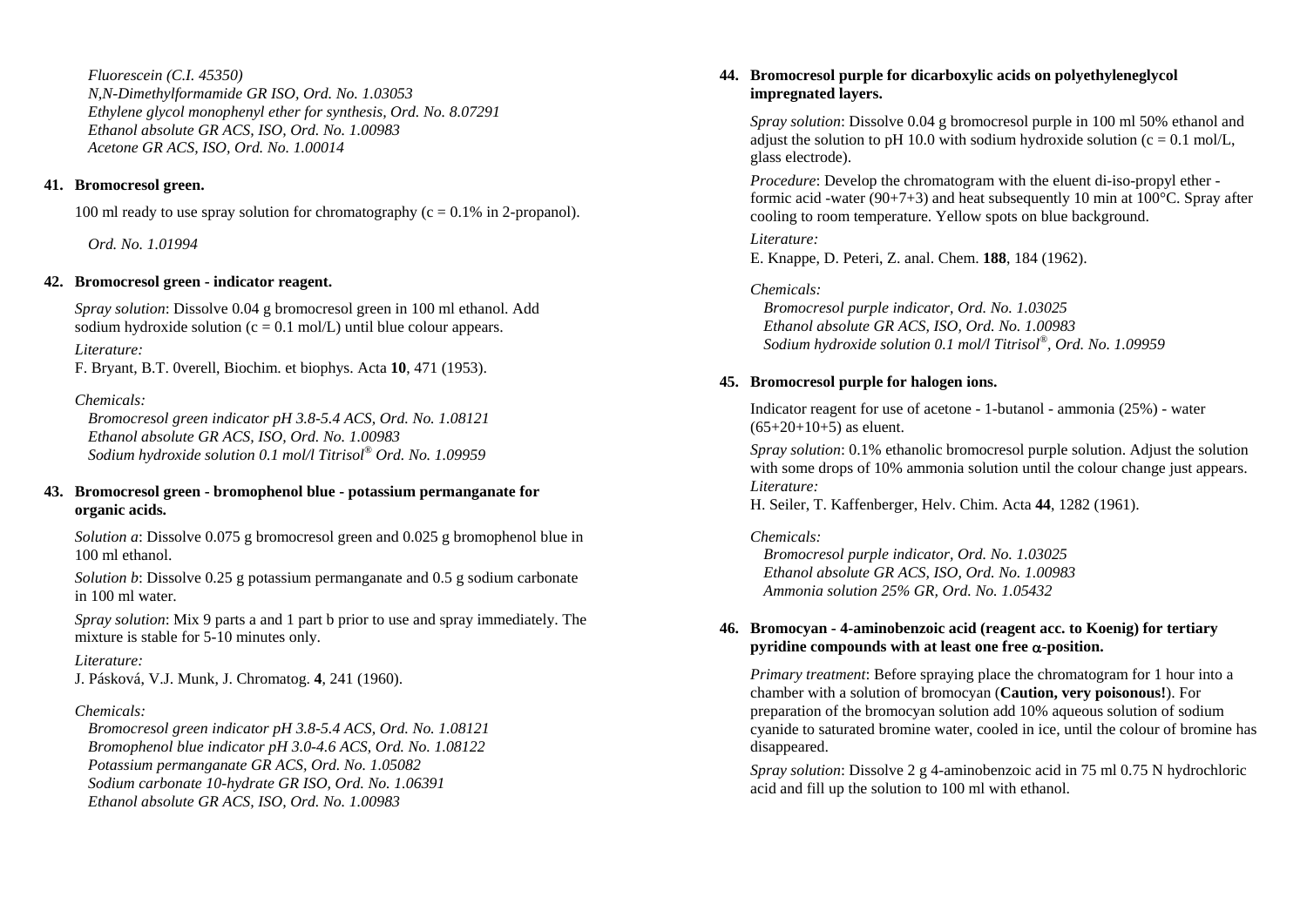*Fluorescein (C.I. 45350)*
*N,N-Dimethylformamide GR ISO, Ord. No. 1.03053*
*Ethylene glycol monophenyl ether for synthesis, Ord. No. 8.07291*
*Ethanol absolute GR ACS, ISO, Ord. No. 1.00983*
*Acetone GR ACS, ISO, Ord. No. 1.00014*

**41. Bromocresol green.**

100 ml ready to use spray solution for chromatography (c = 0.1% in 2-propanol).

*Ord. No. 1.01994*

**42. Bromocresol green - indicator reagent.**

*Spray solution*: Dissolve 0.04 g bromocresol green in 100 ml ethanol. Add sodium hydroxide solution (c = 0.1 mol/L) until blue colour appears.

*Literature:*
F. Bryant, B.T. 0verell, Biochim. et biophys. Acta **10**, 471 (1953).

*Chemicals:*
*Bromocresol green indicator pH 3.8-5.4 ACS, Ord. No. 1.08121*
*Ethanol absolute GR ACS, ISO, Ord. No. 1.00983*
*Sodium hydroxide solution 0.1 mol/l Titrisol® Ord. No. 1.09959*

**43. Bromocresol green - bromophenol blue - potassium permanganate for organic acids.**

*Solution a*: Dissolve 0.075 g bromocresol green and 0.025 g bromophenol blue in 100 ml ethanol.

*Solution b*: Dissolve 0.25 g potassium permanganate and 0.5 g sodium carbonate in 100 ml water.

*Spray solution*: Mix 9 parts a and 1 part b prior to use and spray immediately. The mixture is stable for 5-10 minutes only.

*Literature:*
J. Pásková, V.J. Munk, J. Chromatog. **4**, 241 (1960).

*Chemicals:*
*Bromocresol green indicator pH 3.8-5.4 ACS, Ord. No. 1.08121*
*Bromophenol blue indicator pH 3.0-4.6 ACS, Ord. No. 1.08122*
*Potassium permanganate GR ACS, Ord. No. 1.05082*
*Sodium carbonate 10-hydrate GR ISO, Ord. No. 1.06391*
*Ethanol absolute GR ACS, ISO, Ord. No. 1.00983*

**44. Bromocresol purple for dicarboxylic acids on polyethyleneglycol impregnated layers.**

*Spray solution*: Dissolve 0.04 g bromocresol purple in 100 ml 50% ethanol and adjust the solution to pH 10.0 with sodium hydroxide solution (c = 0.1 mol/L, glass electrode).

*Procedure*: Develop the chromatogram with the eluent di-iso-propyl ether - formic acid -water (90+7+3) and heat subsequently 10 min at 100°C. Spray after cooling to room temperature. Yellow spots on blue background.

*Literature:*
E. Knappe, D. Peteri, Z. anal. Chem. **188**, 184 (1962).

*Chemicals:*
*Bromocresol purple indicator, Ord. No. 1.03025*
*Ethanol absolute GR ACS, ISO, Ord. No. 1.00983*
*Sodium hydroxide solution 0.1 mol/l Titrisol®, Ord. No. 1.09959*

**45. Bromocresol purple for halogen ions.**

Indicator reagent for use of acetone - 1-butanol - ammonia (25%) - water (65+20+10+5) as eluent.

*Spray solution*: 0.1% ethanolic bromocresol purple solution. Adjust the solution with some drops of 10% ammonia solution until the colour change just appears.

*Literature:*
H. Seiler, T. Kaffenberger, Helv. Chim. Acta **44**, 1282 (1961).

*Chemicals:*
*Bromocresol purple indicator, Ord. No. 1.03025*
*Ethanol absolute GR ACS, ISO, Ord. No. 1.00983*
*Ammonia solution 25% GR, Ord. No. 1.05432*

**46. Bromocyan - 4-aminobenzoic acid (reagent acc. to Koenig) for tertiary pyridine compounds with at least one free α-position.**

*Primary treatment*: Before spraying place the chromatogram for 1 hour into a chamber with a solution of bromocyan (**Caution, very poisonous!**). For preparation of the bromocyan solution add 10% aqueous solution of sodium cyanide to saturated bromine water, cooled in ice, until the colour of bromine has disappeared.

*Spray solution*: Dissolve 2 g 4-aminobenzoic acid in 75 ml 0.75 N hydrochloric acid and fill up the solution to 100 ml with ethanol.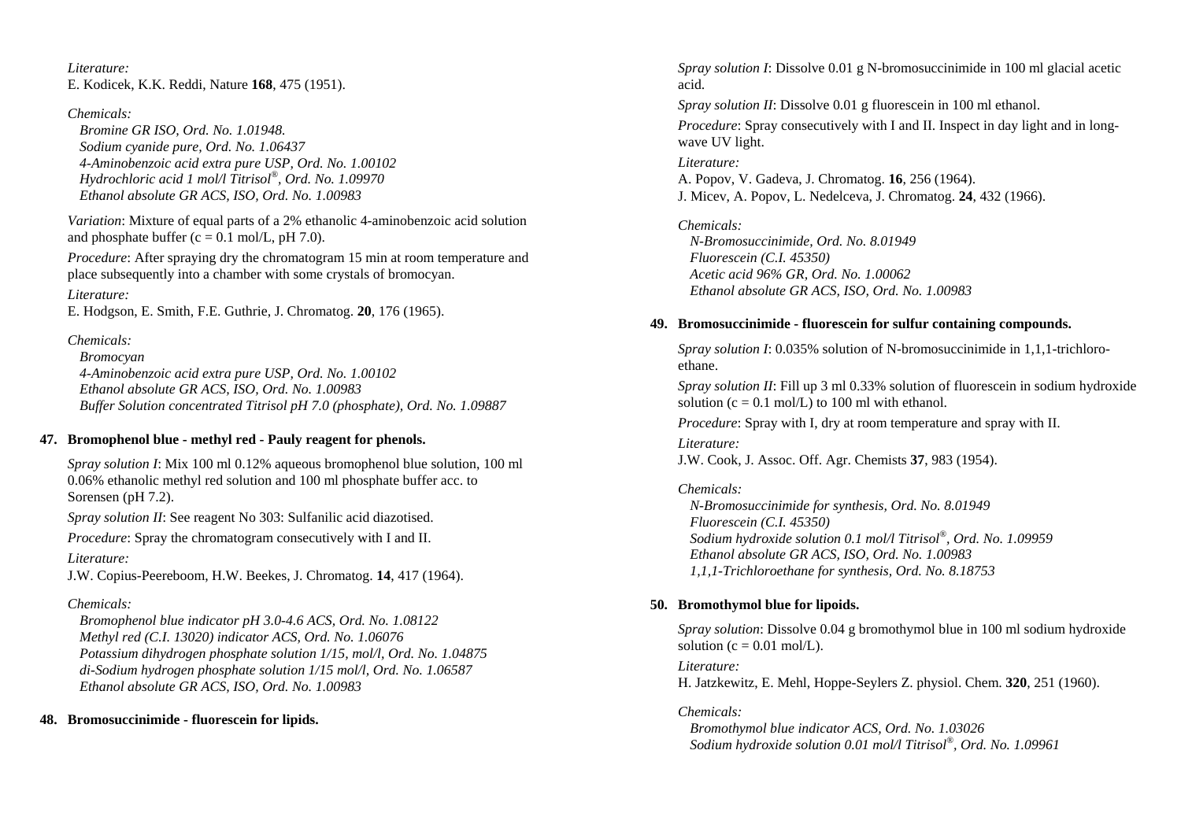*Literature:*
E. Kodicek, K.K. Reddi, Nature **168**, 475 (1951).

*Chemicals:*
*Bromine GR ISO, Ord. No. 1.01948.*
*Sodium cyanide pure, Ord. No. 1.06437*
*4-Aminobenzoic acid extra pure USP, Ord. No. 1.00102*
*Hydrochloric acid 1 mol/l Titrisol®, Ord. No. 1.09970*
*Ethanol absolute GR ACS, ISO, Ord. No. 1.00983*

*Variation*: Mixture of equal parts of a 2% ethanolic 4-aminobenzoic acid solution and phosphate buffer (c = 0.1 mol/L, pH 7.0).

*Procedure*: After spraying dry the chromatogram 15 min at room temperature and place subsequently into a chamber with some crystals of bromocyan.

*Literature:*
E. Hodgson, E. Smith, F.E. Guthrie, J. Chromatog. **20**, 176 (1965).

*Chemicals:*
*Bromocyan*
*4-Aminobenzoic acid extra pure USP, Ord. No. 1.00102*
*Ethanol absolute GR ACS, ISO, Ord. No. 1.00983*
*Buffer Solution concentrated Titrisol pH 7.0 (phosphate), Ord. No. 1.09887*

### 47. Bromophenol blue - methyl red - Pauly reagent for phenols.

*Spray solution I*: Mix 100 ml 0.12% aqueous bromophenol blue solution, 100 ml 0.06% ethanolic methyl red solution and 100 ml phosphate buffer acc. to Sorensen (pH 7.2).

*Spray solution II*: See reagent No 303: Sulfanilic acid diazotised.

*Procedure*: Spray the chromatogram consecutively with I and II.

*Literature:*
J.W. Copius-Peereboom, H.W. Beekes, J. Chromatog. **14**, 417 (1964).

*Chemicals:*
*Bromophenol blue indicator pH 3.0-4.6 ACS, Ord. No. 1.08122*
*Methyl red (C.I. 13020) indicator ACS, Ord. No. 1.06076*
*Potassium dihydrogen phosphate solution 1/15, mol/l, Ord. No. 1.04875*
*di-Sodium hydrogen phosphate solution 1/15 mol/l, Ord. No. 1.06587*
*Ethanol absolute GR ACS, ISO, Ord. No. 1.00983*

### 48. Bromosuccinimide - fluorescein for lipids.

*Spray solution I*: Dissolve 0.01 g N-bromosuccinimide in 100 ml glacial acetic acid.

*Spray solution II*: Dissolve 0.01 g fluorescein in 100 ml ethanol.

*Procedure*: Spray consecutively with I and II. Inspect in day light and in long-wave UV light.

*Literature:*
A. Popov, V. Gadeva, J. Chromatog. **16**, 256 (1964).
J. Micev, A. Popov, L. Nedelceva, J. Chromatog. **24**, 432 (1966).

*Chemicals:*
*N-Bromosuccinimide, Ord. No. 8.01949*
*Fluorescein (C.I. 45350)*
*Acetic acid 96% GR, Ord. No. 1.00062*
*Ethanol absolute GR ACS, ISO, Ord. No. 1.00983*

### 49. Bromosuccinimide - fluorescein for sulfur containing compounds.

*Spray solution I*: 0.035% solution of N-bromosuccinimide in 1,1,1-trichloro-ethane.

*Spray solution II*: Fill up 3 ml 0.33% solution of fluorescein in sodium hydroxide solution (c = 0.1 mol/L) to 100 ml with ethanol.

*Procedure*: Spray with I, dry at room temperature and spray with II.

*Literature:*
J.W. Cook, J. Assoc. Off. Agr. Chemists **37**, 983 (1954).

*Chemicals:*
*N-Bromosuccinimide for synthesis, Ord. No. 8.01949*
*Fluorescein (C.I. 45350)*
*Sodium hydroxide solution 0.1 mol/l Titrisol®, Ord. No. 1.09959*
*Ethanol absolute GR ACS, ISO, Ord. No. 1.00983*
*1,1,1-Trichloroethane for synthesis, Ord. No. 8.18753*

### 50. Bromothymol blue for lipoids.

*Spray solution*: Dissolve 0.04 g bromothymol blue in 100 ml sodium hydroxide solution (c = 0.01 mol/L).

*Literature:*
H. Jatzkewitz, E. Mehl, Hoppe-Seylers Z. physiol. Chem. **320**, 251 (1960).

*Chemicals:*
*Bromothymol blue indicator ACS, Ord. No. 1.03026*
*Sodium hydroxide solution 0.01 mol/l Titrisol®, Ord. No. 1.09961*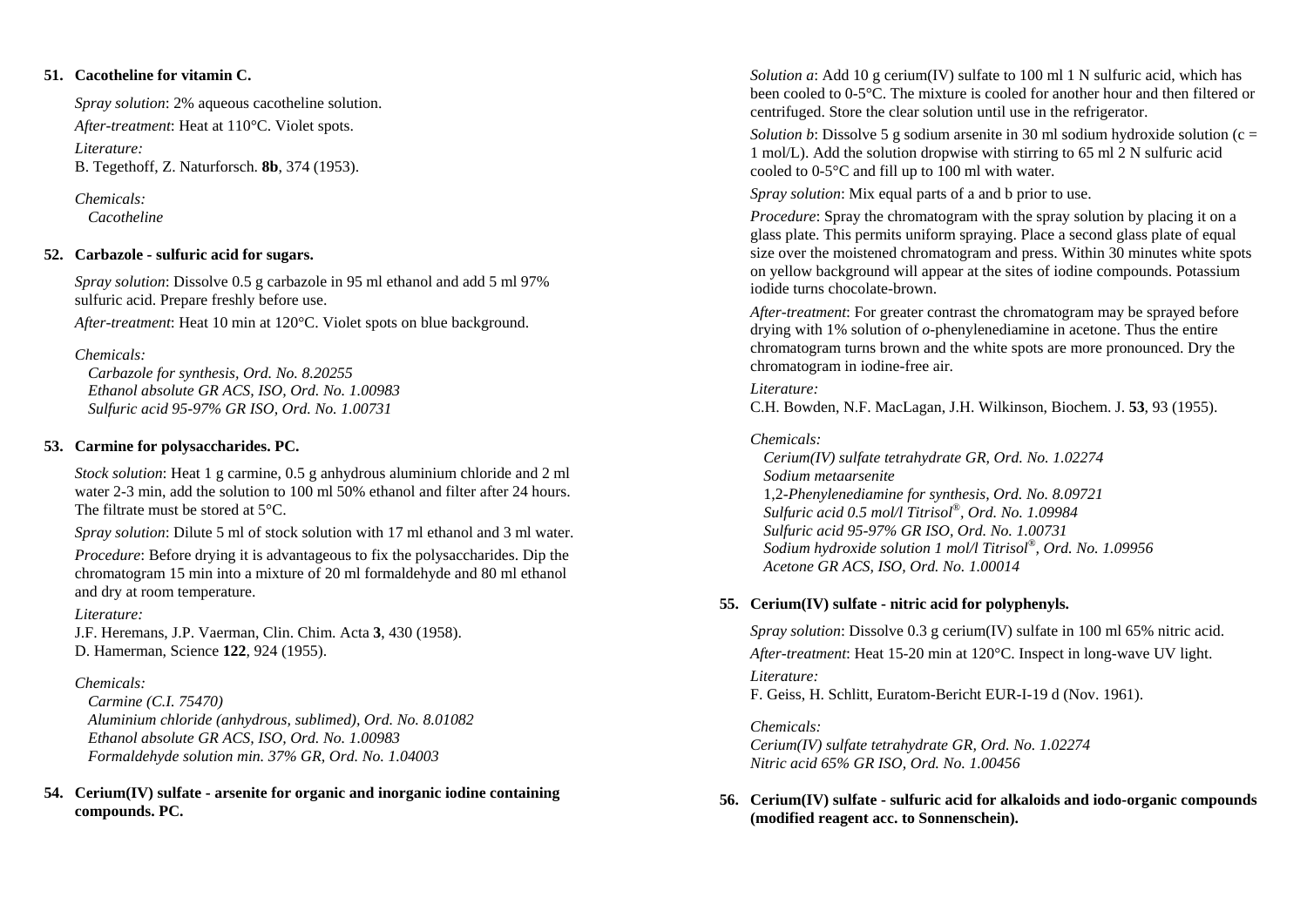**51. Cacotheline for vitamin C.**

*Spray solution*: 2% aqueous cacotheline solution.

*After-treatment*: Heat at 110°C. Violet spots.

*Literature:*
B. Tegethoff, Z. Naturforsch. **8b**, 374 (1953).

*Chemicals:*
*Cacotheline*

**52. Carbazole - sulfuric acid for sugars.**

*Spray solution*: Dissolve 0.5 g carbazole in 95 ml ethanol and add 5 ml 97% sulfuric acid. Prepare freshly before use.

*After-treatment*: Heat 10 min at 120°C. Violet spots on blue background.

*Chemicals:*
*Carbazole for synthesis, Ord. No. 8.20255*
*Ethanol absolute GR ACS, ISO, Ord. No. 1.00983*
*Sulfuric acid 95-97% GR ISO, Ord. No. 1.00731*

**53. Carmine for polysaccharides. PC.**

*Stock solution*: Heat 1 g carmine, 0.5 g anhydrous aluminium chloride and 2 ml water 2-3 min, add the solution to 100 ml 50% ethanol and filter after 24 hours. The filtrate must be stored at 5°C.

*Spray solution*: Dilute 5 ml of stock solution with 17 ml ethanol and 3 ml water.

*Procedure*: Before drying it is advantageous to fix the polysaccharides. Dip the chromatogram 15 min into a mixture of 20 ml formaldehyde and 80 ml ethanol and dry at room temperature.

*Literature:*
J.F. Heremans, J.P. Vaerman, Clin. Chim. Acta **3**, 430 (1958).
D. Hamerman, Science **122**, 924 (1955).

*Chemicals:*
*Carmine (C.I. 75470)*
*Aluminium chloride (anhydrous, sublimed), Ord. No. 8.01082*
*Ethanol absolute GR ACS, ISO, Ord. No. 1.00983*
*Formaldehyde solution min. 37% GR, Ord. No. 1.04003*

**54. Cerium(IV) sulfate - arsenite for organic and inorganic iodine containing compounds. PC.**

*Solution a*: Add 10 g cerium(IV) sulfate to 100 ml 1 N sulfuric acid, which has been cooled to 0-5°C. The mixture is cooled for another hour and then filtered or centrifuged. Store the clear solution until use in the refrigerator.

*Solution b*: Dissolve 5 g sodium arsenite in 30 ml sodium hydroxide solution (c = 1 mol/L). Add the solution dropwise with stirring to 65 ml 2 N sulfuric acid cooled to 0-5°C and fill up to 100 ml with water.

*Spray solution*: Mix equal parts of a and b prior to use.

*Procedure*: Spray the chromatogram with the spray solution by placing it on a glass plate. This permits uniform spraying. Place a second glass plate of equal size over the moistened chromatogram and press. Within 30 minutes white spots on yellow background will appear at the sites of iodine compounds. Potassium iodide turns chocolate-brown.

*After-treatment*: For greater contrast the chromatogram may be sprayed before drying with 1% solution of *o*-phenylenediamine in acetone. Thus the entire chromatogram turns brown and the white spots are more pronounced. Dry the chromatogram in iodine-free air.

*Literature:*
C.H. Bowden, N.F. MacLagan, J.H. Wilkinson, Biochem. J. **53**, 93 (1955).

*Chemicals:*
*Cerium(IV) sulfate tetrahydrate GR, Ord. No. 1.02274*
*Sodium metaarsenite*
1,2-*Phenylenediamine for synthesis, Ord. No. 8.09721*
*Sulfuric acid 0.5 mol/l Titrisol®, Ord. No. 1.09984*
*Sulfuric acid 95-97% GR ISO, Ord. No. 1.00731*
*Sodium hydroxide solution 1 mol/l Titrisol®, Ord. No. 1.09956*
*Acetone GR ACS, ISO, Ord. No. 1.00014*

**55. Cerium(IV) sulfate - nitric acid for polyphenyls.**

*Spray solution*: Dissolve 0.3 g cerium(IV) sulfate in 100 ml 65% nitric acid.

*After-treatment*: Heat 15-20 min at 120°C. Inspect in long-wave UV light.

*Literature:*
F. Geiss, H. Schlitt, Euratom-Bericht EUR-I-19 d (Nov. 1961).

*Chemicals:*
*Cerium(IV) sulfate tetrahydrate GR, Ord. No. 1.02274*
*Nitric acid 65% GR ISO, Ord. No. 1.00456*

**56. Cerium(IV) sulfate - sulfuric acid for alkaloids and iodo-organic compounds (modified reagent acc. to Sonnenschein).**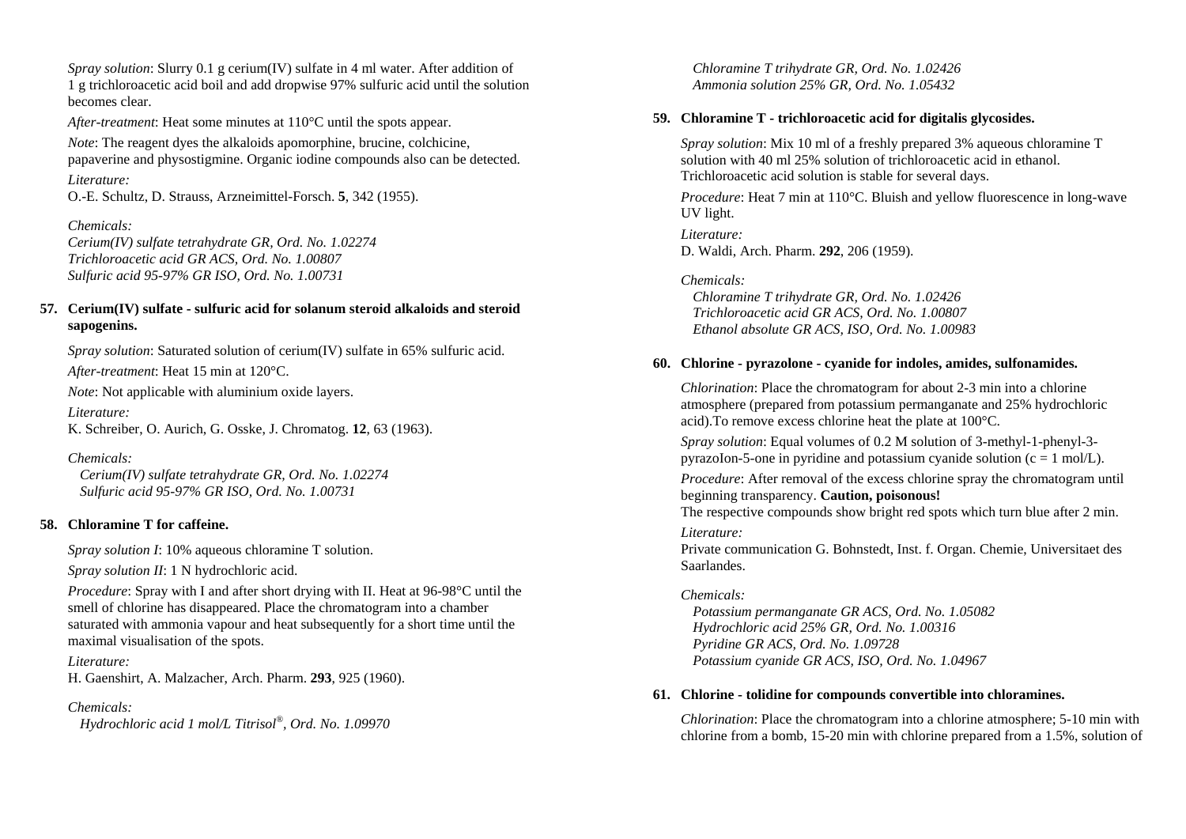*Spray solution*: Slurry 0.1 g cerium(IV) sulfate in 4 ml water. After addition of 1 g trichloroacetic acid boil and add dropwise 97% sulfuric acid until the solution becomes clear.

*After-treatment*: Heat some minutes at 110°C until the spots appear.

*Note*: The reagent dyes the alkaloids apomorphine, brucine, colchicine, papaverine and physostigmine. Organic iodine compounds also can be detected.

*Literature:*
O.-E. Schultz, D. Strauss, Arzneimittel-Forsch. **5**, 342 (1955).

*Chemicals:*
*Cerium(IV) sulfate tetrahydrate GR, Ord. No. 1.02274*
*Trichloroacetic acid GR ACS, Ord. No. 1.00807*
*Sulfuric acid 95-97% GR ISO, Ord. No. 1.00731*

### 57. Cerium(IV) sulfate - sulfuric acid for solanum steroid alkaloids and steroid sapogenins.

*Spray solution*: Saturated solution of cerium(IV) sulfate in 65% sulfuric acid.

*After-treatment*: Heat 15 min at 120°C.

*Note*: Not applicable with aluminium oxide layers.

*Literature:*
K. Schreiber, O. Aurich, G. Osske, J. Chromatog. **12**, 63 (1963).

*Chemicals:*
*Cerium(IV) sulfate tetrahydrate GR, Ord. No. 1.02274*
*Sulfuric acid 95-97% GR ISO, Ord. No. 1.00731*

### 58. Chloramine T for caffeine.

*Spray solution I*: 10% aqueous chloramine T solution.

*Spray solution II*: 1 N hydrochloric acid.

*Procedure*: Spray with I and after short drying with II. Heat at 96-98°C until the smell of chlorine has disappeared. Place the chromatogram into a chamber saturated with ammonia vapour and heat subsequently for a short time until the maximal visualisation of the spots.

*Literature:*
H. Gaenshirt, A. Malzacher, Arch. Pharm. **293**, 925 (1960).

*Chemicals:*
*Hydrochloric acid 1 mol/L Titrisol®, Ord. No. 1.09970*
*Chloramine T trihydrate GR, Ord. No. 1.02426*
*Ammonia solution 25% GR, Ord. No. 1.05432*

### 59. Chloramine T - trichloroacetic acid for digitalis glycosides.

*Spray solution*: Mix 10 ml of a freshly prepared 3% aqueous chloramine T solution with 40 ml 25% solution of trichloroacetic acid in ethanol. Trichloroacetic acid solution is stable for several days.

*Procedure*: Heat 7 min at 110°C. Bluish and yellow fluorescence in long-wave UV light.

*Literature:*
D. Waldi, Arch. Pharm. **292**, 206 (1959).

*Chemicals:*
*Chloramine T trihydrate GR, Ord. No. 1.02426*
*Trichloroacetic acid GR ACS, Ord. No. 1.00807*
*Ethanol absolute GR ACS, ISO, Ord. No. 1.00983*

### 60. Chlorine - pyrazolone - cyanide for indoles, amides, sulfonamides.

*Chlorination*: Place the chromatogram for about 2-3 min into a chlorine atmosphere (prepared from potassium permanganate and 25% hydrochloric acid).To remove excess chlorine heat the plate at 100°C.

*Spray solution*: Equal volumes of 0.2 M solution of 3-methyl-1-phenyl-3-pyrazoIon-5-one in pyridine and potassium cyanide solution (c = 1 mol/L).

*Procedure*: After removal of the excess chlorine spray the chromatogram until beginning transparency. **Caution, poisonous!**
The respective compounds show bright red spots which turn blue after 2 min.

*Literature:*
Private communication G. Bohnstedt, Inst. f. Organ. Chemie, Universitaet des Saarlandes.

*Chemicals:*
*Potassium permanganate GR ACS, Ord. No. 1.05082*
*Hydrochloric acid 25% GR, Ord. No. 1.00316*
*Pyridine GR ACS, Ord. No. 1.09728*
*Potassium cyanide GR ACS, ISO, Ord. No. 1.04967*

### 61. Chlorine - tolidine for compounds convertible into chloramines.

*Chlorination*: Place the chromatogram into a chlorine atmosphere; 5-10 min with chlorine from a bomb, 15-20 min with chlorine prepared from a 1.5%, solution of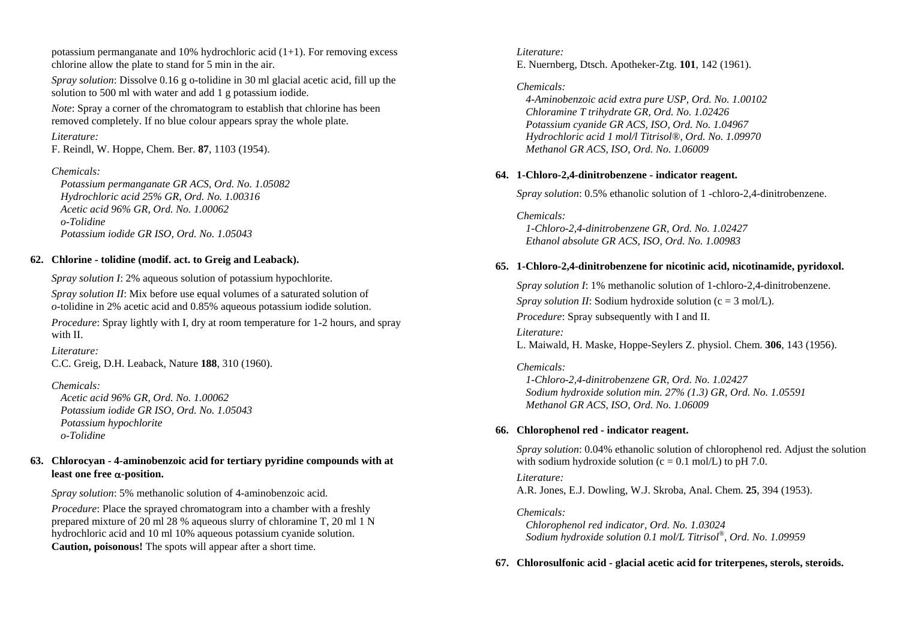potassium permanganate and 10% hydrochloric acid (1+1). For removing excess chlorine allow the plate to stand for 5 min in the air.

*Spray solution*: Dissolve 0.16 g o-tolidine in 30 ml glacial acetic acid, fill up the solution to 500 ml with water and add 1 g potassium iodide.

*Note*: Spray a corner of the chromatogram to establish that chlorine has been removed completely. If no blue colour appears spray the whole plate.

*Literature:*
F. Reindl, W. Hoppe, Chem. Ber. **87**, 1103 (1954).

*Chemicals:*
*Potassium permanganate GR ACS, Ord. No. 1.05082*
*Hydrochloric acid 25% GR, Ord. No. 1.00316*
*Acetic acid 96% GR, Ord. No. 1.00062*
*o-Tolidine*
*Potassium iodide GR ISO, Ord. No. 1.05043*

### 62. Chlorine - tolidine (modif. act. to Greig and Leaback).

*Spray solution I*: 2% aqueous solution of potassium hypochlorite.

*Spray solution II*: Mix before use equal volumes of a saturated solution of *o*-tolidine in 2% acetic acid and 0.85% aqueous potassium iodide solution.

*Procedure*: Spray lightly with I, dry at room temperature for 1-2 hours, and spray with II.

*Literature:*
C.C. Greig, D.H. Leaback, Nature **188**, 310 (1960).

*Chemicals:*
*Acetic acid 96% GR, Ord. No. 1.00062*
*Potassium iodide GR ISO, Ord. No. 1.05043*
*Potassium hypochlorite*
*o-Tolidine*

### 63. Chlorocyan - 4-aminobenzoic acid for tertiary pyridine compounds with at least one free $\alpha$-position.

*Spray solution*: 5% methanolic solution of 4-aminobenzoic acid.

*Procedure*: Place the sprayed chromatogram into a chamber with a freshly prepared mixture of 20 ml 28 % aqueous slurry of chloramine T, 20 ml 1 N hydrochloric acid and 10 ml 10% aqueous potassium cyanide solution. **Caution, poisonous!** The spots will appear after a short time.

*Literature:*
E. Nuernberg, Dtsch. Apotheker-Ztg. **101**, 142 (1961).

*Chemicals:*
*4-Aminobenzoic acid extra pure USP, Ord. No. 1.00102*
*Chloramine T trihydrate GR, Ord. No. 1.02426*
*Potassium cyanide GR ACS, ISO, Ord. No. 1.04967*
*Hydrochloric acid 1 mol/l Titrisol®, Ord. No. 1.09970*
*Methanol GR ACS, ISO, Ord. No. 1.06009*

### 64. 1-Chloro-2,4-dinitrobenzene - indicator reagent.

*Spray solution*: 0.5% ethanolic solution of 1 -chloro-2,4-dinitrobenzene.

*Chemicals:*
*1-Chloro-2,4-dinitrobenzene GR, Ord. No. 1.02427*
*Ethanol absolute GR ACS, ISO, Ord. No. 1.00983*

### 65. 1-Chloro-2,4-dinitrobenzene for nicotinic acid, nicotinamide, pyridoxol.

*Spray solution I*: 1% methanolic solution of 1-chloro-2,4-dinitrobenzene.

*Spray solution II*: Sodium hydroxide solution (c = 3 mol/L).

*Procedure*: Spray subsequently with I and II.

*Literature:*
L. Maiwald, H. Maske, Hoppe-Seylers Z. physiol. Chem. **306**, 143 (1956).

*Chemicals:*
*1-Chloro-2,4-dinitrobenzene GR, Ord. No. 1.02427*
*Sodium hydroxide solution min. 27% (1.3) GR, Ord. No. 1.05591*
*Methanol GR ACS, ISO, Ord. No. 1.06009*

### 66. Chlorophenol red - indicator reagent.

*Spray solution*: 0.04% ethanolic solution of chlorophenol red. Adjust the solution with sodium hydroxide solution (c = 0.1 mol/L) to pH 7.0.

*Literature:*
A.R. Jones, E.J. Dowling, W.J. Skroba, Anal. Chem. **25**, 394 (1953).

*Chemicals:*
*Chlorophenol red indicator, Ord. No. 1.03024*
*Sodium hydroxide solution 0.1 mol/L Titrisol®, Ord. No. 1.09959*

### 67. Chlorosulfonic acid - glacial acetic acid for triterpenes, sterols, steroids.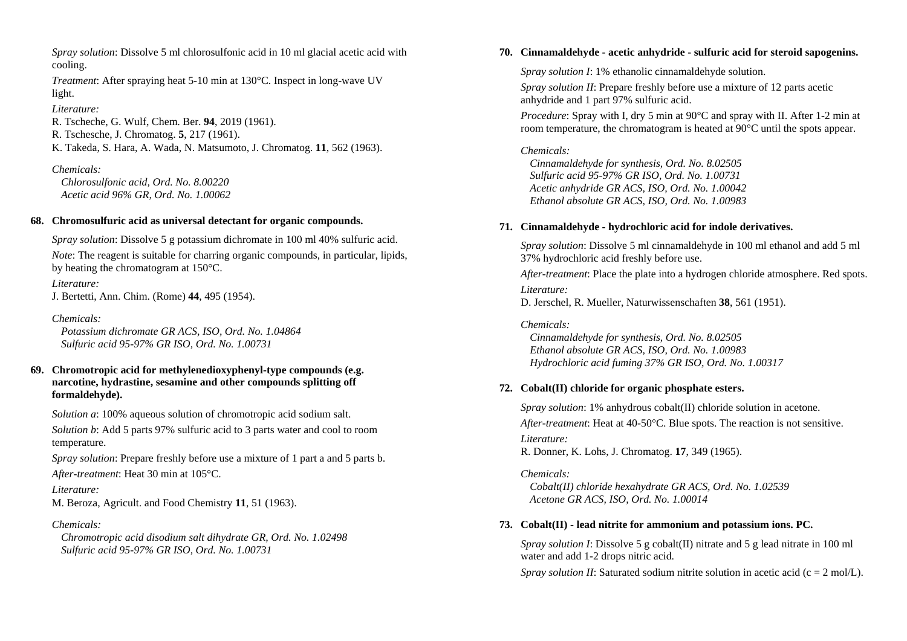*Spray solution*: Dissolve 5 ml chlorosulfonic acid in 10 ml glacial acetic acid with cooling.

*Treatment*: After spraying heat 5-10 min at 130°C. Inspect in long-wave UV light.

*Literature:*
R. Tscheche, G. Wulf, Chem. Ber. **94**, 2019 (1961).
R. Tschesche, J. Chromatog. **5**, 217 (1961).
K. Takeda, S. Hara, A. Wada, N. Matsumoto, J. Chromatog. **11**, 562 (1963).

*Chemicals:*
*Chlorosulfonic acid, Ord. No. 8.00220*
*Acetic acid 96% GR, Ord. No. 1.00062*

**68. Chromosulfuric acid as universal detectant for organic compounds.**

*Spray solution*: Dissolve 5 g potassium dichromate in 100 ml 40% sulfuric acid.

*Note*: The reagent is suitable for charring organic compounds, in particular, lipids, by heating the chromatogram at 150°C.

*Literature:*
J. Bertetti, Ann. Chim. (Rome) **44**, 495 (1954).

*Chemicals:*
*Potassium dichromate GR ACS, ISO, Ord. No. 1.04864*
*Sulfuric acid 95-97% GR ISO, Ord. No. 1.00731*

**69. Chromotropic acid for methylenedioxyphenyl-type compounds (e.g. narcotine, hydrastine, sesamine and other compounds splitting off formaldehyde).**

*Solution a*: 100% aqueous solution of chromotropic acid sodium salt.

*Solution b*: Add 5 parts 97% sulfuric acid to 3 parts water and cool to room temperature.

*Spray solution*: Prepare freshly before use a mixture of 1 part a and 5 parts b.

*After-treatment*: Heat 30 min at 105°C.

*Literature:*
M. Beroza, Agricult. and Food Chemistry **11**, 51 (1963).

*Chemicals:*
*Chromotropic acid disodium salt dihydrate GR, Ord. No. 1.02498*
*Sulfuric acid 95-97% GR ISO, Ord. No. 1.00731*

**70. Cinnamaldehyde - acetic anhydride - sulfuric acid for steroid sapogenins.**

*Spray solution I*: 1% ethanolic cinnamaldehyde solution.

*Spray solution II*: Prepare freshly before use a mixture of 12 parts acetic anhydride and 1 part 97% sulfuric acid.

*Procedure*: Spray with I, dry 5 min at 90°C and spray with II. After 1-2 min at room temperature, the chromatogram is heated at 90°C until the spots appear.

*Chemicals:*
*Cinnamaldehyde for synthesis, Ord. No. 8.02505*
*Sulfuric acid 95-97% GR ISO, Ord. No. 1.00731*
*Acetic anhydride GR ACS, ISO, Ord. No. 1.00042*
*Ethanol absolute GR ACS, ISO, Ord. No. 1.00983*

**71. Cinnamaldehyde - hydrochloric acid for indole derivatives.**

*Spray solution*: Dissolve 5 ml cinnamaldehyde in 100 ml ethanol and add 5 ml 37% hydrochloric acid freshly before use.

*After-treatment*: Place the plate into a hydrogen chloride atmosphere. Red spots.

*Literature:*
D. Jerschel, R. Mueller, Naturwissenschaften **38**, 561 (1951).

*Chemicals:*
*Cinnamaldehyde for synthesis, Ord. No. 8.02505*
*Ethanol absolute GR ACS, ISO, Ord. No. 1.00983*
*Hydrochloric acid fuming 37% GR ISO, Ord. No. 1.00317*

**72. Cobalt(II) chloride for organic phosphate esters.**

*Spray solution*: 1% anhydrous cobalt(II) chloride solution in acetone.

*After-treatment*: Heat at 40-50°C. Blue spots. The reaction is not sensitive.

*Literature:*
R. Donner, K. Lohs, J. Chromatog. **17**, 349 (1965).

*Chemicals:*
*Cobalt(II) chloride hexahydrate GR ACS, Ord. No. 1.02539*
*Acetone GR ACS, ISO, Ord. No. 1.00014*

**73. Cobalt(II) - lead nitrite for ammonium and potassium ions. PC.**

*Spray solution I*: Dissolve 5 g cobalt(II) nitrate and 5 g lead nitrate in 100 ml water and add 1-2 drops nitric acid.

*Spray solution II*: Saturated sodium nitrite solution in acetic acid (c = 2 mol/L).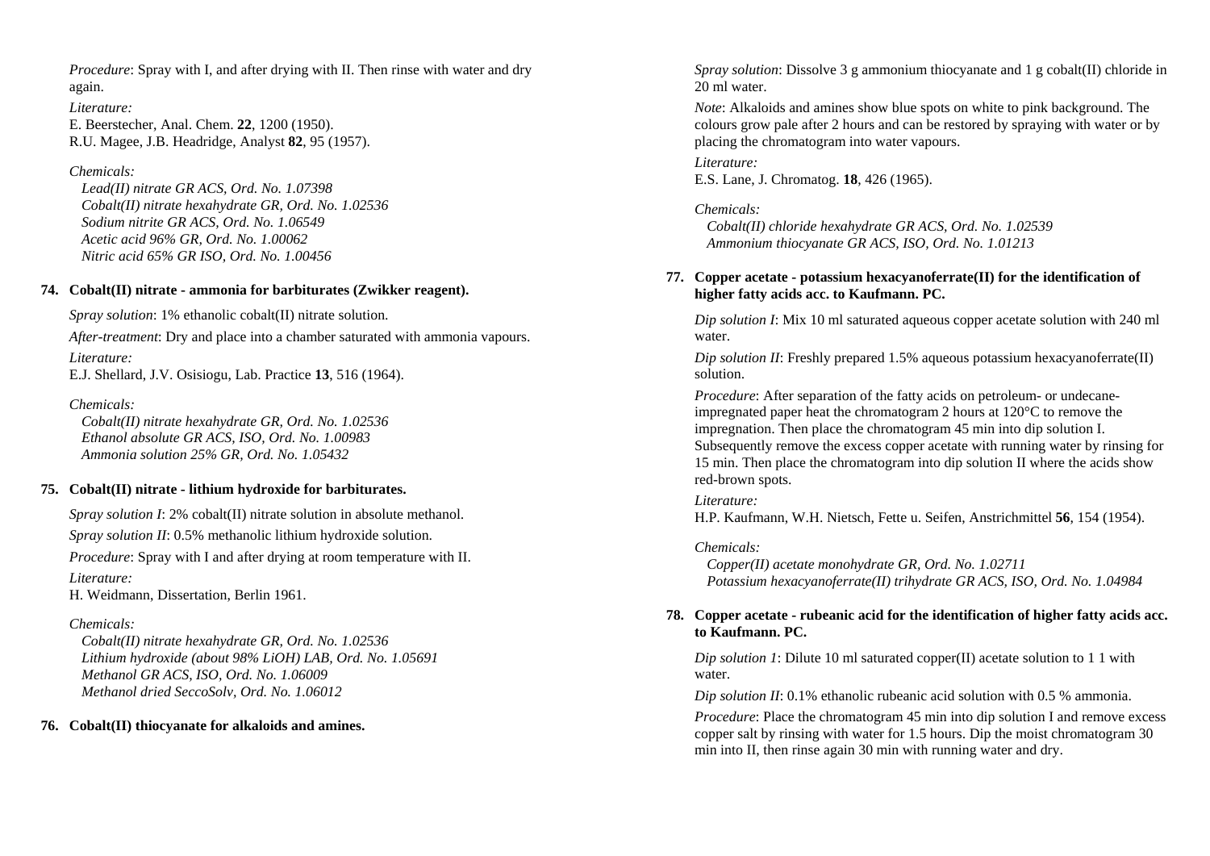*Procedure*: Spray with I, and after drying with II. Then rinse with water and dry again.

*Literature:*
E. Beerstecher, Anal. Chem. **22**, 1200 (1950).
R.U. Magee, J.B. Headridge, Analyst **82**, 95 (1957).

*Chemicals:*
*Lead(II) nitrate GR ACS, Ord. No. 1.07398*
*Cobalt(II) nitrate hexahydrate GR, Ord. No. 1.02536*
*Sodium nitrite GR ACS, Ord. No. 1.06549*
*Acetic acid 96% GR, Ord. No. 1.00062*
*Nitric acid 65% GR ISO, Ord. No. 1.00456*

### 74. Cobalt(II) nitrate - ammonia for barbiturates (Zwikker reagent).

*Spray solution*: 1% ethanolic cobalt(II) nitrate solution.

*After-treatment*: Dry and place into a chamber saturated with ammonia vapours.

*Literature:*
E.J. Shellard, J.V. Osisiogu, Lab. Practice **13**, 516 (1964).

*Chemicals:*
*Cobalt(II) nitrate hexahydrate GR, Ord. No. 1.02536*
*Ethanol absolute GR ACS, ISO, Ord. No. 1.00983*
*Ammonia solution 25% GR, Ord. No. 1.05432*

### 75. Cobalt(II) nitrate - lithium hydroxide for barbiturates.

*Spray solution I*: 2% cobalt(II) nitrate solution in absolute methanol.

*Spray solution II*: 0.5% methanolic lithium hydroxide solution.

*Procedure*: Spray with I and after drying at room temperature with II.

*Literature:*
H. Weidmann, Dissertation, Berlin 1961.

*Chemicals:*
*Cobalt(II) nitrate hexahydrate GR, Ord. No. 1.02536*
*Lithium hydroxide (about 98% LiOH) LAB, Ord. No. 1.05691*
*Methanol GR ACS, ISO, Ord. No. 1.06009*
*Methanol dried SeccoSolv, Ord. No. 1.06012*

### 76. Cobalt(II) thiocyanate for alkaloids and amines.

*Spray solution*: Dissolve 3 g ammonium thiocyanate and 1 g cobalt(II) chloride in 20 ml water.

*Note*: Alkaloids and amines show blue spots on white to pink background. The colours grow pale after 2 hours and can be restored by spraying with water or by placing the chromatogram into water vapours.

*Literature:*
E.S. Lane, J. Chromatog. **18**, 426 (1965).

*Chemicals:*
*Cobalt(II) chloride hexahydrate GR ACS, Ord. No. 1.02539*
*Ammonium thiocyanate GR ACS, ISO, Ord. No. 1.01213*

### 77. Copper acetate - potassium hexacyanoferrate(II) for the identification of higher fatty acids acc. to Kaufmann. PC.

*Dip solution I*: Mix 10 ml saturated aqueous copper acetate solution with 240 ml water.

*Dip solution II*: Freshly prepared 1.5% aqueous potassium hexacyanoferrate(II) solution.

*Procedure*: After separation of the fatty acids on petroleum- or undecane-impregnated paper heat the chromatogram 2 hours at 120°C to remove the impregnation. Then place the chromatogram 45 min into dip solution I. Subsequently remove the excess copper acetate with running water by rinsing for 15 min. Then place the chromatogram into dip solution II where the acids show red-brown spots.

*Literature:*
H.P. Kaufmann, W.H. Nietsch, Fette u. Seifen, Anstrichmittel **56**, 154 (1954).

*Chemicals:*
*Copper(II) acetate monohydrate GR, Ord. No. 1.02711*
*Potassium hexacyanoferrate(II) trihydrate GR ACS, ISO, Ord. No. 1.04984*

### 78. Copper acetate - rubeanic acid for the identification of higher fatty acids acc. to Kaufmann. PC.

*Dip solution 1*: Dilute 10 ml saturated copper(II) acetate solution to 1 1 with water.

*Dip solution II*: 0.1% ethanolic rubeanic acid solution with 0.5 % ammonia.

*Procedure*: Place the chromatogram 45 min into dip solution I and remove excess copper salt by rinsing with water for 1.5 hours. Dip the moist chromatogram 30 min into II, then rinse again 30 min with running water and dry.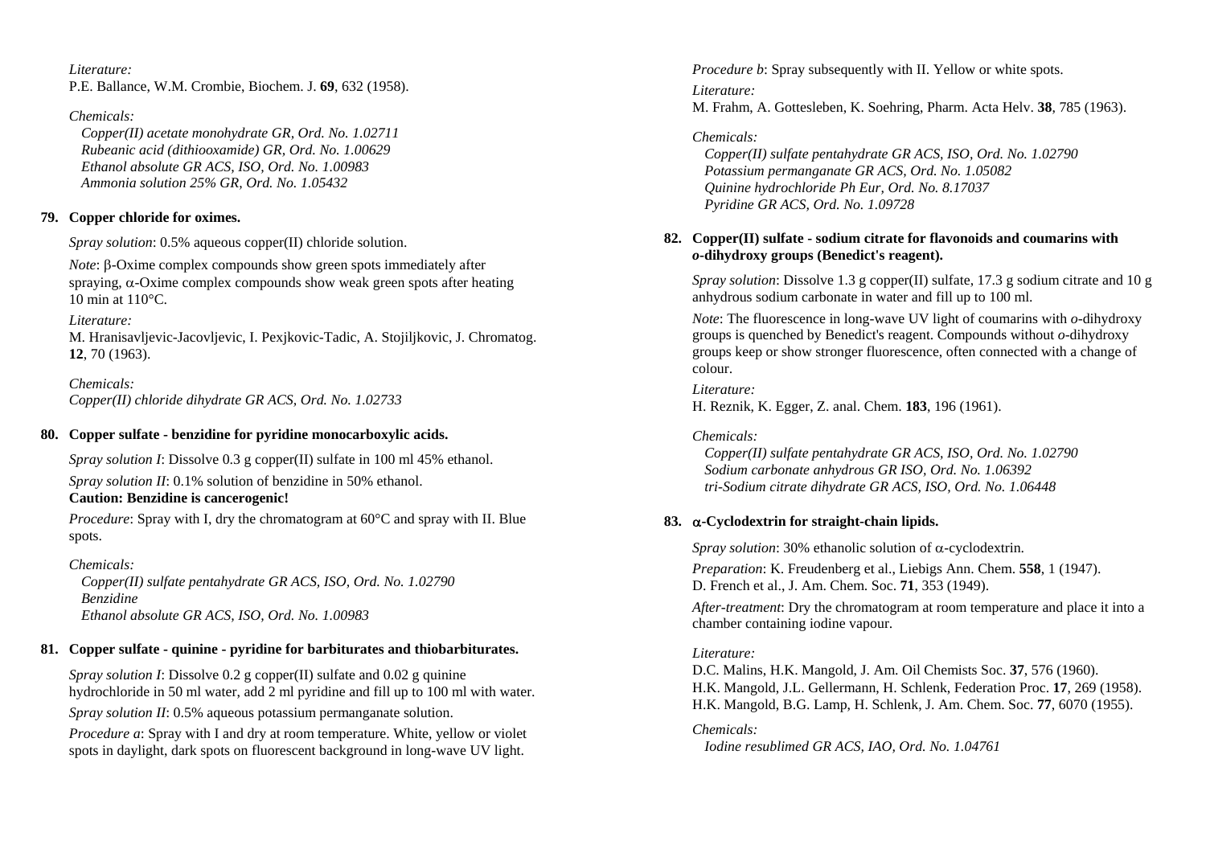*Literature:*
P.E. Ballance, W.M. Crombie, Biochem. J. **69**, 632 (1958).

*Chemicals:*
*Copper(II) acetate monohydrate GR, Ord. No. 1.02711*
*Rubeanic acid (dithiooxamide) GR, Ord. No. 1.00629*
*Ethanol absolute GR ACS, ISO, Ord. No. 1.00983*
*Ammonia solution 25% GR, Ord. No. 1.05432*

### 79. Copper chloride for oximes.

*Spray solution*: 0.5% aqueous copper(II) chloride solution.

*Note*: β-Oxime complex compounds show green spots immediately after spraying, α-Oxime complex compounds show weak green spots after heating 10 min at 110°C.

*Literature:*
M. Hranisavljevic-Jacovljevic, I. Pexjkovic-Tadic, A. Stojiljkovic, J. Chromatog. **12**, 70 (1963).

*Chemicals:*
*Copper(II) chloride dihydrate GR ACS, Ord. No. 1.02733*

### 80. Copper sulfate - benzidine for pyridine monocarboxylic acids.

*Spray solution I*: Dissolve 0.3 g copper(II) sulfate in 100 ml 45% ethanol.

*Spray solution II*: 0.1% solution of benzidine in 50% ethanol.
**Caution: Benzidine is cancerogenic!**

*Procedure*: Spray with I, dry the chromatogram at 60°C and spray with II. Blue spots.

*Chemicals:*
*Copper(II) sulfate pentahydrate GR ACS, ISO, Ord. No. 1.02790*
*Benzidine*
*Ethanol absolute GR ACS, ISO, Ord. No. 1.00983*

### 81. Copper sulfate - quinine - pyridine for barbiturates and thiobarbiturates.

*Spray solution I*: Dissolve 0.2 g copper(II) sulfate and 0.02 g quinine hydrochloride in 50 ml water, add 2 ml pyridine and fill up to 100 ml with water.

*Spray solution II*: 0.5% aqueous potassium permanganate solution.

*Procedure a*: Spray with I and dry at room temperature. White, yellow or violet spots in daylight, dark spots on fluorescent background in long-wave UV light.

*Procedure b*: Spray subsequently with II. Yellow or white spots.

*Literature:*
M. Frahm, A. Gottesleben, K. Soehring, Pharm. Acta Helv. **38**, 785 (1963).

*Chemicals:*
*Copper(II) sulfate pentahydrate GR ACS, ISO, Ord. No. 1.02790*
*Potassium permanganate GR ACS, Ord. No. 1.05082*
*Quinine hydrochloride Ph Eur, Ord. No. 8.17037*
*Pyridine GR ACS, Ord. No. 1.09728*

### 82. Copper(II) sulfate - sodium citrate for flavonoids and coumarins with *o*-dihydroxy groups (Benedict's reagent).

*Spray solution*: Dissolve 1.3 g copper(II) sulfate, 17.3 g sodium citrate and 10 g anhydrous sodium carbonate in water and fill up to 100 ml.

*Note*: The fluorescence in long-wave UV light of coumarins with *o*-dihydroxy groups is quenched by Benedict's reagent. Compounds without *o*-dihydroxy groups keep or show stronger fluorescence, often connected with a change of colour.

*Literature:*
H. Reznik, K. Egger, Z. anal. Chem. **183**, 196 (1961).

*Chemicals:*
*Copper(II) sulfate pentahydrate GR ACS, ISO, Ord. No. 1.02790*
*Sodium carbonate anhydrous GR ISO, Ord. No. 1.06392*
*tri-Sodium citrate dihydrate GR ACS, ISO, Ord. No. 1.06448*

### 83. α-Cyclodextrin for straight-chain lipids.

*Spray solution*: 30% ethanolic solution of α-cyclodextrin.

*Preparation*: K. Freudenberg et al., Liebigs Ann. Chem. **558**, 1 (1947).
D. French et al., J. Am. Chem. Soc. **71**, 353 (1949).

*After-treatment*: Dry the chromatogram at room temperature and place it into a chamber containing iodine vapour.

*Literature:*
D.C. Malins, H.K. Mangold, J. Am. Oil Chemists Soc. **37**, 576 (1960).
H.K. Mangold, J.L. Gellermann, H. Schlenk, Federation Proc. **17**, 269 (1958).
H.K. Mangold, B.G. Lamp, H. Schlenk, J. Am. Chem. Soc. **77**, 6070 (1955).

*Chemicals:*
*Iodine resublimed GR ACS, IAO, Ord. No. 1.04761*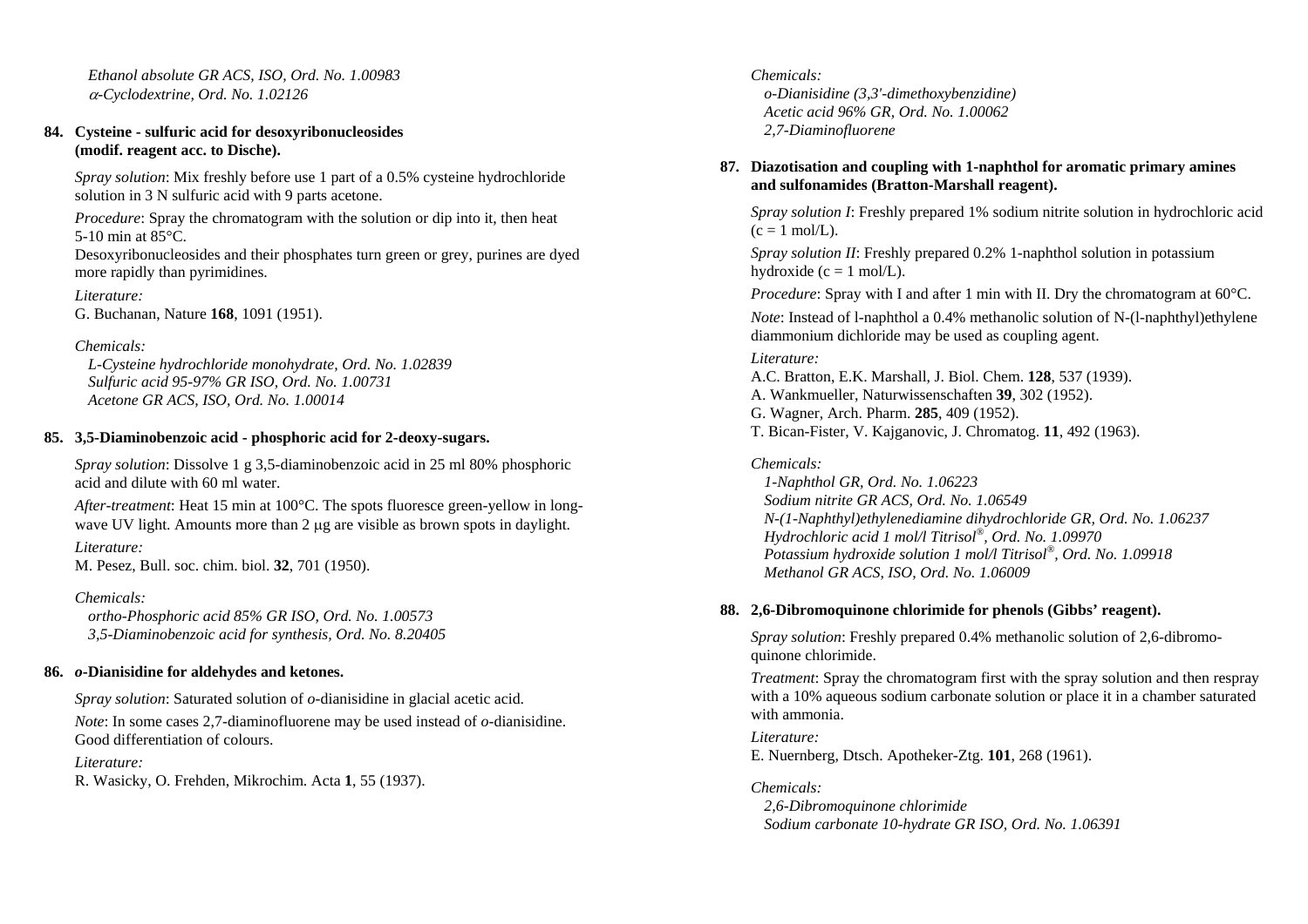*Ethanol absolute GR ACS, ISO, Ord. No. 1.00983*
*α-Cyclodextrine, Ord. No. 1.02126*

### 84. Cysteine - sulfuric acid for desoxyribonucleosides (modif. reagent acc. to Dische).

*Spray solution*: Mix freshly before use 1 part of a 0.5% cysteine hydrochloride solution in 3 N sulfuric acid with 9 parts acetone.

*Procedure*: Spray the chromatogram with the solution or dip into it, then heat 5-10 min at 85°C.
Desoxyribonucleosides and their phosphates turn green or grey, purines are dyed more rapidly than pyrimidines.

*Literature:*
G. Buchanan, Nature **168**, 1091 (1951).

*Chemicals:*
*L-Cysteine hydrochloride monohydrate, Ord. No. 1.02839*
*Sulfuric acid 95-97% GR ISO, Ord. No. 1.00731*
*Acetone GR ACS, ISO, Ord. No. 1.00014*

### 85. 3,5-Diaminobenzoic acid - phosphoric acid for 2-deoxy-sugars.

*Spray solution*: Dissolve 1 g 3,5-diaminobenzoic acid in 25 ml 80% phosphoric acid and dilute with 60 ml water.

*After-treatment*: Heat 15 min at 100°C. The spots fluoresce green-yellow in long-wave UV light. Amounts more than 2 µg are visible as brown spots in daylight.

*Literature:*
M. Pesez, Bull. soc. chim. biol. **32**, 701 (1950).

*Chemicals:*
*ortho-Phosphoric acid 85% GR ISO, Ord. No. 1.00573*
*3,5-Diaminobenzoic acid for synthesis, Ord. No. 8.20405*

### 86. *o*-Dianisidine for aldehydes and ketones.

*Spray solution*: Saturated solution of *o*-dianisidine in glacial acetic acid.

*Note*: In some cases 2,7-diaminofluorene may be used instead of *o*-dianisidine. Good differentiation of colours.

*Literature:*
R. Wasicky, O. Frehden, Mikrochim. Acta **1**, 55 (1937).

*Chemicals:*
*o-Dianisidine (3,3'-dimethoxybenzidine)*
*Acetic acid 96% GR, Ord. No. 1.00062*
*2,7-Diaminofluorene*

### 87. Diazotisation and coupling with 1-naphthol for aromatic primary amines and sulfonamides (Bratton-Marshall reagent).

*Spray solution I*: Freshly prepared 1% sodium nitrite solution in hydrochloric acid (c = 1 mol/L).

*Spray solution II*: Freshly prepared 0.2% 1-naphthol solution in potassium hydroxide (c = 1 mol/L).

*Procedure*: Spray with I and after 1 min with II. Dry the chromatogram at 60°C.

*Note*: Instead of l-naphthol a 0.4% methanolic solution of N-(l-naphthyl)ethylene diammonium dichloride may be used as coupling agent.

*Literature:*
A.C. Bratton, E.K. Marshall, J. Biol. Chem. **128**, 537 (1939).
A. Wankmueller, Naturwissenschaften **39**, 302 (1952).
G. Wagner, Arch. Pharm. **285**, 409 (1952).
T. Bican-Fister, V. Kajganovic, J. Chromatog. **11**, 492 (1963).

*Chemicals:*
*1-Naphthol GR, Ord. No. 1.06223*
*Sodium nitrite GR ACS, Ord. No. 1.06549*
*N-(1-Naphthyl)ethylenediamine dihydrochloride GR, Ord. No. 1.06237*
*Hydrochloric acid 1 mol/l Titrisol®, Ord. No. 1.09970*
*Potassium hydroxide solution 1 mol/l Titrisol®, Ord. No. 1.09918*
*Methanol GR ACS, ISO, Ord. No. 1.06009*

### 88. 2,6-Dibromoquinone chlorimide for phenols (Gibbs' reagent).

*Spray solution*: Freshly prepared 0.4% methanolic solution of 2,6-dibromo-quinone chlorimide.

*Treatment*: Spray the chromatogram first with the spray solution and then respray with a 10% aqueous sodium carbonate solution or place it in a chamber saturated with ammonia.

*Literature:*
E. Nuernberg, Dtsch. Apotheker-Ztg. **101**, 268 (1961).

*Chemicals:*
*2,6-Dibromoquinone chlorimide*
*Sodium carbonate 10-hydrate GR ISO, Ord. No. 1.06391*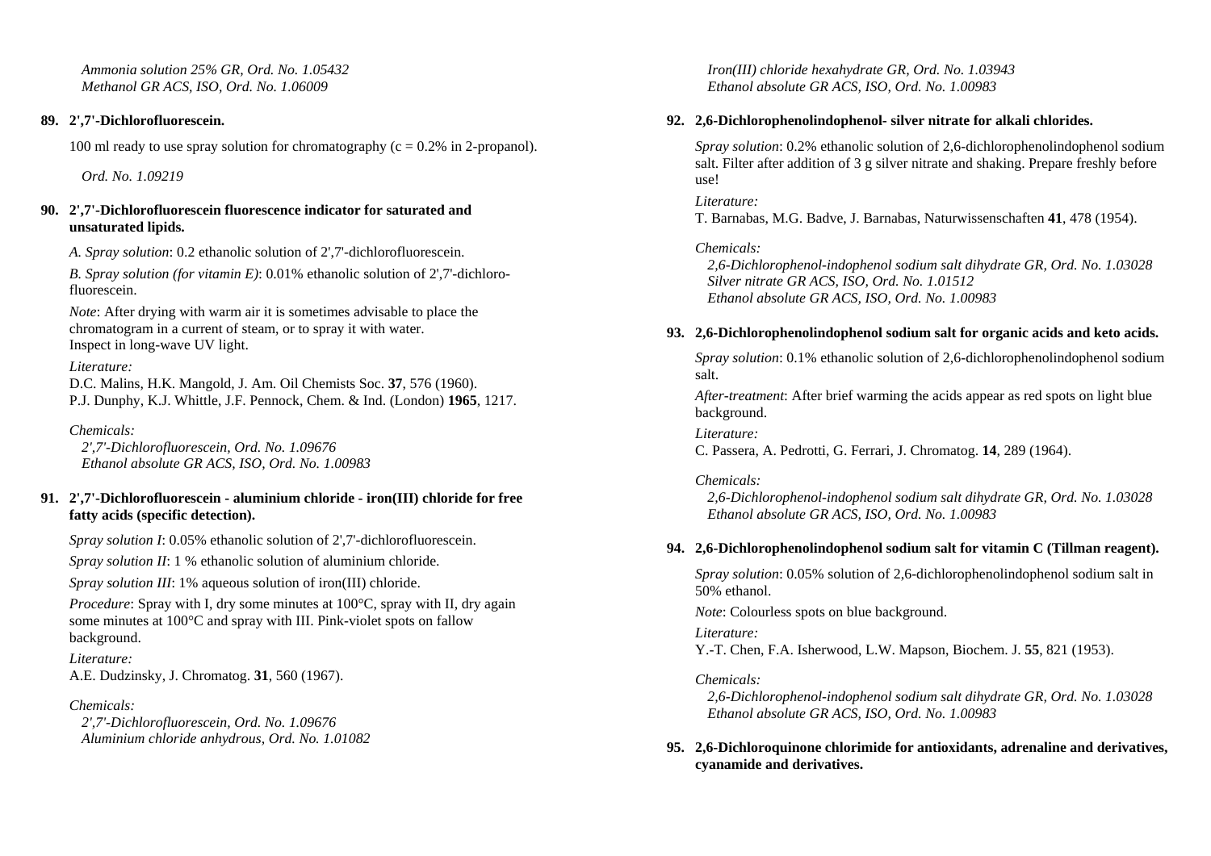*Ammonia solution 25% GR, Ord. No. 1.05432*
*Methanol GR ACS, ISO, Ord. No. 1.06009*

**89. 2',7'-Dichlorofluorescein.**

100 ml ready to use spray solution for chromatography (c = 0.2% in 2-propanol).

*Ord. No. 1.09219*

**90. 2',7'-Dichlorofluorescein fluorescence indicator for saturated and unsaturated lipids.**

*A. Spray solution*: 0.2 ethanolic solution of 2',7'-dichlorofluorescein.

*B. Spray solution (for vitamin E)*: 0.01% ethanolic solution of 2',7'-dichloro-fluorescein.

*Note*: After drying with warm air it is sometimes advisable to place the chromatogram in a current of steam, or to spray it with water.
Inspect in long-wave UV light.

*Literature:*
D.C. Malins, H.K. Mangold, J. Am. Oil Chemists Soc. **37**, 576 (1960).
P.J. Dunphy, K.J. Whittle, J.F. Pennock, Chem. & Ind. (London) **1965**, 1217.

*Chemicals:*
*2',7'-Dichlorofluorescein, Ord. No. 1.09676*
*Ethanol absolute GR ACS, ISO, Ord. No. 1.00983*

**91. 2',7'-Dichlorofluorescein - aluminium chloride - iron(III) chloride for free fatty acids (specific detection).**

*Spray solution I*: 0.05% ethanolic solution of 2',7'-dichlorofluorescein.

*Spray solution II*: 1 % ethanolic solution of aluminium chloride.

*Spray solution III*: 1% aqueous solution of iron(III) chloride.

*Procedure*: Spray with I, dry some minutes at 100°C, spray with II, dry again some minutes at 100°C and spray with III. Pink-violet spots on fallow background.

*Literature:*
A.E. Dudzinsky, J. Chromatog. **31**, 560 (1967).

*Chemicals:*
*2',7'-Dichlorofluorescein, Ord. No. 1.09676*
*Aluminium chloride anhydrous, Ord. No. 1.01082*
*Iron(III) chloride hexahydrate GR, Ord. No. 1.03943*
*Ethanol absolute GR ACS, ISO, Ord. No. 1.00983*

**92. 2,6-Dichlorophenolindophenol- silver nitrate for alkali chlorides.**

*Spray solution*: 0.2% ethanolic solution of 2,6-dichlorophenolindophenol sodium salt. Filter after addition of 3 g silver nitrate and shaking. Prepare freshly before use!

*Literature:*
T. Barnabas, M.G. Badve, J. Barnabas, Naturwissenschaften **41**, 478 (1954).

*Chemicals:*
*2,6-Dichlorophenol-indophenol sodium salt dihydrate GR, Ord. No. 1.03028*
*Silver nitrate GR ACS, ISO, Ord. No. 1.01512*
*Ethanol absolute GR ACS, ISO, Ord. No. 1.00983*

**93. 2,6-Dichlorophenolindophenol sodium salt for organic acids and keto acids.**

*Spray solution*: 0.1% ethanolic solution of 2,6-dichlorophenolindophenol sodium salt.

*After-treatment*: After brief warming the acids appear as red spots on light blue background.

*Literature:*
C. Passera, A. Pedrotti, G. Ferrari, J. Chromatog. **14**, 289 (1964).

*Chemicals:*
*2,6-Dichlorophenol-indophenol sodium salt dihydrate GR, Ord. No. 1.03028*
*Ethanol absolute GR ACS, ISO, Ord. No. 1.00983*

**94. 2,6-Dichlorophenolindophenol sodium salt for vitamin C (Tillman reagent).**

*Spray solution*: 0.05% solution of 2,6-dichlorophenolindophenol sodium salt in 50% ethanol.

*Note*: Colourless spots on blue background.

*Literature:*
Y.-T. Chen, F.A. Isherwood, L.W. Mapson, Biochem. J. **55**, 821 (1953).

*Chemicals:*
*2,6-Dichlorophenol-indophenol sodium salt dihydrate GR, Ord. No. 1.03028*
*Ethanol absolute GR ACS, ISO, Ord. No. 1.00983*

**95. 2,6-Dichloroquinone chlorimide for antioxidants, adrenaline and derivatives, cyanamide and derivatives.**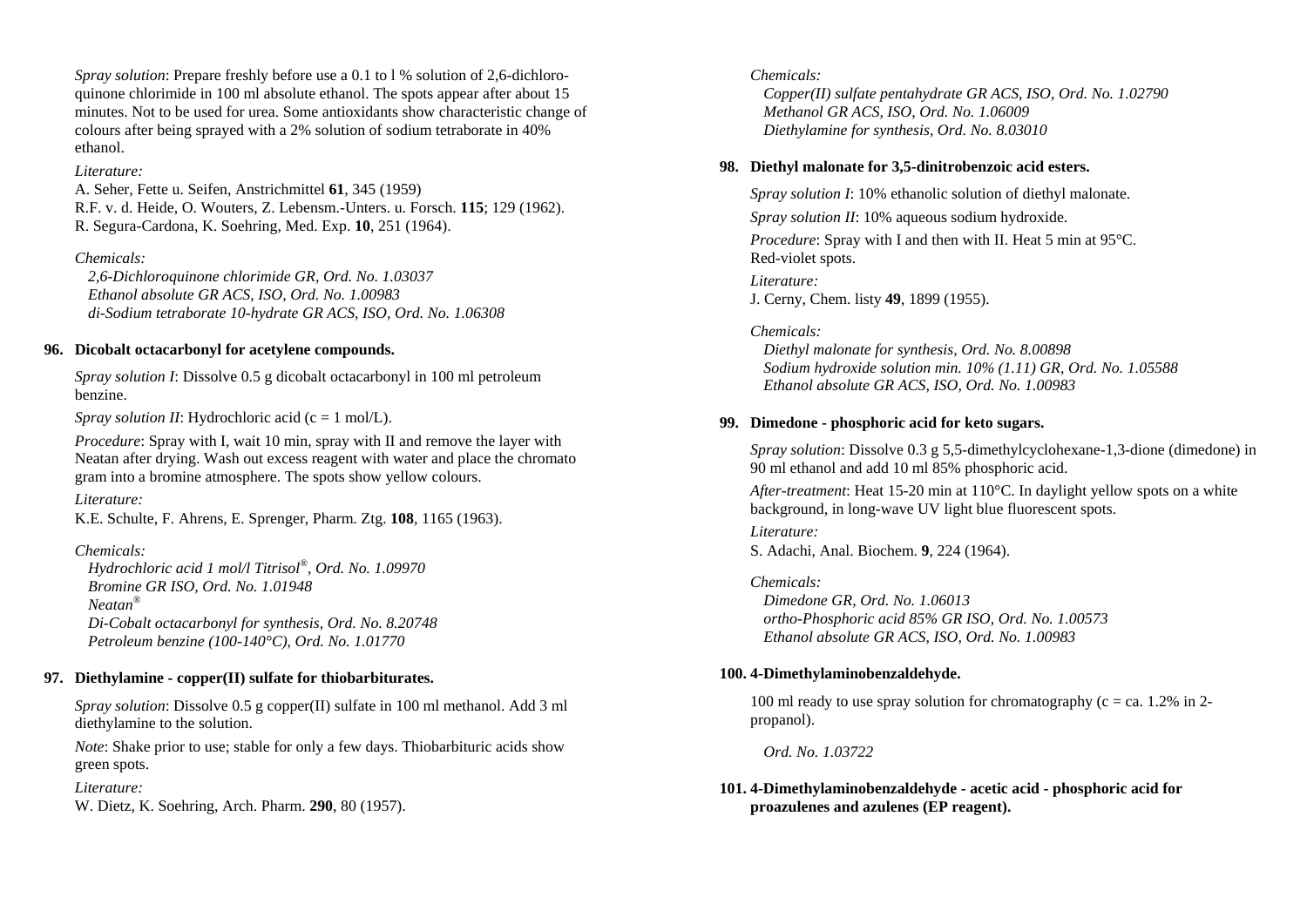*Spray solution*: Prepare freshly before use a 0.1 to l % solution of 2,6-dichloroquinone chlorimide in 100 ml absolute ethanol. The spots appear after about 15 minutes. Not to be used for urea. Some antioxidants show characteristic change of colours after being sprayed with a 2% solution of sodium tetraborate in 40% ethanol.

*Literature:*

A. Seher, Fette u. Seifen, Anstrichmittel **61**, 345 (1959)
R.F. v. d. Heide, O. Wouters, Z. Lebensm.-Unters. u. Forsch. **115**; 129 (1962).
R. Segura-Cardona, K. Soehring, Med. Exp. **10**, 251 (1964).

*Chemicals:*

*2,6-Dichloroquinone chlorimide GR, Ord. No. 1.03037*
*Ethanol absolute GR ACS, ISO, Ord. No. 1.00983*
*di-Sodium tetraborate 10-hydrate GR ACS, ISO, Ord. No. 1.06308*

**96. Dicobalt octacarbonyl for acetylene compounds.**

*Spray solution I*: Dissolve 0.5 g dicobalt octacarbonyl in 100 ml petroleum benzine.

*Spray solution II*: Hydrochloric acid (c = 1 mol/L).

*Procedure*: Spray with I, wait 10 min, spray with II and remove the layer with Neatan after drying. Wash out excess reagent with water and place the chromato gram into a bromine atmosphere. The spots show yellow colours.

*Literature:*

K.E. Schulte, F. Ahrens, E. Sprenger, Pharm. Ztg. **108**, 1165 (1963).

*Chemicals:*

*Hydrochloric acid 1 mol/l Titrisol®, Ord. No. 1.09970*
*Bromine GR ISO, Ord. No. 1.01948*
*Neatan®*
*Di-Cobalt octacarbonyl for synthesis, Ord. No. 8.20748*
*Petroleum benzine (100-140°C), Ord. No. 1.01770*

**97. Diethylamine - copper(II) sulfate for thiobarbiturates.**

*Spray solution*: Dissolve 0.5 g copper(II) sulfate in 100 ml methanol. Add 3 ml diethylamine to the solution.

*Note*: Shake prior to use; stable for only a few days. Thiobarbituric acids show green spots.

*Literature:*

W. Dietz, K. Soehring, Arch. Pharm. **290**, 80 (1957).

*Chemicals:*

*Copper(II) sulfate pentahydrate GR ACS, ISO, Ord. No. 1.02790*
*Methanol GR ACS, ISO, Ord. No. 1.06009*
*Diethylamine for synthesis, Ord. No. 8.03010*

**98. Diethyl malonate for 3,5-dinitrobenzoic acid esters.**

*Spray solution I*: 10% ethanolic solution of diethyl malonate.

*Spray solution II*: 10% aqueous sodium hydroxide.

*Procedure*: Spray with I and then with II. Heat 5 min at 95°C. Red-violet spots.

*Literature:*

J. Cerny, Chem. listy **49**, 1899 (1955).

*Chemicals:*

*Diethyl malonate for synthesis, Ord. No. 8.00898*
*Sodium hydroxide solution min. 10% (1.11) GR, Ord. No. 1.05588*
*Ethanol absolute GR ACS, ISO, Ord. No. 1.00983*

**99. Dimedone - phosphoric acid for keto sugars.**

*Spray solution*: Dissolve 0.3 g 5,5-dimethylcyclohexane-1,3-dione (dimedone) in 90 ml ethanol and add 10 ml 85% phosphoric acid.

*After-treatment*: Heat 15-20 min at 110°C. In daylight yellow spots on a white background, in long-wave UV light blue fluorescent spots.

*Literature:*

S. Adachi, Anal. Biochem. **9**, 224 (1964).

*Chemicals:*

*Dimedone GR, Ord. No. 1.06013*
*ortho-Phosphoric acid 85% GR ISO, Ord. No. 1.00573*
*Ethanol absolute GR ACS, ISO, Ord. No. 1.00983*

**100. 4-Dimethylaminobenzaldehyde.**

100 ml ready to use spray solution for chromatography (c = ca. 1.2% in 2-propanol).

*Ord. No. 1.03722*

**101. 4-Dimethylaminobenzaldehyde - acetic acid - phosphoric acid for proazulenes and azulenes (EP reagent).**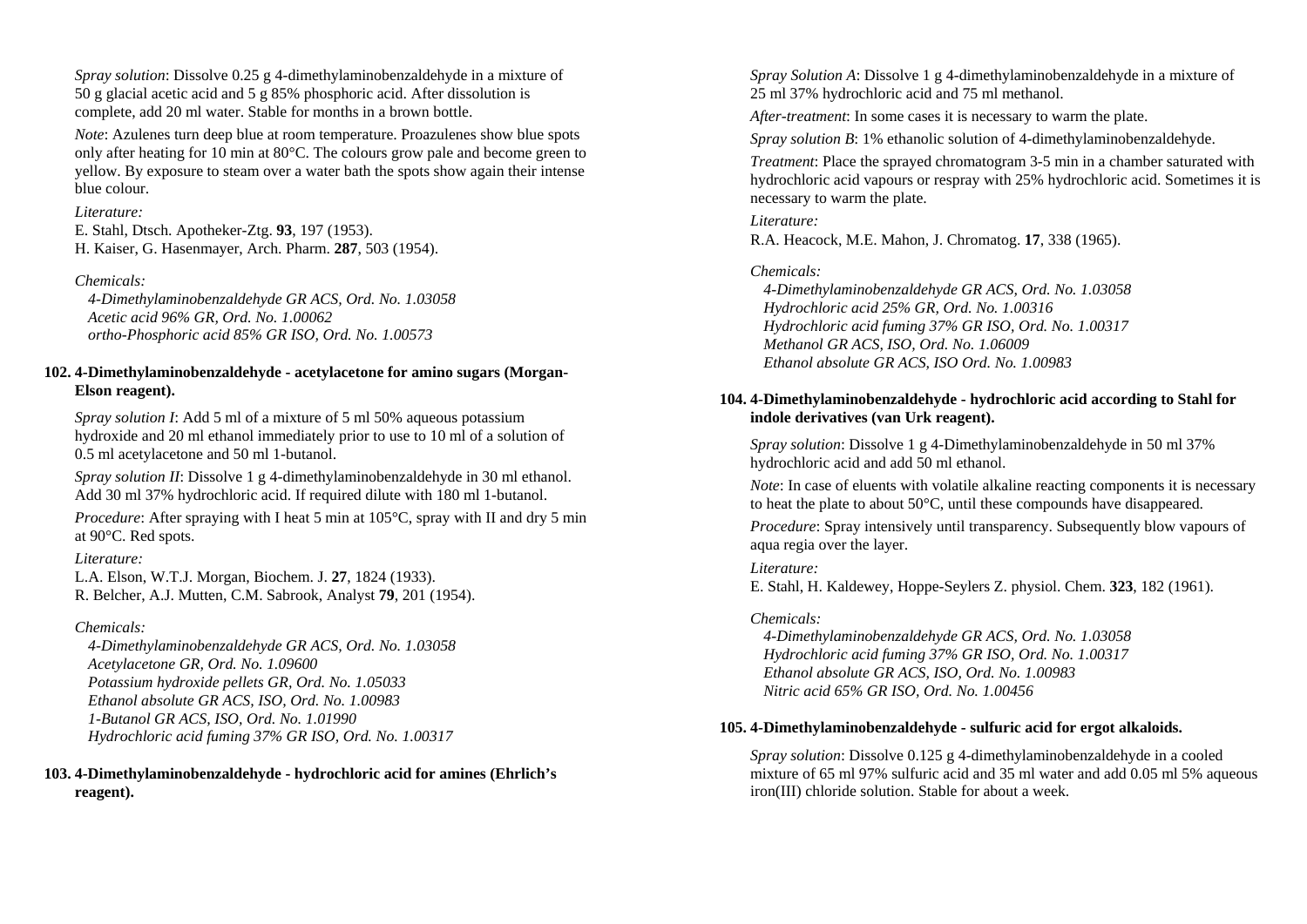*Spray solution*: Dissolve 0.25 g 4-dimethylaminobenzaldehyde in a mixture of 50 g glacial acetic acid and 5 g 85% phosphoric acid. After dissolution is complete, add 20 ml water. Stable for months in a brown bottle.

*Note*: Azulenes turn deep blue at room temperature. Proazulenes show blue spots only after heating for 10 min at 80°C. The colours grow pale and become green to yellow. By exposure to steam over a water bath the spots show again their intense blue colour.

*Literature:*
E. Stahl, Dtsch. Apotheker-Ztg. **93**, 197 (1953).
H. Kaiser, G. Hasenmayer, Arch. Pharm. **287**, 503 (1954).

*Chemicals:*
*4-Dimethylaminobenzaldehyde GR ACS, Ord. No. 1.03058*
*Acetic acid 96% GR, Ord. No. 1.00062*
*ortho-Phosphoric acid 85% GR ISO, Ord. No. 1.00573*

**102. 4-Dimethylaminobenzaldehyde - acetylacetone for amino sugars (Morgan-Elson reagent).**

*Spray solution I*: Add 5 ml of a mixture of 5 ml 50% aqueous potassium hydroxide and 20 ml ethanol immediately prior to use to 10 ml of a solution of 0.5 ml acetylacetone and 50 ml 1-butanol.

*Spray solution II*: Dissolve 1 g 4-dimethylaminobenzaldehyde in 30 ml ethanol. Add 30 ml 37% hydrochloric acid. If required dilute with 180 ml 1-butanol.

*Procedure*: After spraying with I heat 5 min at 105°C, spray with II and dry 5 min at 90°C. Red spots.

*Literature:*
L.A. Elson, W.T.J. Morgan, Biochem. J. **27**, 1824 (1933).
R. Belcher, A.J. Mutten, C.M. Sabrook, Analyst **79**, 201 (1954).

*Chemicals:*
*4-Dimethylaminobenzaldehyde GR ACS, Ord. No. 1.03058*
*Acetylacetone GR, Ord. No. 1.09600*
*Potassium hydroxide pellets GR, Ord. No. 1.05033*
*Ethanol absolute GR ACS, ISO, Ord. No. 1.00983*
*1-Butanol GR ACS, ISO, Ord. No. 1.01990*
*Hydrochloric acid fuming 37% GR ISO, Ord. No. 1.00317*

**103. 4-Dimethylaminobenzaldehyde - hydrochloric acid for amines (Ehrlich's reagent).**

*Spray Solution A*: Dissolve 1 g 4-dimethylaminobenzaldehyde in a mixture of 25 ml 37% hydrochloric acid and 75 ml methanol.

*After-treatment*: In some cases it is necessary to warm the plate.

*Spray solution B*: 1% ethanolic solution of 4-dimethylaminobenzaldehyde.

*Treatment*: Place the sprayed chromatogram 3-5 min in a chamber saturated with hydrochloric acid vapours or respray with 25% hydrochloric acid. Sometimes it is necessary to warm the plate.

*Literature:*
R.A. Heacock, M.E. Mahon, J. Chromatog. **17**, 338 (1965).

*Chemicals:*
*4-Dimethylaminobenzaldehyde GR ACS, Ord. No. 1.03058*
*Hydrochloric acid 25% GR, Ord. No. 1.00316*
*Hydrochloric acid fuming 37% GR ISO, Ord. No. 1.00317*
*Methanol GR ACS, ISO, Ord. No. 1.06009*
*Ethanol absolute GR ACS, ISO Ord. No. 1.00983*

**104. 4-Dimethylaminobenzaldehyde - hydrochloric acid according to Stahl for indole derivatives (van Urk reagent).**

*Spray solution*: Dissolve 1 g 4-Dimethylaminobenzaldehyde in 50 ml 37% hydrochloric acid and add 50 ml ethanol.

*Note*: In case of eluents with volatile alkaline reacting components it is necessary to heat the plate to about 50°C, until these compounds have disappeared.

*Procedure*: Spray intensively until transparency. Subsequently blow vapours of aqua regia over the layer.

*Literature:*
E. Stahl, H. Kaldewey, Hoppe-Seylers Z. physiol. Chem. **323**, 182 (1961).

*Chemicals:*
*4-Dimethylaminobenzaldehyde GR ACS, Ord. No. 1.03058*
*Hydrochloric acid fuming 37% GR ISO, Ord. No. 1.00317*
*Ethanol absolute GR ACS, ISO, Ord. No. 1.00983*
*Nitric acid 65% GR ISO, Ord. No. 1.00456*

**105. 4-Dimethylaminobenzaldehyde - sulfuric acid for ergot alkaloids.**

*Spray solution*: Dissolve 0.125 g 4-dimethylaminobenzaldehyde in a cooled mixture of 65 ml 97% sulfuric acid and 35 ml water and add 0.05 ml 5% aqueous iron(III) chloride solution. Stable for about a week.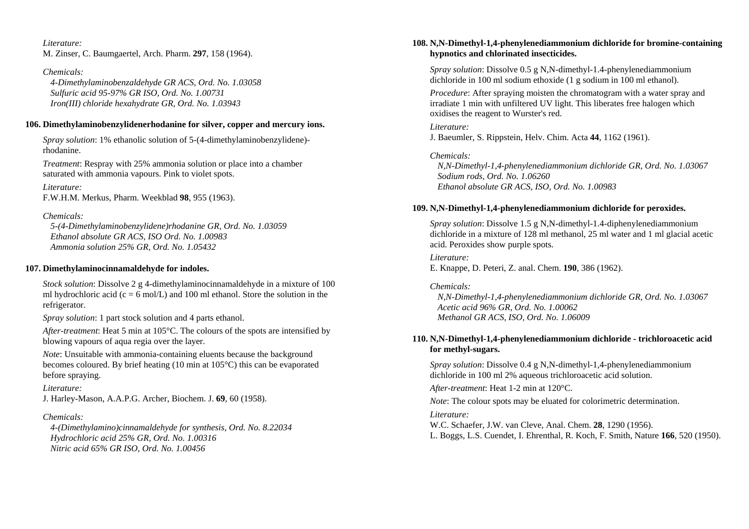*Literature:*
M. Zinser, C. Baumgaertel, Arch. Pharm. **297**, 158 (1964).

*Chemicals:*
*4-Dimethylaminobenzaldehyde GR ACS, Ord. No. 1.03058*
*Sulfuric acid 95-97% GR ISO, Ord. No. 1.00731*
*Iron(III) chloride hexahydrate GR, Ord. No. 1.03943*

### 106. Dimethylaminobenzylidenerhodanine for silver, copper and mercury ions.

*Spray solution*: 1% ethanolic solution of 5-(4-dimethylaminobenzylidene)-rhodanine.

*Treatment*: Respray with 25% ammonia solution or place into a chamber saturated with ammonia vapours. Pink to violet spots.

*Literature:*
F.W.H.M. Merkus, Pharm. Weekblad **98**, 955 (1963).

*Chemicals:*
*5-(4-Dimethylaminobenzylidene)rhodanine GR, Ord. No. 1.03059*
*Ethanol absolute GR ACS, ISO Ord. No. 1.00983*
*Ammonia solution 25% GR, Ord. No. 1.05432*

### 107. Dimethylaminocinnamaldehyde for indoles.

*Stock solution*: Dissolve 2 g 4-dimethylaminocinnamaldehyde in a mixture of 100 ml hydrochloric acid (c = 6 mol/L) and 100 ml ethanol. Store the solution in the refrigerator.

*Spray solution*: 1 part stock solution and 4 parts ethanol.

*After-treatment*: Heat 5 min at 105°C. The colours of the spots are intensified by blowing vapours of aqua regia over the layer.

*Note*: Unsuitable with ammonia-containing eluents because the background becomes coloured. By brief heating (10 min at 105°C) this can be evaporated before spraying.

*Literature:*
J. Harley-Mason, A.A.P.G. Archer, Biochem. J. **69**, 60 (1958).

*Chemicals:*
*4-(Dimethylamino)cinnamaldehyde for synthesis, Ord. No. 8.22034*
*Hydrochloric acid 25% GR, Ord. No. 1.00316*
*Nitric acid 65% GR ISO, Ord. No. 1.00456*

### 108. N,N-Dimethyl-1,4-phenylenediammonium dichloride for bromine-containing hypnotics and chlorinated insecticides.

*Spray solution*: Dissolve 0.5 g N,N-dimethyl-1.4-phenylenediammonium dichloride in 100 ml sodium ethoxide (1 g sodium in 100 ml ethanol).

*Procedure*: After spraying moisten the chromatogram with a water spray and irradiate 1 min with unfiltered UV light. This liberates free halogen which oxidises the reagent to Wurster's red.

*Literature:*
J. Baeumler, S. Rippstein, Helv. Chim. Acta **44**, 1162 (1961).

*Chemicals:*
*N,N-Dimethyl-1,4-phenylenediammonium dichloride GR, Ord. No. 1.03067*
*Sodium rods, Ord. No. 1.06260*
*Ethanol absolute GR ACS, ISO, Ord. No. 1.00983*

### 109. N,N-Dimethyl-1,4-phenylenediammonium dichloride for peroxides.

*Spray solution*: Dissolve 1.5 g N,N-dimethyl-1.4-diphenylenediammonium dichloride in a mixture of 128 ml methanol, 25 ml water and 1 ml glacial acetic acid. Peroxides show purple spots.

*Literature:*
E. Knappe, D. Peteri, Z. anal. Chem. **190**, 386 (1962).

*Chemicals:*
*N,N-Dimethyl-1,4-phenylenediammonium dichloride GR, Ord. No. 1.03067*
*Acetic acid 96% GR, Ord. No. 1.00062*
*Methanol GR ACS, ISO, Ord. No. 1.06009*

### 110. N,N-Dimethyl-1,4-phenylenediammonium dichloride - trichloroacetic acid for methyl-sugars.

*Spray solution*: Dissolve 0.4 g N,N-dimethyl-1,4-phenylenediammonium dichloride in 100 ml 2% aqueous trichloroacetic acid solution.

*After-treatment*: Heat 1-2 min at 120°C.

*Note*: The colour spots may be eluated for colorimetric determination.

*Literature:*
W.C. Schaefer, J.W. van Cleve, Anal. Chem. **28**, 1290 (1956).
L. Boggs, L.S. Cuendet, I. Ehrenthal, R. Koch, F. Smith, Nature **166**, 520 (1950).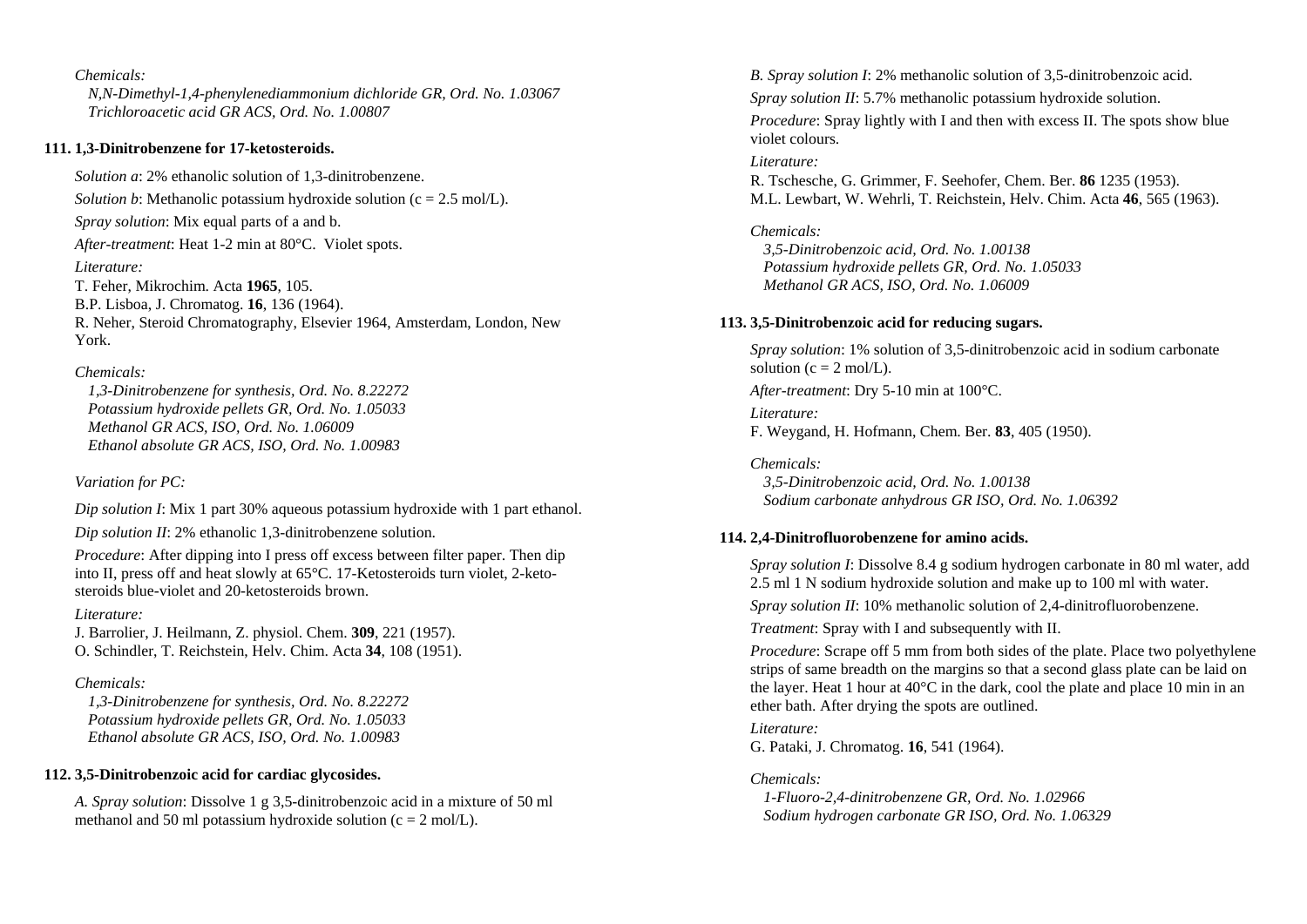*Chemicals:*
*N,N-Dimethyl-1,4-phenylenediammonium dichloride GR, Ord. No. 1.03067*
*Trichloroacetic acid GR ACS, Ord. No. 1.00807*

### 111. 1,3-Dinitrobenzene for 17-ketosteroids.

*Solution a*: 2% ethanolic solution of 1,3-dinitrobenzene.

*Solution b*: Methanolic potassium hydroxide solution (c = 2.5 mol/L).

*Spray solution*: Mix equal parts of a and b.

*After-treatment*: Heat 1-2 min at 80°C. Violet spots.

*Literature:*
T. Feher, Mikrochim. Acta **1965**, 105.
B.P. Lisboa, J. Chromatog. **16**, 136 (1964).
R. Neher, Steroid Chromatography, Elsevier 1964, Amsterdam, London, New York.

*Chemicals:*
*1,3-Dinitrobenzene for synthesis, Ord. No. 8.22272*
*Potassium hydroxide pellets GR, Ord. No. 1.05033*
*Methanol GR ACS, ISO, Ord. No. 1.06009*
*Ethanol absolute GR ACS, ISO, Ord. No. 1.00983*

*Variation for PC:*

*Dip solution I*: Mix 1 part 30% aqueous potassium hydroxide with 1 part ethanol.

*Dip solution II*: 2% ethanolic 1,3-dinitrobenzene solution.

*Procedure*: After dipping into I press off excess between filter paper. Then dip into II, press off and heat slowly at 65°C. 17-Ketosteroids turn violet, 2-keto-steroids blue-violet and 20-ketosteroids brown.

*Literature:*
J. Barrolier, J. Heilmann, Z. physiol. Chem. **309**, 221 (1957).
O. Schindler, T. Reichstein, Helv. Chim. Acta **34**, 108 (1951).

*Chemicals:*
*1,3-Dinitrobenzene for synthesis, Ord. No. 8.22272*
*Potassium hydroxide pellets GR, Ord. No. 1.05033*
*Ethanol absolute GR ACS, ISO, Ord. No. 1.00983*

### 112. 3,5-Dinitrobenzoic acid for cardiac glycosides.

*A. Spray solution*: Dissolve 1 g 3,5-dinitrobenzoic acid in a mixture of 50 ml methanol and 50 ml potassium hydroxide solution (c = 2 mol/L).

*B. Spray solution I*: 2% methanolic solution of 3,5-dinitrobenzoic acid.

*Spray solution II*: 5.7% methanolic potassium hydroxide solution.

*Procedure*: Spray lightly with I and then with excess II. The spots show blue violet colours.

*Literature:*
R. Tschesche, G. Grimmer, F. Seehofer, Chem. Ber. **86** 1235 (1953).
M.L. Lewbart, W. Wehrli, T. Reichstein, Helv. Chim. Acta **46**, 565 (1963).

*Chemicals:*
*3,5-Dinitrobenzoic acid, Ord. No. 1.00138*
*Potassium hydroxide pellets GR, Ord. No. 1.05033*
*Methanol GR ACS, ISO, Ord. No. 1.06009*

### 113. 3,5-Dinitrobenzoic acid for reducing sugars.

*Spray solution*: 1% solution of 3,5-dinitrobenzoic acid in sodium carbonate solution (c = 2 mol/L).

*After-treatment*: Dry 5-10 min at 100°C.

*Literature:*
F. Weygand, H. Hofmann, Chem. Ber. **83**, 405 (1950).

*Chemicals:*
*3,5-Dinitrobenzoic acid, Ord. No. 1.00138*
*Sodium carbonate anhydrous GR ISO, Ord. No. 1.06392*

### 114. 2,4-Dinitrofluorobenzene for amino acids.

*Spray solution I*: Dissolve 8.4 g sodium hydrogen carbonate in 80 ml water, add 2.5 ml 1 N sodium hydroxide solution and make up to 100 ml with water.

*Spray solution II*: 10% methanolic solution of 2,4-dinitrofluorobenzene.

*Treatment*: Spray with I and subsequently with II.

*Procedure*: Scrape off 5 mm from both sides of the plate. Place two polyethylene strips of same breadth on the margins so that a second glass plate can be laid on the layer. Heat 1 hour at 40°C in the dark, cool the plate and place 10 min in an ether bath. After drying the spots are outlined.

*Literature:*
G. Pataki, J. Chromatog. **16**, 541 (1964).

*Chemicals:*
*1-Fluoro-2,4-dinitrobenzene GR, Ord. No. 1.02966*
*Sodium hydrogen carbonate GR ISO, Ord. No. 1.06329*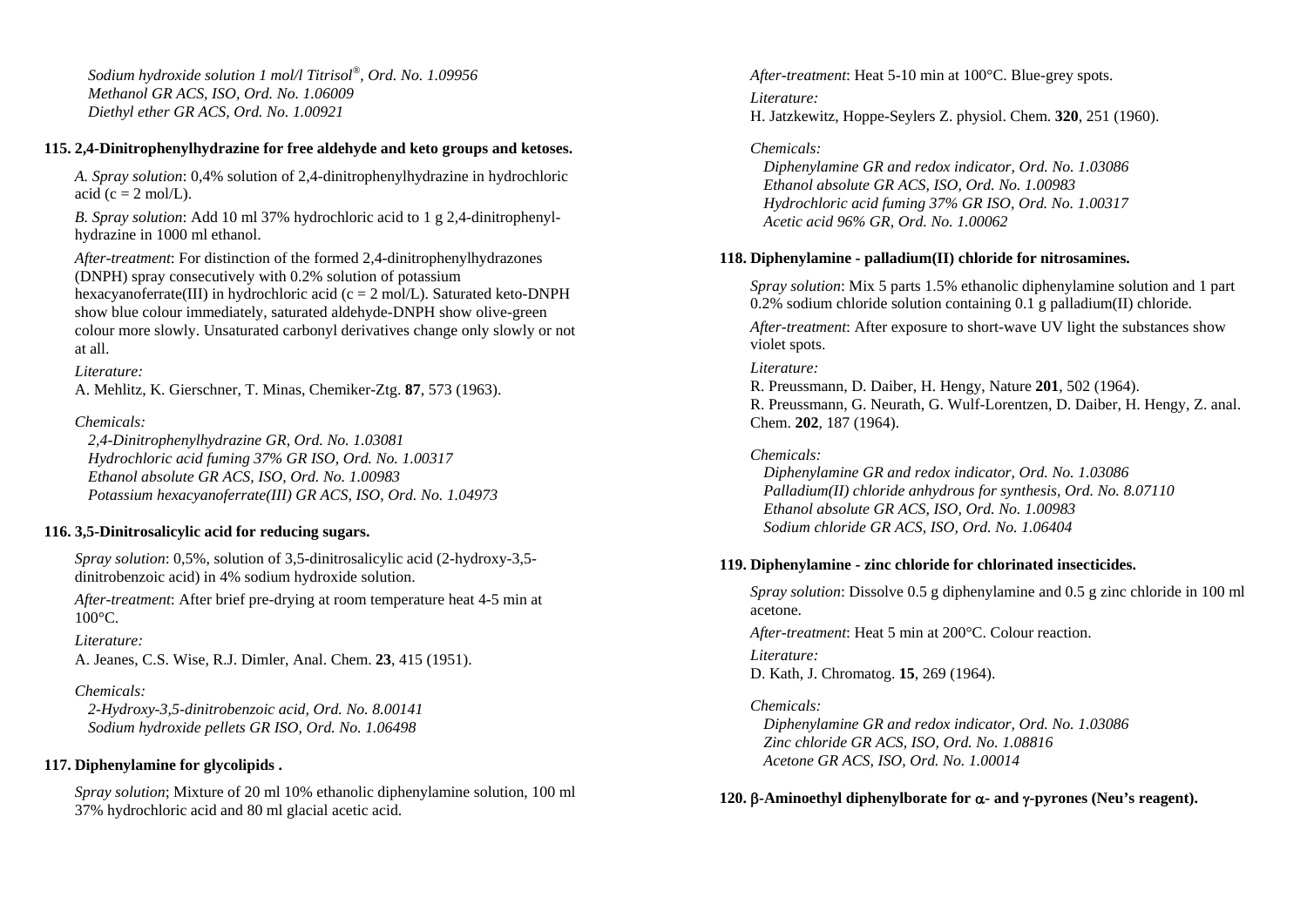*Sodium hydroxide solution 1 mol/l Titrisol®, Ord. No. 1.09956*
*Methanol GR ACS, ISO, Ord. No. 1.06009*
*Diethyl ether GR ACS, Ord. No. 1.00921*

### 115. 2,4-Dinitrophenylhydrazine for free aldehyde and keto groups and ketoses.

*A. Spray solution*: 0,4% solution of 2,4-dinitrophenylhydrazine in hydrochloric acid (c = 2 mol/L).

*B. Spray solution*: Add 10 ml 37% hydrochloric acid to 1 g 2,4-dinitrophenylhydrazine in 1000 ml ethanol.

*After-treatment*: For distinction of the formed 2,4-dinitrophenylhydrazones (DNPH) spray consecutively with 0.2% solution of potassium hexacyanoferrate(III) in hydrochloric acid (c = 2 mol/L). Saturated keto-DNPH show blue colour immediately, saturated aldehyde-DNPH show olive-green colour more slowly. Unsaturated carbonyl derivatives change only slowly or not at all.

*Literature:*
A. Mehlitz, K. Gierschner, T. Minas, Chemiker-Ztg. **87**, 573 (1963).

*Chemicals:*
*2,4-Dinitrophenylhydrazine GR, Ord. No. 1.03081*
*Hydrochloric acid fuming 37% GR ISO, Ord. No. 1.00317*
*Ethanol absolute GR ACS, ISO, Ord. No. 1.00983*
*Potassium hexacyanoferrate(III) GR ACS, ISO, Ord. No. 1.04973*

### 116. 3,5-Dinitrosalicylic acid for reducing sugars.

*Spray solution*: 0,5%, solution of 3,5-dinitrosalicylic acid (2-hydroxy-3,5-dinitrobenzoic acid) in 4% sodium hydroxide solution.

*After-treatment*: After brief pre-drying at room temperature heat 4-5 min at 100°C.

*Literature:*
A. Jeanes, C.S. Wise, R.J. Dimler, Anal. Chem. **23**, 415 (1951).

*Chemicals:*
*2-Hydroxy-3,5-dinitrobenzoic acid, Ord. No. 8.00141*
*Sodium hydroxide pellets GR ISO, Ord. No. 1.06498*

### 117. Diphenylamine for glycolipids .

*Spray solution*; Mixture of 20 ml 10% ethanolic diphenylamine solution, 100 ml 37% hydrochloric acid and 80 ml glacial acetic acid.

*After-treatment*: Heat 5-10 min at 100°C. Blue-grey spots.

*Literature:*
H. Jatzkewitz, Hoppe-Seylers Z. physiol. Chem. **320**, 251 (1960).

*Chemicals:*
*Diphenylamine GR and redox indicator, Ord. No. 1.03086*
*Ethanol absolute GR ACS, ISO, Ord. No. 1.00983*
*Hydrochloric acid fuming 37% GR ISO, Ord. No. 1.00317*
*Acetic acid 96% GR, Ord. No. 1.00062*

### 118. Diphenylamine - palladium(II) chloride for nitrosamines.

*Spray solution*: Mix 5 parts 1.5% ethanolic diphenylamine solution and 1 part 0.2% sodium chloride solution containing 0.1 g palladium(II) chloride.

*After-treatment*: After exposure to short-wave UV light the substances show violet spots.

*Literature:*
R. Preussmann, D. Daiber, H. Hengy, Nature **201**, 502 (1964).
R. Preussmann, G. Neurath, G. Wulf-Lorentzen, D. Daiber, H. Hengy, Z. anal. Chem. **202**, 187 (1964).

*Chemicals:*
*Diphenylamine GR and redox indicator, Ord. No. 1.03086*
*Palladium(II) chloride anhydrous for synthesis, Ord. No. 8.07110*
*Ethanol absolute GR ACS, ISO, Ord. No. 1.00983*
*Sodium chloride GR ACS, ISO, Ord. No. 1.06404*

### 119. Diphenylamine - zinc chloride for chlorinated insecticides.

*Spray solution*: Dissolve 0.5 g diphenylamine and 0.5 g zinc chloride in 100 ml acetone.

*After-treatment*: Heat 5 min at 200°C. Colour reaction.

*Literature:*
D. Kath, J. Chromatog. **15**, 269 (1964).

*Chemicals:*
*Diphenylamine GR and redox indicator, Ord. No. 1.03086*
*Zinc chloride GR ACS, ISO, Ord. No. 1.08816*
*Acetone GR ACS, ISO, Ord. No. 1.00014*

### 120. β-Aminoethyl diphenylborate for α- and γ-pyrones (Neu's reagent).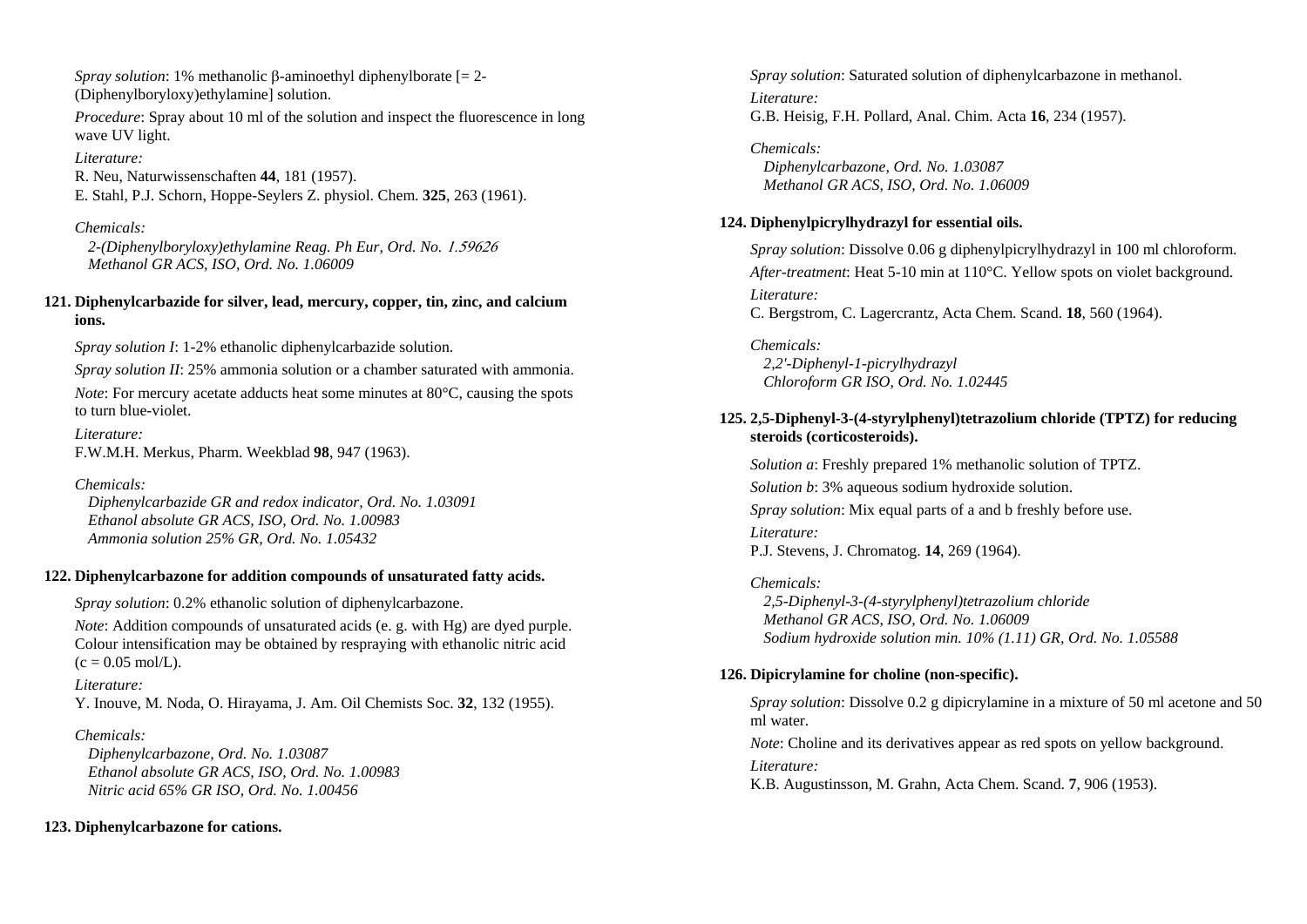*Spray solution*: 1% methanolic β-aminoethyl diphenylborate [= 2-(Diphenylboryloxy)ethylamine] solution.

*Procedure*: Spray about 10 ml of the solution and inspect the fluorescence in long wave UV light.

*Literature:*
R. Neu, Naturwissenschaften **44**, 181 (1957).
E. Stahl, P.J. Schorn, Hoppe-Seylers Z. physiol. Chem. **325**, 263 (1961).

*Chemicals:*
*2-(Diphenylboryloxy)ethylamine Reag. Ph Eur, Ord. No. 1.59626*
*Methanol GR ACS, ISO, Ord. No. 1.06009*

**121. Diphenylcarbazide for silver, lead, mercury, copper, tin, zinc, and calcium ions.**

*Spray solution I*: 1-2% ethanolic diphenylcarbazide solution.

*Spray solution II*: 25% ammonia solution or a chamber saturated with ammonia.

*Note*: For mercury acetate adducts heat some minutes at 80°C, causing the spots to turn blue-violet.

*Literature:*
F.W.M.H. Merkus, Pharm. Weekblad **98**, 947 (1963).

*Chemicals:*
*Diphenylcarbazide GR and redox indicator, Ord. No. 1.03091*
*Ethanol absolute GR ACS, ISO, Ord. No. 1.00983*
*Ammonia solution 25% GR, Ord. No. 1.05432*

**122. Diphenylcarbazone for addition compounds of unsaturated fatty acids.**

*Spray solution*: 0.2% ethanolic solution of diphenylcarbazone.

*Note*: Addition compounds of unsaturated acids (e. g. with Hg) are dyed purple. Colour intensification may be obtained by respraying with ethanolic nitric acid (c = 0.05 mol/L).

*Literature:*
Y. Inouve, M. Noda, O. Hirayama, J. Am. Oil Chemists Soc. **32**, 132 (1955).

*Chemicals:*
*Diphenylcarbazone, Ord. No. 1.03087*
*Ethanol absolute GR ACS, ISO, Ord. No. 1.00983*
*Nitric acid 65% GR ISO, Ord. No. 1.00456*

**123. Diphenylcarbazone for cations.**

*Spray solution*: Saturated solution of diphenylcarbazone in methanol.

*Literature:*
G.B. Heisig, F.H. Pollard, Anal. Chim. Acta **16**, 234 (1957).

*Chemicals:*
*Diphenylcarbazone, Ord. No. 1.03087*
*Methanol GR ACS, ISO, Ord. No. 1.06009*

**124. Diphenylpicrylhydrazyl for essential oils.**

*Spray solution*: Dissolve 0.06 g diphenylpicrylhydrazyl in 100 ml chloroform.

*After-treatment*: Heat 5-10 min at 110°C. Yellow spots on violet background.

*Literature:*
C. Bergstrom, C. Lagercrantz, Acta Chem. Scand. **18**, 560 (1964).

*Chemicals:*
*2,2'-Diphenyl-1-picrylhydrazyl*
*Chloroform GR ISO, Ord. No. 1.02445*

**125. 2,5-Diphenyl-3-(4-styrylphenyl)tetrazolium chloride (TPTZ) for reducing steroids (corticosteroids).**

*Solution a*: Freshly prepared 1% methanolic solution of TPTZ.

*Solution b*: 3% aqueous sodium hydroxide solution.

*Spray solution*: Mix equal parts of a and b freshly before use.

*Literature:*
P.J. Stevens, J. Chromatog. **14**, 269 (1964).

*Chemicals:*
*2,5-Diphenyl-3-(4-styrylphenyl)tetrazolium chloride*
*Methanol GR ACS, ISO, Ord. No. 1.06009*
*Sodium hydroxide solution min. 10% (1.11) GR, Ord. No. 1.05588*

**126. Dipicrylamine for choline (non-specific).**

*Spray solution*: Dissolve 0.2 g dipicrylamine in a mixture of 50 ml acetone and 50 ml water.

*Note*: Choline and its derivatives appear as red spots on yellow background.

*Literature:*
K.B. Augustinsson, M. Grahn, Acta Chem. Scand. **7**, 906 (1953).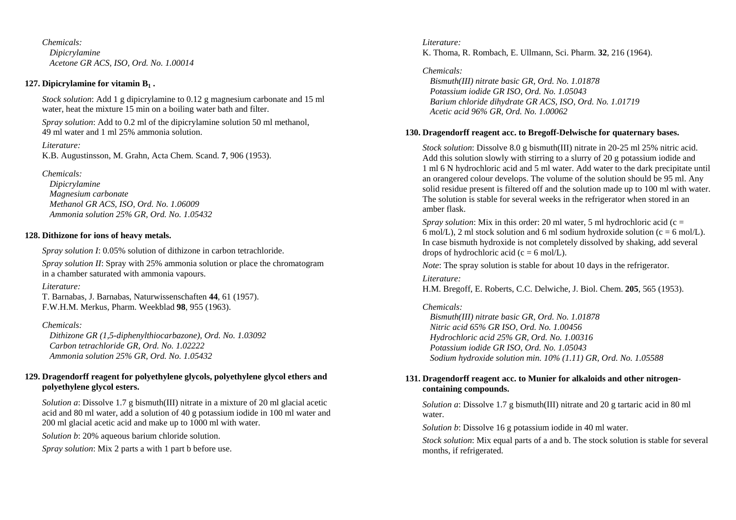*Chemicals:*
*Dipicrylamine*
*Acetone GR ACS, ISO, Ord. No. 1.00014*

**127. Dipicrylamine for vitamin $B_1$ .**

*Stock solution*: Add 1 g dipicrylamine to 0.12 g magnesium carbonate and 15 ml water, heat the mixture 15 min on a boiling water bath and filter.

*Spray solution*: Add to 0.2 ml of the dipicrylamine solution 50 ml methanol, 49 ml water and 1 ml 25% ammonia solution.

*Literature:*
K.B. Augustinsson, M. Grahn, Acta Chem. Scand. **7**, 906 (1953).

*Chemicals:*
*Dipicrylamine*
*Magnesium carbonate*
*Methanol GR ACS, ISO, Ord. No. 1.06009*
*Ammonia solution 25% GR, Ord. No. 1.05432*

**128. Dithizone for ions of heavy metals.**

*Spray solution I*: 0.05% solution of dithizone in carbon tetrachloride.

*Spray solution II*: Spray with 25% ammonia solution or place the chromatogram in a chamber saturated with ammonia vapours.

*Literature:*
T. Barnabas, J. Barnabas, Naturwissenschaften **44**, 61 (1957).
F.W.H.M. Merkus, Pharm. Weekblad **98**, 955 (1963).

*Chemicals:*
*Dithizone GR (1,5-diphenylthiocarbazone), Ord. No. 1.03092*
*Carbon tetrachloride GR, Ord. No. 1.02222*
*Ammonia solution 25% GR, Ord. No. 1.05432*

**129. Dragendorff reagent for polyethylene glycols, polyethylene glycol ethers and polyethylene glycol esters.**

*Solution a*: Dissolve 1.7 g bismuth(III) nitrate in a mixture of 20 ml glacial acetic acid and 80 ml water, add a solution of 40 g potassium iodide in 100 ml water and 200 ml glacial acetic acid and make up to 1000 ml with water.

*Solution b*: 20% aqueous barium chloride solution.

*Spray solution*: Mix 2 parts a with 1 part b before use.

*Literature:*
K. Thoma, R. Rombach, E. Ullmann, Sci. Pharm. **32**, 216 (1964).

*Chemicals:*
*Bismuth(III) nitrate basic GR, Ord. No. 1.01878*
*Potassium iodide GR ISO, Ord. No. 1.05043*
*Barium chloride dihydrate GR ACS, ISO, Ord. No. 1.01719*
*Acetic acid 96% GR, Ord. No. 1.00062*

**130. Dragendorff reagent acc. to Bregoff-Delwische for quaternary bases.**

*Stock solution*: Dissolve 8.0 g bismuth(III) nitrate in 20-25 ml 25% nitric acid. Add this solution slowly with stirring to a slurry of 20 g potassium iodide and 1 ml 6 N hydrochloric acid and 5 ml water. Add water to the dark precipitate until an orangered colour develops. The volume of the solution should be 95 ml. Any solid residue present is filtered off and the solution made up to 100 ml with water. The solution is stable for several weeks in the refrigerator when stored in an amber flask.

*Spray solution*: Mix in this order: 20 ml water, 5 ml hydrochloric acid (c = 6 mol/L), 2 ml stock solution and 6 ml sodium hydroxide solution (c = 6 mol/L). In case bismuth hydroxide is not completely dissolved by shaking, add several drops of hydrochloric acid (c = 6 mol/L).

*Note*: The spray solution is stable for about 10 days in the refrigerator.

*Literature:*
H.M. Bregoff, E. Roberts, C.C. Delwiche, J. Biol. Chem. **205**, 565 (1953).

*Chemicals:*
*Bismuth(III) nitrate basic GR, Ord. No. 1.01878*
*Nitric acid 65% GR ISO, Ord. No. 1.00456*
*Hydrochloric acid 25% GR, Ord. No. 1.00316*
*Potassium iodide GR ISO, Ord. No. 1.05043*
*Sodium hydroxide solution min. 10% (1.11) GR, Ord. No. 1.05588*

**131. Dragendorff reagent acc. to Munier for alkaloids and other nitrogen-containing compounds.**

*Solution a*: Dissolve 1.7 g bismuth(III) nitrate and 20 g tartaric acid in 80 ml water.

*Solution b*: Dissolve 16 g potassium iodide in 40 ml water.

*Stock solution*: Mix equal parts of a and b. The stock solution is stable for several months, if refrigerated.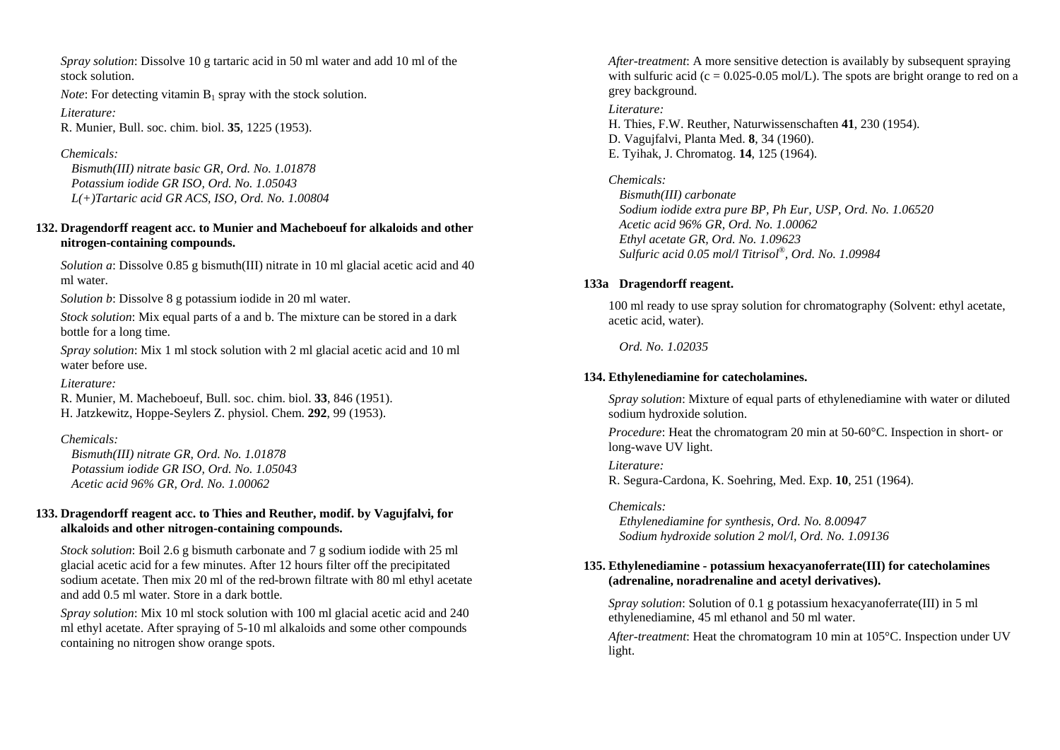*Spray solution*: Dissolve 10 g tartaric acid in 50 ml water and add 10 ml of the stock solution.

*Note*: For detecting vitamin $B_1$ spray with the stock solution.

*Literature:*

R. Munier, Bull. soc. chim. biol. **35**, 1225 (1953).

*Chemicals:*

*Bismuth(III) nitrate basic GR, Ord. No. 1.01878*
*Potassium iodide GR ISO, Ord. No. 1.05043*
*L(+)Tartaric acid GR ACS, ISO, Ord. No. 1.00804*

### 132. Dragendorff reagent acc. to Munier and Macheboeuf for alkaloids and other nitrogen-containing compounds.

*Solution a*: Dissolve 0.85 g bismuth(III) nitrate in 10 ml glacial acetic acid and 40 ml water.

*Solution b*: Dissolve 8 g potassium iodide in 20 ml water.

*Stock solution*: Mix equal parts of a and b. The mixture can be stored in a dark bottle for a long time.

*Spray solution*: Mix 1 ml stock solution with 2 ml glacial acetic acid and 10 ml water before use.

*Literature:*

R. Munier, M. Macheboeuf, Bull. soc. chim. biol. **33**, 846 (1951).
H. Jatzkewitz, Hoppe-Seylers Z. physiol. Chem. **292**, 99 (1953).

*Chemicals:*

*Bismuth(III) nitrate GR, Ord. No. 1.01878*
*Potassium iodide GR ISO, Ord. No. 1.05043*
*Acetic acid 96% GR, Ord. No. 1.00062*

### 133. Dragendorff reagent acc. to Thies and Reuther, modif. by Vagujfalvi, for alkaloids and other nitrogen-containing compounds.

*Stock solution*: Boil 2.6 g bismuth carbonate and 7 g sodium iodide with 25 ml glacial acetic acid for a few minutes. After 12 hours filter off the precipitated sodium acetate. Then mix 20 ml of the red-brown filtrate with 80 ml ethyl acetate and add 0.5 ml water. Store in a dark bottle.

*Spray solution*: Mix 10 ml stock solution with 100 ml glacial acetic acid and 240 ml ethyl acetate. After spraying of 5-10 ml alkaloids and some other compounds containing no nitrogen show orange spots.

*After-treatment*: A more sensitive detection is availably by subsequent spraying with sulfuric acid (c = 0.025-0.05 mol/L). The spots are bright orange to red on a grey background.

*Literature:*

H. Thies, F.W. Reuther, Naturwissenschaften **41**, 230 (1954).
D. Vagujfalvi, Planta Med. **8**, 34 (1960).
E. Tyihak, J. Chromatog. **14**, 125 (1964).

*Chemicals:*

*Bismuth(III) carbonate*
*Sodium iodide extra pure BP, Ph Eur, USP, Ord. No. 1.06520*
*Acetic acid 96% GR, Ord. No. 1.00062*
*Ethyl acetate GR, Ord. No. 1.09623*
*Sulfuric acid 0.05 mol/l Titrisol®, Ord. No. 1.09984*

### 133a Dragendorff reagent.

100 ml ready to use spray solution for chromatography (Solvent: ethyl acetate, acetic acid, water).

*Ord. No. 1.02035*

### 134. Ethylenediamine for catecholamines.

*Spray solution*: Mixture of equal parts of ethylenediamine with water or diluted sodium hydroxide solution.

*Procedure*: Heat the chromatogram 20 min at 50-60°C. Inspection in short- or long-wave UV light.

*Literature:*

R. Segura-Cardona, K. Soehring, Med. Exp. **10**, 251 (1964).

*Chemicals:*

*Ethylenediamine for synthesis, Ord. No. 8.00947*
*Sodium hydroxide solution 2 mol/l, Ord. No. 1.09136*

### 135. Ethylenediamine - potassium hexacyanoferrate(III) for catecholamines (adrenaline, noradrenaline and acetyl derivatives).

*Spray solution*: Solution of 0.1 g potassium hexacyanoferrate(III) in 5 ml ethylenediamine, 45 ml ethanol and 50 ml water.

*After-treatment*: Heat the chromatogram 10 min at 105°C. Inspection under UV light.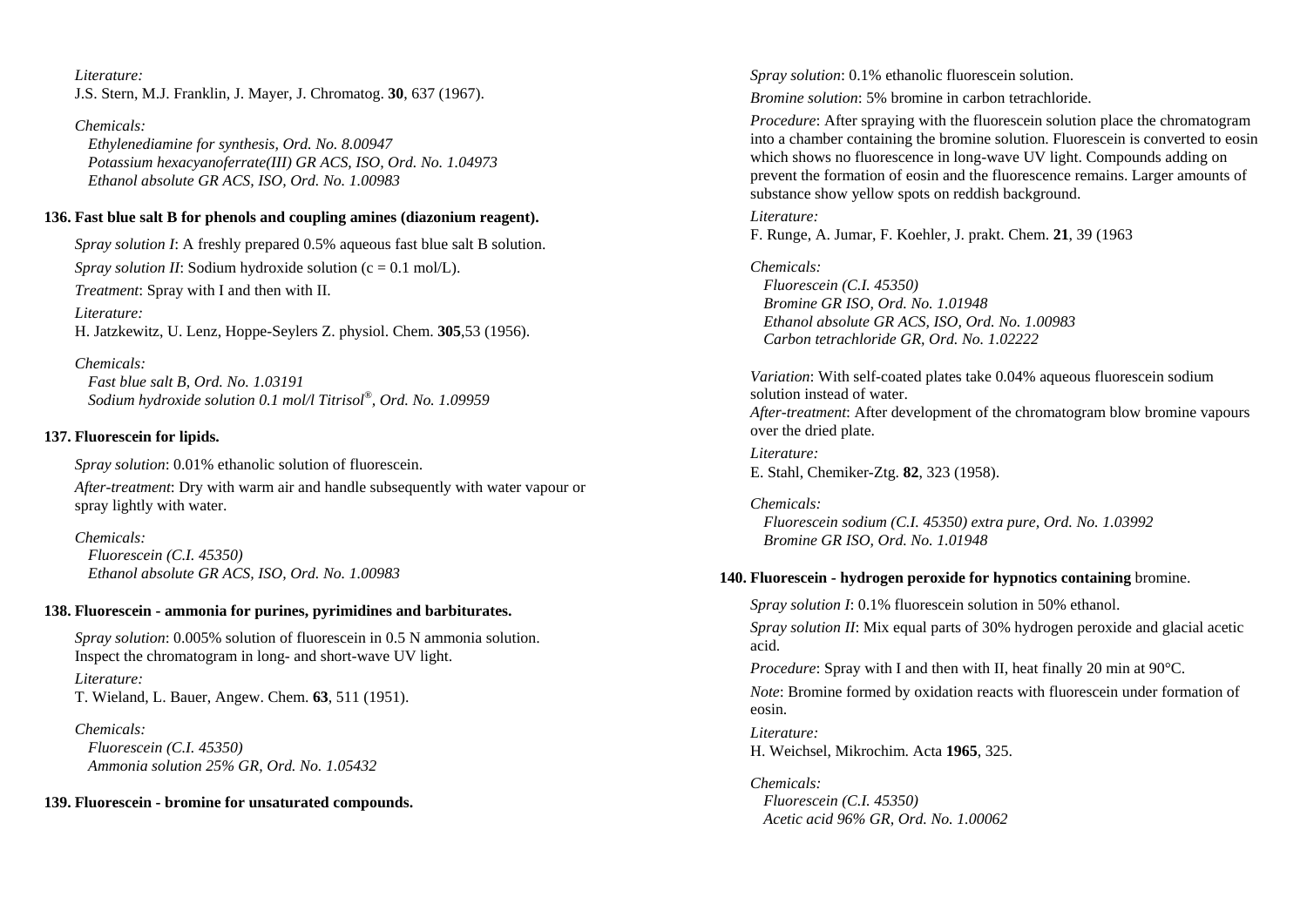*Literature:*
J.S. Stern, M.J. Franklin, J. Mayer, J. Chromatog. **30**, 637 (1967).

*Chemicals:*
*Ethylenediamine for synthesis, Ord. No. 8.00947*
*Potassium hexacyanoferrate(III) GR ACS, ISO, Ord. No. 1.04973*
*Ethanol absolute GR ACS, ISO, Ord. No. 1.00983*

### 136. Fast blue salt B for phenols and coupling amines (diazonium reagent).

*Spray solution I*: A freshly prepared 0.5% aqueous fast blue salt B solution.

*Spray solution II*: Sodium hydroxide solution (c = 0.1 mol/L).

*Treatment*: Spray with I and then with II.

*Literature:*
H. Jatzkewitz, U. Lenz, Hoppe-Seylers Z. physiol. Chem. **305**,53 (1956).

*Chemicals:*
*Fast blue salt B, Ord. No. 1.03191*
*Sodium hydroxide solution 0.1 mol/l Titrisol®, Ord. No. 1.09959*

### 137. Fluorescein for lipids.

*Spray solution*: 0.01% ethanolic solution of fluorescein.

*After-treatment*: Dry with warm air and handle subsequently with water vapour or spray lightly with water.

*Chemicals:*
*Fluorescein (C.I. 45350)*
*Ethanol absolute GR ACS, ISO, Ord. No. 1.00983*

### 138. Fluorescein - ammonia for purines, pyrimidines and barbiturates.

*Spray solution*: 0.005% solution of fluorescein in 0.5 N ammonia solution. Inspect the chromatogram in long- and short-wave UV light.

*Literature:*
T. Wieland, L. Bauer, Angew. Chem. **63**, 511 (1951).

*Chemicals:*
*Fluorescein (C.I. 45350)*
*Ammonia solution 25% GR, Ord. No. 1.05432*

### 139. Fluorescein - bromine for unsaturated compounds.

*Spray solution*: 0.1% ethanolic fluorescein solution.

*Bromine solution*: 5% bromine in carbon tetrachloride.

*Procedure*: After spraying with the fluorescein solution place the chromatogram into a chamber containing the bromine solution. Fluorescein is converted to eosin which shows no fluorescence in long-wave UV light. Compounds adding on prevent the formation of eosin and the fluorescence remains. Larger amounts of substance show yellow spots on reddish background.

*Literature:*
F. Runge, A. Jumar, F. Koehler, J. prakt. Chem. **21**, 39 (1963

*Chemicals:*
*Fluorescein (C.I. 45350)*
*Bromine GR ISO, Ord. No. 1.01948*
*Ethanol absolute GR ACS, ISO, Ord. No. 1.00983*
*Carbon tetrachloride GR, Ord. No. 1.02222*

*Variation*: With self-coated plates take 0.04% aqueous fluorescein sodium solution instead of water.
*After-treatment*: After development of the chromatogram blow bromine vapours over the dried plate.

*Literature:*
E. Stahl, Chemiker-Ztg. **82**, 323 (1958).

*Chemicals:*
*Fluorescein sodium (C.I. 45350) extra pure, Ord. No. 1.03992*
*Bromine GR ISO, Ord. No. 1.01948*

### 140. Fluorescein - hydrogen peroxide for hypnotics containing bromine.

*Spray solution I*: 0.1% fluorescein solution in 50% ethanol.

*Spray solution II*: Mix equal parts of 30% hydrogen peroxide and glacial acetic acid.

*Procedure*: Spray with I and then with II, heat finally 20 min at 90°C.

*Note*: Bromine formed by oxidation reacts with fluorescein under formation of eosin.

*Literature:*
H. Weichsel, Mikrochim. Acta **1965**, 325.

*Chemicals:*
*Fluorescein (C.I. 45350)*
*Acetic acid 96% GR, Ord. No. 1.00062*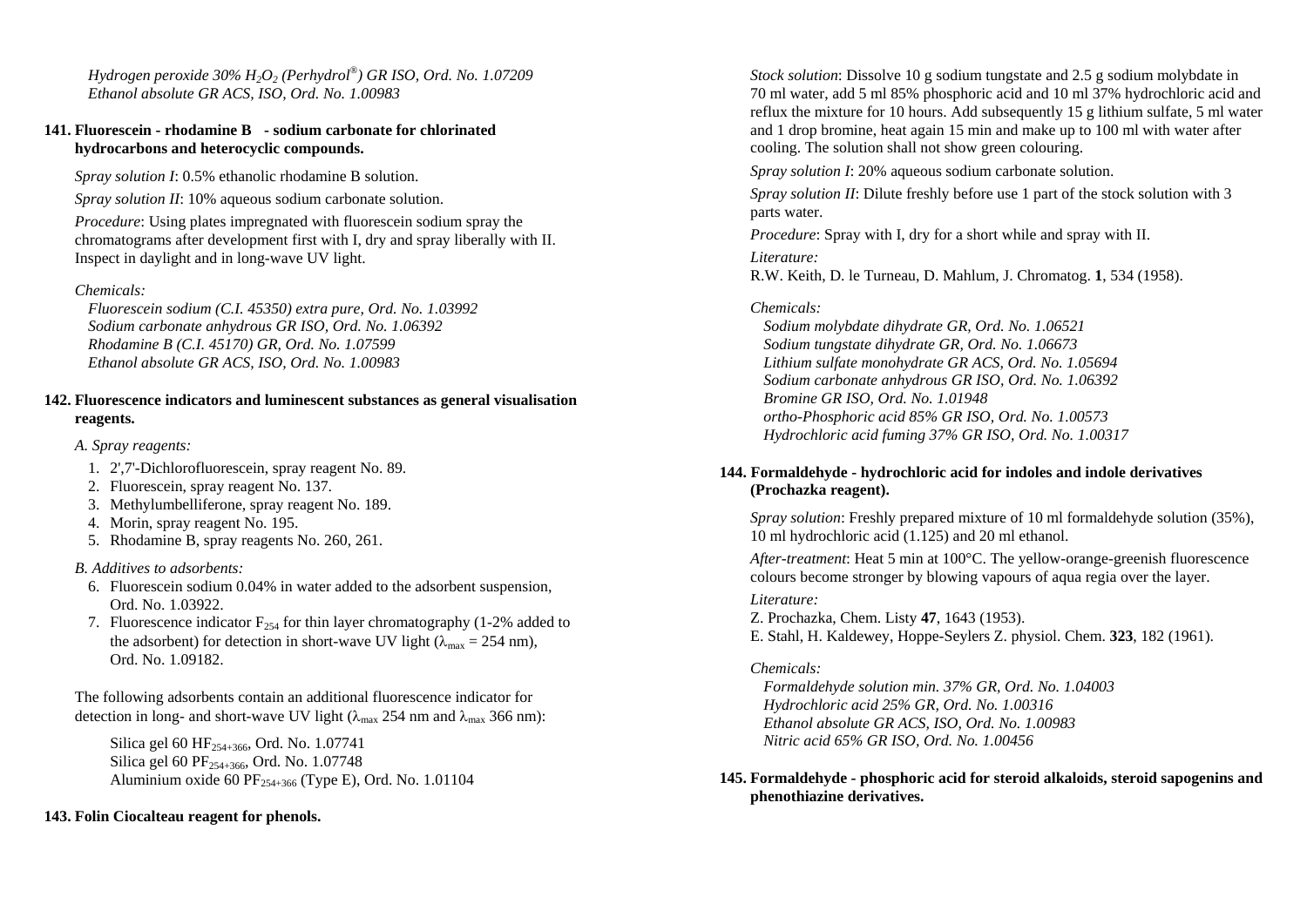*Hydrogen peroxide 30% $H_2O_2$ (Perhydrol®) GR ISO, Ord. No. 1.07209*
*Ethanol absolute GR ACS, ISO, Ord. No. 1.00983*

**141. Fluorescein - rhodamine B - sodium carbonate for chlorinated hydrocarbons and heterocyclic compounds.**

*Spray solution I*: 0.5% ethanolic rhodamine B solution.

*Spray solution II*: 10% aqueous sodium carbonate solution.

*Procedure*: Using plates impregnated with fluorescein sodium spray the chromatograms after development first with I, dry and spray liberally with II. Inspect in daylight and in long-wave UV light.

*Chemicals:*
*Fluorescein sodium (C.I. 45350) extra pure, Ord. No. 1.03992*
*Sodium carbonate anhydrous GR ISO, Ord. No. 1.06392*
*Rhodamine B (C.I. 45170) GR, Ord. No. 1.07599*
*Ethanol absolute GR ACS, ISO, Ord. No. 1.00983*

**142. Fluorescence indicators and luminescent substances as general visualisation reagents.**

*A. Spray reagents:*

1. 2',7'-Dichlorofluorescein, spray reagent No. 89.
2. Fluorescein, spray reagent No. 137.
3. Methylumbelliferone, spray reagent No. 189.
4. Morin, spray reagent No. 195.
5. Rhodamine B, spray reagents No. 260, 261.

*B. Additives to adsorbents:*

6. Fluorescein sodium 0.04% in water added to the adsorbent suspension, Ord. No. 1.03922.
7. Fluorescence indicator $F_{254}$ for thin layer chromatography (1-2% added to the adsorbent) for detection in short-wave UV light ($\lambda_{max}$ = 254 nm), Ord. No. 1.09182.

The following adsorbents contain an additional fluorescence indicator for detection in long- and short-wave UV light ($\lambda_{max}$ 254 nm and $\lambda_{max}$ 366 nm):

Silica gel 60 $HF_{254+366}$, Ord. No. 1.07741
Silica gel 60 $PF_{254+366}$, Ord. No. 1.07748
Aluminium oxide 60 $PF_{254+366}$ (Type E), Ord. No. 1.01104

**143. Folin Ciocalteau reagent for phenols.**

*Stock solution*: Dissolve 10 g sodium tungstate and 2.5 g sodium molybdate in 70 ml water, add 5 ml 85% phosphoric acid and 10 ml 37% hydrochloric acid and reflux the mixture for 10 hours. Add subsequently 15 g lithium sulfate, 5 ml water and 1 drop bromine, heat again 15 min and make up to 100 ml with water after cooling. The solution shall not show green colouring.

*Spray solution I*: 20% aqueous sodium carbonate solution.

*Spray solution II*: Dilute freshly before use 1 part of the stock solution with 3 parts water.

*Procedure*: Spray with I, dry for a short while and spray with II.

*Literature:*
R.W. Keith, D. le Turneau, D. Mahlum, J. Chromatog. **1**, 534 (1958).

*Chemicals:*
*Sodium molybdate dihydrate GR, Ord. No. 1.06521*
*Sodium tungstate dihydrate GR, Ord. No. 1.06673*
*Lithium sulfate monohydrate GR ACS, Ord. No. 1.05694*
*Sodium carbonate anhydrous GR ISO, Ord. No. 1.06392*
*Bromine GR ISO, Ord. No. 1.01948*
*ortho-Phosphoric acid 85% GR ISO, Ord. No. 1.00573*
*Hydrochloric acid fuming 37% GR ISO, Ord. No. 1.00317*

**144. Formaldehyde - hydrochloric acid for indoles and indole derivatives (Prochazka reagent).**

*Spray solution*: Freshly prepared mixture of 10 ml formaldehyde solution (35%), 10 ml hydrochloric acid (1.125) and 20 ml ethanol.

*After-treatment*: Heat 5 min at 100°C. The yellow-orange-greenish fluorescence colours become stronger by blowing vapours of aqua regia over the layer.

*Literature:*
Z. Prochazka, Chem. Listy **47**, 1643 (1953).
E. Stahl, H. Kaldewey, Hoppe-Seylers Z. physiol. Chem. **323**, 182 (1961).

*Chemicals:*
*Formaldehyde solution min. 37% GR, Ord. No. 1.04003*
*Hydrochloric acid 25% GR, Ord. No. 1.00316*
*Ethanol absolute GR ACS, ISO, Ord. No. 1.00983*
*Nitric acid 65% GR ISO, Ord. No. 1.00456*

**145. Formaldehyde - phosphoric acid for steroid alkaloids, steroid sapogenins and phenothiazine derivatives.**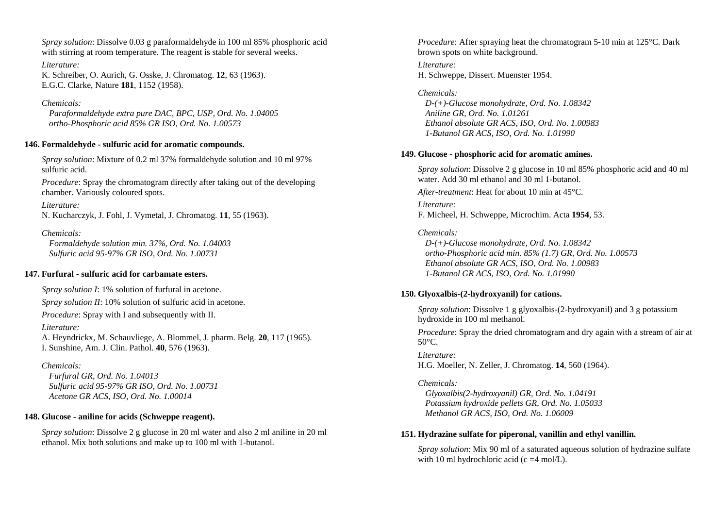*Spray solution*: Dissolve 0.03 g paraformaldehyde in 100 ml 85% phosphoric acid with stirring at room temperature. The reagent is stable for several weeks.

*Literature:*
K. Schreiber, O. Aurich, G. Osske, J. Chromatog. **12**, 63 (1963).
E.G.C. Clarke, Nature **181**, 1152 (1958).

*Chemicals:*
*Paraformaldehyde extra pure DAC, BPC, USP, Ord. No. 1.04005*
*ortho-Phosphoric acid 85% GR ISO, Ord. No. 1.00573*

**146. Formaldehyde - sulfuric acid for aromatic compounds.**

*Spray solution*: Mixture of 0.2 ml 37% formaldehyde solution and 10 ml 97% sulfuric acid.

*Procedure*: Spray the chromatogram directly after taking out of the developing chamber. Variously coloured spots.

*Literature:*
N. Kucharczyk, J. Fohl, J. Vymetal, J. Chromatog. **11**, 55 (1963).

*Chemicals:*
*Formaldehyde solution min. 37%, Ord. No. 1.04003*
*Sulfuric acid 95-97% GR ISO, Ord. No. 1.00731*

**147. Furfural - sulfuric acid for carbamate esters.**

*Spray solution I*: 1% solution of furfural in acetone.

*Spray solution II*: 10% solution of sulfuric acid in acetone.

*Procedure*: Spray with I and subsequently with II.

*Literature:*
A. Heyndrickx, M. Schauvliege, A. Blommel, J. pharm. Belg. **20**, 117 (1965).
I. Sunshine, Am. J. Clin. Pathol. **40**, 576 (1963).

*Chemicals:*
*Furfural GR, Ord. No. 1.04013*
*Sulfuric acid 95-97% GR ISO, Ord. No. 1.00731*
*Acetone GR ACS, ISO, Ord. No. 1.00014*

**148. Glucose - aniline for acids (Schweppe reagent).**

*Spray solution*: Dissolve 2 g glucose in 20 ml water and also 2 ml aniline in 20 ml ethanol. Mix both solutions and make up to 100 ml with 1-butanol.

*Procedure*: After spraying heat the chromatogram 5-10 min at 125°C. Dark brown spots on white background.

*Literature:*
H. Schweppe, Dissert. Muenster 1954.

*Chemicals:*
*D-(+)-Glucose monohydrate, Ord. No. 1.08342*
*Aniline GR, Ord. No. 1.01261*
*Ethanol absolute GR ACS, ISO, Ord. No. 1.00983*
*1-Butanol GR ACS, ISO, Ord. No. 1.01990*

**149. Glucose - phosphoric acid for aromatic amines.**

*Spray solution*: Dissolve 2 g glucose in 10 ml 85% phosphoric acid and 40 ml water. Add 30 ml ethanol and 30 ml 1-butanol.

*After-treatment*: Heat for about 10 min at 45°C.

*Literature:*
F. Micheel, H. Schweppe, Microchim. Acta **1954**, 53.

*Chemicals:*
*D-(+)-Glucose monohydrate, Ord. No. 1.08342*
*ortho-Phosphoric acid min. 85% (1.7) GR, Ord. No. 1.00573*
*Ethanol absolute GR ACS, ISO, Ord. No. 1.00983*
*1-Butanol GR ACS, ISO, Ord. No. 1.01990*

**150. Glyoxalbis-(2-hydroxyanil) for cations.**

*Spray solution*: Dissolve 1 g glyoxalbis-(2-hydroxyanil) and 3 g potassium hydroxide in 100 ml methanol.

*Procedure*: Spray the dried chromatogram and dry again with a stream of air at 50°C.

*Literature:*
H.G. Moeller, N. Zeller, J. Chromatog. **14**, 560 (1964).

*Chemicals:*
*Glyoxalbis(2-hydroxyanil) GR, Ord. No. 1.04191*
*Potassium hydroxide pellets GR, Ord. No. 1.05033*
*Methanol GR ACS, ISO, Ord. No. 1.06009*

**151. Hydrazine sulfate for piperonal, vanillin and ethyl vanillin.**

*Spray solution*: Mix 90 ml of a saturated aqueous solution of hydrazine sulfate with 10 ml hydrochloric acid (c =4 mol/L).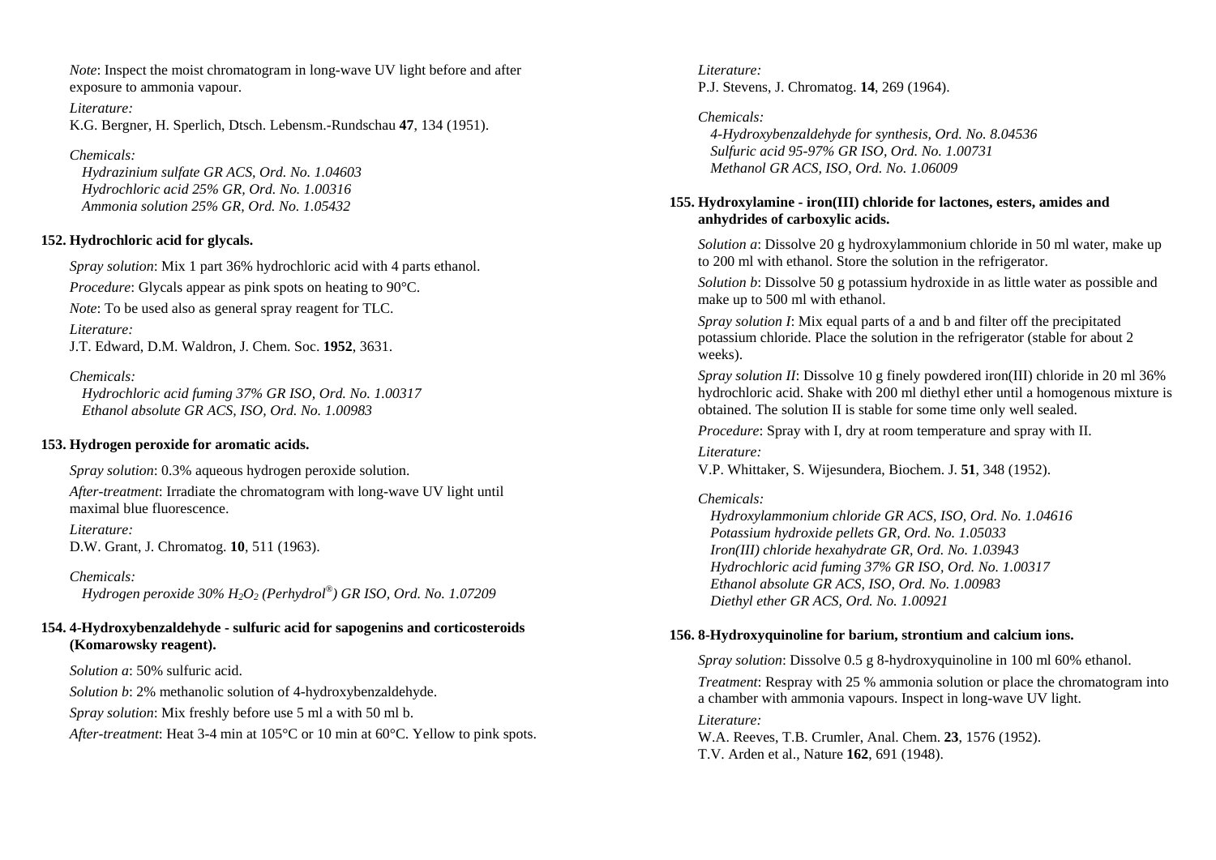*Note*: Inspect the moist chromatogram in long-wave UV light before and after exposure to ammonia vapour.

*Literature:*
K.G. Bergner, H. Sperlich, Dtsch. Lebensm.-Rundschau **47**, 134 (1951).

*Chemicals:*
*Hydrazinium sulfate GR ACS, Ord. No. 1.04603*
*Hydrochloric acid 25% GR, Ord. No. 1.00316*
*Ammonia solution 25% GR, Ord. No. 1.05432*

### 152. Hydrochloric acid for glycals.

*Spray solution*: Mix 1 part 36% hydrochloric acid with 4 parts ethanol.

*Procedure*: Glycals appear as pink spots on heating to 90°C.

*Note*: To be used also as general spray reagent for TLC.

*Literature:*
J.T. Edward, D.M. Waldron, J. Chem. Soc. **1952**, 3631.

*Chemicals:*
*Hydrochloric acid fuming 37% GR ISO, Ord. No. 1.00317*
*Ethanol absolute GR ACS, ISO, Ord. No. 1.00983*

### 153. Hydrogen peroxide for aromatic acids.

*Spray solution*: 0.3% aqueous hydrogen peroxide solution.

*After-treatment*: Irradiate the chromatogram with long-wave UV light until maximal blue fluorescence.

*Literature:*
D.W. Grant, J. Chromatog. **10**, 511 (1963).

*Chemicals:*
*Hydrogen peroxide 30% $H_2O_2$ (Perhydrol®) GR ISO, Ord. No. 1.07209*

### 154. 4-Hydroxybenzaldehyde - sulfuric acid for sapogenins and corticosteroids (Komarowsky reagent).

*Solution a*: 50% sulfuric acid.

*Solution b*: 2% methanolic solution of 4-hydroxybenzaldehyde.

*Spray solution*: Mix freshly before use 5 ml a with 50 ml b.

*After-treatment*: Heat 3-4 min at 105°C or 10 min at 60°C. Yellow to pink spots.

*Literature:*
P.J. Stevens, J. Chromatog. **14**, 269 (1964).

*Chemicals:*
*4-Hydroxybenzaldehyde for synthesis, Ord. No. 8.04536*
*Sulfuric acid 95-97% GR ISO, Ord. No. 1.00731*
*Methanol GR ACS, ISO, Ord. No. 1.06009*

### 155. Hydroxylamine - iron(III) chloride for lactones, esters, amides and anhydrides of carboxylic acids.

*Solution a*: Dissolve 20 g hydroxylammonium chloride in 50 ml water, make up to 200 ml with ethanol. Store the solution in the refrigerator.

*Solution b*: Dissolve 50 g potassium hydroxide in as little water as possible and make up to 500 ml with ethanol.

*Spray solution I*: Mix equal parts of a and b and filter off the precipitated potassium chloride. Place the solution in the refrigerator (stable for about 2 weeks).

*Spray solution II*: Dissolve 10 g finely powdered iron(III) chloride in 20 ml 36% hydrochloric acid. Shake with 200 ml diethyl ether until a homogenous mixture is obtained. The solution II is stable for some time only well sealed.

*Procedure*: Spray with I, dry at room temperature and spray with II.

*Literature:*
V.P. Whittaker, S. Wijesundera, Biochem. J. **51**, 348 (1952).

*Chemicals:*
*Hydroxylammonium chloride GR ACS, ISO, Ord. No. 1.04616*
*Potassium hydroxide pellets GR, Ord. No. 1.05033*
*Iron(III) chloride hexahydrate GR, Ord. No. 1.03943*
*Hydrochloric acid fuming 37% GR ISO, Ord. No. 1.00317*
*Ethanol absolute GR ACS, ISO, Ord. No. 1.00983*
*Diethyl ether GR ACS, Ord. No. 1.00921*

### 156. 8-Hydroxyquinoline for barium, strontium and calcium ions.

*Spray solution*: Dissolve 0.5 g 8-hydroxyquinoline in 100 ml 60% ethanol.

*Treatment*: Respray with 25 % ammonia solution or place the chromatogram into a chamber with ammonia vapours. Inspect in long-wave UV light.

*Literature:*
W.A. Reeves, T.B. Crumler, Anal. Chem. **23**, 1576 (1952).
T.V. Arden et al., Nature **162**, 691 (1948).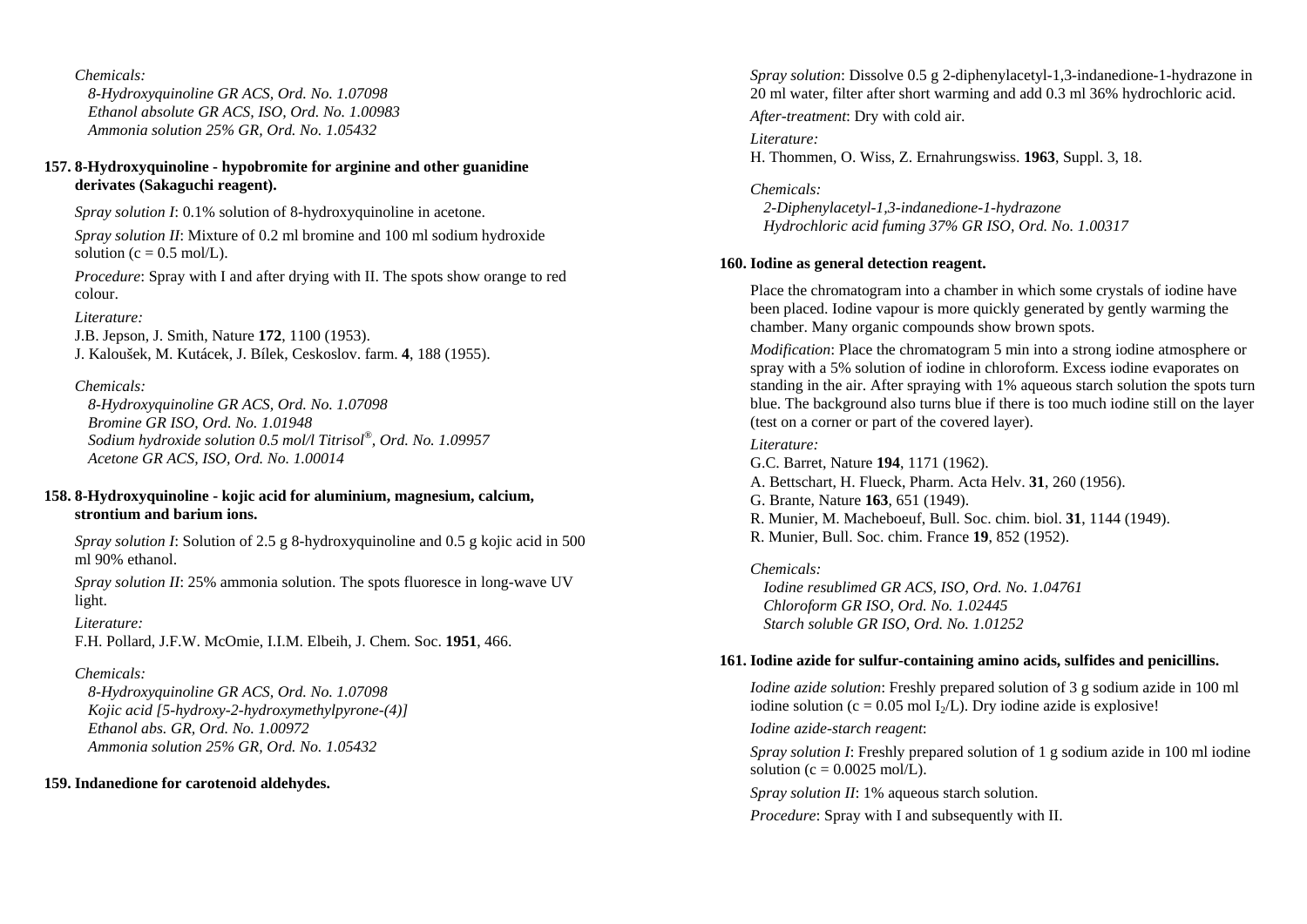*Chemicals:*

*8-Hydroxyquinoline GR ACS, Ord. No. 1.07098*
*Ethanol absolute GR ACS, ISO, Ord. No. 1.00983*
*Ammonia solution 25% GR, Ord. No. 1.05432*

### 157. 8-Hydroxyquinoline - hypobromite for arginine and other guanidine derivates (Sakaguchi reagent).

*Spray solution I*: 0.1% solution of 8-hydroxyquinoline in acetone.

*Spray solution II*: Mixture of 0.2 ml bromine and 100 ml sodium hydroxide solution (c = 0.5 mol/L).

*Procedure*: Spray with I and after drying with II. The spots show orange to red colour.

*Literature:*

J.B. Jepson, J. Smith, Nature **172**, 1100 (1953).
J. Kaloušek, M. Kutácek, J. Bílek, Ceskoslov. farm. **4**, 188 (1955).

*Chemicals:*

*8-Hydroxyquinoline GR ACS, Ord. No. 1.07098*
*Bromine GR ISO, Ord. No. 1.01948*
*Sodium hydroxide solution 0.5 mol/l Titrisol®, Ord. No. 1.09957*
*Acetone GR ACS, ISO, Ord. No. 1.00014*

### 158. 8-Hydroxyquinoline - kojic acid for aluminium, magnesium, calcium, strontium and barium ions.

*Spray solution I*: Solution of 2.5 g 8-hydroxyquinoline and 0.5 g kojic acid in 500 ml 90% ethanol.

*Spray solution II*: 25% ammonia solution. The spots fluoresce in long-wave UV light.

*Literature:*

F.H. Pollard, J.F.W. McOmie, I.I.M. Elbeih, J. Chem. Soc. **1951**, 466.

*Chemicals:*

*8-Hydroxyquinoline GR ACS, Ord. No. 1.07098*
*Kojic acid [5-hydroxy-2-hydroxymethylpyrone-(4)]*
*Ethanol abs. GR, Ord. No. 1.00972*
*Ammonia solution 25% GR, Ord. No. 1.05432*

### 159. Indanedione for carotenoid aldehydes.

*Spray solution*: Dissolve 0.5 g 2-diphenylacetyl-1,3-indanedione-1-hydrazone in 20 ml water, filter after short warming and add 0.3 ml 36% hydrochloric acid.

*After-treatment*: Dry with cold air.

*Literature:*

H. Thommen, O. Wiss, Z. Ernahrungswiss. **1963**, Suppl. 3, 18.

*Chemicals:*

*2-Diphenylacetyl-1,3-indanedione-1-hydrazone*
*Hydrochloric acid fuming 37% GR ISO, Ord. No. 1.00317*

### 160. Iodine as general detection reagent.

Place the chromatogram into a chamber in which some crystals of iodine have been placed. Iodine vapour is more quickly generated by gently warming the chamber. Many organic compounds show brown spots.

*Modification*: Place the chromatogram 5 min into a strong iodine atmosphere or spray with a 5% solution of iodine in chloroform. Excess iodine evaporates on standing in the air. After spraying with 1% aqueous starch solution the spots turn blue. The background also turns blue if there is too much iodine still on the layer (test on a corner or part of the covered layer).

*Literature:*

G.C. Barret, Nature **194**, 1171 (1962).
A. Bettschart, H. Flueck, Pharm. Acta Helv. **31**, 260 (1956).
G. Brante, Nature **163**, 651 (1949).
R. Munier, M. Macheboeuf, Bull. Soc. chim. biol. **31**, 1144 (1949).
R. Munier, Bull. Soc. chim. France **19**, 852 (1952).

*Chemicals:*

*Iodine resublimed GR ACS, ISO, Ord. No. 1.04761*
*Chloroform GR ISO, Ord. No. 1.02445*
*Starch soluble GR ISO, Ord. No. 1.01252*

### 161. Iodine azide for sulfur-containing amino acids, sulfides and penicillins.

*Iodine azide solution*: Freshly prepared solution of 3 g sodium azide in 100 ml iodine solution (c = 0.05 mol $I_2$/L). Dry iodine azide is explosive!

*Iodine azide-starch reagent*:

*Spray solution I*: Freshly prepared solution of 1 g sodium azide in 100 ml iodine solution (c = 0.0025 mol/L).

*Spray solution II*: 1% aqueous starch solution.

*Procedure*: Spray with I and subsequently with II.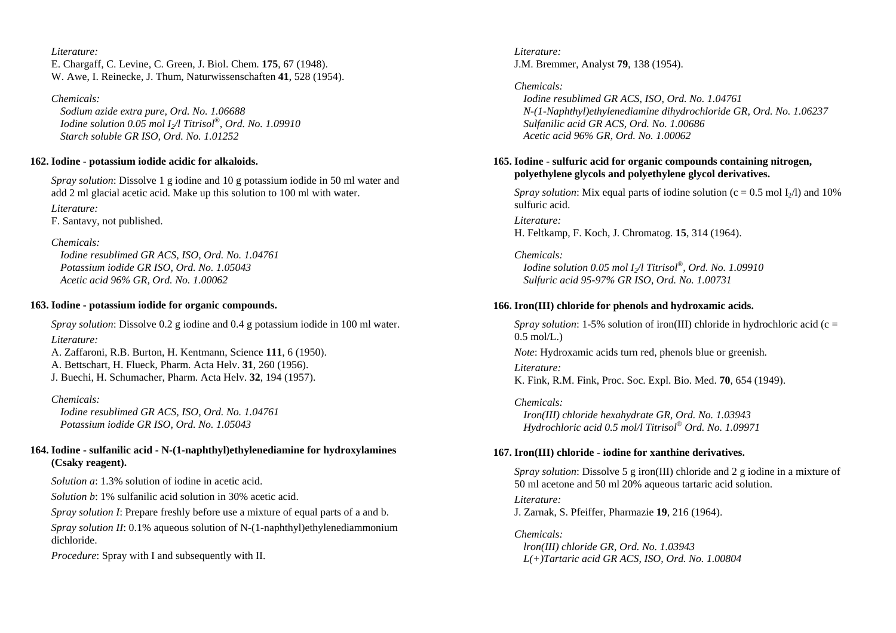*Literature:*
E. Chargaff, C. Levine, C. Green, J. Biol. Chem. **175**, 67 (1948).
W. Awe, I. Reinecke, J. Thum, Naturwissenschaften **41**, 528 (1954).

*Chemicals:*
*Sodium azide extra pure, Ord. No. 1.06688*
*Iodine solution 0.05 mol $I_2$/l Titrisol®, Ord. No. 1.09910*
*Starch soluble GR ISO, Ord. No. 1.01252*

### 162. Iodine - potassium iodide acidic for alkaloids.

*Spray solution*: Dissolve 1 g iodine and 10 g potassium iodide in 50 ml water and add 2 ml glacial acetic acid. Make up this solution to 100 ml with water.

*Literature:*
F. Santavy, not published.

*Chemicals:*
*Iodine resublimed GR ACS, ISO, Ord. No. 1.04761*
*Potassium iodide GR ISO, Ord. No. 1.05043*
*Acetic acid 96% GR, Ord. No. 1.00062*

### 163. Iodine - potassium iodide for organic compounds.

*Spray solution*: Dissolve 0.2 g iodine and 0.4 g potassium iodide in 100 ml water.

*Literature:*
A. Zaffaroni, R.B. Burton, H. Kentmann, Science **111**, 6 (1950).
A. Bettschart, H. Flueck, Pharm. Acta Helv. **31**, 260 (1956).
J. Buechi, H. Schumacher, Pharm. Acta Helv. **32**, 194 (1957).

*Chemicals:*
*Iodine resublimed GR ACS, ISO, Ord. No. 1.04761*
*Potassium iodide GR ISO, Ord. No. 1.05043*

### 164. Iodine - sulfanilic acid - N-(1-naphthyl)ethylenediamine for hydroxylamines (Csaky reagent).

*Solution a*: 1.3% solution of iodine in acetic acid.

*Solution b*: 1% sulfanilic acid solution in 30% acetic acid.

*Spray solution I*: Prepare freshly before use a mixture of equal parts of a and b.

*Spray solution II*: 0.1% aqueous solution of N-(1-naphthyl)ethylenediammonium dichloride.

*Procedure*: Spray with I and subsequently with II.

*Literature:*
J.M. Bremmer, Analyst **79**, 138 (1954).

*Chemicals:*
*Iodine resublimed GR ACS, ISO, Ord. No. 1.04761*
*N-(1-Naphthyl)ethylenediamine dihydrochloride GR, Ord. No. 1.06237*
*Sulfanilic acid GR ACS, Ord. No. 1.00686*
*Acetic acid 96% GR, Ord. No. 1.00062*

### 165. Iodine - sulfuric acid for organic compounds containing nitrogen, polyethylene glycols and polyethylene glycol derivatives.

*Spray solution*: Mix equal parts of iodine solution (c = 0.5 mol $I_2$/l) and 10% sulfuric acid.

*Literature:*
H. Feltkamp, F. Koch, J. Chromatog. **15**, 314 (1964).

*Chemicals:*
*Iodine solution 0.05 mol $I_2$/l Titrisol®, Ord. No. 1.09910*
*Sulfuric acid 95-97% GR ISO, Ord. No. 1.00731*

### 166. Iron(III) chloride for phenols and hydroxamic acids.

*Spray solution*: 1-5% solution of iron(III) chloride in hydrochloric acid (c = 0.5 mol/L.)

*Note*: Hydroxamic acids turn red, phenols blue or greenish.

*Literature:*
K. Fink, R.M. Fink, Proc. Soc. Expl. Bio. Med. **70**, 654 (1949).

*Chemicals:*
*Iron(III) chloride hexahydrate GR, Ord. No. 1.03943*
*Hydrochloric acid 0.5 mol/l Titrisol® Ord. No. 1.09971*

### 167. Iron(III) chloride - iodine for xanthine derivatives.

*Spray solution*: Dissolve 5 g iron(III) chloride and 2 g iodine in a mixture of 50 ml acetone and 50 ml 20% aqueous tartaric acid solution.

*Literature:*
J. Zarnak, S. Pfeiffer, Pharmazie **19**, 216 (1964).

*Chemicals:*
*lron(III) chloride GR, Ord. No. 1.03943*
*L(+)Tartaric acid GR ACS, ISO, Ord. No. 1.00804*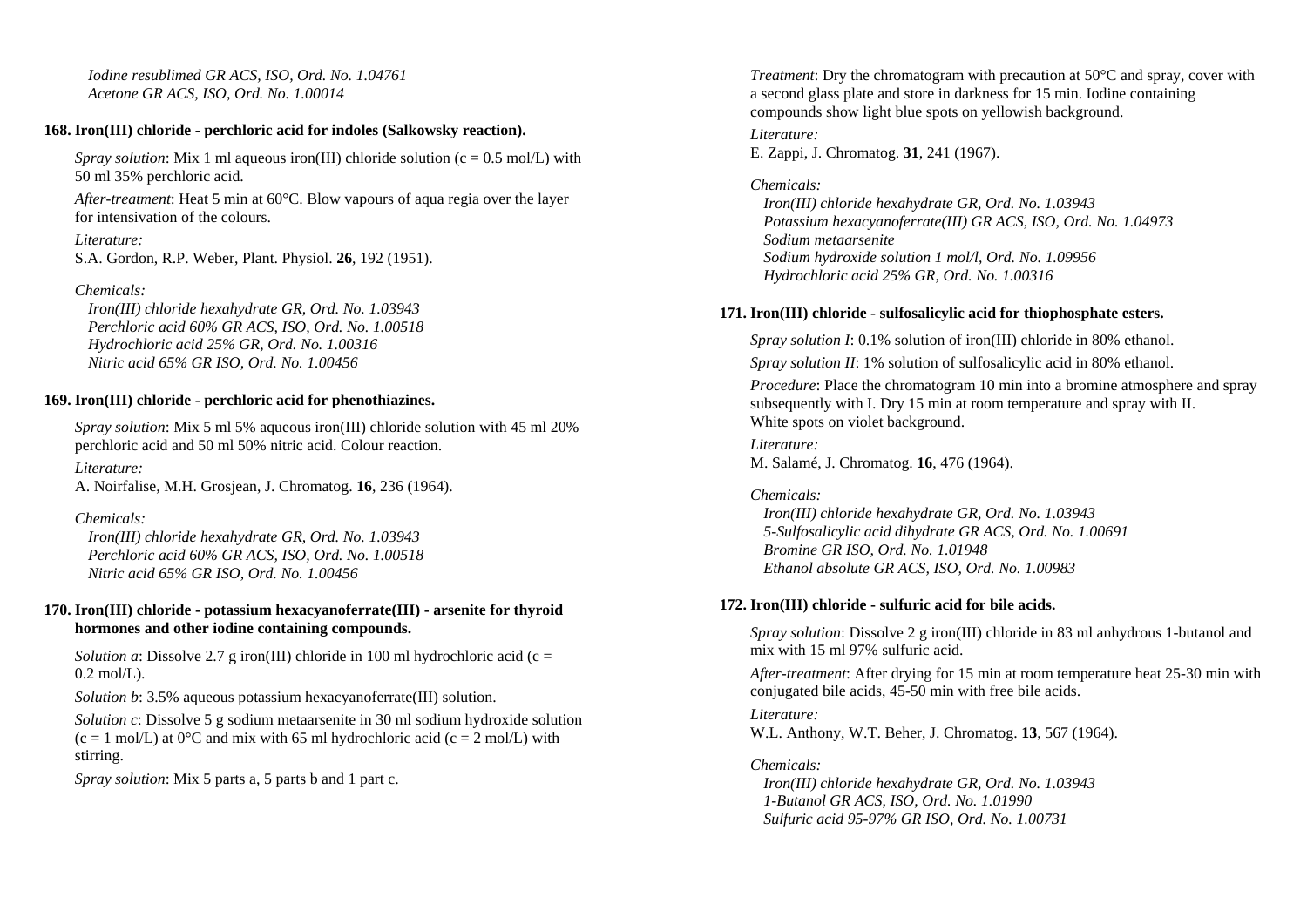*Iodine resublimed GR ACS, ISO, Ord. No. 1.04761*
*Acetone GR ACS, ISO, Ord. No. 1.00014*

**168. Iron(III) chloride - perchloric acid for indoles (Salkowsky reaction).**

*Spray solution*: Mix 1 ml aqueous iron(III) chloride solution (c = 0.5 mol/L) with 50 ml 35% perchloric acid.

*After-treatment*: Heat 5 min at 60°C. Blow vapours of aqua regia over the layer for intensivation of the colours.

*Literature:*
S.A. Gordon, R.P. Weber, Plant. Physiol. **26**, 192 (1951).

*Chemicals:*
*Iron(III) chloride hexahydrate GR, Ord. No. 1.03943*
*Perchloric acid 60% GR ACS, ISO, Ord. No. 1.00518*
*Hydrochloric acid 25% GR, Ord. No. 1.00316*
*Nitric acid 65% GR ISO, Ord. No. 1.00456*

**169. Iron(III) chloride - perchloric acid for phenothiazines.**

*Spray solution*: Mix 5 ml 5% aqueous iron(III) chloride solution with 45 ml 20% perchloric acid and 50 ml 50% nitric acid. Colour reaction.

*Literature:*
A. Noirfalise, M.H. Grosjean, J. Chromatog. **16**, 236 (1964).

*Chemicals:*
*Iron(III) chloride hexahydrate GR, Ord. No. 1.03943*
*Perchloric acid 60% GR ACS, ISO, Ord. No. 1.00518*
*Nitric acid 65% GR ISO, Ord. No. 1.00456*

**170. Iron(III) chloride - potassium hexacyanoferrate(III) - arsenite for thyroid hormones and other iodine containing compounds.**

*Solution a*: Dissolve 2.7 g iron(III) chloride in 100 ml hydrochloric acid (c = 0.2 mol/L).

*Solution b*: 3.5% aqueous potassium hexacyanoferrate(III) solution.

*Solution c*: Dissolve 5 g sodium metaarsenite in 30 ml sodium hydroxide solution (c = 1 mol/L) at 0°C and mix with 65 ml hydrochloric acid (c = 2 mol/L) with stirring.

*Spray solution*: Mix 5 parts a, 5 parts b and 1 part c.

*Treatment*: Dry the chromatogram with precaution at 50°C and spray, cover with a second glass plate and store in darkness for 15 min. Iodine containing compounds show light blue spots on yellowish background.

*Literature:*
E. Zappi, J. Chromatog. **31**, 241 (1967).

*Chemicals:*
*Iron(III) chloride hexahydrate GR, Ord. No. 1.03943*
*Potassium hexacyanoferrate(III) GR ACS, ISO, Ord. No. 1.04973*
*Sodium metaarsenite*
*Sodium hydroxide solution 1 mol/l, Ord. No. 1.09956*
*Hydrochloric acid 25% GR, Ord. No. 1.00316*

**171. Iron(III) chloride - sulfosalicylic acid for thiophosphate esters.**

*Spray solution I*: 0.1% solution of iron(III) chloride in 80% ethanol.

*Spray solution II*: 1% solution of sulfosalicylic acid in 80% ethanol.

*Procedure*: Place the chromatogram 10 min into a bromine atmosphere and spray subsequently with I. Dry 15 min at room temperature and spray with II.
White spots on violet background.

*Literature:*
M. Salamé, J. Chromatog. **16**, 476 (1964).

*Chemicals:*
*Iron(III) chloride hexahydrate GR, Ord. No. 1.03943*
*5-Sulfosalicylic acid dihydrate GR ACS, Ord. No. 1.00691*
*Bromine GR ISO, Ord. No. 1.01948*
*Ethanol absolute GR ACS, ISO, Ord. No. 1.00983*

**172. Iron(III) chloride - sulfuric acid for bile acids.**

*Spray solution*: Dissolve 2 g iron(III) chloride in 83 ml anhydrous 1-butanol and mix with 15 ml 97% sulfuric acid.

*After-treatment*: After drying for 15 min at room temperature heat 25-30 min with conjugated bile acids, 45-50 min with free bile acids.

*Literature:*
W.L. Anthony, W.T. Beher, J. Chromatog. **13**, 567 (1964).

*Chemicals:*
*Iron(III) chloride hexahydrate GR, Ord. No. 1.03943*
*1-Butanol GR ACS, ISO, Ord. No. 1.01990*
*Sulfuric acid 95-97% GR ISO, Ord. No. 1.00731*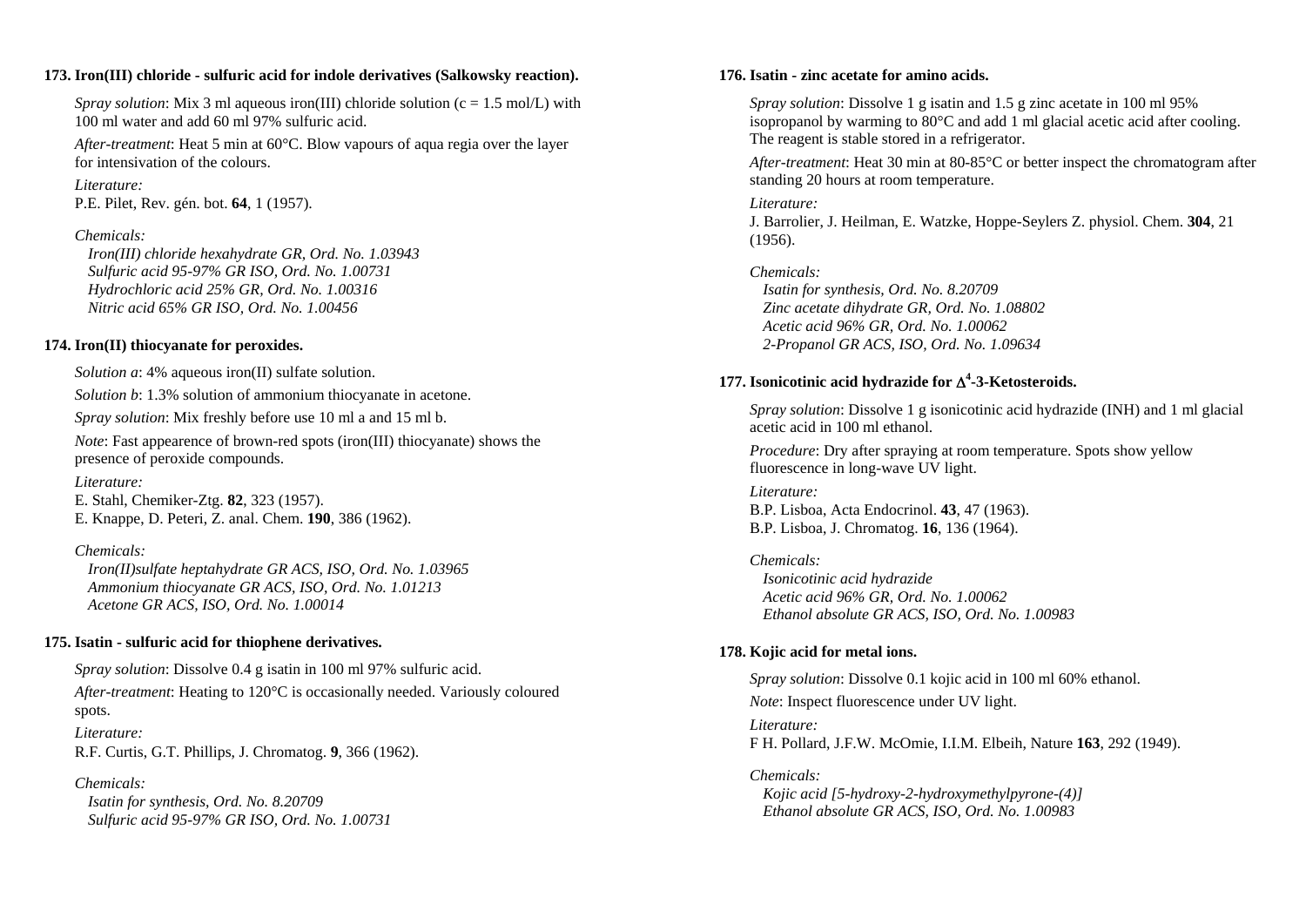### 173. Iron(III) chloride - sulfuric acid for indole derivatives (Salkowsky reaction).

*Spray solution*: Mix 3 ml aqueous iron(III) chloride solution (c = 1.5 mol/L) with 100 ml water and add 60 ml 97% sulfuric acid.

*After-treatment*: Heat 5 min at 60°C. Blow vapours of aqua regia over the layer for intensivation of the colours.

*Literature:*
P.E. Pilet, Rev. gén. bot. **64**, 1 (1957).

*Chemicals:*
*Iron(III) chloride hexahydrate GR, Ord. No. 1.03943*
*Sulfuric acid 95-97% GR ISO, Ord. No. 1.00731*
*Hydrochloric acid 25% GR, Ord. No. 1.00316*
*Nitric acid 65% GR ISO, Ord. No. 1.00456*

### 174. Iron(II) thiocyanate for peroxides.

*Solution a*: 4% aqueous iron(II) sulfate solution.

*Solution b*: 1.3% solution of ammonium thiocyanate in acetone.

*Spray solution*: Mix freshly before use 10 ml a and 15 ml b.

*Note*: Fast appearence of brown-red spots (iron(III) thiocyanate) shows the presence of peroxide compounds.

*Literature:*
E. Stahl, Chemiker-Ztg. **82**, 323 (1957).
E. Knappe, D. Peteri, Z. anal. Chem. **190**, 386 (1962).

*Chemicals:*
*Iron(II)sulfate heptahydrate GR ACS, ISO, Ord. No. 1.03965*
*Ammonium thiocyanate GR ACS, ISO, Ord. No. 1.01213*
*Acetone GR ACS, ISO, Ord. No. 1.00014*

### 175. Isatin - sulfuric acid for thiophene derivatives.

*Spray solution*: Dissolve 0.4 g isatin in 100 ml 97% sulfuric acid.

*After-treatment*: Heating to 120°C is occasionally needed. Variously coloured spots.

*Literature:*
R.F. Curtis, G.T. Phillips, J. Chromatog. **9**, 366 (1962).

*Chemicals:*
*Isatin for synthesis, Ord. No. 8.20709*
*Sulfuric acid 95-97% GR ISO, Ord. No. 1.00731*

### 176. Isatin - zinc acetate for amino acids.

*Spray solution*: Dissolve 1 g isatin and 1.5 g zinc acetate in 100 ml 95% isopropanol by warming to 80°C and add 1 ml glacial acetic acid after cooling. The reagent is stable stored in a refrigerator.

*After-treatment*: Heat 30 min at 80-85°C or better inspect the chromatogram after standing 20 hours at room temperature.

*Literature:*
J. Barrolier, J. Heilman, E. Watzke, Hoppe-Seylers Z. physiol. Chem. **304**, 21 (1956).

*Chemicals:*
*Isatin for synthesis, Ord. No. 8.20709*
*Zinc acetate dihydrate GR, Ord. No. 1.08802*
*Acetic acid 96% GR, Ord. No. 1.00062*
*2-Propanol GR ACS, ISO, Ord. No. 1.09634*

### 177. Isonicotinic acid hydrazide for $\Delta^4$-3-Ketosteroids.

*Spray solution*: Dissolve 1 g isonicotinic acid hydrazide (INH) and 1 ml glacial acetic acid in 100 ml ethanol.

*Procedure*: Dry after spraying at room temperature. Spots show yellow fluorescence in long-wave UV light.

*Literature:*
B.P. Lisboa, Acta Endocrinol. **43**, 47 (1963).
B.P. Lisboa, J. Chromatog. **16**, 136 (1964).

*Chemicals:*
*Isonicotinic acid hydrazide*
*Acetic acid 96% GR, Ord. No. 1.00062*
*Ethanol absolute GR ACS, ISO, Ord. No. 1.00983*

### 178. Kojic acid for metal ions.

*Spray solution*: Dissolve 0.1 kojic acid in 100 ml 60% ethanol.

*Note*: Inspect fluorescence under UV light.

*Literature:*
F H. Pollard, J.F.W. McOmie, I.I.M. Elbeih, Nature **163**, 292 (1949).

*Chemicals:*
*Kojic acid [5-hydroxy-2-hydroxymethylpyrone-(4)]*
*Ethanol absolute GR ACS, ISO, Ord. No. 1.00983*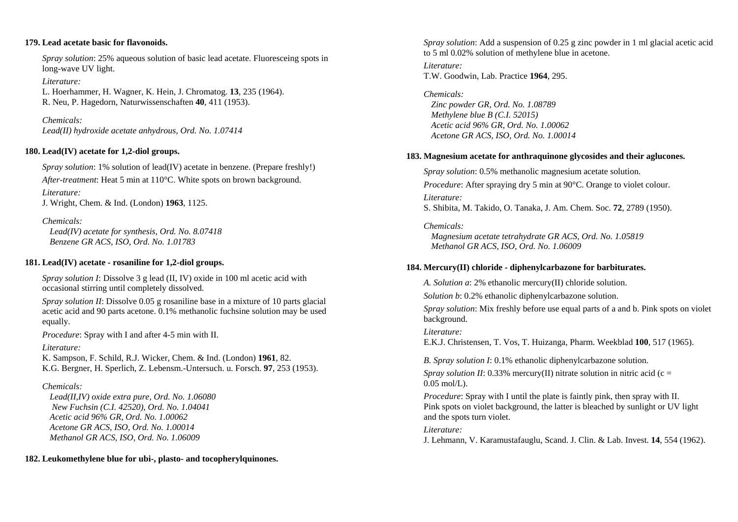**179. Lead acetate basic for flavonoids.**

*Spray solution*: 25% aqueous solution of basic lead acetate. Fluoresceing spots in long-wave UV light.

*Literature:*
L. Hoerhammer, H. Wagner, K. Hein, J. Chromatog. **13**, 235 (1964).
R. Neu, P. Hagedorn, Naturwissenschaften **40**, 411 (1953).

*Chemicals:*
*Lead(II) hydroxide acetate anhydrous, Ord. No. 1.07414*

**180. Lead(IV) acetate for 1,2-diol groups.**

*Spray solution*: 1% solution of lead(IV) acetate in benzene. (Prepare freshly!)

*After-treatment*: Heat 5 min at 110°C. White spots on brown background.

*Literature:*
J. Wright, Chem. & Ind. (London) **1963**, 1125.

*Chemicals:*
*Lead(IV) acetate for synthesis, Ord. No. 8.07418*
*Benzene GR ACS, ISO, Ord. No. 1.01783*

**181. Lead(IV) acetate - rosaniline for 1,2-diol groups.**

*Spray solution I*: Dissolve 3 g lead (II, IV) oxide in 100 ml acetic acid with occasional stirring until completely dissolved.

*Spray solution II*: Dissolve 0.05 g rosaniline base in a mixture of 10 parts glacial acetic acid and 90 parts acetone. 0.1% methanolic fuchsine solution may be used equally.

*Procedure*: Spray with I and after 4-5 min with II.

*Literature:*
K. Sampson, F. Schild, R.J. Wicker, Chem. & Ind. (London) **1961**, 82.
K.G. Bergner, H. Sperlich, Z. Lebensm.-Untersuch. u. Forsch. **97**, 253 (1953).

*Chemicals:*
*Lead(II,IV) oxide extra pure, Ord. No. 1.06080*
*New Fuchsin (C.I. 42520), Ord. No. 1.04041*
*Acetic acid 96% GR, Ord. No. 1.00062*
*Acetone GR ACS, ISO, Ord. No. 1.00014*
*Methanol GR ACS, ISO, Ord. No. 1.06009*

**182. Leukomethylene blue for ubi-, plasto- and tocopherylquinones.**

*Spray solution*: Add a suspension of 0.25 g zinc powder in 1 ml glacial acetic acid to 5 ml 0.02% solution of methylene blue in acetone.

*Literature:*
T.W. Goodwin, Lab. Practice **1964**, 295.

*Chemicals:*
*Zinc powder GR, Ord. No. 1.08789*
*Methylene blue B (C.I. 52015)*
*Acetic acid 96% GR, Ord. No. 1.00062*
*Acetone GR ACS, ISO, Ord. No. 1.00014*

**183. Magnesium acetate for anthraquinone glycosides and their aglucones.**

*Spray solution*: 0.5% methanolic magnesium acetate solution.

*Procedure*: After spraying dry 5 min at 90°C. Orange to violet colour.

*Literature:*
S. Shibita, M. Takido, O. Tanaka, J. Am. Chem. Soc. **72**, 2789 (1950).

*Chemicals:*
*Magnesium acetate tetrahydrate GR ACS, Ord. No. 1.05819*
*Methanol GR ACS, ISO, Ord. No. 1.06009*

**184. Mercury(II) chloride - diphenylcarbazone for barbiturates.**

*A. Solution a*: 2% ethanolic mercury(II) chloride solution.

*Solution b*: 0.2% ethanolic diphenylcarbazone solution.

*Spray solution*: Mix freshly before use equal parts of a and b. Pink spots on violet background.

*Literature:*
E.K.J. Christensen, T. Vos, T. Huizanga, Pharm. Weekblad **100**, 517 (1965).

*B. Spray solution I*: 0.1% ethanolic diphenylcarbazone solution.

*Spray solution II*: 0.33% mercury(II) nitrate solution in nitric acid (c = 0.05 mol/L).

*Procedure*: Spray with I until the plate is faintly pink, then spray with II. Pink spots on violet background, the latter is bleached by sunlight or UV light and the spots turn violet.

*Literature:*
J. Lehmann, V. Karamustafauglu, Scand. J. Clin. & Lab. Invest. **14**, 554 (1962).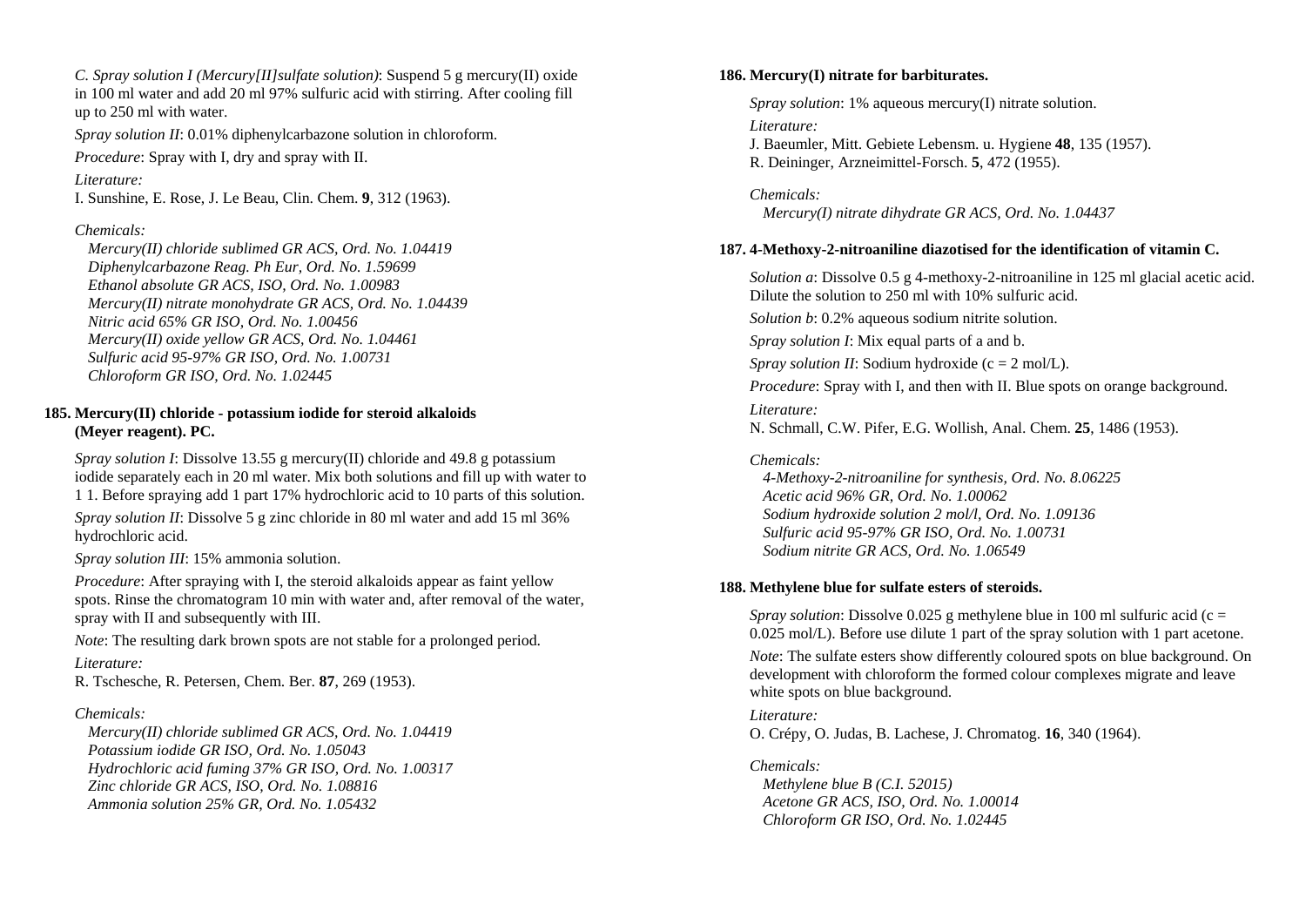*C. Spray solution I (Mercury[II]sulfate solution)*: Suspend 5 g mercury(II) oxide in 100 ml water and add 20 ml 97% sulfuric acid with stirring. After cooling fill up to 250 ml with water.

*Spray solution II*: 0.01% diphenylcarbazone solution in chloroform.

*Procedure*: Spray with I, dry and spray with II.

*Literature:*
I. Sunshine, E. Rose, J. Le Beau, Clin. Chem. **9**, 312 (1963).

*Chemicals:*
*Mercury(II) chloride sublimed GR ACS, Ord. No. 1.04419*
*Diphenylcarbazone Reag. Ph Eur, Ord. No. 1.59699*
*Ethanol absolute GR ACS, ISO, Ord. No. 1.00983*
*Mercury(II) nitrate monohydrate GR ACS, Ord. No. 1.04439*
*Nitric acid 65% GR ISO, Ord. No. 1.00456*
*Mercury(II) oxide yellow GR ACS, Ord. No. 1.04461*
*Sulfuric acid 95-97% GR ISO, Ord. No. 1.00731*
*Chloroform GR ISO, Ord. No. 1.02445*

### 185. Mercury(II) chloride - potassium iodide for steroid alkaloids (Meyer reagent). PC.

*Spray solution I*: Dissolve 13.55 g mercury(II) chloride and 49.8 g potassium iodide separately each in 20 ml water. Mix both solutions and fill up with water to 1 l. Before spraying add 1 part 17% hydrochloric acid to 10 parts of this solution.

*Spray solution II*: Dissolve 5 g zinc chloride in 80 ml water and add 15 ml 36% hydrochloric acid.

*Spray solution III*: 15% ammonia solution.

*Procedure*: After spraying with I, the steroid alkaloids appear as faint yellow spots. Rinse the chromatogram 10 min with water and, after removal of the water, spray with II and subsequently with III.

*Note*: The resulting dark brown spots are not stable for a prolonged period.

*Literature:*
R. Tschesche, R. Petersen, Chem. Ber. **87**, 269 (1953).

*Chemicals:*
*Mercury(II) chloride sublimed GR ACS, Ord. No. 1.04419*
*Potassium iodide GR ISO, Ord. No. 1.05043*
*Hydrochloric acid fuming 37% GR ISO, Ord. No. 1.00317*
*Zinc chloride GR ACS, ISO, Ord. No. 1.08816*
*Ammonia solution 25% GR, Ord. No. 1.05432*

### 186. Mercury(I) nitrate for barbiturates.

*Spray solution*: 1% aqueous mercury(I) nitrate solution.

*Literature:*
J. Baeumler, Mitt. Gebiete Lebensm. u. Hygiene **48**, 135 (1957).
R. Deininger, Arzneimittel-Forsch. **5**, 472 (1955).

*Chemicals:*
*Mercury(I) nitrate dihydrate GR ACS, Ord. No. 1.04437*

### 187. 4-Methoxy-2-nitroaniline diazotised for the identification of vitamin C.

*Solution a*: Dissolve 0.5 g 4-methoxy-2-nitroaniline in 125 ml glacial acetic acid. Dilute the solution to 250 ml with 10% sulfuric acid.

*Solution b*: 0.2% aqueous sodium nitrite solution.

*Spray solution I*: Mix equal parts of a and b.

*Spray solution II*: Sodium hydroxide (c = 2 mol/L).

*Procedure*: Spray with I, and then with II. Blue spots on orange background.

*Literature:*
N. Schmall, C.W. Pifer, E.G. Wollish, Anal. Chem. **25**, 1486 (1953).

*Chemicals:*
*4-Methoxy-2-nitroaniline for synthesis, Ord. No. 8.06225*
*Acetic acid 96% GR, Ord. No. 1.00062*
*Sodium hydroxide solution 2 mol/l, Ord. No. 1.09136*
*Sulfuric acid 95-97% GR ISO, Ord. No. 1.00731*
*Sodium nitrite GR ACS, Ord. No. 1.06549*

### 188. Methylene blue for sulfate esters of steroids.

*Spray solution*: Dissolve 0.025 g methylene blue in 100 ml sulfuric acid (c = 0.025 mol/L). Before use dilute 1 part of the spray solution with 1 part acetone.

*Note*: The sulfate esters show differently coloured spots on blue background. On development with chloroform the formed colour complexes migrate and leave white spots on blue background.

*Literature:*
O. Crépy, O. Judas, B. Lachese, J. Chromatog. **16**, 340 (1964).

*Chemicals:*
*Methylene blue B (C.I. 52015)*
*Acetone GR ACS, ISO, Ord. No. 1.00014*
*Chloroform GR ISO, Ord. No. 1.02445*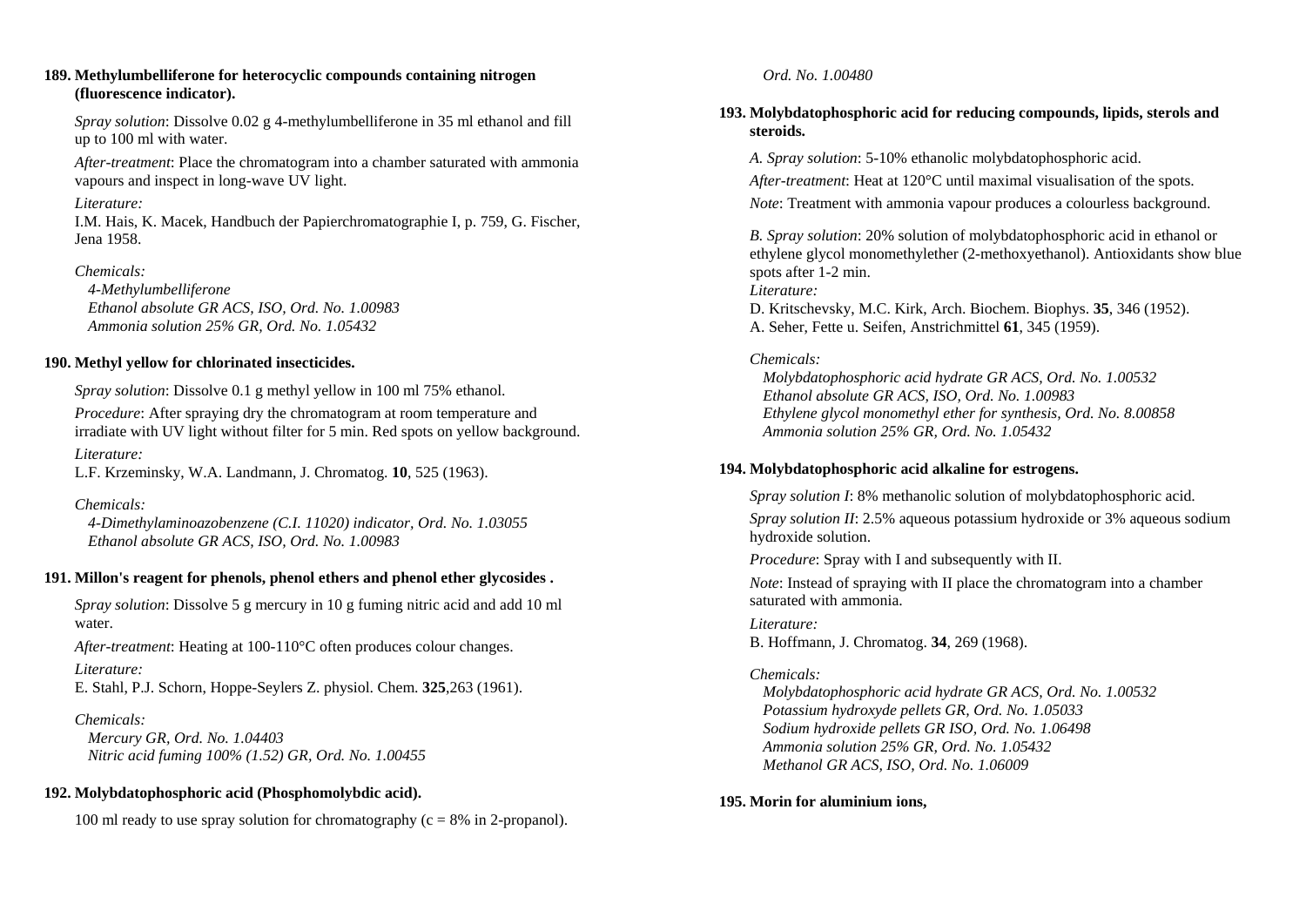**189. Methylumbelliferone for heterocyclic compounds containing nitrogen (fluorescence indicator).**

*Spray solution*: Dissolve 0.02 g 4-methylumbelliferone in 35 ml ethanol and fill up to 100 ml with water.

*After-treatment*: Place the chromatogram into a chamber saturated with ammonia vapours and inspect in long-wave UV light.

*Literature:*
I.M. Hais, K. Macek, Handbuch der Papierchromatographie I, p. 759, G. Fischer, Jena 1958.

*Chemicals:*
*4-Methylumbelliferone*
*Ethanol absolute GR ACS, ISO, Ord. No. 1.00983*
*Ammonia solution 25% GR, Ord. No. 1.05432*

**190. Methyl yellow for chlorinated insecticides.**

*Spray solution*: Dissolve 0.1 g methyl yellow in 100 ml 75% ethanol.

*Procedure*: After spraying dry the chromatogram at room temperature and irradiate with UV light without filter for 5 min. Red spots on yellow background.

*Literature:*
L.F. Krzeminsky, W.A. Landmann, J. Chromatog. **10**, 525 (1963).

*Chemicals:*
*4-Dimethylaminoazobenzene (C.I. 11020) indicator, Ord. No. 1.03055*
*Ethanol absolute GR ACS, ISO, Ord. No. 1.00983*

**191. Millon's reagent for phenols, phenol ethers and phenol ether glycosides .**

*Spray solution*: Dissolve 5 g mercury in 10 g fuming nitric acid and add 10 ml water.

*After-treatment*: Heating at 100-110°C often produces colour changes.

*Literature:*
E. Stahl, P.J. Schorn, Hoppe-Seylers Z. physiol. Chem. **325**,263 (1961).

*Chemicals:*
*Mercury GR, Ord. No. 1.04403*
*Nitric acid fuming 100% (1.52) GR, Ord. No. 1.00455*

**192. Molybdatophosphoric acid (Phosphomolybdic acid).**

100 ml ready to use spray solution for chromatography (c = 8% in 2-propanol).

*Ord. No. 1.00480*

**193. Molybdatophosphoric acid for reducing compounds, lipids, sterols and steroids.**

*A. Spray solution*: 5-10% ethanolic molybdatophosphoric acid.

*After-treatment*: Heat at 120°C until maximal visualisation of the spots.

*Note*: Treatment with ammonia vapour produces a colourless background.

*B. Spray solution*: 20% solution of molybdatophosphoric acid in ethanol or ethylene glycol monomethylether (2-methoxyethanol). Antioxidants show blue spots after 1-2 min.

*Literature:*
D. Kritschevsky, M.C. Kirk, Arch. Biochem. Biophys. **35**, 346 (1952).
A. Seher, Fette u. Seifen, Anstrichmittel **61**, 345 (1959).

*Chemicals:*
*Molybdatophosphoric acid hydrate GR ACS, Ord. No. 1.00532*
*Ethanol absolute GR ACS, ISO, Ord. No. 1.00983*
*Ethylene glycol monomethyl ether for synthesis, Ord. No. 8.00858*
*Ammonia solution 25% GR, Ord. No. 1.05432*

**194. Molybdatophosphoric acid alkaline for estrogens.**

*Spray solution I*: 8% methanolic solution of molybdatophosphoric acid.

*Spray solution II*: 2.5% aqueous potassium hydroxide or 3% aqueous sodium hydroxide solution.

*Procedure*: Spray with I and subsequently with II.

*Note*: Instead of spraying with II place the chromatogram into a chamber saturated with ammonia.

*Literature:*
B. Hoffmann, J. Chromatog. **34**, 269 (1968).

*Chemicals:*
*Molybdatophosphoric acid hydrate GR ACS, Ord. No. 1.00532*
*Potassium hydroxyde pellets GR, Ord. No. 1.05033*
*Sodium hydroxide pellets GR ISO, Ord. No. 1.06498*
*Ammonia solution 25% GR, Ord. No. 1.05432*
*Methanol GR ACS, ISO, Ord. No. 1.06009*

**195. Morin for aluminium ions,**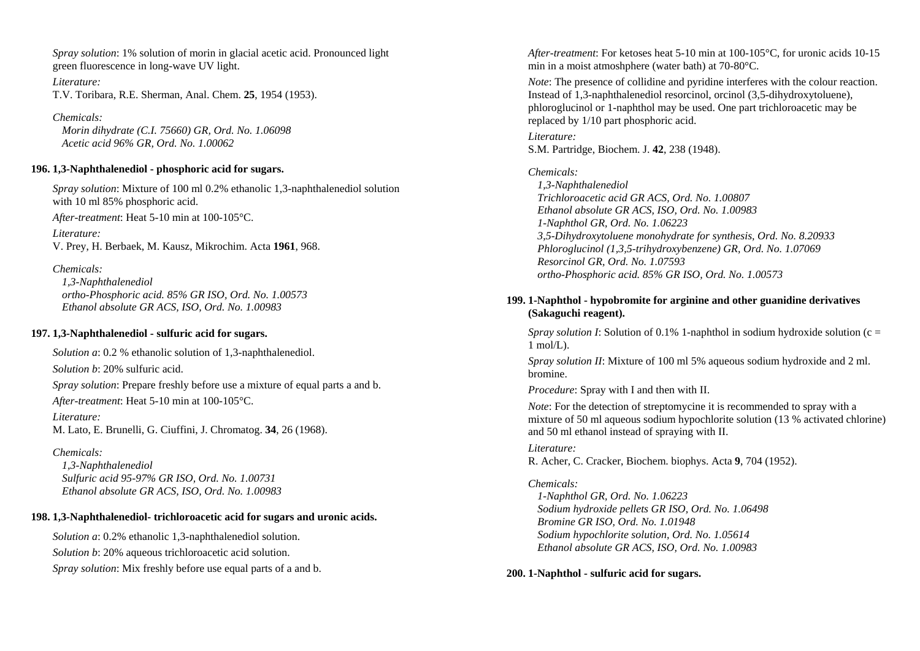*Spray solution*: 1% solution of morin in glacial acetic acid. Pronounced light green fluorescence in long-wave UV light.

*Literature:*
T.V. Toribara, R.E. Sherman, Anal. Chem. **25**, 1954 (1953).

*Chemicals:*
*Morin dihydrate (C.I. 75660) GR, Ord. No. 1.06098*
*Acetic acid 96% GR, Ord. No. 1.00062*

### 196. 1,3-Naphthalenediol - phosphoric acid for sugars.

*Spray solution*: Mixture of 100 ml 0.2% ethanolic 1,3-naphthalenediol solution with 10 ml 85% phosphoric acid.

*After-treatment*: Heat 5-10 min at 100-105°C.

*Literature:*
V. Prey, H. Berbaek, M. Kausz, Mikrochim. Acta **1961**, 968.

*Chemicals:*
*1,3-Naphthalenediol*
*ortho-Phosphoric acid. 85% GR ISO, Ord. No. 1.00573*
*Ethanol absolute GR ACS, ISO, Ord. No. 1.00983*

### 197. 1,3-Naphthalenediol - sulfuric acid for sugars.

*Solution a*: 0.2 % ethanolic solution of 1,3-naphthalenediol.

*Solution b*: 20% sulfuric acid.

*Spray solution*: Prepare freshly before use a mixture of equal parts a and b.

*After-treatment*: Heat 5-10 min at 100-105°C.

*Literature:*
M. Lato, E. Brunelli, G. Ciuffini, J. Chromatog. **34**, 26 (1968).

*Chemicals:*
*1,3-Naphthalenediol*
*Sulfuric acid 95-97% GR ISO, Ord. No. 1.00731*
*Ethanol absolute GR ACS, ISO, Ord. No. 1.00983*

### 198. 1,3-Naphthalenediol- trichloroacetic acid for sugars and uronic acids.

*Solution a*: 0.2% ethanolic 1,3-naphthalenediol solution.

*Solution b*: 20% aqueous trichloroacetic acid solution.

*Spray solution*: Mix freshly before use equal parts of a and b.

*After-treatment*: For ketoses heat 5-10 min at 100-105°C, for uronic acids 10-15 min in a moist atmoshphere (water bath) at 70-80°C.

*Note*: The presence of collidine and pyridine interferes with the colour reaction. Instead of 1,3-naphthalenediol resorcinol, orcinol (3,5-dihydroxytoluene), phloroglucinol or 1-naphthol may be used. One part trichloroacetic may be replaced by 1/10 part phosphoric acid.

*Literature:*
S.M. Partridge, Biochem. J. **42**, 238 (1948).

*Chemicals:*
*1,3-Naphthalenediol*
*Trichloroacetic acid GR ACS, Ord. No. 1.00807*
*Ethanol absolute GR ACS, ISO, Ord. No. 1.00983*
*1-Naphthol GR, Ord. No. 1.06223*
*3,5-Dihydroxytoluene monohydrate for synthesis, Ord. No. 8.20933*
*Phloroglucinol (1,3,5-trihydroxybenzene) GR, Ord. No. 1.07069*
*Resorcinol GR, Ord. No. 1.07593*
*ortho-Phosphoric acid. 85% GR ISO, Ord. No. 1.00573*

### 199. 1-Naphthol - hypobromite for arginine and other guanidine derivatives (Sakaguchi reagent).

*Spray solution I*: Solution of 0.1% 1-naphthol in sodium hydroxide solution (c = 1 mol/L).

*Spray solution II*: Mixture of 100 ml 5% aqueous sodium hydroxide and 2 ml. bromine.

*Procedure*: Spray with I and then with II.

*Note*: For the detection of streptomycine it is recommended to spray with a mixture of 50 ml aqueous sodium hypochlorite solution (13 % activated chlorine) and 50 ml ethanol instead of spraying with II.

*Literature:*
R. Acher, C. Cracker, Biochem. biophys. Acta **9**, 704 (1952).

*Chemicals:*
*1-Naphthol GR, Ord. No. 1.06223*
*Sodium hydroxide pellets GR ISO, Ord. No. 1.06498*
*Bromine GR ISO, Ord. No. 1.01948*
*Sodium hypochlorite solution, Ord. No. 1.05614*
*Ethanol absolute GR ACS, ISO, Ord. No. 1.00983*

### 200. 1-Naphthol - sulfuric acid for sugars.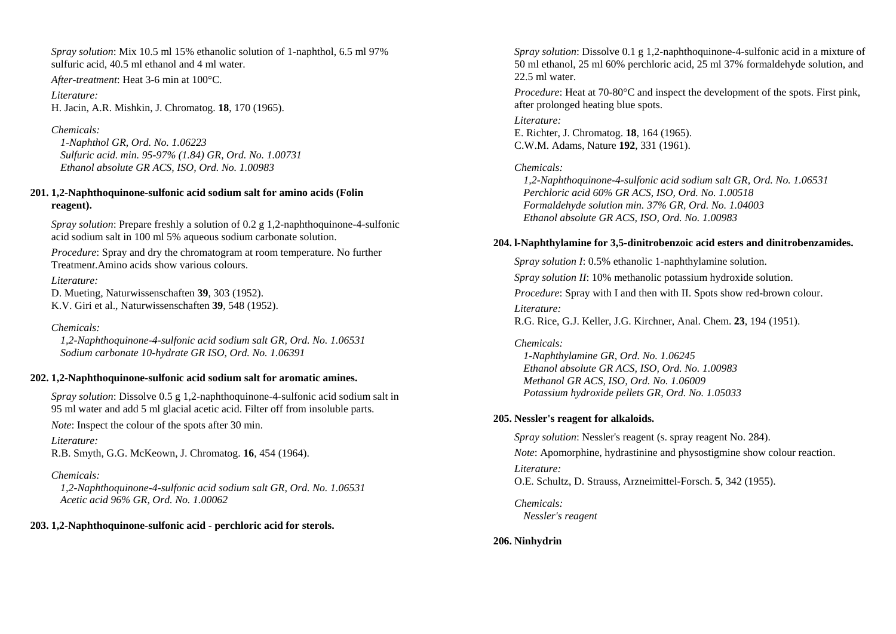*Spray solution*: Mix 10.5 ml 15% ethanolic solution of 1-naphthol, 6.5 ml 97% sulfuric acid, 40.5 ml ethanol and 4 ml water.

*After-treatment*: Heat 3-6 min at 100°C.

*Literature:*
H. Jacin, A.R. Mishkin, J. Chromatog. **18**, 170 (1965).

*Chemicals:*
*1-Naphthol GR, Ord. No. 1.06223*
*Sulfuric acid. min. 95-97% (1.84) GR, Ord. No. 1.00731*
*Ethanol absolute GR ACS, ISO, Ord. No. 1.00983*

**201. 1,2-Naphthoquinone-sulfonic acid sodium salt for amino acids (Folin reagent).**

*Spray solution*: Prepare freshly a solution of 0.2 g 1,2-naphthoquinone-4-sulfonic acid sodium salt in 100 ml 5% aqueous sodium carbonate solution.

*Procedure*: Spray and dry the chromatogram at room temperature. No further Treatment.Amino acids show various colours.

*Literature:*
D. Mueting, Naturwissenschaften **39**, 303 (1952).
K.V. Giri et al., Naturwissenschaften **39**, 548 (1952).

*Chemicals:*
*1,2-Naphthoquinone-4-sulfonic acid sodium salt GR, Ord. No. 1.06531*
*Sodium carbonate 10-hydrate GR ISO, Ord. No. 1.06391*

**202. 1,2-Naphthoquinone-sulfonic acid sodium salt for aromatic amines.**

*Spray solution*: Dissolve 0.5 g 1,2-naphthoquinone-4-sulfonic acid sodium salt in 95 ml water and add 5 ml glacial acetic acid. Filter off from insoluble parts.

*Note*: Inspect the colour of the spots after 30 min.

*Literature:*
R.B. Smyth, G.G. McKeown, J. Chromatog. **16**, 454 (1964).

*Chemicals:*
*1,2-Naphthoquinone-4-sulfonic acid sodium salt GR, Ord. No. 1.06531*
*Acetic acid 96% GR, Ord. No. 1.00062*

**203. 1,2-Naphthoquinone-sulfonic acid - perchloric acid for sterols.**

*Spray solution*: Dissolve 0.1 g 1,2-naphthoquinone-4-sulfonic acid in a mixture of 50 ml ethanol, 25 ml 60% perchloric acid, 25 ml 37% formaldehyde solution, and 22.5 ml water.

*Procedure*: Heat at 70-80°C and inspect the development of the spots. First pink, after prolonged heating blue spots.

*Literature:*
E. Richter, J. Chromatog. **18**, 164 (1965).
C.W.M. Adams, Nature **192**, 331 (1961).

*Chemicals:*
*1,2-Naphthoquinone-4-sulfonic acid sodium salt GR, Ord. No. 1.06531*
*Perchloric acid 60% GR ACS, ISO, Ord. No. 1.00518*
*Formaldehyde solution min. 37% GR, Ord. No. 1.04003*
*Ethanol absolute GR ACS, ISO, Ord. No. 1.00983*

**204. l-Naphthylamine for 3,5-dinitrobenzoic acid esters and dinitrobenzamides.**

*Spray solution I*: 0.5% ethanolic 1-naphthylamine solution.

*Spray solution II*: 10% methanolic potassium hydroxide solution.

*Procedure*: Spray with I and then with II. Spots show red-brown colour.

*Literature:*
R.G. Rice, G.J. Keller, J.G. Kirchner, Anal. Chem. **23**, 194 (1951).

*Chemicals:*
*1-Naphthylamine GR, Ord. No. 1.06245*
*Ethanol absolute GR ACS, ISO, Ord. No. 1.00983*
*Methanol GR ACS, ISO, Ord. No. 1.06009*
*Potassium hydroxide pellets GR, Ord. No. 1.05033*

**205. Nessler's reagent for alkaloids.**

*Spray solution*: Nessler's reagent (s. spray reagent No. 284).

*Note*: Apomorphine, hydrastinine and physostigmine show colour reaction.

*Literature:*
O.E. Schultz, D. Strauss, Arzneimittel-Forsch. **5**, 342 (1955).

*Chemicals:*
*Nessler's reagent*

**206. Ninhydrin**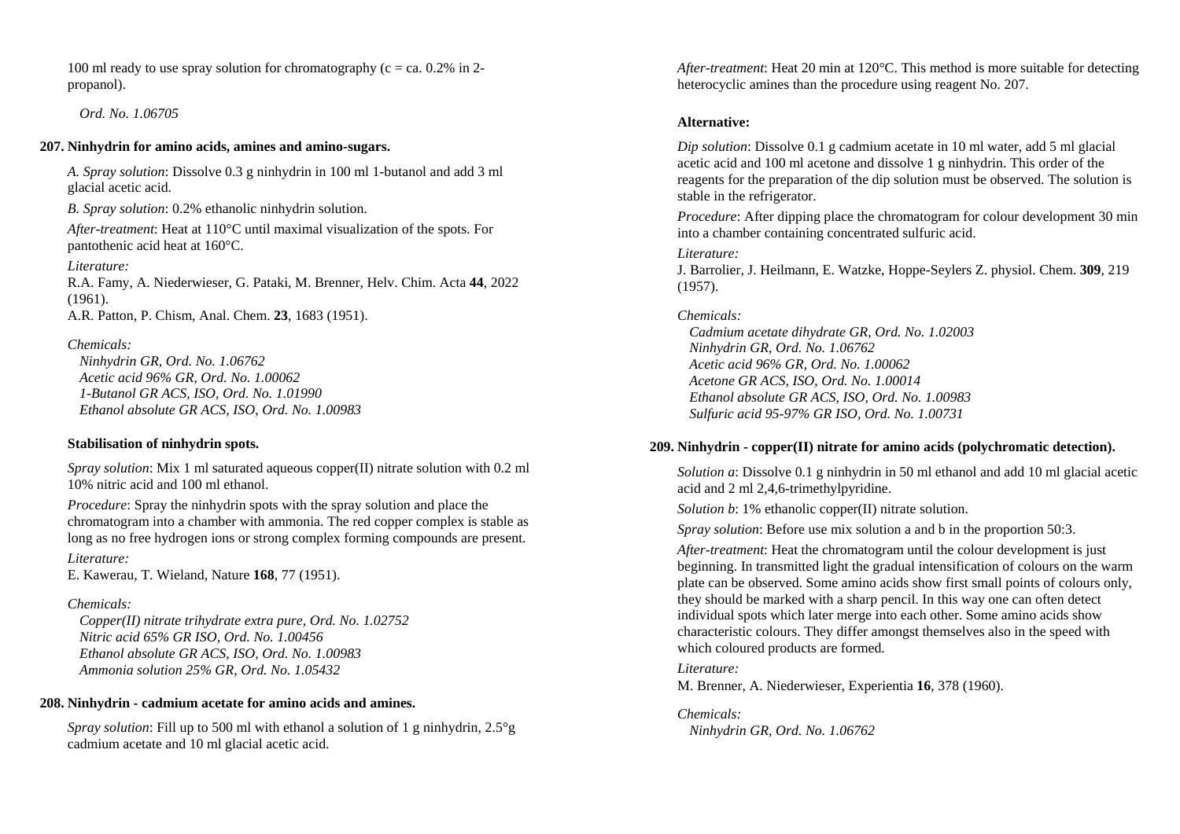100 ml ready to use spray solution for chromatography (c = ca. 0.2% in 2-propanol).

*Ord. No. 1.06705*

**207. Ninhydrin for amino acids, amines and amino-sugars.**

*A. Spray solution*: Dissolve 0.3 g ninhydrin in 100 ml 1-butanol and add 3 ml glacial acetic acid.

*B. Spray solution*: 0.2% ethanolic ninhydrin solution.

*After-treatment*: Heat at 110°C until maximal visualization of the spots. For pantothenic acid heat at 160°C.

*Literature:*
R.A. Famy, A. Niederwieser, G. Pataki, M. Brenner, Helv. Chim. Acta **44**, 2022 (1961).
A.R. Patton, P. Chism, Anal. Chem. **23**, 1683 (1951).

*Chemicals:*
*Ninhydrin GR, Ord. No. 1.06762*
*Acetic acid 96% GR, Ord. No. 1.00062*
*1-Butanol GR ACS, ISO, Ord. No. 1.01990*
*Ethanol absolute GR ACS, ISO, Ord. No. 1.00983*

**Stabilisation of ninhydrin spots.**

*Spray solution*: Mix 1 ml saturated aqueous copper(II) nitrate solution with 0.2 ml 10% nitric acid and 100 ml ethanol.

*Procedure*: Spray the ninhydrin spots with the spray solution and place the chromatogram into a chamber with ammonia. The red copper complex is stable as long as no free hydrogen ions or strong complex forming compounds are present.

*Literature:*
E. Kawerau, T. Wieland, Nature **168**, 77 (1951).

*Chemicals:*
*Copper(II) nitrate trihydrate extra pure, Ord. No. 1.02752*
*Nitric acid 65% GR ISO, Ord. No. 1.00456*
*Ethanol absolute GR ACS, ISO, Ord. No. 1.00983*
*Ammonia solution 25% GR, Ord. No. 1.05432*

**208. Ninhydrin - cadmium acetate for amino acids and amines.**

*Spray solution*: Fill up to 500 ml with ethanol a solution of 1 g ninhydrin, 2.5°g cadmium acetate and 10 ml glacial acetic acid.

*After-treatment*: Heat 20 min at 120°C. This method is more suitable for detecting heterocyclic amines than the procedure using reagent No. 207.

**Alternative:**

*Dip solution*: Dissolve 0.1 g cadmium acetate in 10 ml water, add 5 ml glacial acetic acid and 100 ml acetone and dissolve 1 g ninhydrin. This order of the reagents for the preparation of the dip solution must be observed. The solution is stable in the refrigerator.

*Procedure*: After dipping place the chromatogram for colour development 30 min into a chamber containing concentrated sulfuric acid.

*Literature:*
J. Barrolier, J. Heilmann, E. Watzke, Hoppe-Seylers Z. physiol. Chem. **309**, 219 (1957).

*Chemicals:*
*Cadmium acetate dihydrate GR, Ord. No. 1.02003*
*Ninhydrin GR, Ord. No. 1.06762*
*Acetic acid 96% GR, Ord. No. 1.00062*
*Acetone GR ACS, ISO, Ord. No. 1.00014*
*Ethanol absolute GR ACS, ISO, Ord. No. 1.00983*
*Sulfuric acid 95-97% GR ISO, Ord. No. 1.00731*

**209. Ninhydrin - copper(II) nitrate for amino acids (polychromatic detection).**

*Solution a*: Dissolve 0.1 g ninhydrin in 50 ml ethanol and add 10 ml glacial acetic acid and 2 ml 2,4,6-trimethylpyridine.

*Solution b*: 1% ethanolic copper(II) nitrate solution.

*Spray solution*: Before use mix solution a and b in the proportion 50:3.

*After-treatment*: Heat the chromatogram until the colour development is just beginning. In transmitted light the gradual intensification of colours on the warm plate can be observed. Some amino acids show first small points of colours only, they should be marked with a sharp pencil. In this way one can often detect individual spots which later merge into each other. Some amino acids show characteristic colours. They differ amongst themselves also in the speed with which coloured products are formed.

*Literature:*
M. Brenner, A. Niederwieser, Experientia **16**, 378 (1960).

*Chemicals:*
*Ninhydrin GR, Ord. No. 1.06762*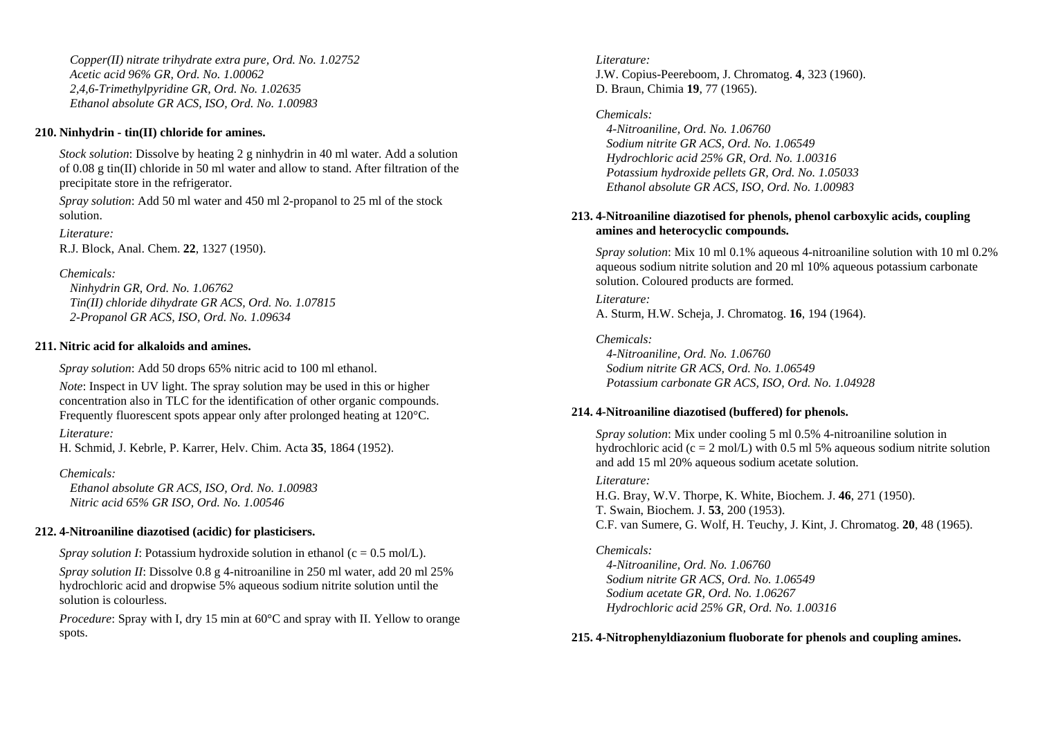*Copper(II) nitrate trihydrate extra pure, Ord. No. 1.02752*
*Acetic acid 96% GR, Ord. No. 1.00062*
*2,4,6-Trimethylpyridine GR, Ord. No. 1.02635*
*Ethanol absolute GR ACS, ISO, Ord. No. 1.00983*

**210. Ninhydrin - tin(II) chloride for amines.**

*Stock solution*: Dissolve by heating 2 g ninhydrin in 40 ml water. Add a solution of 0.08 g tin(II) chloride in 50 ml water and allow to stand. After filtration of the precipitate store in the refrigerator.

*Spray solution*: Add 50 ml water and 450 ml 2-propanol to 25 ml of the stock solution.

*Literature:*
R.J. Block, Anal. Chem. **22**, 1327 (1950).

*Chemicals:*
*Ninhydrin GR, Ord. No. 1.06762*
*Tin(II) chloride dihydrate GR ACS, Ord. No. 1.07815*
*2-Propanol GR ACS, ISO, Ord. No. 1.09634*

**211. Nitric acid for alkaloids and amines.**

*Spray solution*: Add 50 drops 65% nitric acid to 100 ml ethanol.

*Note*: Inspect in UV light. The spray solution may be used in this or higher concentration also in TLC for the identification of other organic compounds. Frequently fluorescent spots appear only after prolonged heating at 120°C.

*Literature:*
H. Schmid, J. Kebrle, P. Karrer, Helv. Chim. Acta **35**, 1864 (1952).

*Chemicals:*
*Ethanol absolute GR ACS, ISO, Ord. No. 1.00983*
*Nitric acid 65% GR ISO, Ord. No. 1.00546*

**212. 4-Nitroaniline diazotised (acidic) for plasticisers.**

*Spray solution I*: Potassium hydroxide solution in ethanol (c = 0.5 mol/L).

*Spray solution II*: Dissolve 0.8 g 4-nitroaniline in 250 ml water, add 20 ml 25% hydrochloric acid and dropwise 5% aqueous sodium nitrite solution until the solution is colourless.

*Procedure*: Spray with I, dry 15 min at 60°C and spray with II. Yellow to orange spots.

*Literature:*
J.W. Copius-Peereboom, J. Chromatog. **4**, 323 (1960).
D. Braun, Chimia **19**, 77 (1965).

*Chemicals:*
*4-Nitroaniline, Ord. No. 1.06760*
*Sodium nitrite GR ACS, Ord. No. 1.06549*
*Hydrochloric acid 25% GR, Ord. No. 1.00316*
*Potassium hydroxide pellets GR, Ord. No. 1.05033*
*Ethanol absolute GR ACS, ISO, Ord. No. 1.00983*

**213. 4-Nitroaniline diazotised for phenols, phenol carboxylic acids, coupling amines and heterocyclic compounds.**

*Spray solution*: Mix 10 ml 0.1% aqueous 4-nitroaniline solution with 10 ml 0.2% aqueous sodium nitrite solution and 20 ml 10% aqueous potassium carbonate solution. Coloured products are formed.

*Literature:*
A. Sturm, H.W. Scheja, J. Chromatog. **16**, 194 (1964).

*Chemicals:*
*4-Nitroaniline, Ord. No. 1.06760*
*Sodium nitrite GR ACS, Ord. No. 1.06549*
*Potassium carbonate GR ACS, ISO, Ord. No. 1.04928*

**214. 4-Nitroaniline diazotised (buffered) for phenols.**

*Spray solution*: Mix under cooling 5 ml 0.5% 4-nitroaniline solution in hydrochloric acid (c = 2 mol/L) with 0.5 ml 5% aqueous sodium nitrite solution and add 15 ml 20% aqueous sodium acetate solution.

*Literature:*
H.G. Bray, W.V. Thorpe, K. White, Biochem. J. **46**, 271 (1950).
T. Swain, Biochem. J. **53**, 200 (1953).
C.F. van Sumere, G. Wolf, H. Teuchy, J. Kint, J. Chromatog. **20**, 48 (1965).

*Chemicals:*
*4-Nitroaniline, Ord. No. 1.06760*
*Sodium nitrite GR ACS, Ord. No. 1.06549*
*Sodium acetate GR, Ord. No. 1.06267*
*Hydrochloric acid 25% GR, Ord. No. 1.00316*

**215. 4-Nitrophenyldiazonium fluoborate for phenols and coupling amines.**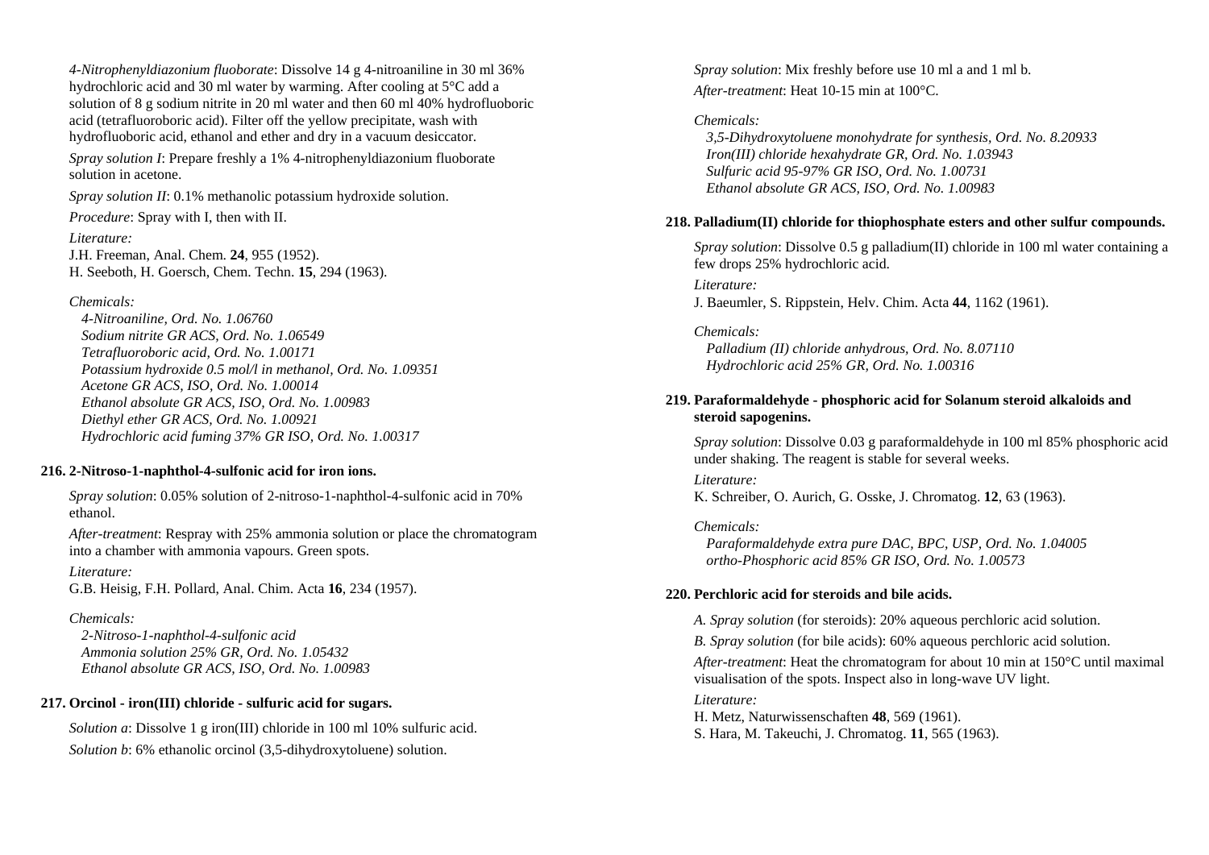*4-Nitrophenyldiazonium fluoborate*: Dissolve 14 g 4-nitroaniline in 30 ml 36% hydrochloric acid and 30 ml water by warming. After cooling at 5°C add a solution of 8 g sodium nitrite in 20 ml water and then 60 ml 40% hydrofluoboric acid (tetrafluoroboric acid). Filter off the yellow precipitate, wash with hydrofluoboric acid, ethanol and ether and dry in a vacuum desiccator.

*Spray solution I*: Prepare freshly a 1% 4-nitrophenyldiazonium fluoborate solution in acetone.

*Spray solution II*: 0.1% methanolic potassium hydroxide solution.

*Procedure*: Spray with I, then with II.

*Literature:*
J.H. Freeman, Anal. Chem. **24**, 955 (1952).
H. Seeboth, H. Goersch, Chem. Techn. **15**, 294 (1963).

*Chemicals:*
*4-Nitroaniline, Ord. No. 1.06760*
*Sodium nitrite GR ACS, Ord. No. 1.06549*
*Tetrafluoroboric acid, Ord. No. 1.00171*
*Potassium hydroxide 0.5 mol/l in methanol, Ord. No. 1.09351*
*Acetone GR ACS, ISO, Ord. No. 1.00014*
*Ethanol absolute GR ACS, ISO, Ord. No. 1.00983*
*Diethyl ether GR ACS, Ord. No. 1.00921*
*Hydrochloric acid fuming 37% GR ISO, Ord. No. 1.00317*

### 216. 2-Nitroso-1-naphthol-4-sulfonic acid for iron ions.

*Spray solution*: 0.05% solution of 2-nitroso-1-naphthol-4-sulfonic acid in 70% ethanol.

*After-treatment*: Respray with 25% ammonia solution or place the chromatogram into a chamber with ammonia vapours. Green spots.

*Literature:*
G.B. Heisig, F.H. Pollard, Anal. Chim. Acta **16**, 234 (1957).

*Chemicals:*
*2-Nitroso-1-naphthol-4-sulfonic acid*
*Ammonia solution 25% GR, Ord. No. 1.05432*
*Ethanol absolute GR ACS, ISO, Ord. No. 1.00983*

### 217. Orcinol - iron(III) chloride - sulfuric acid for sugars.

*Solution a*: Dissolve 1 g iron(III) chloride in 100 ml 10% sulfuric acid.

*Solution b*: 6% ethanolic orcinol (3,5-dihydroxytoluene) solution.

*Spray solution*: Mix freshly before use 10 ml a and 1 ml b.

*After-treatment*: Heat 10-15 min at 100°C.

*Chemicals:*
*3,5-Dihydroxytoluene monohydrate for synthesis, Ord. No. 8.20933*
*Iron(III) chloride hexahydrate GR, Ord. No. 1.03943*
*Sulfuric acid 95-97% GR ISO, Ord. No. 1.00731*
*Ethanol absolute GR ACS, ISO, Ord. No. 1.00983*

### 218. Palladium(II) chloride for thiophosphate esters and other sulfur compounds.

*Spray solution*: Dissolve 0.5 g palladium(II) chloride in 100 ml water containing a few drops 25% hydrochloric acid.

*Literature:*
J. Baeumler, S. Rippstein, Helv. Chim. Acta **44**, 1162 (1961).

*Chemicals:*
*Palladium (II) chloride anhydrous, Ord. No. 8.07110*
*Hydrochloric acid 25% GR, Ord. No. 1.00316*

### 219. Paraformaldehyde - phosphoric acid for Solanum steroid alkaloids and steroid sapogenins.

*Spray solution*: Dissolve 0.03 g paraformaldehyde in 100 ml 85% phosphoric acid under shaking. The reagent is stable for several weeks.

*Literature:*
K. Schreiber, O. Aurich, G. Osske, J. Chromatog. **12**, 63 (1963).

*Chemicals:*
*Paraformaldehyde extra pure DAC, BPC, USP, Ord. No. 1.04005*
*ortho-Phosphoric acid 85% GR ISO, Ord. No. 1.00573*

### 220. Perchloric acid for steroids and bile acids.

*A. Spray solution* (for steroids): 20% aqueous perchloric acid solution.

*B. Spray solution* (for bile acids): 60% aqueous perchloric acid solution.

*After-treatment*: Heat the chromatogram for about 10 min at 150°C until maximal visualisation of the spots. Inspect also in long-wave UV light.

*Literature:*
H. Metz, Naturwissenschaften **48**, 569 (1961).
S. Hara, M. Takeuchi, J. Chromatog. **11**, 565 (1963).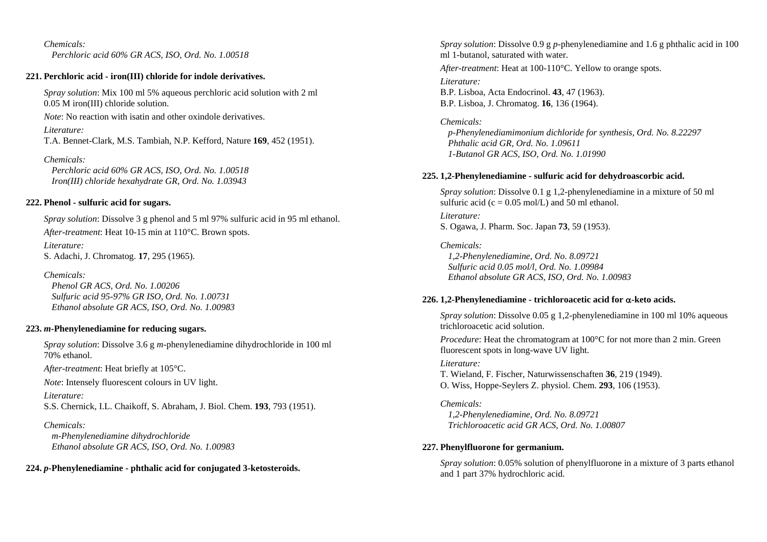*Chemicals:*
*Perchloric acid 60% GR ACS, ISO, Ord. No. 1.00518*

**221. Perchloric acid - iron(III) chloride for indole derivatives.**

*Spray solution*: Mix 100 ml 5% aqueous perchloric acid solution with 2 ml 0.05 M iron(III) chloride solution.

*Note*: No reaction with isatin and other oxindole derivatives.

*Literature:*
T.A. Bennet-Clark, M.S. Tambiah, N.P. Kefford, Nature **169**, 452 (1951).

*Chemicals:*
*Perchloric acid 60% GR ACS, ISO, Ord. No. 1.00518*
*Iron(III) chloride hexahydrate GR, Ord. No. 1.03943*

**222. Phenol - sulfuric acid for sugars.**

*Spray solution*: Dissolve 3 g phenol and 5 ml 97% sulfuric acid in 95 ml ethanol.

*After-treatment*: Heat 10-15 min at 110°C. Brown spots.

*Literature:*
S. Adachi, J. Chromatog. **17**, 295 (1965).

*Chemicals:*
*Phenol GR ACS, Ord. No. 1.00206*
*Sulfuric acid 95-97% GR ISO, Ord. No. 1.00731*
*Ethanol absolute GR ACS, ISO, Ord. No. 1.00983*

**223. *m*-Phenylenediamine for reducing sugars.**

*Spray solution*: Dissolve 3.6 g *m*-phenylenediamine dihydrochloride in 100 ml 70% ethanol.

*After-treatment*: Heat briefly at 105°C.

*Note*: Intensely fluorescent colours in UV light.

*Literature:*
S.S. Chernick, I.L. Chaikoff, S. Abraham, J. Biol. Chem. **193**, 793 (1951).

*Chemicals:*
*m-Phenylenediamine dihydrochloride*
*Ethanol absolute GR ACS, ISO, Ord. No. 1.00983*

**224. *p*-Phenylenediamine - phthalic acid for conjugated 3-ketosteroids.**

*Spray solution*: Dissolve 0.9 g *p*-phenylenediamine and 1.6 g phthalic acid in 100 ml 1-butanol, saturated with water.

*After-treatment*: Heat at 100-110°C. Yellow to orange spots.

*Literature:*
B.P. Lisboa, Acta Endocrinol. **43**, 47 (1963).
B.P. Lisboa, J. Chromatog. **16**, 136 (1964).

*Chemicals:*
*p-Phenylenediamimonium dichloride for synthesis, Ord. No. 8.22297*
*Phthalic acid GR, Ord. No. 1.09611*
*1-Butanol GR ACS, ISO, Ord. No. 1.01990*

**225. 1,2-Phenylenediamine - sulfuric acid for dehydroascorbic acid.**

*Spray solution*: Dissolve 0.1 g 1,2-phenylenediamine in a mixture of 50 ml sulfuric acid (c = 0.05 mol/L) and 50 ml ethanol.

*Literature:*
S. Ogawa, J. Pharm. Soc. Japan **73**, 59 (1953).

*Chemicals:*
*1,2-Phenylenediamine, Ord. No. 8.09721*
*Sulfuric acid 0.05 mol/l, Ord. No. 1.09984*
*Ethanol absolute GR ACS, ISO, Ord. No. 1.00983*

**226. 1,2-Phenylenediamine - trichloroacetic acid for $\alpha$-keto acids.**

*Spray solution*: Dissolve 0.05 g 1,2-phenylenediamine in 100 ml 10% aqueous trichloroacetic acid solution.

*Procedure*: Heat the chromatogram at 100°C for not more than 2 min. Green fluorescent spots in long-wave UV light.

*Literature:*
T. Wieland, F. Fischer, Naturwissenschaften **36**, 219 (1949).
O. Wiss, Hoppe-Seylers Z. physiol. Chem. **293**, 106 (1953).

*Chemicals:*
*1,2-Phenylenediamine, Ord. No. 8.09721*
*Trichloroacetic acid GR ACS, Ord. No. 1.00807*

**227. Phenylfluorone for germanium.**

*Spray solution*: 0.05% solution of phenylfluorone in a mixture of 3 parts ethanol and 1 part 37% hydrochloric acid.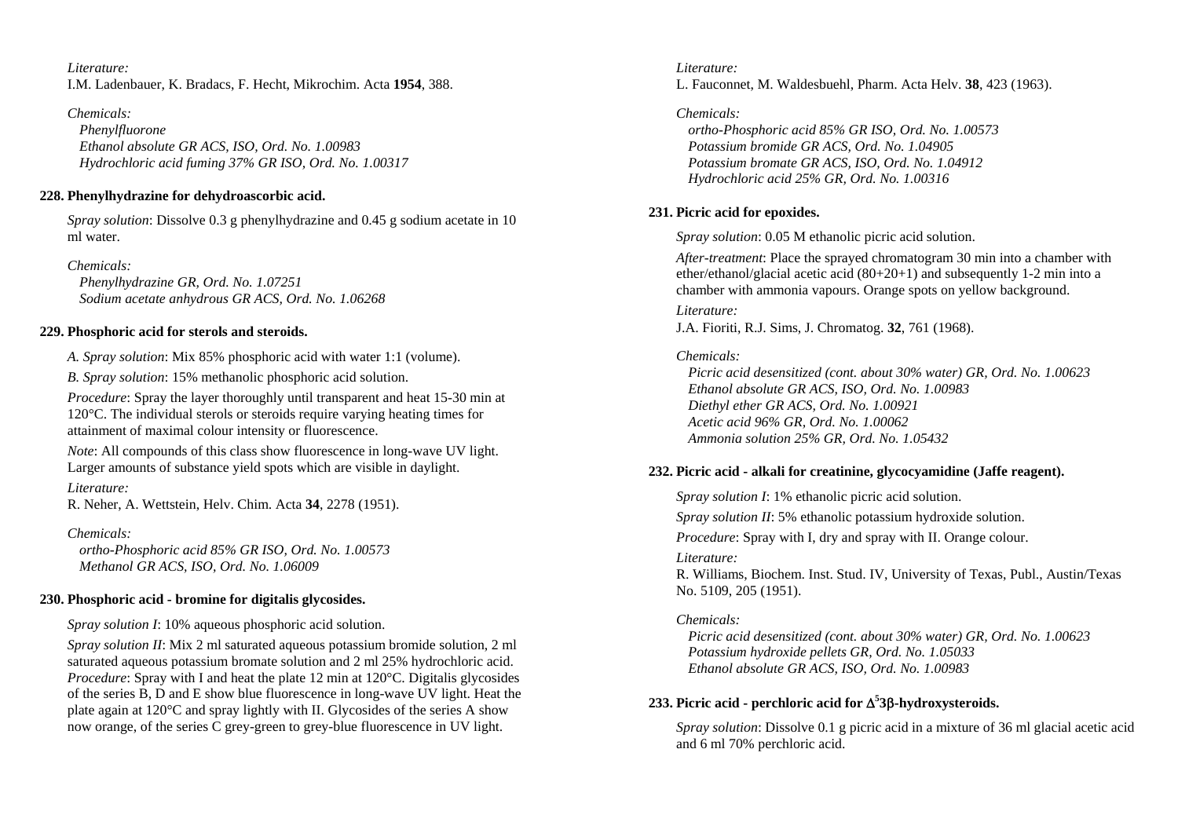*Literature:*
I.M. Ladenbauer, K. Bradacs, F. Hecht, Mikrochim. Acta **1954**, 388.

*Chemicals:*
*Phenylfluorone*
*Ethanol absolute GR ACS, ISO, Ord. No. 1.00983*
*Hydrochloric acid fuming 37% GR ISO, Ord. No. 1.00317*

### 228. Phenylhydrazine for dehydroascorbic acid.

*Spray solution*: Dissolve 0.3 g phenylhydrazine and 0.45 g sodium acetate in 10 ml water.

*Chemicals:*
*Phenylhydrazine GR, Ord. No. 1.07251*
*Sodium acetate anhydrous GR ACS, Ord. No. 1.06268*

### 229. Phosphoric acid for sterols and steroids.

*A. Spray solution*: Mix 85% phosphoric acid with water 1:1 (volume).

*B. Spray solution*: 15% methanolic phosphoric acid solution.

*Procedure*: Spray the layer thoroughly until transparent and heat 15-30 min at 120°C. The individual sterols or steroids require varying heating times for attainment of maximal colour intensity or fluorescence.

*Note*: All compounds of this class show fluorescence in long-wave UV light. Larger amounts of substance yield spots which are visible in daylight.

*Literature:*
R. Neher, A. Wettstein, Helv. Chim. Acta **34**, 2278 (1951).

*Chemicals:*
*ortho-Phosphoric acid 85% GR ISO, Ord. No. 1.00573*
*Methanol GR ACS, ISO, Ord. No. 1.06009*

### 230. Phosphoric acid - bromine for digitalis glycosides.

*Spray solution I*: 10% aqueous phosphoric acid solution.

*Spray solution II*: Mix 2 ml saturated aqueous potassium bromide solution, 2 ml saturated aqueous potassium bromate solution and 2 ml 25% hydrochloric acid.
*Procedure*: Spray with I and heat the plate 12 min at 120°C. Digitalis glycosides of the series B, D and E show blue fluorescence in long-wave UV light. Heat the plate again at 120°C and spray lightly with II. Glycosides of the series A show now orange, of the series C grey-green to grey-blue fluorescence in UV light.

*Literature:*
L. Fauconnet, M. Waldesbuehl, Pharm. Acta Helv. **38**, 423 (1963).

*Chemicals:*
*ortho-Phosphoric acid 85% GR ISO, Ord. No. 1.00573*
*Potassium bromide GR ACS, Ord. No. 1.04905*
*Potassium bromate GR ACS, ISO, Ord. No. 1.04912*
*Hydrochloric acid 25% GR, Ord. No. 1.00316*

### 231. Picric acid for epoxides.

*Spray solution*: 0.05 M ethanolic picric acid solution.

*After-treatment*: Place the sprayed chromatogram 30 min into a chamber with ether/ethanol/glacial acetic acid (80+20+1) and subsequently 1-2 min into a chamber with ammonia vapours. Orange spots on yellow background.

*Literature:*
J.A. Fioriti, R.J. Sims, J. Chromatog. **32**, 761 (1968).

*Chemicals:*
*Picric acid desensitized (cont. about 30% water) GR, Ord. No. 1.00623*
*Ethanol absolute GR ACS, ISO, Ord. No. 1.00983*
*Diethyl ether GR ACS, Ord. No. 1.00921*
*Acetic acid 96% GR, Ord. No. 1.00062*
*Ammonia solution 25% GR, Ord. No. 1.05432*

### 232. Picric acid - alkali for creatinine, glycocyamidine (Jaffe reagent).

*Spray solution I*: 1% ethanolic picric acid solution.

*Spray solution II*: 5% ethanolic potassium hydroxide solution.

*Procedure*: Spray with I, dry and spray with II. Orange colour.

*Literature:*
R. Williams, Biochem. Inst. Stud. IV, University of Texas, Publ., Austin/Texas No. 5109, 205 (1951).

*Chemicals:*
*Picric acid desensitized (cont. about 30% water) GR, Ord. No. 1.00623*
*Potassium hydroxide pellets GR, Ord. No. 1.05033*
*Ethanol absolute GR ACS, ISO, Ord. No. 1.00983*

### 233. Picric acid - perchloric acid for $\Delta^5$3β-hydroxysteroids.

*Spray solution*: Dissolve 0.1 g picric acid in a mixture of 36 ml glacial acetic acid and 6 ml 70% perchloric acid.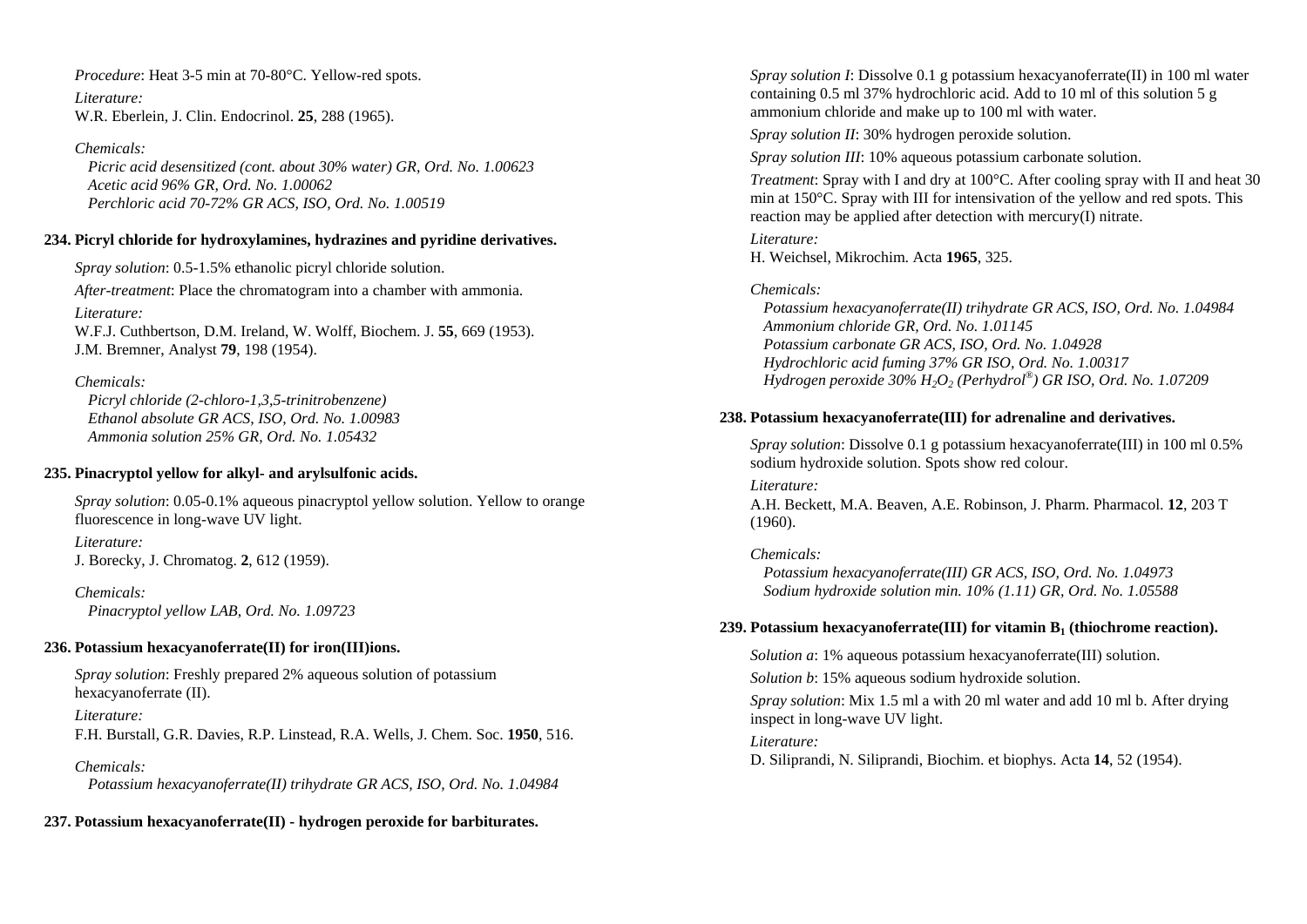*Procedure*: Heat 3-5 min at 70-80°C. Yellow-red spots.

*Literature:*
W.R. Eberlein, J. Clin. Endocrinol. **25**, 288 (1965).

*Chemicals:*
*Picric acid desensitized (cont. about 30% water) GR, Ord. No. 1.00623*
*Acetic acid 96% GR, Ord. No. 1.00062*
*Perchloric acid 70-72% GR ACS, ISO, Ord. No. 1.00519*

**234. Picryl chloride for hydroxylamines, hydrazines and pyridine derivatives.**

*Spray solution*: 0.5-1.5% ethanolic picryl chloride solution.

*After-treatment*: Place the chromatogram into a chamber with ammonia.

*Literature:*
W.F.J. Cuthbertson, D.M. Ireland, W. Wolff, Biochem. J. **55**, 669 (1953).
J.M. Bremner, Analyst **79**, 198 (1954).

*Chemicals:*
*Picryl chloride (2-chloro-1,3,5-trinitrobenzene)*
*Ethanol absolute GR ACS, ISO, Ord. No. 1.00983*
*Ammonia solution 25% GR, Ord. No. 1.05432*

**235. Pinacryptol yellow for alkyl- and arylsulfonic acids.**

*Spray solution*: 0.05-0.1% aqueous pinacryptol yellow solution. Yellow to orange fluorescence in long-wave UV light.

*Literature:*
J. Borecky, J. Chromatog. **2**, 612 (1959).

*Chemicals:*
*Pinacryptol yellow LAB, Ord. No. 1.09723*

**236. Potassium hexacyanoferrate(II) for iron(III)ions.**

*Spray solution*: Freshly prepared 2% aqueous solution of potassium hexacyanoferrate (II).

*Literature:*
F.H. Burstall, G.R. Davies, R.P. Linstead, R.A. Wells, J. Chem. Soc. **1950**, 516.

*Chemicals:*
*Potassium hexacyanoferrate(II) trihydrate GR ACS, ISO, Ord. No. 1.04984*

**237. Potassium hexacyanoferrate(II) - hydrogen peroxide for barbiturates.**

*Spray solution I*: Dissolve 0.1 g potassium hexacyanoferrate(II) in 100 ml water containing 0.5 ml 37% hydrochloric acid. Add to 10 ml of this solution 5 g ammonium chloride and make up to 100 ml with water.

*Spray solution II*: 30% hydrogen peroxide solution.

*Spray solution III*: 10% aqueous potassium carbonate solution.

*Treatment*: Spray with I and dry at 100°C. After cooling spray with II and heat 30 min at 150°C. Spray with III for intensivation of the yellow and red spots. This reaction may be applied after detection with mercury(I) nitrate.

*Literature:*
H. Weichsel, Mikrochim. Acta **1965**, 325.

*Chemicals:*
*Potassium hexacyanoferrate(II) trihydrate GR ACS, ISO, Ord. No. 1.04984*
*Ammonium chloride GR, Ord. No. 1.01145*
*Potassium carbonate GR ACS, ISO, Ord. No. 1.04928*
*Hydrochloric acid fuming 37% GR ISO, Ord. No. 1.00317*
*Hydrogen peroxide 30% $H_2O_2$ (Perhydrol®) GR ISO, Ord. No. 1.07209*

**238. Potassium hexacyanoferrate(III) for adrenaline and derivatives.**

*Spray solution*: Dissolve 0.1 g potassium hexacyanoferrate(III) in 100 ml 0.5% sodium hydroxide solution. Spots show red colour.

*Literature:*
A.H. Beckett, M.A. Beaven, A.E. Robinson, J. Pharm. Pharmacol. **12**, 203 T (1960).

*Chemicals:*
*Potassium hexacyanoferrate(III) GR ACS, ISO, Ord. No. 1.04973*
*Sodium hydroxide solution min. 10% (1.11) GR, Ord. No. 1.05588*

**239. Potassium hexacyanoferrate(III) for vitamin $B_1$ (thiochrome reaction).**

*Solution a*: 1% aqueous potassium hexacyanoferrate(III) solution.

*Solution b*: 15% aqueous sodium hydroxide solution.

*Spray solution*: Mix 1.5 ml a with 20 ml water and add 10 ml b. After drying inspect in long-wave UV light.

*Literature:*
D. Siliprandi, N. Siliprandi, Biochim. et biophys. Acta **14**, 52 (1954).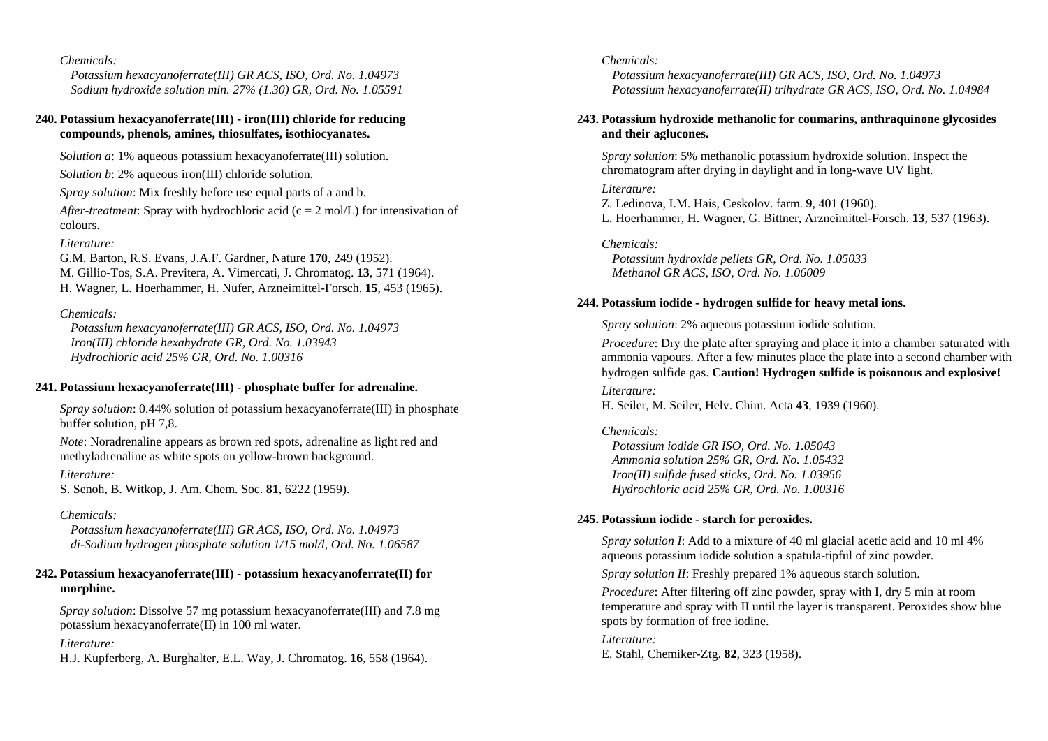*Chemicals:*

*Potassium hexacyanoferrate(III) GR ACS, ISO, Ord. No. 1.04973*
*Sodium hydroxide solution min. 27% (1.30) GR, Ord. No. 1.05591*

**240. Potassium hexacyanoferrate(III) - iron(III) chloride for reducing compounds, phenols, amines, thiosulfates, isothiocyanates.**

*Solution a*: 1% aqueous potassium hexacyanoferrate(III) solution.

*Solution b*: 2% aqueous iron(III) chloride solution.

*Spray solution*: Mix freshly before use equal parts of a and b.

*After-treatment*: Spray with hydrochloric acid (c = 2 mol/L) for intensivation of colours.

*Literature:*

G.M. Barton, R.S. Evans, J.A.F. Gardner, Nature **170**, 249 (1952).
M. Gillio-Tos, S.A. Previtera, A. Vimercati, J. Chromatog. **13**, 571 (1964).
H. Wagner, L. Hoerhammer, H. Nufer, Arzneimittel-Forsch. **15**, 453 (1965).

*Chemicals:*

*Potassium hexacyanoferrate(III) GR ACS, ISO, Ord. No. 1.04973*
*Iron(III) chloride hexahydrate GR, Ord. No. 1.03943*
*Hydrochloric acid 25% GR, Ord. No. 1.00316*

**241. Potassium hexacyanoferrate(III) - phosphate buffer for adrenaline.**

*Spray solution*: 0.44% solution of potassium hexacyanoferrate(III) in phosphate buffer solution, pH 7,8.

*Note*: Noradrenaline appears as brown red spots, adrenaline as light red and methyladrenaline as white spots on yellow-brown background.

*Literature:*

S. Senoh, B. Witkop, J. Am. Chem. Soc. **81**, 6222 (1959).

*Chemicals:*

*Potassium hexacyanoferrate(III) GR ACS, ISO, Ord. No. 1.04973*
*di-Sodium hydrogen phosphate solution 1/15 mol/l, Ord. No. 1.06587*

**242. Potassium hexacyanoferrate(III) - potassium hexacyanoferrate(II) for morphine.**

*Spray solution*: Dissolve 57 mg potassium hexacyanoferrate(III) and 7.8 mg potassium hexacyanoferrate(II) in 100 ml water.

*Literature:*

H.J. Kupferberg, A. Burghalter, E.L. Way, J. Chromatog. **16**, 558 (1964).

*Chemicals:*

*Potassium hexacyanoferrate(III) GR ACS, ISO, Ord. No. 1.04973*
*Potassium hexacyanoferrate(II) trihydrate GR ACS, ISO, Ord. No. 1.04984*

**243. Potassium hydroxide methanolic for coumarins, anthraquinone glycosides and their aglucones.**

*Spray solution*: 5% methanolic potassium hydroxide solution. Inspect the chromatogram after drying in daylight and in long-wave UV light.

*Literature:*

Z. Ledinova, I.M. Hais, Ceskolov. farm. **9**, 401 (1960).
L. Hoerhammer, H. Wagner, G. Bittner, Arzneimittel-Forsch. **13**, 537 (1963).

*Chemicals:*

*Potassium hydroxide pellets GR, Ord. No. 1.05033*
*Methanol GR ACS, ISO, Ord. No. 1.06009*

**244. Potassium iodide - hydrogen sulfide for heavy metal ions.**

*Spray solution*: 2% aqueous potassium iodide solution.

*Procedure*: Dry the plate after spraying and place it into a chamber saturated with ammonia vapours. After a few minutes place the plate into a second chamber with hydrogen sulfide gas. **Caution! Hydrogen sulfide is poisonous and explosive!**

*Literature:*

H. Seiler, M. Seiler, Helv. Chim. Acta **43**, 1939 (1960).

*Chemicals:*

*Potassium iodide GR ISO, Ord. No. 1.05043*
*Ammonia solution 25% GR, Ord. No. 1.05432*
*Iron(II) sulfide fused sticks, Ord. No. 1.03956*
*Hydrochloric acid 25% GR, Ord. No. 1.00316*

**245. Potassium iodide - starch for peroxides.**

*Spray solution I*: Add to a mixture of 40 ml glacial acetic acid and 10 ml 4% aqueous potassium iodide solution a spatula-tipful of zinc powder.

*Spray solution II*: Freshly prepared 1% aqueous starch solution.

*Procedure*: After filtering off zinc powder, spray with I, dry 5 min at room temperature and spray with II until the layer is transparent. Peroxides show blue spots by formation of free iodine.

*Literature:*

E. Stahl, Chemiker-Ztg. **82**, 323 (1958).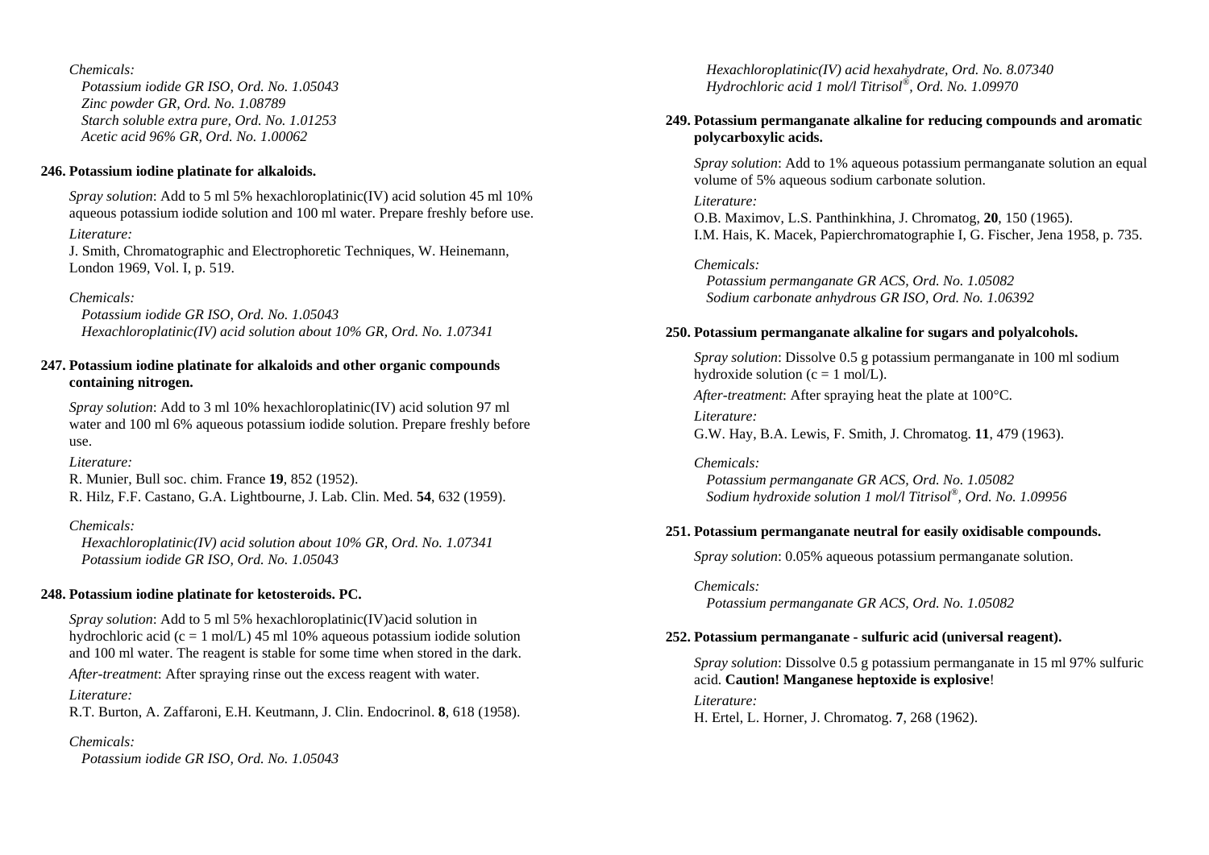*Chemicals:*
*Potassium iodide GR ISO, Ord. No. 1.05043*
*Zinc powder GR, Ord. No. 1.08789*
*Starch soluble extra pure, Ord. No. 1.01253*
*Acetic acid 96% GR, Ord. No. 1.00062*

**246. Potassium iodine platinate for alkaloids.**

*Spray solution*: Add to 5 ml 5% hexachloroplatinic(IV) acid solution 45 ml 10% aqueous potassium iodide solution and 100 ml water. Prepare freshly before use.

*Literature:*
J. Smith, Chromatographic and Electrophoretic Techniques, W. Heinemann, London 1969, Vol. I, p. 519.

*Chemicals:*
*Potassium iodide GR ISO, Ord. No. 1.05043*
*Hexachloroplatinic(IV) acid solution about 10% GR, Ord. No. 1.07341*

**247. Potassium iodine platinate for alkaloids and other organic compounds containing nitrogen.**

*Spray solution*: Add to 3 ml 10% hexachloroplatinic(IV) acid solution 97 ml water and 100 ml 6% aqueous potassium iodide solution. Prepare freshly before use.

*Literature:*
R. Munier, Bull soc. chim. France **19**, 852 (1952).
R. Hilz, F.F. Castano, G.A. Lightbourne, J. Lab. Clin. Med. **54**, 632 (1959).

*Chemicals:*
*Hexachloroplatinic(IV) acid solution about 10% GR, Ord. No. 1.07341*
*Potassium iodide GR ISO, Ord. No. 1.05043*

**248. Potassium iodine platinate for ketosteroids. PC.**

*Spray solution*: Add to 5 ml 5% hexachloroplatinic(IV)acid solution in hydrochloric acid (c = 1 mol/L) 45 ml 10% aqueous potassium iodide solution and 100 ml water. The reagent is stable for some time when stored in the dark.

*After-treatment*: After spraying rinse out the excess reagent with water.

*Literature:*
R.T. Burton, A. Zaffaroni, E.H. Keutmann, J. Clin. Endocrinol. **8**, 618 (1958).

*Chemicals:*
*Potassium iodide GR ISO, Ord. No. 1.05043*
*Hexachloroplatinic(IV) acid hexahydrate, Ord. No. 8.07340*
*Hydrochloric acid 1 mol/l Titrisol®, Ord. No. 1.09970*

**249. Potassium permanganate alkaline for reducing compounds and aromatic polycarboxylic acids.**

*Spray solution*: Add to 1% aqueous potassium permanganate solution an equal volume of 5% aqueous sodium carbonate solution.

*Literature:*
O.B. Maximov, L.S. Panthinkhina, J. Chromatog, **20**, 150 (1965).
I.M. Hais, K. Macek, Papierchromatographie I, G. Fischer, Jena 1958, p. 735.

*Chemicals:*
*Potassium permanganate GR ACS, Ord. No. 1.05082*
*Sodium carbonate anhydrous GR ISO, Ord. No. 1.06392*

**250. Potassium permanganate alkaline for sugars and polyalcohols.**

*Spray solution*: Dissolve 0.5 g potassium permanganate in 100 ml sodium hydroxide solution (c = 1 mol/L).

*After-treatment*: After spraying heat the plate at 100°C.

*Literature:*
G.W. Hay, B.A. Lewis, F. Smith, J. Chromatog. **11**, 479 (1963).

*Chemicals:*
*Potassium permanganate GR ACS, Ord. No. 1.05082*
*Sodium hydroxide solution 1 mol/l Titrisol®, Ord. No. 1.09956*

**251. Potassium permanganate neutral for easily oxidisable compounds.**

*Spray solution*: 0.05% aqueous potassium permanganate solution.

*Chemicals:*
*Potassium permanganate GR ACS, Ord. No. 1.05082*

**252. Potassium permanganate - sulfuric acid (universal reagent).**

*Spray solution*: Dissolve 0.5 g potassium permanganate in 15 ml 97% sulfuric acid. **Caution! Manganese heptoxide is explosive**!

*Literature:*
H. Ertel, L. Horner, J. Chromatog. **7**, 268 (1962).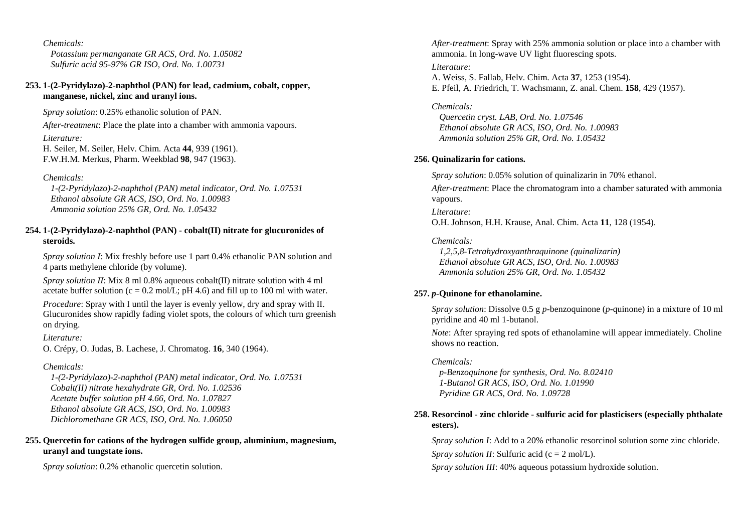*Chemicals:*

*Potassium permanganate GR ACS, Ord. No. 1.05082*
*Sulfuric acid 95-97% GR ISO, Ord. No. 1.00731*

**253. 1-(2-Pyridylazo)-2-naphthol (PAN) for lead, cadmium, cobalt, copper, manganese, nickel, zinc and uranyl ions.**

*Spray solution*: 0.25% ethanolic solution of PAN.

*After-treatment*: Place the plate into a chamber with ammonia vapours.

*Literature:*

H. Seiler, M. Seiler, Helv. Chim. Acta **44**, 939 (1961).
F.W.H.M. Merkus, Pharm. Weekblad **98**, 947 (1963).

*Chemicals:*

*1-(2-Pyridylazo)-2-naphthol (PAN) metal indicator, Ord. No. 1.07531*
*Ethanol absolute GR ACS, ISO, Ord. No. 1.00983*
*Ammonia solution 25% GR, Ord. No. 1.05432*

**254. 1-(2-Pyridylazo)-2-naphthol (PAN) - cobalt(II) nitrate for glucuronides of steroids.**

*Spray solution I*: Mix freshly before use 1 part 0.4% ethanolic PAN solution and 4 parts methylene chloride (by volume).

*Spray solution II*: Mix 8 ml 0.8% aqueous cobalt(II) nitrate solution with 4 ml acetate buffer solution ($c = 0.2$ mol/L; pH 4.6) and fill up to 100 ml with water.

*Procedure*: Spray with I until the layer is evenly yellow, dry and spray with II. Glucuronides show rapidly fading violet spots, the colours of which turn greenish on drying.

*Literature:*

O. Crépy, O. Judas, B. Lachese, J. Chromatog. **16**, 340 (1964).

*Chemicals:*

*1-(2-Pyridylazo)-2-naphthol (PAN) metal indicator, Ord. No. 1.07531*
*Cobalt(II) nitrate hexahydrate GR, Ord. No. 1.02536*
*Acetate buffer solution pH 4.66, Ord. No. 1.07827*
*Ethanol absolute GR ACS, ISO, Ord. No. 1.00983*
*Dichloromethane GR ACS, ISO, Ord. No. 1.06050*

**255. Quercetin for cations of the hydrogen sulfide group, aluminium, magnesium, uranyl and tungstate ions.**

*Spray solution*: 0.2% ethanolic quercetin solution.

*After-treatment*: Spray with 25% ammonia solution or place into a chamber with ammonia. In long-wave UV light fluorescing spots.

*Literature:*

A. Weiss, S. Fallab, Helv. Chim. Acta **37**, 1253 (1954).
E. Pfeil, A. Friedrich, T. Wachsmann, Z. anal. Chem. **158**, 429 (1957).

*Chemicals:*

*Quercetin cryst. LAB, Ord. No. 1.07546*
*Ethanol absolute GR ACS, ISO, Ord. No. 1.00983*
*Ammonia solution 25% GR, Ord. No. 1.05432*

**256. Quinalizarin for cations.**

*Spray solution*: 0.05% solution of quinalizarin in 70% ethanol.

*After-treatment*: Place the chromatogram into a chamber saturated with ammonia vapours.

*Literature:*

O.H. Johnson, H.H. Krause, Anal. Chim. Acta **11**, 128 (1954).

*Chemicals:*

*1,2,5,8-Tetrahydroxyanthraquinone (quinalizarin)*
*Ethanol absolute GR ACS, ISO, Ord. No. 1.00983*
*Ammonia solution 25% GR, Ord. No. 1.05432*

**257. *p*-Quinone for ethanolamine.**

*Spray solution*: Dissolve 0.5 g *p*-benzoquinone (*p*-quinone) in a mixture of 10 ml pyridine and 40 ml 1-butanol.

*Note*: After spraying red spots of ethanolamine will appear immediately. Choline shows no reaction.

*Chemicals:*

*p-Benzoquinone for synthesis, Ord. No. 8.02410*
*1-Butanol GR ACS, ISO, Ord. No. 1.01990*
*Pyridine GR ACS, Ord. No. 1.09728*

**258. Resorcinol - zinc chloride - sulfuric acid for plasticisers (especially phthalate esters).**

*Spray solution I*: Add to a 20% ethanolic resorcinol solution some zinc chloride.

*Spray solution II*: Sulfuric acid ($c = 2$ mol/L).

*Spray solution III*: 40% aqueous potassium hydroxide solution.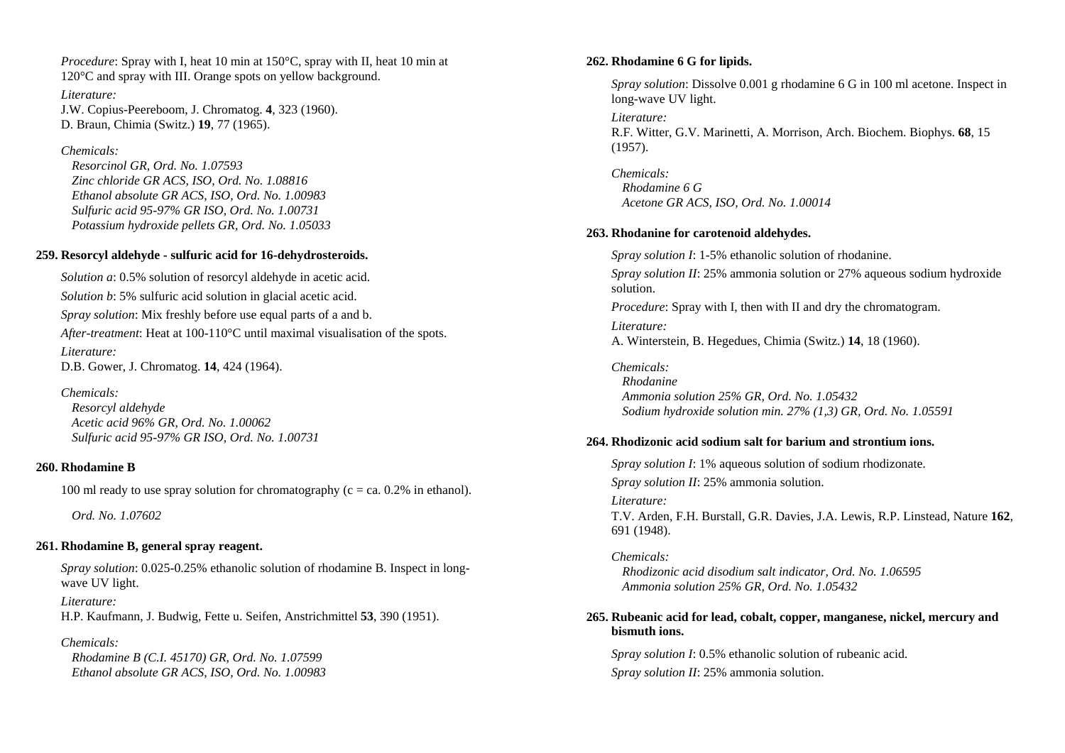*Procedure*: Spray with I, heat 10 min at 150°C, spray with II, heat 10 min at 120°C and spray with III. Orange spots on yellow background.

*Literature:*
J.W. Copius-Peereboom, J. Chromatog. **4**, 323 (1960).
D. Braun, Chimia (Switz.) **19**, 77 (1965).

*Chemicals:*
*Resorcinol GR, Ord. No. 1.07593*
*Zinc chloride GR ACS, ISO, Ord. No. 1.08816*
*Ethanol absolute GR ACS, ISO, Ord. No. 1.00983*
*Sulfuric acid 95-97% GR ISO, Ord. No. 1.00731*
*Potassium hydroxide pellets GR, Ord. No. 1.05033*

**259. Resorcyl aldehyde - sulfuric acid for 16-dehydrosteroids.**

*Solution a*: 0.5% solution of resorcyl aldehyde in acetic acid.

*Solution b*: 5% sulfuric acid solution in glacial acetic acid.

*Spray solution*: Mix freshly before use equal parts of a and b.

*After-treatment*: Heat at 100-110°C until maximal visualisation of the spots.

*Literature:*
D.B. Gower, J. Chromatog. **14**, 424 (1964).

*Chemicals:*
*Resorcyl aldehyde*
*Acetic acid 96% GR, Ord. No. 1.00062*
*Sulfuric acid 95-97% GR ISO, Ord. No. 1.00731*

**260. Rhodamine B**

100 ml ready to use spray solution for chromatography (c = ca. 0.2% in ethanol).

*Ord. No. 1.07602*

**261. Rhodamine B, general spray reagent.**

*Spray solution*: 0.025-0.25% ethanolic solution of rhodamine B. Inspect in long-wave UV light.

*Literature:*
H.P. Kaufmann, J. Budwig, Fette u. Seifen, Anstrichmittel **53**, 390 (1951).

*Chemicals:*
*Rhodamine B (C.I. 45170) GR, Ord. No. 1.07599*
*Ethanol absolute GR ACS, ISO, Ord. No. 1.00983*

**262. Rhodamine 6 G for lipids.**

*Spray solution*: Dissolve 0.001 g rhodamine 6 G in 100 ml acetone. Inspect in long-wave UV light.

*Literature:*
R.F. Witter, G.V. Marinetti, A. Morrison, Arch. Biochem. Biophys. **68**, 15 (1957).

*Chemicals:*
*Rhodamine 6 G*
*Acetone GR ACS, ISO, Ord. No. 1.00014*

**263. Rhodanine for carotenoid aldehydes.**

*Spray solution I*: 1-5% ethanolic solution of rhodanine.

*Spray solution II*: 25% ammonia solution or 27% aqueous sodium hydroxide solution.

*Procedure*: Spray with I, then with II and dry the chromatogram.

*Literature:*
A. Winterstein, B. Hegedues, Chimia (Switz.) **14**, 18 (1960).

*Chemicals:*
*Rhodanine*
*Ammonia solution 25% GR, Ord. No. 1.05432*
*Sodium hydroxide solution min. 27% (1,3) GR, Ord. No. 1.05591*

**264. Rhodizonic acid sodium salt for barium and strontium ions.**

*Spray solution I*: 1% aqueous solution of sodium rhodizonate.

*Spray solution II*: 25% ammonia solution.

*Literature:*
T.V. Arden, F.H. Burstall, G.R. Davies, J.A. Lewis, R.P. Linstead, Nature **162**, 691 (1948).

*Chemicals:*
*Rhodizonic acid disodium salt indicator, Ord. No. 1.06595*
*Ammonia solution 25% GR, Ord. No. 1.05432*

**265. Rubeanic acid for lead, cobalt, copper, manganese, nickel, mercury and bismuth ions.**

*Spray solution I*: 0.5% ethanolic solution of rubeanic acid.

*Spray solution II*: 25% ammonia solution.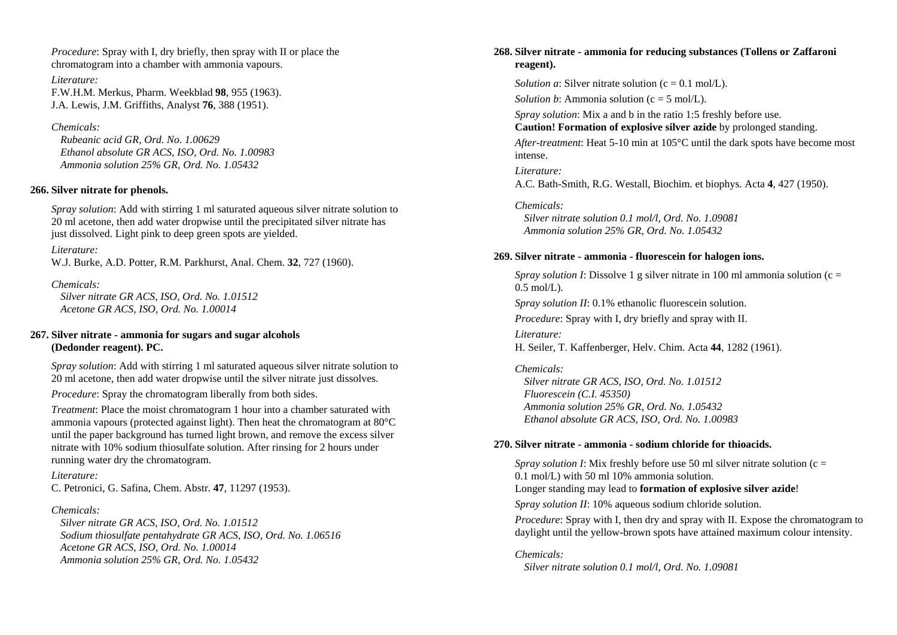*Procedure*: Spray with I, dry briefly, then spray with II or place the chromatogram into a chamber with ammonia vapours.

*Literature:*
F.W.H.M. Merkus, Pharm. Weekblad **98**, 955 (1963).
J.A. Lewis, J.M. Griffiths, Analyst **76**, 388 (1951).

*Chemicals:*
*Rubeanic acid GR, Ord. No. 1.00629*
*Ethanol absolute GR ACS, ISO, Ord. No. 1.00983*
*Ammonia solution 25% GR, Ord. No. 1.05432*

### 266. Silver nitrate for phenols.

*Spray solution*: Add with stirring 1 ml saturated aqueous silver nitrate solution to 20 ml acetone, then add water dropwise until the precipitated silver nitrate has just dissolved. Light pink to deep green spots are yielded.

*Literature:*
W.J. Burke, A.D. Potter, R.M. Parkhurst, Anal. Chem. **32**, 727 (1960).

*Chemicals:*
*Silver nitrate GR ACS, ISO, Ord. No. 1.01512*
*Acetone GR ACS, ISO, Ord. No. 1.00014*

### 267. Silver nitrate - ammonia for sugars and sugar alcohols (Dedonder reagent). PC.

*Spray solution*: Add with stirring 1 ml saturated aqueous silver nitrate solution to 20 ml acetone, then add water dropwise until the silver nitrate just dissolves.

*Procedure*: Spray the chromatogram liberally from both sides.

*Treatment*: Place the moist chromatogram 1 hour into a chamber saturated with ammonia vapours (protected against light). Then heat the chromatogram at 80°C until the paper background has turned light brown, and remove the excess silver nitrate with 10% sodium thiosulfate solution. After rinsing for 2 hours under running water dry the chromatogram.

*Literature:*
C. Petronici, G. Safina, Chem. Abstr. **47**, 11297 (1953).

*Chemicals:*
*Silver nitrate GR ACS, ISO, Ord. No. 1.01512*
*Sodium thiosulfate pentahydrate GR ACS, ISO, Ord. No. 1.06516*
*Acetone GR ACS, ISO, Ord. No. 1.00014*
*Ammonia solution 25% GR, Ord. No. 1.05432*

### 268. Silver nitrate - ammonia for reducing substances (Tollens or Zaffaroni reagent).

*Solution a*: Silver nitrate solution (c = 0.1 mol/L).

*Solution b*: Ammonia solution (c = 5 mol/L).

*Spray solution*: Mix a and b in the ratio 1:5 freshly before use.
**Caution! Formation of explosive silver azide** by prolonged standing.

*After-treatment*: Heat 5-10 min at 105°C until the dark spots have become most intense.

*Literature:*
A.C. Bath-Smith, R.G. Westall, Biochim. et biophys. Acta **4**, 427 (1950).

*Chemicals:*
*Silver nitrate solution 0.1 mol/l, Ord. No. 1.09081*
*Ammonia solution 25% GR, Ord. No. 1.05432*

### 269. Silver nitrate - ammonia - fluorescein for halogen ions.

*Spray solution I*: Dissolve 1 g silver nitrate in 100 ml ammonia solution (c = 0.5 mol/L).

*Spray solution II*: 0.1% ethanolic fluorescein solution.

*Procedure*: Spray with I, dry briefly and spray with II.

*Literature:*
H. Seiler, T. Kaffenberger, Helv. Chim. Acta **44**, 1282 (1961).

*Chemicals:*
*Silver nitrate GR ACS, ISO, Ord. No. 1.01512*
*Fluorescein (C.I. 45350)*
*Ammonia solution 25% GR, Ord. No. 1.05432*
*Ethanol absolute GR ACS, ISO, Ord. No. 1.00983*

### 270. Silver nitrate - ammonia - sodium chloride for thioacids.

*Spray solution I*: Mix freshly before use 50 ml silver nitrate solution (c = 0.1 mol/L) with 50 ml 10% ammonia solution.
Longer standing may lead to **formation of explosive silver azide**!

*Spray solution II*: 10% aqueous sodium chloride solution.

*Procedure*: Spray with I, then dry and spray with II. Expose the chromatogram to daylight until the yellow-brown spots have attained maximum colour intensity.

*Chemicals:*
*Silver nitrate solution 0.1 mol/l, Ord. No. 1.09081*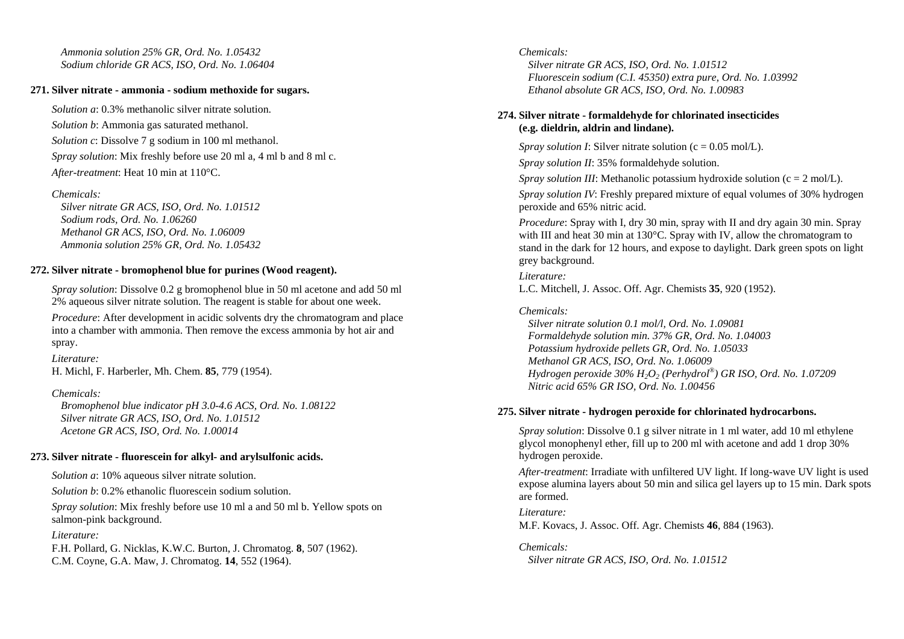*Ammonia solution 25% GR, Ord. No. 1.05432*
*Sodium chloride GR ACS, ISO, Ord. No. 1.06404*

**271. Silver nitrate - ammonia - sodium methoxide for sugars.**

*Solution a*: 0.3% methanolic silver nitrate solution.

*Solution b*: Ammonia gas saturated methanol.

*Solution c*: Dissolve 7 g sodium in 100 ml methanol.

*Spray solution*: Mix freshly before use 20 ml a, 4 ml b and 8 ml c.

*After-treatment*: Heat 10 min at 110°C.

*Chemicals:*
*Silver nitrate GR ACS, ISO, Ord. No. 1.01512*
*Sodium rods, Ord. No. 1.06260*
*Methanol GR ACS, ISO, Ord. No. 1.06009*
*Ammonia solution 25% GR, Ord. No. 1.05432*

**272. Silver nitrate - bromophenol blue for purines (Wood reagent).**

*Spray solution*: Dissolve 0.2 g bromophenol blue in 50 ml acetone and add 50 ml 2% aqueous silver nitrate solution. The reagent is stable for about one week.

*Procedure*: After development in acidic solvents dry the chromatogram and place into a chamber with ammonia. Then remove the excess ammonia by hot air and spray.

*Literature:*
H. Michl, F. Harberler, Mh. Chem. **85**, 779 (1954).

*Chemicals:*
*Bromophenol blue indicator pH 3.0-4.6 ACS, Ord. No. 1.08122*
*Silver nitrate GR ACS, ISO, Ord. No. 1.01512*
*Acetone GR ACS, ISO, Ord. No. 1.00014*

**273. Silver nitrate - fluorescein for alkyl- and arylsulfonic acids.**

*Solution a*: 10% aqueous silver nitrate solution.

*Solution b*: 0.2% ethanolic fluorescein sodium solution.

*Spray solution*: Mix freshly before use 10 ml a and 50 ml b. Yellow spots on salmon-pink background.

*Literature:*
F.H. Pollard, G. Nicklas, K.W.C. Burton, J. Chromatog. **8**, 507 (1962).
C.M. Coyne, G.A. Maw, J. Chromatog. **14**, 552 (1964).

*Chemicals:*
*Silver nitrate GR ACS, ISO, Ord. No. 1.01512*
*Fluorescein sodium (C.I. 45350) extra pure, Ord. No. 1.03992*
*Ethanol absolute GR ACS, ISO, Ord. No. 1.00983*

**274. Silver nitrate - formaldehyde for chlorinated insecticides (e.g. dieldrin, aldrin and lindane).**

*Spray solution I*: Silver nitrate solution (c = 0.05 mol/L).

*Spray solution II*: 35% formaldehyde solution.

*Spray solution III*: Methanolic potassium hydroxide solution (c = 2 mol/L).

*Spray solution IV*: Freshly prepared mixture of equal volumes of 30% hydrogen peroxide and 65% nitric acid.

*Procedure*: Spray with I, dry 30 min, spray with II and dry again 30 min. Spray with III and heat 30 min at 130°C. Spray with IV, allow the chromatogram to stand in the dark for 12 hours, and expose to daylight. Dark green spots on light grey background.

*Literature:*
L.C. Mitchell, J. Assoc. Off. Agr. Chemists **35**, 920 (1952).

*Chemicals:*
*Silver nitrate solution 0.1 mol/l, Ord. No. 1.09081*
*Formaldehyde solution min. 37% GR, Ord. No. 1.04003*
*Potassium hydroxide pellets GR, Ord. No. 1.05033*
*Methanol GR ACS, ISO, Ord. No. 1.06009*
*Hydrogen peroxide 30% $H_2O_2$ (Perhydrol®) GR ISO, Ord. No. 1.07209*
*Nitric acid 65% GR ISO, Ord. No. 1.00456*

**275. Silver nitrate - hydrogen peroxide for chlorinated hydrocarbons.**

*Spray solution*: Dissolve 0.1 g silver nitrate in 1 ml water, add 10 ml ethylene glycol monophenyl ether, fill up to 200 ml with acetone and add 1 drop 30% hydrogen peroxide.

*After-treatment*: Irradiate with unfiltered UV light. If long-wave UV light is used expose alumina layers about 50 min and silica gel layers up to 15 min. Dark spots are formed.

*Literature:*
M.F. Kovacs, J. Assoc. Off. Agr. Chemists **46**, 884 (1963).

*Chemicals:*
*Silver nitrate GR ACS, ISO, Ord. No. 1.01512*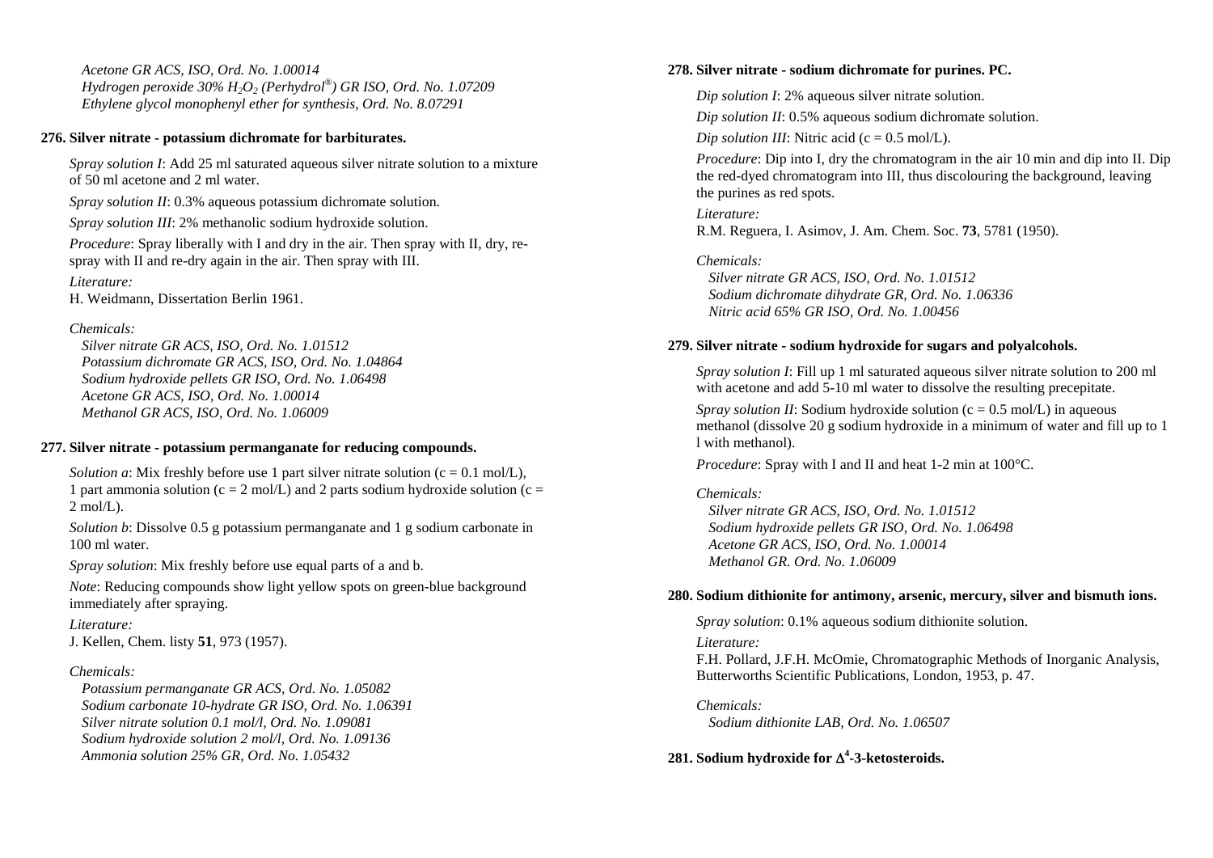*Acetone GR ACS, ISO, Ord. No. 1.00014*
*Hydrogen peroxide 30% $H_2O_2$ (Perhydrol®) GR ISO, Ord. No. 1.07209*
*Ethylene glycol monophenyl ether for synthesis, Ord. No. 8.07291*

**276. Silver nitrate - potassium dichromate for barbiturates.**

*Spray solution I*: Add 25 ml saturated aqueous silver nitrate solution to a mixture of 50 ml acetone and 2 ml water.

*Spray solution II*: 0.3% aqueous potassium dichromate solution.

*Spray solution III*: 2% methanolic sodium hydroxide solution.

*Procedure*: Spray liberally with I and dry in the air. Then spray with II, dry, re-spray with II and re-dry again in the air. Then spray with III.

*Literature:*
H. Weidmann, Dissertation Berlin 1961.

*Chemicals:*
*Silver nitrate GR ACS, ISO, Ord. No. 1.01512*
*Potassium dichromate GR ACS, ISO, Ord. No. 1.04864*
*Sodium hydroxide pellets GR ISO, Ord. No. 1.06498*
*Acetone GR ACS, ISO, Ord. No. 1.00014*
*Methanol GR ACS, ISO, Ord. No. 1.06009*

**277. Silver nitrate - potassium permanganate for reducing compounds.**

*Solution a*: Mix freshly before use 1 part silver nitrate solution (c = 0.1 mol/L), 1 part ammonia solution (c = 2 mol/L) and 2 parts sodium hydroxide solution (c = 2 mol/L).

*Solution b*: Dissolve 0.5 g potassium permanganate and 1 g sodium carbonate in 100 ml water.

*Spray solution*: Mix freshly before use equal parts of a and b.

*Note*: Reducing compounds show light yellow spots on green-blue background immediately after spraying.

*Literature:*
J. Kellen, Chem. listy **51**, 973 (1957).

*Chemicals:*
*Potassium permanganate GR ACS, Ord. No. 1.05082*
*Sodium carbonate 10-hydrate GR ISO, Ord. No. 1.06391*
*Silver nitrate solution 0.1 mol/l, Ord. No. 1.09081*
*Sodium hydroxide solution 2 mol/l, Ord. No. 1.09136*
*Ammonia solution 25% GR, Ord. No. 1.05432*

**278. Silver nitrate - sodium dichromate for purines. PC.**

*Dip solution I*: 2% aqueous silver nitrate solution.

*Dip solution II*: 0.5% aqueous sodium dichromate solution.

*Dip solution III*: Nitric acid (c = 0.5 mol/L).

*Procedure*: Dip into I, dry the chromatogram in the air 10 min and dip into II. Dip the red-dyed chromatogram into III, thus discolouring the background, leaving the purines as red spots.

*Literature:*
R.M. Reguera, I. Asimov, J. Am. Chem. Soc. **73**, 5781 (1950).

*Chemicals:*
*Silver nitrate GR ACS, ISO, Ord. No. 1.01512*
*Sodium dichromate dihydrate GR, Ord. No. 1.06336*
*Nitric acid 65% GR ISO, Ord. No. 1.00456*

**279. Silver nitrate - sodium hydroxide for sugars and polyalcohols.**

*Spray solution I*: Fill up 1 ml saturated aqueous silver nitrate solution to 200 ml with acetone and add 5-10 ml water to dissolve the resulting precepitate.

*Spray solution II*: Sodium hydroxide solution (c = 0.5 mol/L) in aqueous methanol (dissolve 20 g sodium hydroxide in a minimum of water and fill up to 1 l with methanol).

*Procedure*: Spray with I and II and heat 1-2 min at 100°C.

*Chemicals:*
*Silver nitrate GR ACS, ISO, Ord. No. 1.01512*
*Sodium hydroxide pellets GR ISO, Ord. No. 1.06498*
*Acetone GR ACS, ISO, Ord. No. 1.00014*
*Methanol GR. Ord. No. 1.06009*

**280. Sodium dithionite for antimony, arsenic, mercury, silver and bismuth ions.**

*Spray solution*: 0.1% aqueous sodium dithionite solution.

*Literature:*
F.H. Pollard, J.F.H. McOmie, Chromatographic Methods of Inorganic Analysis, Butterworths Scientific Publications, London, 1953, p. 47.

*Chemicals:*
*Sodium dithionite LAB, Ord. No. 1.06507*

**281. Sodium hydroxide for $\Delta^4$-3-ketosteroids.**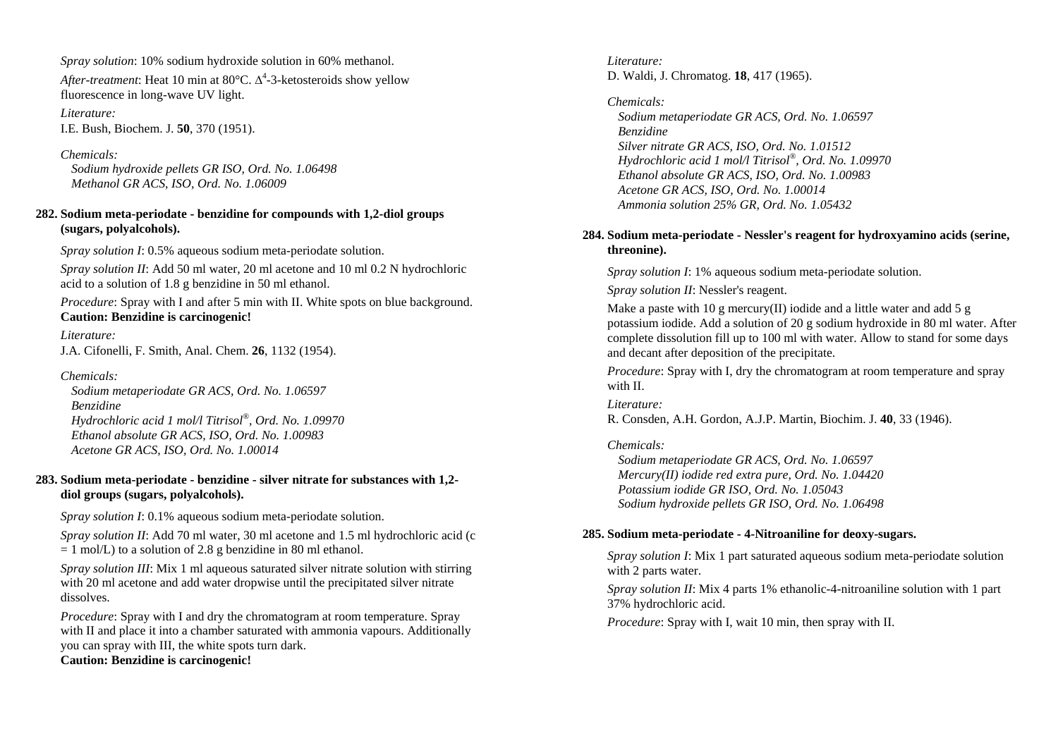*Spray solution*: 10% sodium hydroxide solution in 60% methanol.

*After-treatment*: Heat 10 min at 80°C. $\Delta^4$-3-ketosteroids show yellow fluorescence in long-wave UV light.

*Literature:*
I.E. Bush, Biochem. J. **50**, 370 (1951).

*Chemicals:*
*Sodium hydroxide pellets GR ISO, Ord. No. 1.06498*
*Methanol GR ACS, ISO, Ord. No. 1.06009*

**282. Sodium meta-periodate - benzidine for compounds with 1,2-diol groups (sugars, polyalcohols).**

*Spray solution I*: 0.5% aqueous sodium meta-periodate solution.

*Spray solution II*: Add 50 ml water, 20 ml acetone and 10 ml 0.2 N hydrochloric acid to a solution of 1.8 g benzidine in 50 ml ethanol.

*Procedure*: Spray with I and after 5 min with II. White spots on blue background. **Caution: Benzidine is carcinogenic!**

*Literature:*
J.A. Cifonelli, F. Smith, Anal. Chem. **26**, 1132 (1954).

*Chemicals:*
*Sodium metaperiodate GR ACS, Ord. No. 1.06597*
*Benzidine*
*Hydrochloric acid 1 mol/l Titrisol®, Ord. No. 1.09970*
*Ethanol absolute GR ACS, ISO, Ord. No. 1.00983*
*Acetone GR ACS, ISO, Ord. No. 1.00014*

**283. Sodium meta-periodate - benzidine - silver nitrate for substances with 1,2-diol groups (sugars, polyalcohols).**

*Spray solution I*: 0.1% aqueous sodium meta-periodate solution.

*Spray solution II*: Add 70 ml water, 30 ml acetone and 1.5 ml hydrochloric acid (c = 1 mol/L) to a solution of 2.8 g benzidine in 80 ml ethanol.

*Spray solution III*: Mix 1 ml aqueous saturated silver nitrate solution with stirring with 20 ml acetone and add water dropwise until the precipitated silver nitrate dissolves.

*Procedure*: Spray with I and dry the chromatogram at room temperature. Spray with II and place it into a chamber saturated with ammonia vapours. Additionally you can spray with III, the white spots turn dark.
**Caution: Benzidine is carcinogenic!**

*Literature:*
D. Waldi, J. Chromatog. **18**, 417 (1965).

*Chemicals:*
*Sodium metaperiodate GR ACS, Ord. No. 1.06597*
*Benzidine*
*Silver nitrate GR ACS, ISO, Ord. No. 1.01512*
*Hydrochloric acid 1 mol/l Titrisol®, Ord. No. 1.09970*
*Ethanol absolute GR ACS, ISO, Ord. No. 1.00983*
*Acetone GR ACS, ISO, Ord. No. 1.00014*
*Ammonia solution 25% GR, Ord. No. 1.05432*

**284. Sodium meta-periodate - Nessler's reagent for hydroxyamino acids (serine, threonine).**

*Spray solution I*: 1% aqueous sodium meta-periodate solution.

*Spray solution II*: Nessler's reagent.

Make a paste with 10 g mercury(II) iodide and a little water and add 5 g potassium iodide. Add a solution of 20 g sodium hydroxide in 80 ml water. After complete dissolution fill up to 100 ml with water. Allow to stand for some days and decant after deposition of the precipitate.

*Procedure*: Spray with I, dry the chromatogram at room temperature and spray with II.

*Literature:*
R. Consden, A.H. Gordon, A.J.P. Martin, Biochim. J. **40**, 33 (1946).

*Chemicals:*
*Sodium metaperiodate GR ACS, Ord. No. 1.06597*
*Mercury(II) iodide red extra pure, Ord. No. 1.04420*
*Potassium iodide GR ISO, Ord. No. 1.05043*
*Sodium hydroxide pellets GR ISO, Ord. No. 1.06498*

**285. Sodium meta-periodate - 4-Nitroaniline for deoxy-sugars.**

*Spray solution I*: Mix 1 part saturated aqueous sodium meta-periodate solution with 2 parts water.

*Spray solution II*: Mix 4 parts 1% ethanolic-4-nitroaniline solution with 1 part 37% hydrochloric acid.

*Procedure*: Spray with I, wait 10 min, then spray with II.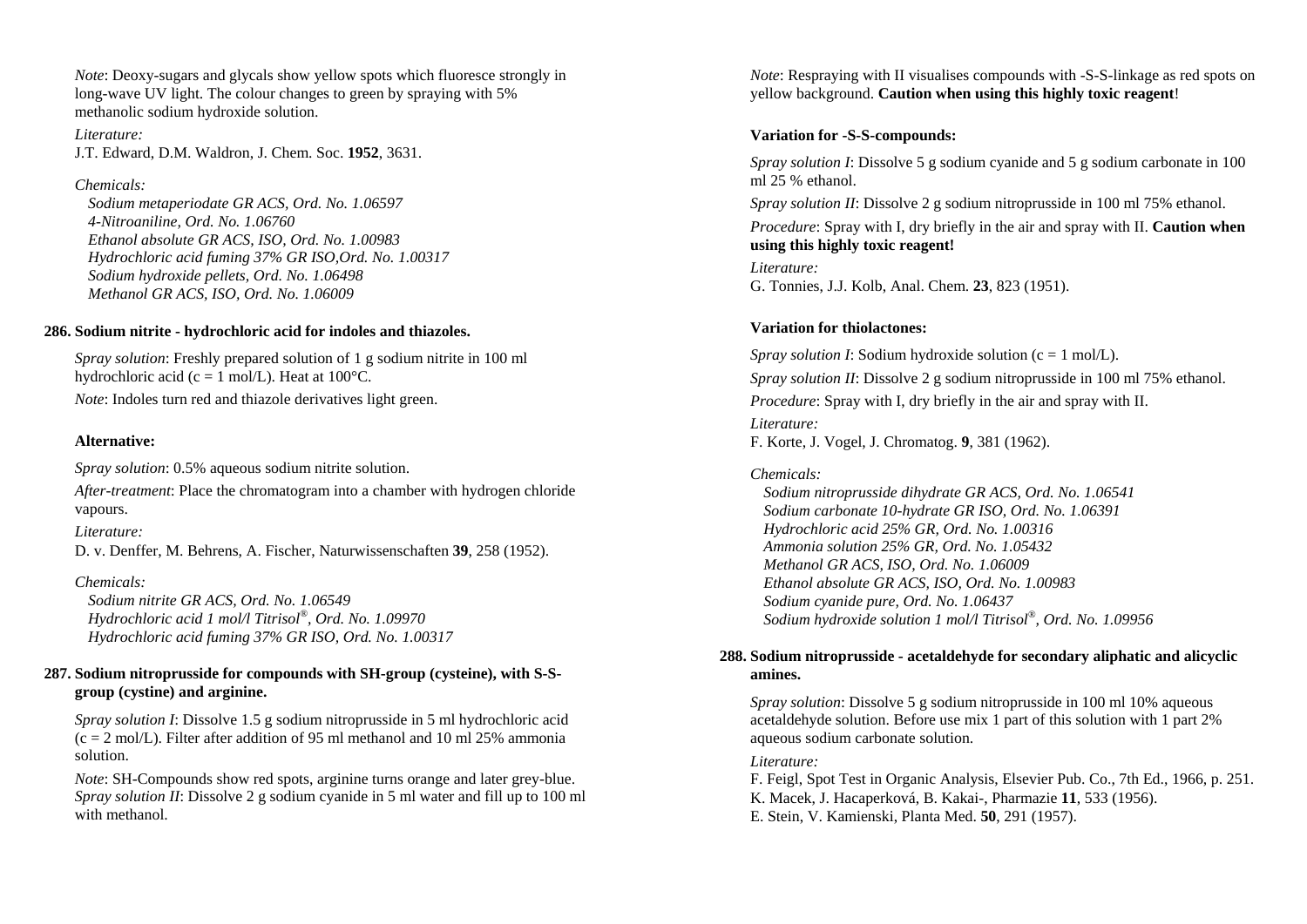*Note*: Deoxy-sugars and glycals show yellow spots which fluoresce strongly in long-wave UV light. The colour changes to green by spraying with 5% methanolic sodium hydroxide solution.

*Literature:*
J.T. Edward, D.M. Waldron, J. Chem. Soc. **1952**, 3631.

*Chemicals:*
*Sodium metaperiodate GR ACS, Ord. No. 1.06597*
*4-Nitroaniline, Ord. No. 1.06760*
*Ethanol absolute GR ACS, ISO, Ord. No. 1.00983*
*Hydrochloric acid fuming 37% GR ISO,Ord. No. 1.00317*
*Sodium hydroxide pellets, Ord. No. 1.06498*
*Methanol GR ACS, ISO, Ord. No. 1.06009*

### 286. Sodium nitrite - hydrochloric acid for indoles and thiazoles.

*Spray solution*: Freshly prepared solution of 1 g sodium nitrite in 100 ml hydrochloric acid (c = 1 mol/L). Heat at 100°C.

*Note*: Indoles turn red and thiazole derivatives light green.

**Alternative:**

*Spray solution*: 0.5% aqueous sodium nitrite solution.

*After-treatment*: Place the chromatogram into a chamber with hydrogen chloride vapours.

*Literature:*
D. v. Denffer, M. Behrens, A. Fischer, Naturwissenschaften **39**, 258 (1952).

*Chemicals:*
*Sodium nitrite GR ACS, Ord. No. 1.06549*
*Hydrochloric acid 1 mol/l Titrisol®, Ord. No. 1.09970*
*Hydrochloric acid fuming 37% GR ISO, Ord. No. 1.00317*

### 287. Sodium nitroprusside for compounds with SH-group (cysteine), with S-S-group (cystine) and arginine.

*Spray solution I*: Dissolve 1.5 g sodium nitroprusside in 5 ml hydrochloric acid (c = 2 mol/L). Filter after addition of 95 ml methanol and 10 ml 25% ammonia solution.

*Note*: SH-Compounds show red spots, arginine turns orange and later grey-blue.
*Spray solution II*: Dissolve 2 g sodium cyanide in 5 ml water and fill up to 100 ml with methanol.

*Note*: Respraying with II visualises compounds with -S-S-linkage as red spots on yellow background. **Caution when using this highly toxic reagent**!

**Variation for -S-S-compounds:**

*Spray solution I*: Dissolve 5 g sodium cyanide and 5 g sodium carbonate in 100 ml 25 % ethanol.

*Spray solution II*: Dissolve 2 g sodium nitroprusside in 100 ml 75% ethanol.

*Procedure*: Spray with I, dry briefly in the air and spray with II. **Caution when using this highly toxic reagent!**

*Literature:*
G. Tonnies, J.J. Kolb, Anal. Chem. **23**, 823 (1951).

**Variation for thiolactones:**

*Spray solution I*: Sodium hydroxide solution (c = 1 mol/L).

*Spray solution II*: Dissolve 2 g sodium nitroprusside in 100 ml 75% ethanol.

*Procedure*: Spray with I, dry briefly in the air and spray with II.

*Literature:*
F. Korte, J. Vogel, J. Chromatog. **9**, 381 (1962).

*Chemicals:*
*Sodium nitroprusside dihydrate GR ACS, Ord. No. 1.06541*
*Sodium carbonate 10-hydrate GR ISO, Ord. No. 1.06391*
*Hydrochloric acid 25% GR, Ord. No. 1.00316*
*Ammonia solution 25% GR, Ord. No. 1.05432*
*Methanol GR ACS, ISO, Ord. No. 1.06009*
*Ethanol absolute GR ACS, ISO, Ord. No. 1.00983*
*Sodium cyanide pure, Ord. No. 1.06437*
*Sodium hydroxide solution 1 mol/l Titrisol®, Ord. No. 1.09956*

### 288. Sodium nitroprusside - acetaldehyde for secondary aliphatic and alicyclic amines.

*Spray solution*: Dissolve 5 g sodium nitroprusside in 100 ml 10% aqueous acetaldehyde solution. Before use mix 1 part of this solution with 1 part 2% aqueous sodium carbonate solution.

*Literature:*
F. Feigl, Spot Test in Organic Analysis, Elsevier Pub. Co., 7th Ed., 1966, p. 251.
K. Macek, J. Hacaperková, B. Kakai-, Pharmazie **11**, 533 (1956).
E. Stein, V. Kamienski, Planta Med. **50**, 291 (1957).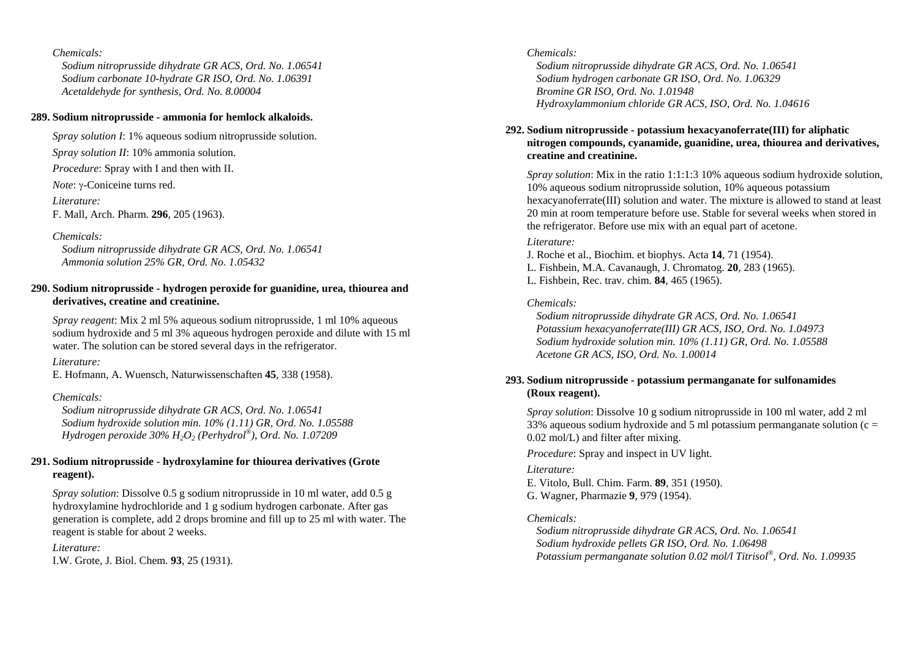*Chemicals:*
*Sodium nitroprusside dihydrate GR ACS, Ord. No. 1.06541*
*Sodium carbonate 10-hydrate GR ISO, Ord. No. 1.06391*
*Acetaldehyde for synthesis, Ord. No. 8.00004*

**289. Sodium nitroprusside - ammonia for hemlock alkaloids.**

*Spray solution I*: 1% aqueous sodium nitroprusside solution.

*Spray solution II*: 10% ammonia solution.

*Procedure*: Spray with I and then with II.

*Note*: γ-Coniceine turns red.

*Literature:*
F. Mall, Arch. Pharm. **296**, 205 (1963).

*Chemicals:*
*Sodium nitroprusside dihydrate GR ACS, Ord. No. 1.06541*
*Ammonia solution 25% GR, Ord. No. 1.05432*

**290. Sodium nitroprusside - hydrogen peroxide for guanidine, urea, thiourea and derivatives, creatine and creatinine.**

*Spray reagent*: Mix 2 ml 5% aqueous sodium nitroprusside, 1 ml 10% aqueous sodium hydroxide and 5 ml 3% aqueous hydrogen peroxide and dilute with 15 ml water. The solution can be stored several days in the refrigerator.

*Literature:*
E. Hofmann, A. Wuensch, Naturwissenschaften **45**, 338 (1958).

*Chemicals:*
*Sodium nitroprusside dihydrate GR ACS, Ord. No. 1.06541*
*Sodium hydroxide solution min. 10% (1.11) GR, Ord. No. 1.05588*
*Hydrogen peroxide 30% $H_2O_2$ (Perhydrol®), Ord. No. 1.07209*

**291. Sodium nitroprusside - hydroxylamine for thiourea derivatives (Grote reagent).**

*Spray solution*: Dissolve 0.5 g sodium nitroprusside in 10 ml water, add 0.5 g hydroxylamine hydrochloride and 1 g sodium hydrogen carbonate. After gas generation is complete, add 2 drops bromine and fill up to 25 ml with water. The reagent is stable for about 2 weeks.

*Literature:*
I.W. Grote, J. Biol. Chem. **93**, 25 (1931).

*Chemicals:*
*Sodium nitroprusside dihydrate GR ACS, Ord. No. 1.06541*
*Sodium hydrogen carbonate GR ISO, Ord. No. 1.06329*
*Bromine GR ISO, Ord. No. 1.01948*
*Hydroxylammonium chloride GR ACS, ISO, Ord. No. 1.04616*

**292. Sodium nitroprusside - potassium hexacyanoferrate(III) for aliphatic nitrogen compounds, cyanamide, guanidine, urea, thiourea and derivatives, creatine and creatinine.**

*Spray solution*: Mix in the ratio 1:1:1:3 10% aqueous sodium hydroxide solution, 10% aqueous sodium nitroprusside solution, 10% aqueous potassium hexacyanoferrate(III) solution and water. The mixture is allowed to stand at least 20 min at room temperature before use. Stable for several weeks when stored in the refrigerator. Before use mix with an equal part of acetone.

*Literature:*
J. Roche et al., Biochim. et biophys. Acta **14**, 71 (1954).
L. Fishbein, M.A. Cavanaugh, J. Chromatog. **20**, 283 (1965).
L. Fishbein, Rec. trav. chim. **84**, 465 (1965).

*Chemicals:*
*Sodium nitroprusside dihydrate GR ACS, Ord. No. 1.06541*
*Potassium hexacyanoferrate(III) GR ACS, ISO, Ord. No. 1.04973*
*Sodium hydroxide solution min. 10% (1.11) GR, Ord. No. 1.05588*
*Acetone GR ACS, ISO, Ord. No. 1.00014*

**293. Sodium nitroprusside - potassium permanganate for sulfonamides (Roux reagent).**

*Spray solution*: Dissolve 10 g sodium nitroprusside in 100 ml water, add 2 ml 33% aqueous sodium hydroxide and 5 ml potassium permanganate solution ($c =$ 0.02 mol/L) and filter after mixing.

*Procedure*: Spray and inspect in UV light.

*Literature:*
E. Vitolo, Bull. Chim. Farm. **89**, 351 (1950).
G. Wagner, Pharmazie **9**, 979 (1954).

*Chemicals:*
*Sodium nitroprusside dihydrate GR ACS, Ord. No. 1.06541*
*Sodium hydroxide pellets GR ISO, Ord. No. 1.06498*
*Potassium permanganate solution 0.02 mol/l Titrisol®, Ord. No. 1.09935*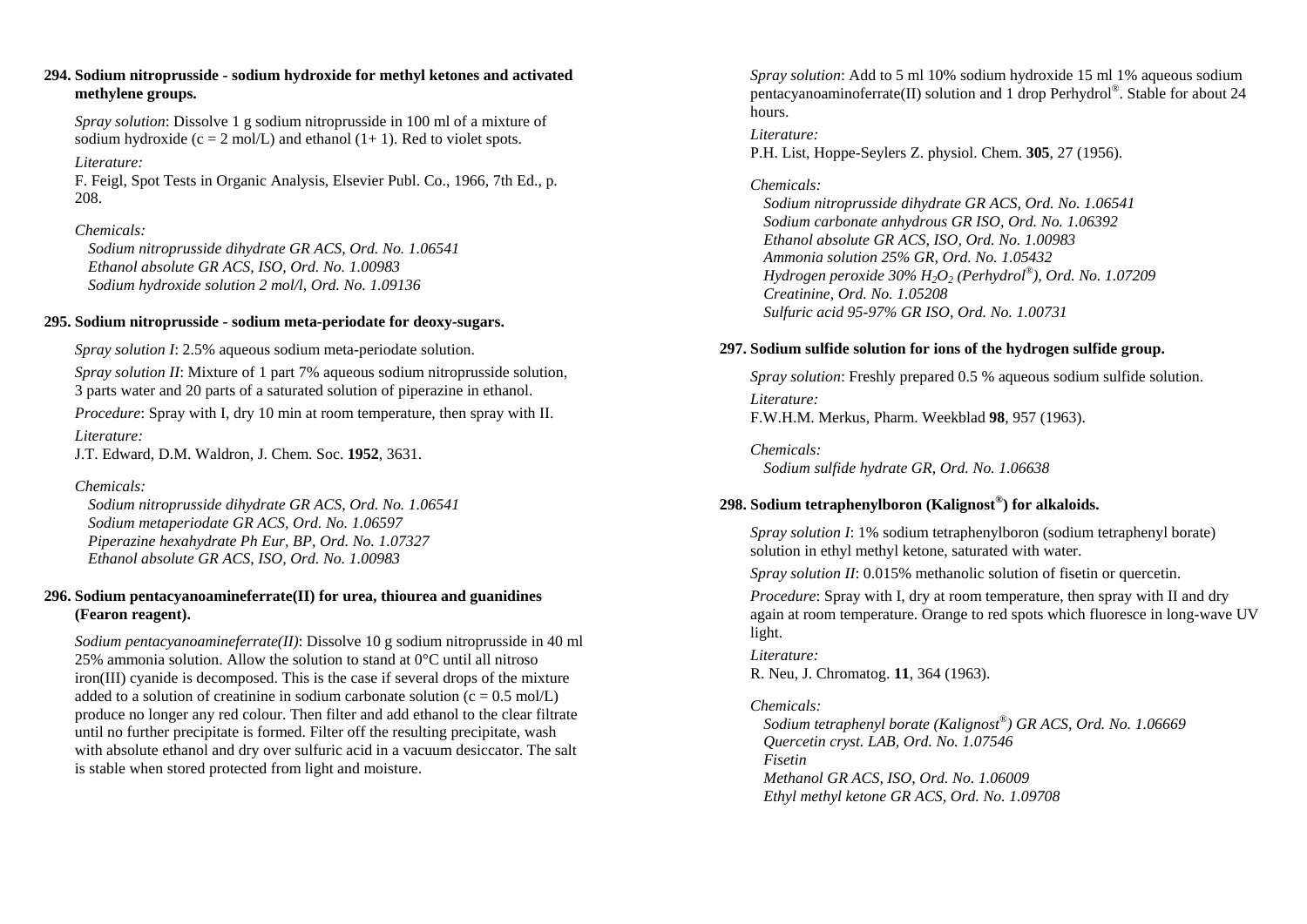### 294. Sodium nitroprusside - sodium hydroxide for methyl ketones and activated methylene groups.

*Spray solution*: Dissolve 1 g sodium nitroprusside in 100 ml of a mixture of sodium hydroxide (c = 2 mol/L) and ethanol (1+ 1). Red to violet spots.

*Literature:*
F. Feigl, Spot Tests in Organic Analysis, Elsevier Publ. Co., 1966, 7th Ed., p. 208.

*Chemicals:*
*Sodium nitroprusside dihydrate GR ACS, Ord. No. 1.06541*
*Ethanol absolute GR ACS, ISO, Ord. No. 1.00983*
*Sodium hydroxide solution 2 mol/l, Ord. No. 1.09136*

### 295. Sodium nitroprusside - sodium meta-periodate for deoxy-sugars.

*Spray solution I*: 2.5% aqueous sodium meta-periodate solution.

*Spray solution II*: Mixture of 1 part 7% aqueous sodium nitroprusside solution, 3 parts water and 20 parts of a saturated solution of piperazine in ethanol.

*Procedure*: Spray with I, dry 10 min at room temperature, then spray with II.

*Literature:*
J.T. Edward, D.M. Waldron, J. Chem. Soc. **1952**, 3631.

*Chemicals:*
*Sodium nitroprusside dihydrate GR ACS, Ord. No. 1.06541*
*Sodium metaperiodate GR ACS, Ord. No. 1.06597*
*Piperazine hexahydrate Ph Eur, BP, Ord. No. 1.07327*
*Ethanol absolute GR ACS, ISO, Ord. No. 1.00983*

### 296. Sodium pentacyanoamineferrate(II) for urea, thiourea and guanidines (Fearon reagent).

*Sodium pentacyanoamineferrate(II)*: Dissolve 10 g sodium nitroprusside in 40 ml 25% ammonia solution. Allow the solution to stand at 0°C until all nitroso iron(III) cyanide is decomposed. This is the case if several drops of the mixture added to a solution of creatinine in sodium carbonate solution (c = 0.5 mol/L) produce no longer any red colour. Then filter and add ethanol to the clear filtrate until no further precipitate is formed. Filter off the resulting precipitate, wash with absolute ethanol and dry over sulfuric acid in a vacuum desiccator. The salt is stable when stored protected from light and moisture.

*Spray solution*: Add to 5 ml 10% sodium hydroxide 15 ml 1% aqueous sodium pentacyanoaminoferrate(II) solution and 1 drop Perhydrol®. Stable for about 24 hours.

*Literature:*
P.H. List, Hoppe-Seylers Z. physiol. Chem. **305**, 27 (1956).

*Chemicals:*
*Sodium nitroprusside dihydrate GR ACS, Ord. No. 1.06541*
*Sodium carbonate anhydrous GR ISO, Ord. No. 1.06392*
*Ethanol absolute GR ACS, ISO, Ord. No. 1.00983*
*Ammonia solution 25% GR, Ord. No. 1.05432*
*Hydrogen peroxide 30% $H_2O_2$ (Perhydrol®), Ord. No. 1.07209*
*Creatinine, Ord. No. 1.05208*
*Sulfuric acid 95-97% GR ISO, Ord. No. 1.00731*

### 297. Sodium sulfide solution for ions of the hydrogen sulfide group.

*Spray solution*: Freshly prepared 0.5 % aqueous sodium sulfide solution.

*Literature:*
F.W.H.M. Merkus, Pharm. Weekblad **98**, 957 (1963).

*Chemicals:*
*Sodium sulfide hydrate GR, Ord. No. 1.06638*

### 298. Sodium tetraphenylboron (Kalignost®) for alkaloids.

*Spray solution I*: 1% sodium tetraphenylboron (sodium tetraphenyl borate) solution in ethyl methyl ketone, saturated with water.

*Spray solution II*: 0.015% methanolic solution of fisetin or quercetin.

*Procedure*: Spray with I, dry at room temperature, then spray with II and dry again at room temperature. Orange to red spots which fluoresce in long-wave UV light.

*Literature:*
R. Neu, J. Chromatog. **11**, 364 (1963).

*Chemicals:*
*Sodium tetraphenyl borate (Kalignost®) GR ACS, Ord. No. 1.06669*
*Quercetin cryst. LAB, Ord. No. 1.07546*
*Fisetin*
*Methanol GR ACS, ISO, Ord. No. 1.06009*
*Ethyl methyl ketone GR ACS, Ord. No. 1.09708*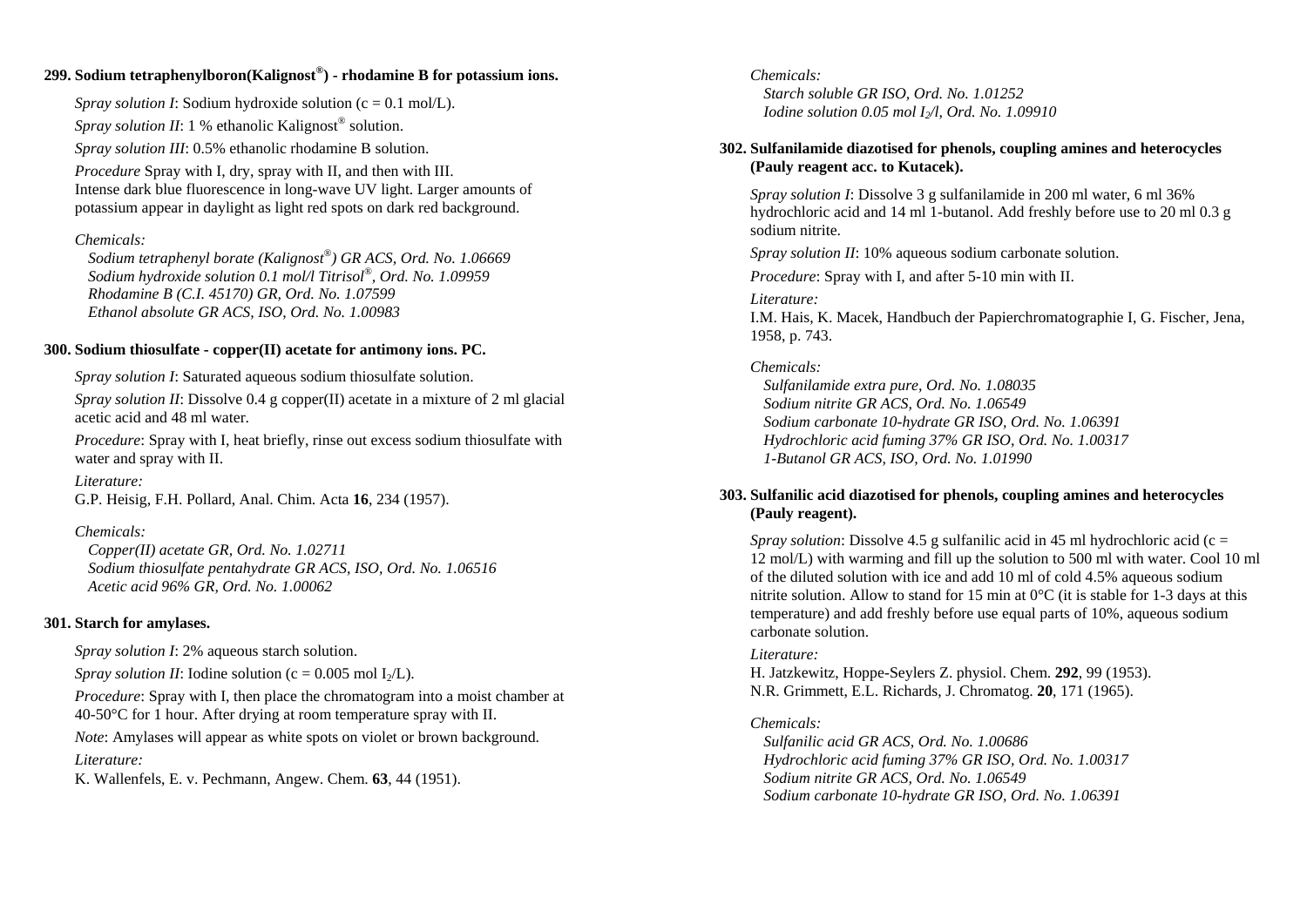**299. Sodium tetraphenylboron(Kalignost®) - rhodamine B for potassium ions.**

*Spray solution I*: Sodium hydroxide solution (c = 0.1 mol/L).

*Spray solution II*: 1 % ethanolic Kalignost® solution.

*Spray solution III*: 0.5% ethanolic rhodamine B solution.

*Procedure* Spray with I, dry, spray with II, and then with III.
Intense dark blue fluorescence in long-wave UV light. Larger amounts of potassium appear in daylight as light red spots on dark red background.

*Chemicals:*
*Sodium tetraphenyl borate (Kalignost®) GR ACS, Ord. No. 1.06669*
*Sodium hydroxide solution 0.1 mol/l Titrisol®, Ord. No. 1.09959*
*Rhodamine B (C.I. 45170) GR, Ord. No. 1.07599*
*Ethanol absolute GR ACS, ISO, Ord. No. 1.00983*

**300. Sodium thiosulfate - copper(II) acetate for antimony ions. PC.**

*Spray solution I*: Saturated aqueous sodium thiosulfate solution.

*Spray solution II*: Dissolve 0.4 g copper(II) acetate in a mixture of 2 ml glacial acetic acid and 48 ml water.

*Procedure*: Spray with I, heat briefly, rinse out excess sodium thiosulfate with water and spray with II.

*Literature:*
G.P. Heisig, F.H. Pollard, Anal. Chim. Acta **16**, 234 (1957).

*Chemicals:*
*Copper(II) acetate GR, Ord. No. 1.02711*
*Sodium thiosulfate pentahydrate GR ACS, ISO, Ord. No. 1.06516*
*Acetic acid 96% GR, Ord. No. 1.00062*

**301. Starch for amylases.**

*Spray solution I*: 2% aqueous starch solution.

*Spray solution II*: Iodine solution (c = 0.005 mol $I_2$/L).

*Procedure*: Spray with I, then place the chromatogram into a moist chamber at 40-50°C for 1 hour. After drying at room temperature spray with II.

*Note*: Amylases will appear as white spots on violet or brown background.

*Literature:*
K. Wallenfels, E. v. Pechmann, Angew. Chem. **63**, 44 (1951).

*Chemicals:*
*Starch soluble GR ISO, Ord. No. 1.01252*
*Iodine solution 0.05 mol $I_2$/l, Ord. No. 1.09910*

**302. Sulfanilamide diazotised for phenols, coupling amines and heterocycles (Pauly reagent acc. to Kutacek).**

*Spray solution I*: Dissolve 3 g sulfanilamide in 200 ml water, 6 ml 36% hydrochloric acid and 14 ml 1-butanol. Add freshly before use to 20 ml 0.3 g sodium nitrite.

*Spray solution II*: 10% aqueous sodium carbonate solution.

*Procedure*: Spray with I, and after 5-10 min with II.

*Literature:*
I.M. Hais, K. Macek, Handbuch der Papierchromatographie I, G. Fischer, Jena, 1958, p. 743.

*Chemicals:*
*Sulfanilamide extra pure, Ord. No. 1.08035*
*Sodium nitrite GR ACS, Ord. No. 1.06549*
*Sodium carbonate 10-hydrate GR ISO, Ord. No. 1.06391*
*Hydrochloric acid fuming 37% GR ISO, Ord. No. 1.00317*
*1-Butanol GR ACS, ISO, Ord. No. 1.01990*

**303. Sulfanilic acid diazotised for phenols, coupling amines and heterocycles (Pauly reagent).**

*Spray solution*: Dissolve 4.5 g sulfanilic acid in 45 ml hydrochloric acid (c = 12 mol/L) with warming and fill up the solution to 500 ml with water. Cool 10 ml of the diluted solution with ice and add 10 ml of cold 4.5% aqueous sodium nitrite solution. Allow to stand for 15 min at 0°C (it is stable for 1-3 days at this temperature) and add freshly before use equal parts of 10%, aqueous sodium carbonate solution.

*Literature:*
H. Jatzkewitz, Hoppe-Seylers Z. physiol. Chem. **292**, 99 (1953).
N.R. Grimmett, E.L. Richards, J. Chromatog. **20**, 171 (1965).

*Chemicals:*
*Sulfanilic acid GR ACS, Ord. No. 1.00686*
*Hydrochloric acid fuming 37% GR ISO, Ord. No. 1.00317*
*Sodium nitrite GR ACS, Ord. No. 1.06549*
*Sodium carbonate 10-hydrate GR ISO, Ord. No. 1.06391*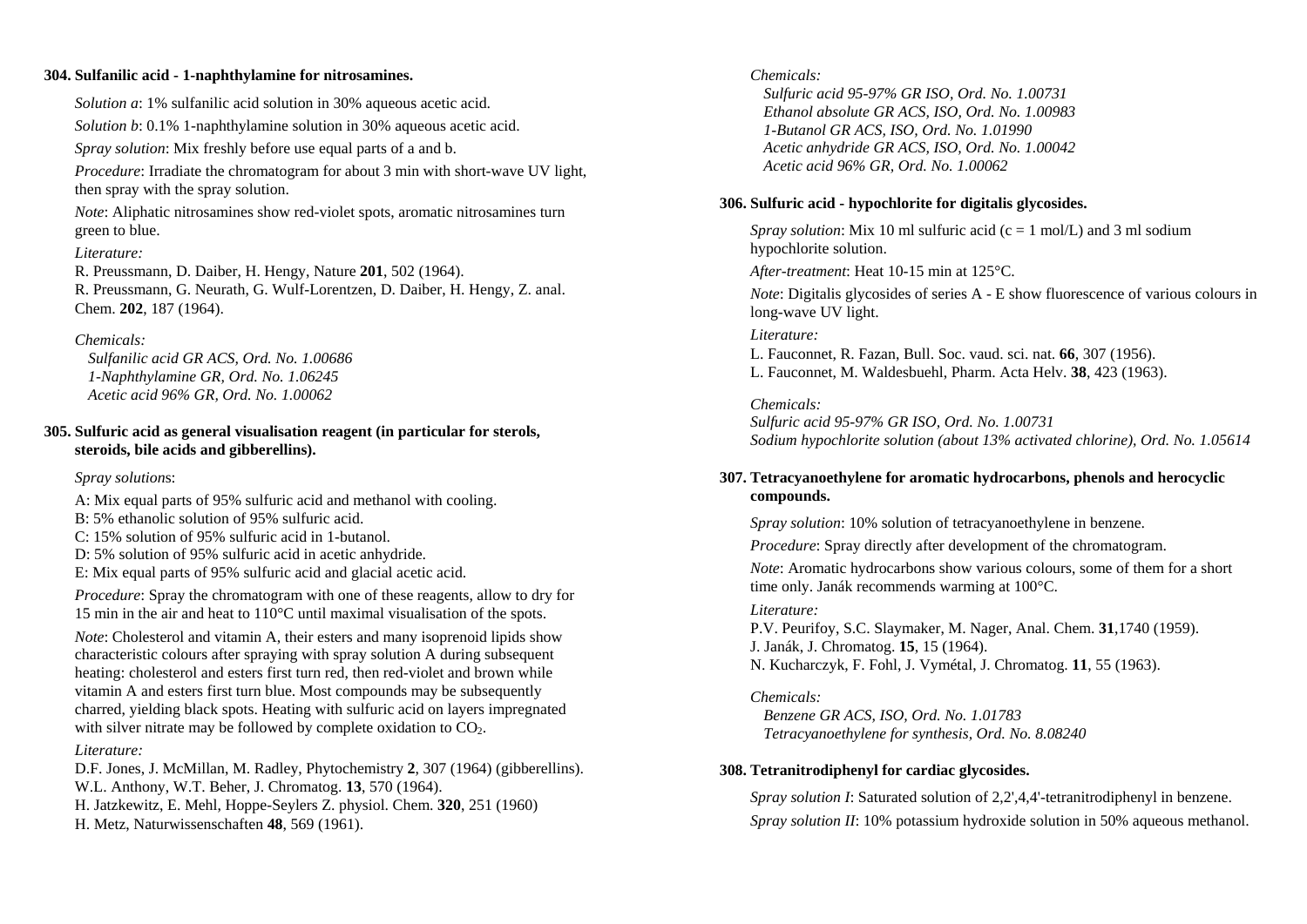### 304. Sulfanilic acid - 1-naphthylamine for nitrosamines.

*Solution a*: 1% sulfanilic acid solution in 30% aqueous acetic acid.

*Solution b*: 0.1% 1-naphthylamine solution in 30% aqueous acetic acid.

*Spray solution*: Mix freshly before use equal parts of a and b.

*Procedure*: Irradiate the chromatogram for about 3 min with short-wave UV light, then spray with the spray solution.

*Note*: Aliphatic nitrosamines show red-violet spots, aromatic nitrosamines turn green to blue.

*Literature:*

R. Preussmann, D. Daiber, H. Hengy, Nature **201**, 502 (1964).
R. Preussmann, G. Neurath, G. Wulf-Lorentzen, D. Daiber, H. Hengy, Z. anal. Chem. **202**, 187 (1964).

*Chemicals:*

*Sulfanilic acid GR ACS, Ord. No. 1.00686*
*1-Naphthylamine GR, Ord. No. 1.06245*
*Acetic acid 96% GR, Ord. No. 1.00062*

### 305. Sulfuric acid as general visualisation reagent (in particular for sterols, steroids, bile acids and gibberellins).

*Spray solutions*:

A: Mix equal parts of 95% sulfuric acid and methanol with cooling.
B: 5% ethanolic solution of 95% sulfuric acid.
C: 15% solution of 95% sulfuric acid in 1-butanol.
D: 5% solution of 95% sulfuric acid in acetic anhydride.
E: Mix equal parts of 95% sulfuric acid and glacial acetic acid.

*Procedure*: Spray the chromatogram with one of these reagents, allow to dry for 15 min in the air and heat to 110°C until maximal visualisation of the spots.

*Note*: Cholesterol and vitamin A, their esters and many isoprenoid lipids show characteristic colours after spraying with spray solution A during subsequent heating: cholesterol and esters first turn red, then red-violet and brown while vitamin A and esters first turn blue. Most compounds may be subsequently charred, yielding black spots. Heating with sulfuric acid on layers impregnated with silver nitrate may be followed by complete oxidation to $CO_2$.

*Literature:*

D.F. Jones, J. McMillan, M. Radley, Phytochemistry **2**, 307 (1964) (gibberellins).
W.L. Anthony, W.T. Beher, J. Chromatog. **13**, 570 (1964).
H. Jatzkewitz, E. Mehl, Hoppe-Seylers Z. physiol. Chem. **320**, 251 (1960)
H. Metz, Naturwissenschaften **48**, 569 (1961).

*Chemicals:*

*Sulfuric acid 95-97% GR ISO, Ord. No. 1.00731*
*Ethanol absolute GR ACS, ISO, Ord. No. 1.00983*
*1-Butanol GR ACS, ISO, Ord. No. 1.01990*
*Acetic anhydride GR ACS, ISO, Ord. No. 1.00042*
*Acetic acid 96% GR, Ord. No. 1.00062*

### 306. Sulfuric acid - hypochlorite for digitalis glycosides.

*Spray solution*: Mix 10 ml sulfuric acid (c = 1 mol/L) and 3 ml sodium hypochlorite solution.

*After-treatment*: Heat 10-15 min at 125°C.

*Note*: Digitalis glycosides of series A - E show fluorescence of various colours in long-wave UV light.

*Literature:*

L. Fauconnet, R. Fazan, Bull. Soc. vaud. sci. nat. **66**, 307 (1956).
L. Fauconnet, M. Waldesbuehl, Pharm. Acta Helv. **38**, 423 (1963).

*Chemicals:*

*Sulfuric acid 95-97% GR ISO, Ord. No. 1.00731*
*Sodium hypochlorite solution (about 13% activated chlorine), Ord. No. 1.05614*

### 307. Tetracyanoethylene for aromatic hydrocarbons, phenols and herocyclic compounds.

*Spray solution*: 10% solution of tetracyanoethylene in benzene.

*Procedure*: Spray directly after development of the chromatogram.

*Note*: Aromatic hydrocarbons show various colours, some of them for a short time only. Janák recommends warming at 100°C.

*Literature:*

P.V. Peurifoy, S.C. Slaymaker, M. Nager, Anal. Chem. **31**,1740 (1959).
J. Janák, J. Chromatog. **15**, 15 (1964).
N. Kucharczyk, F. Fohl, J. Vymétal, J. Chromatog. **11**, 55 (1963).

*Chemicals:*

*Benzene GR ACS, ISO, Ord. No. 1.01783*
*Tetracyanoethylene for synthesis, Ord. No. 8.08240*

### 308. Tetranitrodiphenyl for cardiac glycosides.

*Spray solution I*: Saturated solution of 2,2',4,4'-tetranitrodiphenyl in benzene.

*Spray solution II*: 10% potassium hydroxide solution in 50% aqueous methanol.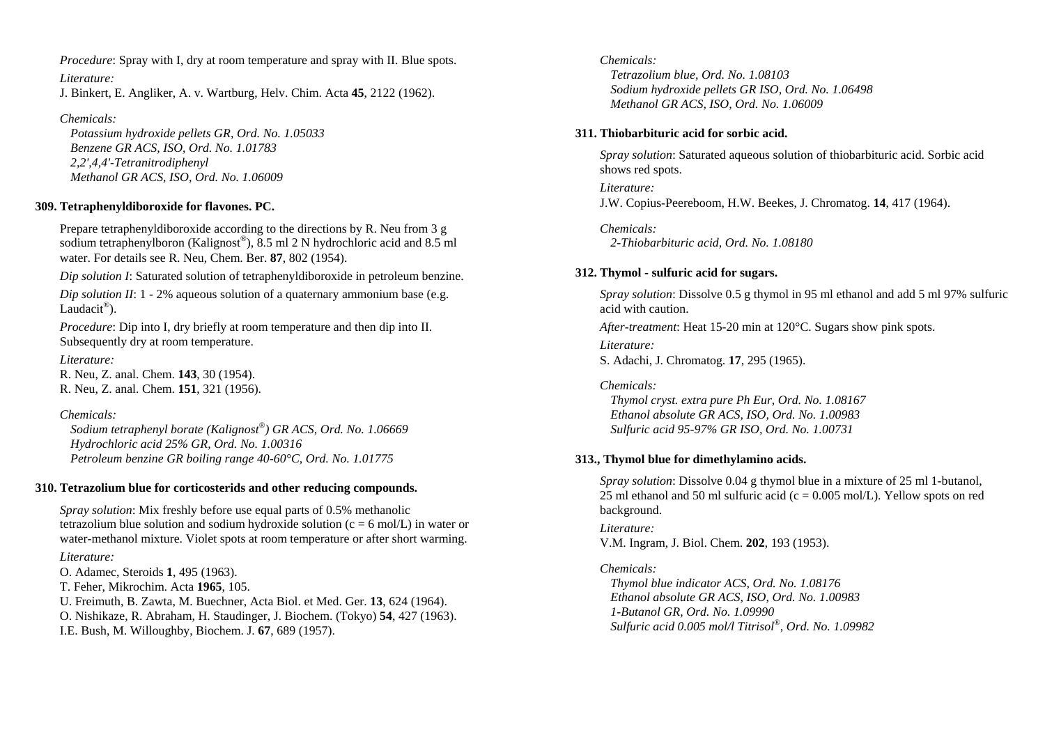*Procedure*: Spray with I, dry at room temperature and spray with II. Blue spots.

*Literature:*

J. Binkert, E. Angliker, A. v. Wartburg, Helv. Chim. Acta **45**, 2122 (1962).

*Chemicals:*

*Potassium hydroxide pellets GR, Ord. No. 1.05033*
*Benzene GR ACS, ISO, Ord. No. 1.01783*
*2,2',4,4'-Tetranitrodiphenyl*
*Methanol GR ACS, ISO, Ord. No. 1.06009*

### 309. Tetraphenyldiboroxide for flavones. PC.

Prepare tetraphenyldiboroxide according to the directions by R. Neu from 3 g sodium tetraphenylboron (Kalignost®), 8.5 ml 2 N hydrochloric acid and 8.5 ml water. For details see R. Neu, Chem. Ber. **87**, 802 (1954).

*Dip solution I*: Saturated solution of tetraphenyldiboroxide in petroleum benzine.

*Dip solution II*: 1 - 2% aqueous solution of a quaternary ammonium base (e.g. Laudacit®).

*Procedure*: Dip into I, dry briefly at room temperature and then dip into II. Subsequently dry at room temperature.

*Literature:*

R. Neu, Z. anal. Chem. **143**, 30 (1954).
R. Neu, Z. anal. Chem. **151**, 321 (1956).

*Chemicals:*

*Sodium tetraphenyl borate (Kalignost®) GR ACS, Ord. No. 1.06669*
*Hydrochloric acid 25% GR, Ord. No. 1.00316*
*Petroleum benzine GR boiling range 40-60°C, Ord. No. 1.01775*

### 310. Tetrazolium blue for corticosterids and other reducing compounds.

*Spray solution*: Mix freshly before use equal parts of 0.5% methanolic tetrazolium blue solution and sodium hydroxide solution (c = 6 mol/L) in water or water-methanol mixture. Violet spots at room temperature or after short warming.

*Literature:*

O. Adamec, Steroids **1**, 495 (1963).
T. Feher, Mikrochim. Acta **1965**, 105.
U. Freimuth, B. Zawta, M. Buechner, Acta Biol. et Med. Ger. **13**, 624 (1964).
O. Nishikaze, R. Abraham, H. Staudinger, J. Biochem. (Tokyo) **54**, 427 (1963).
I.E. Bush, M. Willoughby, Biochem. J. **67**, 689 (1957).

*Chemicals:*

*Tetrazolium blue, Ord. No. 1.08103*
*Sodium hydroxide pellets GR ISO, Ord. No. 1.06498*
*Methanol GR ACS, ISO, Ord. No. 1.06009*

### 311. Thiobarbituric acid for sorbic acid.

*Spray solution*: Saturated aqueous solution of thiobarbituric acid. Sorbic acid shows red spots.

*Literature:*

J.W. Copius-Peereboom, H.W. Beekes, J. Chromatog. **14**, 417 (1964).

*Chemicals:*

*2-Thiobarbituric acid, Ord. No. 1.08180*

### 312. Thymol - sulfuric acid for sugars.

*Spray solution*: Dissolve 0.5 g thymol in 95 ml ethanol and add 5 ml 97% sulfuric acid with caution.

*After-treatment*: Heat 15-20 min at 120°C. Sugars show pink spots.

*Literature:*

S. Adachi, J. Chromatog. **17**, 295 (1965).

*Chemicals:*

*Thymol cryst. extra pure Ph Eur, Ord. No. 1.08167*
*Ethanol absolute GR ACS, ISO, Ord. No. 1.00983*
*Sulfuric acid 95-97% GR ISO, Ord. No. 1.00731*

### 313., Thymol blue for dimethylamino acids.

*Spray solution*: Dissolve 0.04 g thymol blue in a mixture of 25 ml 1-butanol, 25 ml ethanol and 50 ml sulfuric acid (c = 0.005 mol/L). Yellow spots on red background.

*Literature:*

V.M. Ingram, J. Biol. Chem. **202**, 193 (1953).

*Chemicals:*

*Thymol blue indicator ACS, Ord. No. 1.08176*
*Ethanol absolute GR ACS, ISO, Ord. No. 1.00983*
*1-Butanol GR, Ord. No. 1.09990*
*Sulfuric acid 0.005 mol/l Titrisol®, Ord. No. 1.09982*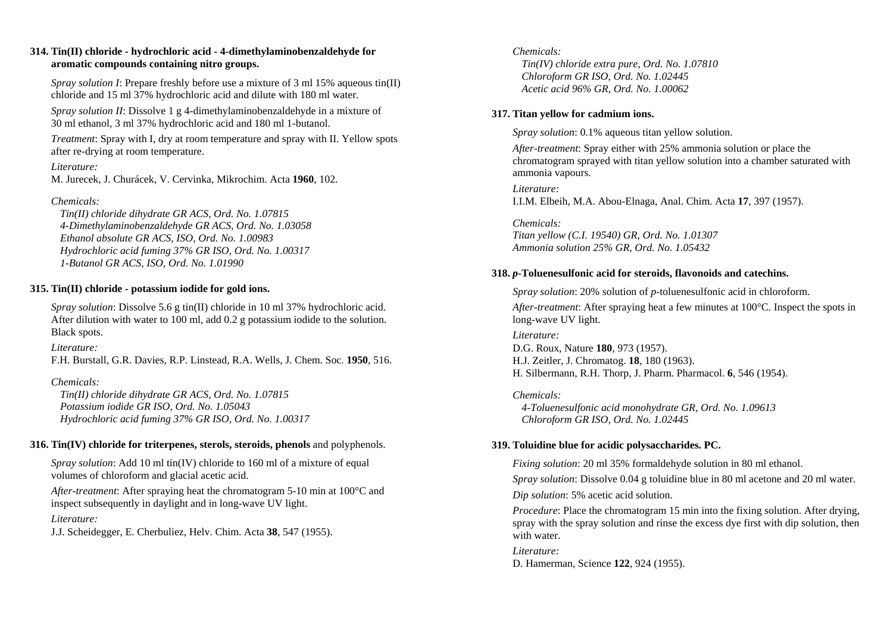**314. Tin(II) chloride - hydrochloric acid - 4-dimethylaminobenzaldehyde for aromatic compounds containing nitro groups.**

*Spray solution I*: Prepare freshly before use a mixture of 3 ml 15% aqueous tin(II) chloride and 15 ml 37% hydrochloric acid and dilute with 180 ml water.

*Spray solution II*: Dissolve 1 g 4-dimethylaminobenzaldehyde in a mixture of 30 ml ethanol, 3 ml 37% hydrochloric acid and 180 ml 1-butanol.

*Treatment*: Spray with I, dry at room temperature and spray with II. Yellow spots after re-drying at room temperature.

*Literature:*
M. Jurecek, J. Churácek, V. Cervinka, Mikrochim. Acta **1960**, 102.

*Chemicals:*
*Tin(II) chloride dihydrate GR ACS, Ord. No. 1.07815*
*4-Dimethylaminobenzaldehyde GR ACS, Ord. No. 1.03058*
*Ethanol absolute GR ACS, ISO, Ord. No. 1.00983*
*Hydrochloric acid fuming 37% GR ISO, Ord. No. 1.00317*
*1-Butanol GR ACS, ISO, Ord. No. 1.01990*

**315. Tin(II) chloride - potassium iodide for gold ions.**

*Spray solution*: Dissolve 5.6 g tin(II) chloride in 10 ml 37% hydrochloric acid. After dilution with water to 100 ml, add 0.2 g potassium iodide to the solution. Black spots.

*Literature:*
F.H. Burstall, G.R. Davies, R.P. Linstead, R.A. Wells, J. Chem. Soc. **1950**, 516.

*Chemicals:*
*Tin(II) chloride dihydrate GR ACS, Ord. No. 1.07815*
*Potassium iodide GR ISO, Ord. No. 1.05043*
*Hydrochloric acid fuming 37% GR ISO, Ord. No. 1.00317*

**316. Tin(IV) chloride for triterpenes, sterols, steroids, phenols** and polyphenols.

*Spray solution*: Add 10 ml tin(IV) chloride to 160 ml of a mixture of equal volumes of chloroform and glacial acetic acid.

*After-treatment*: After spraying heat the chromatogram 5-10 min at 100°C and inspect subsequently in daylight and in long-wave UV light.

*Literature:*
J.J. Scheidegger, E. Cherbuliez, Helv. Chim. Acta **38**, 547 (1955).

*Chemicals:*
*Tin(IV) chloride extra pure, Ord. No. 1.07810*
*Chloroform GR ISO, Ord. No. 1.02445*
*Acetic acid 96% GR, Ord. No. 1.00062*

**317. Titan yellow for cadmium ions.**

*Spray solution*: 0.1% aqueous titan yellow solution.

*After-treatment*: Spray either with 25% ammonia solution or place the chromatogram sprayed with titan yellow solution into a chamber saturated with ammonia vapours.

*Literature:*
I.I.M. Elbeih, M.A. Abou-Elnaga, Anal. Chim. Acta **17**, 397 (1957).

*Chemicals:*
*Titan yellow (C.I. 19540) GR, Ord. No. 1.01307*
*Ammonia solution 25% GR, Ord. No. 1.05432*

**318. *p*-Toluenesulfonic acid for steroids, flavonoids and catechins.**

*Spray solution*: 20% solution of *p*-toluenesulfonic acid in chloroform.

*After-treatment*: After spraying heat a few minutes at 100°C. Inspect the spots in long-wave UV light.

*Literature:*
D.G. Roux, Nature **180**, 973 (1957).
H.J. Zeitler, J. Chromatog. **18**, 180 (1963).
H. Silbermann, R.H. Thorp, J. Pharm. Pharmacol. **6**, 546 (1954).

*Chemicals:*
*4-Toluenesulfonic acid monohydrate GR, Ord. No. 1.09613*
*Chloroform GR ISO, Ord. No. 1.02445*

**319. Toluidine blue for acidic polysaccharides. PC.**

*Fixing solution*: 20 ml 35% formaldehyde solution in 80 ml ethanol.

*Spray solution*: Dissolve 0.04 g toluidine blue in 80 ml acetone and 20 ml water.

*Dip solution*: 5% acetic acid solution.

*Procedure*: Place the chromatogram 15 min into the fixing solution. After drying, spray with the spray solution and rinse the excess dye first with dip solution, then with water.

*Literature:*
D. Hamerman, Science **122**, 924 (1955).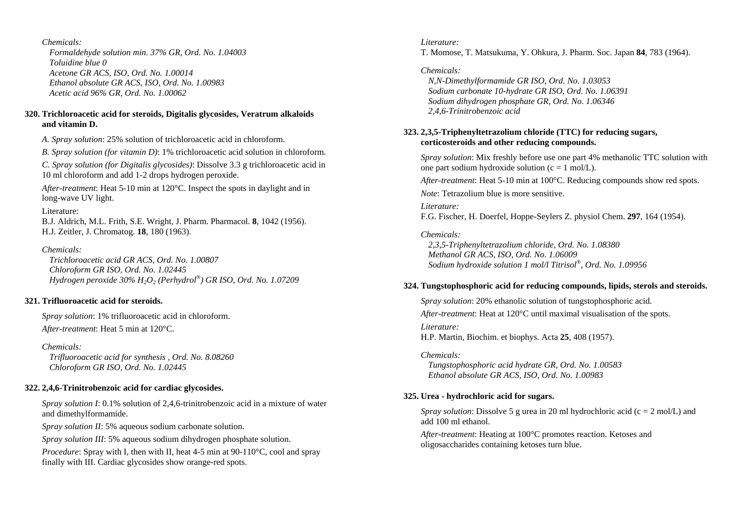*Chemicals:*

*Formaldehyde solution min. 37% GR, Ord. No. 1.04003*
*Toluidine blue 0*
*Acetone GR ACS, ISO, Ord. No. 1.00014*
*Ethanol absolute GR ACS, ISO, Ord. No. 1.00983*
*Acetic acid 96% GR, Ord. No. 1.00062*

**320. Trichloroacetic acid for steroids, Digitalis glycosides, Veratrum alkaloids and vitamin D.**

*A. Spray solution*: 25% solution of trichloroacetic acid in chloroform.

*B. Spray solution (for vitamin D)*: 1% trichloroacetic acid solution in chloroform.

*C. Spray solution (for Digitalis glycosides)*: Dissolve 3.3 g trichloroacetic acid in 10 ml chloroform and add 1-2 drops hydrogen peroxide.

*After-treatment*: Heat 5-10 min at 120°C. Inspect the spots in daylight and in long-wave UV light.

Literature:
B.J. Aldrich, M.L. Frith, S.E. Wright, J. Pharm. Pharmacol. **8**, 1042 (1956).
H.J. Zeitler, J. Chromatog. **18**, 180 (1963).

*Chemicals:*

*Trichloroacetic acid GR ACS, Ord. No. 1.00807*
*Chloroform GR ISO, Ord. No. 1.02445*
*Hydrogen peroxide 30% $H_2O_2$ (Perhydrol®) GR ISO, Ord. No. 1.07209*

**321. Trifluoroacetic acid for steroids.**

*Spray solution*: 1% trifluoroacetic acid in chloroform.

*After-treatment*: Heat 5 min at 120°C.

*Chemicals:*

*Trifluoroacetic acid for synthesis , Ord. No. 8.08260*
*Chloroform GR ISO, Ord. No. 1.02445*

**322. 2,4,6-Trinitrobenzoic acid for cardiac glycosides.**

*Spray solution I*: 0.1% solution of 2,4,6-trinitrobenzoic acid in a mixture of water and dimethylformamide.

*Spray solution II*: 5% aqueous sodium carbonate solution.

*Spray solution III*: 5% aqueous sodium dihydrogen phosphate solution.

*Procedure*: Spray with I, then with II, heat 4-5 min at 90-110°C, cool and spray finally with III. Cardiac glycosides show orange-red spots.

*Literature:*
T. Momose, T. Matsukuma, Y. Ohkura, J. Pharm. Soc. Japan **84**, 783 (1964).

*Chemicals:*

*N,N-Dimethylformamide GR ISO, Ord. No. 1.03053*
*Sodium carbonate 10-hydrate GR ISO, Ord. No. 1.06391*
*Sodium dihydrogen phosphate GR, Ord. No. 1.06346*
*2,4,6-Trinitrobenzoic acid*

**323. 2,3,5-Triphenyltetrazolium chloride (TTC) for reducing sugars, corticosteroids and other reducing compounds.**

*Spray solution*: Mix freshly before use one part 4% methanolic TTC solution with one part sodium hydroxide solution (c = 1 mol/L).

*After-treatment*: Heat 5-10 min at 100°C. Reducing compounds show red spots.

*Note*: Tetrazolium blue is more sensitive.

*Literature:*
F.G. Fischer, H. Doerfel, Hoppe-Seylers Z. physiol Chem. **297**, 164 (1954).

*Chemicals:*

*2,3,5-Triphenyltetrazolium chloride, Ord. No. 1.08380*
*Methanol GR ACS, ISO, Ord. No. 1.06009*
*Sodium hydroxide solution 1 mol/l Titrisol®, Ord. No. 1.09956*

**324. Tungstophosphoric acid for reducing compounds, lipids, sterols and steroids.**

*Spray solution*: 20% ethanolic solution of tungstophosphoric acid.

*After-treatment*: Heat at 120°C until maximal visualisation of the spots.

*Literature:*
H.P. Martin, Biochim. et biophys. Acta **25**, 408 (1957).

*Chemicals:*

*Tungstophosphoric acid hydrate GR, Ord. No. 1.00583*
*Ethanol absolute GR ACS, ISO, Ord. No. 1.00983*

**325. Urea - hydrochloric acid for sugars.**

*Spray solution*: Dissolve 5 g urea in 20 ml hydrochloric acid (c = 2 mol/L) and add 100 ml ethanol.

*After-treatment*: Heating at 100°C promotes reaction. Ketoses and oligosaccharides containing ketoses turn blue.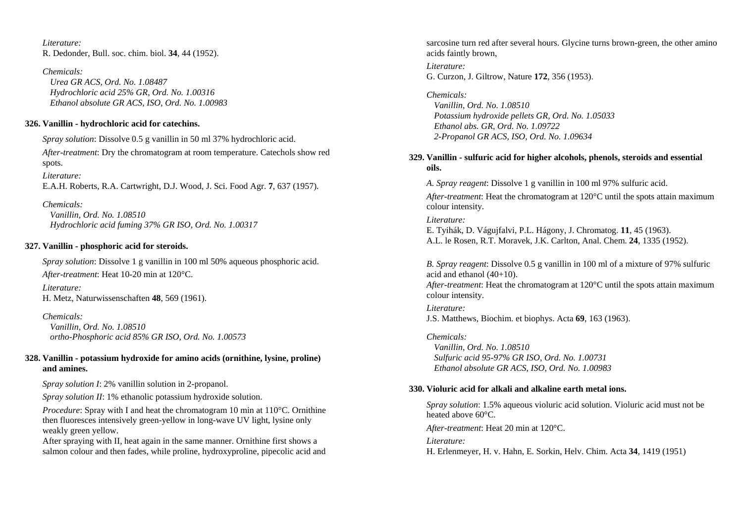*Literature:*
R. Dedonder, Bull. soc. chim. biol. **34**, 44 (1952).

*Chemicals:*
*Urea GR ACS, Ord. No. 1.08487*
*Hydrochloric acid 25% GR, Ord. No. 1.00316*
*Ethanol absolute GR ACS, ISO, Ord. No. 1.00983*

**326. Vanillin - hydrochloric acid for catechins.**

*Spray solution*: Dissolve 0.5 g vanillin in 50 ml 37% hydrochloric acid.

*After-treatment*: Dry the chromatogram at room temperature. Catechols show red spots.

*Literature:*
E.A.H. Roberts, R.A. Cartwright, D.J. Wood, J. Sci. Food Agr. **7**, 637 (1957).

*Chemicals:*
*Vanillin, Ord. No. 1.08510*
*Hydrochloric acid fuming 37% GR ISO, Ord. No. 1.00317*

**327. Vanillin - phosphoric acid for steroids.**

*Spray solution*: Dissolve 1 g vanillin in 100 ml 50% aqueous phosphoric acid.

*After-treatment*: Heat 10-20 min at 120°C.

*Literature:*
H. Metz, Naturwissenschaften **48**, 569 (1961).

*Chemicals:*
*Vanillin, Ord. No. 1.08510*
*ortho-Phosphoric acid 85% GR ISO, Ord. No. 1.00573*

**328. Vanillin - potassium hydroxide for amino acids (ornithine, lysine, proline) and amines.**

*Spray solution I*: 2% vanillin solution in 2-propanol.

*Spray solution II*: 1% ethanolic potassium hydroxide solution.

*Procedure*: Spray with I and heat the chromatogram 10 min at 110°C. Ornithine then fluoresces intensively green-yellow in long-wave UV light, lysine only weakly green yellow.
After spraying with II, heat again in the same manner. Ornithine first shows a salmon colour and then fades, while proline, hydroxyproline, pipecolic acid and sarcosine turn red after several hours. Glycine turns brown-green, the other amino acids faintly brown,

*Literature:*
G. Curzon, J. Giltrow, Nature **172**, 356 (1953).

*Chemicals:*
*Vanillin, Ord. No. 1.08510*
*Potassium hydroxide pellets GR, Ord. No. 1.05033*
*Ethanol abs. GR, Ord. No. 1.09722*
*2-Propanol GR ACS, ISO, Ord. No. 1.09634*

**329. Vanillin - sulfuric acid for higher alcohols, phenols, steroids and essential oils.**

*A. Spray reagent*: Dissolve 1 g vanillin in 100 ml 97% sulfuric acid.

*After-treatment*: Heat the chromatogram at 120°C until the spots attain maximum colour intensity.

*Literature:*
E. Tyihák, D. Vágujfalvi, P.L. Hágony, J. Chromatog. **11**, 45 (1963).
A.L. le Rosen, R.T. Moravek, J.K. Carlton, Anal. Chem. **24**, 1335 (1952).

*B. Spray reagent*: Dissolve 0.5 g vanillin in 100 ml of a mixture of 97% sulfuric acid and ethanol (40+10).
*After-treatment*: Heat the chromatogram at 120°C until the spots attain maximum colour intensity.

*Literature:*
J.S. Matthews, Biochim. et biophys. Acta **69**, 163 (1963).

*Chemicals:*
*Vanillin, Ord. No. 1.08510*
*Sulfuric acid 95-97% GR ISO, Ord. No. 1.00731*
*Ethanol absolute GR ACS, ISO, Ord. No. 1.00983*

**330. Violuric acid for alkali and alkaline earth metal ions.**

*Spray solution*: 1.5% aqueous violuric acid solution. Violuric acid must not be heated above 60°C.

*After-treatment*: Heat 20 min at 120°C.

*Literature:*
H. Erlenmeyer, H. v. Hahn, E. Sorkin, Helv. Chim. Acta **34**, 1419 (1951)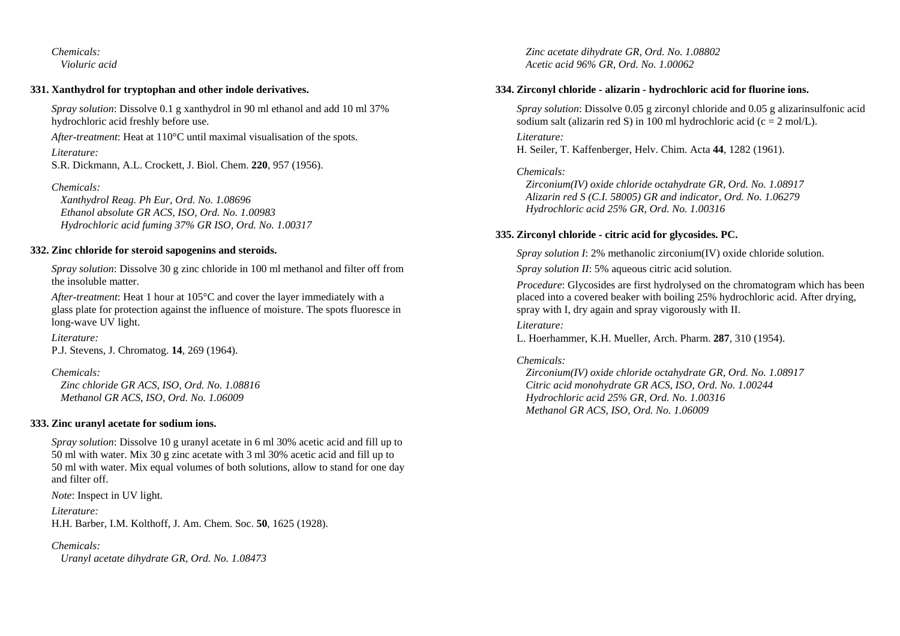*Chemicals:*
*Violuric acid*

### 331. Xanthydrol for tryptophan and other indole derivatives.

*Spray solution*: Dissolve 0.1 g xanthydrol in 90 ml ethanol and add 10 ml 37% hydrochloric acid freshly before use.

*After-treatment*: Heat at 110°C until maximal visualisation of the spots.

*Literature:*
S.R. Dickmann, A.L. Crockett, J. Biol. Chem. **220**, 957 (1956).

*Chemicals:*
*Xanthydrol Reag. Ph Eur, Ord. No. 1.08696*
*Ethanol absolute GR ACS, ISO, Ord. No. 1.00983*
*Hydrochloric acid fuming 37% GR ISO, Ord. No. 1.00317*

### 332. Zinc chloride for steroid sapogenins and steroids.

*Spray solution*: Dissolve 30 g zinc chloride in 100 ml methanol and filter off from the insoluble matter.

*After-treatment*: Heat 1 hour at 105°C and cover the layer immediately with a glass plate for protection against the influence of moisture. The spots fluoresce in long-wave UV light.

*Literature:*
P.J. Stevens, J. Chromatog. **14**, 269 (1964).

*Chemicals:*
*Zinc chloride GR ACS, ISO, Ord. No. 1.08816*
*Methanol GR ACS, ISO, Ord. No. 1.06009*

### 333. Zinc uranyl acetate for sodium ions.

*Spray solution*: Dissolve 10 g uranyl acetate in 6 ml 30% acetic acid and fill up to 50 ml with water. Mix 30 g zinc acetate with 3 ml 30% acetic acid and fill up to 50 ml with water. Mix equal volumes of both solutions, allow to stand for one day and filter off.

*Note*: Inspect in UV light.

*Literature:*
H.H. Barber, I.M. Kolthoff, J. Am. Chem. Soc. **50**, 1625 (1928).

*Chemicals:*
*Uranyl acetate dihydrate GR, Ord. No. 1.08473*
*Zinc acetate dihydrate GR, Ord. No. 1.08802*
*Acetic acid 96% GR, Ord. No. 1.00062*

### 334. Zirconyl chloride - alizarin - hydrochloric acid for fluorine ions.

*Spray solution*: Dissolve 0.05 g zirconyl chloride and 0.05 g alizarinsulfonic acid sodium salt (alizarin red S) in 100 ml hydrochloric acid ($c = 2$ mol/L).

*Literature:*
H. Seiler, T. Kaffenberger, Helv. Chim. Acta **44**, 1282 (1961).

*Chemicals:*
*Zirconium(IV) oxide chloride octahydrate GR, Ord. No. 1.08917*
*Alizarin red S (C.I. 58005) GR and indicator, Ord. No. 1.06279*
*Hydrochloric acid 25% GR, Ord. No. 1.00316*

### 335. Zirconyl chloride - citric acid for glycosides. PC.

*Spray solution I*: 2% methanolic zirconium(IV) oxide chloride solution.

*Spray solution II*: 5% aqueous citric acid solution.

*Procedure*: Glycosides are first hydrolysed on the chromatogram which has been placed into a covered beaker with boiling 25% hydrochloric acid. After drying, spray with I, dry again and spray vigorously with II.

*Literature:*
L. Hoerhammer, K.H. Mueller, Arch. Pharm. **287**, 310 (1954).

*Chemicals:*
*Zirconium(IV) oxide chloride octahydrate GR, Ord. No. 1.08917*
*Citric acid monohydrate GR ACS, ISO, Ord. No. 1.00244*
*Hydrochloric acid 25% GR, Ord. No. 1.00316*
*Methanol GR ACS, ISO, Ord. No. 1.06009*